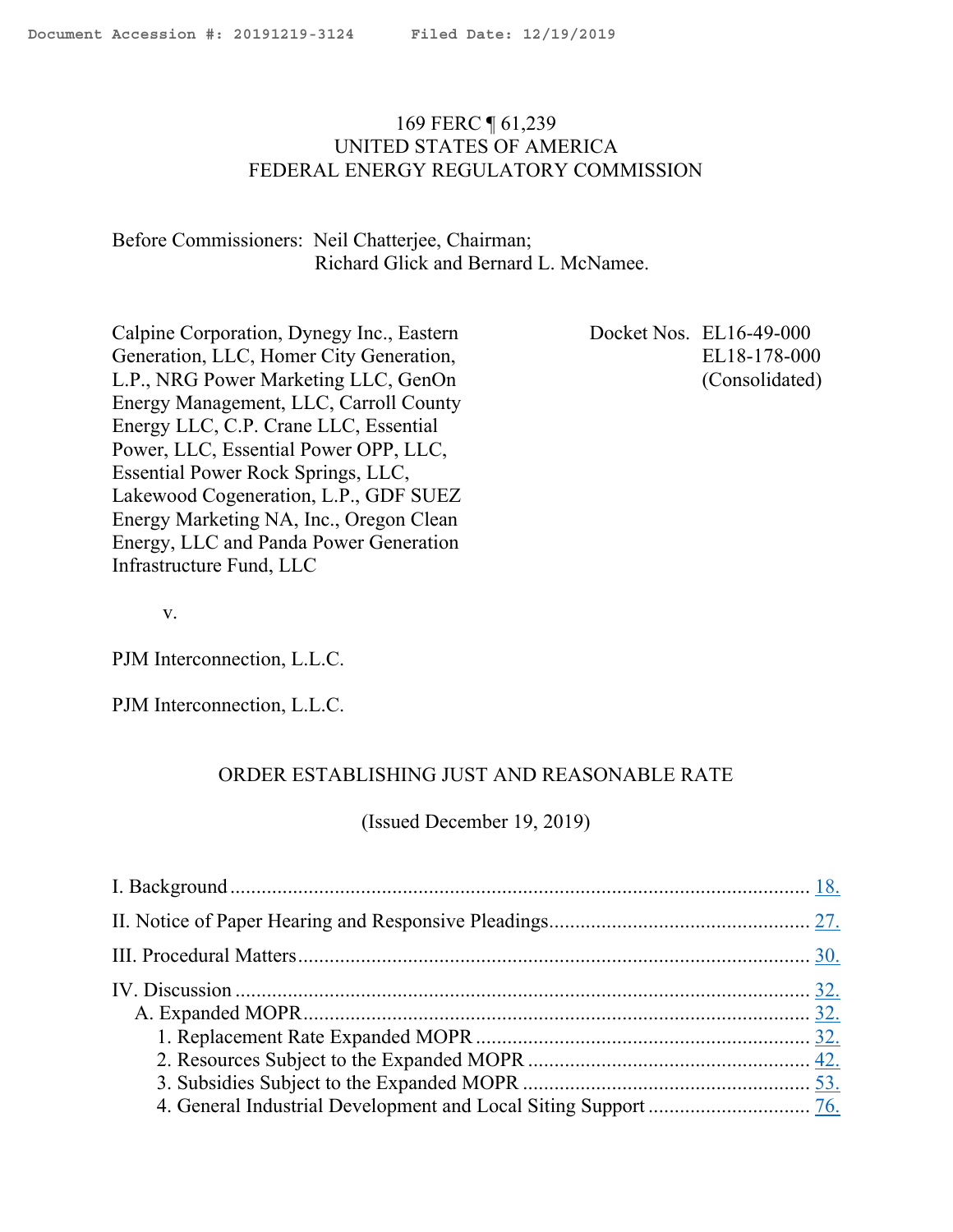Document Accession #: 20191219-3124 Filed Date: 12/19/2019

169 FERC ¶ 61,239
UNITED STATES OF AMERICA
FEDERAL ENERGY REGULATORY COMMISSION

Before Commissioners: Neil Chatterjee, Chairman;
Richard Glick and Bernard L. McNamee.

Calpine Corporation, Dynegy Inc., Eastern Generation, LLC, Homer City Generation, L.P., NRG Power Marketing LLC, GenOn Energy Management, LLC, Carroll County Energy LLC, C.P. Crane LLC, Essential Power, LLC, Essential Power OPP, LLC, Essential Power Rock Springs, LLC, Lakewood Cogeneration, L.P., GDF SUEZ Energy Marketing NA, Inc., Oregon Clean Energy, LLC and Panda Power Generation Infrastructure Fund, LLC

v.

PJM Interconnection, L.L.C.

PJM Interconnection, L.L.C.

Docket Nos. EL16-49-000
EL18-178-000
(Consolidated)

ORDER ESTABLISHING JUST AND REASONABLE RATE

(Issued December 19, 2019)

I. Background .......... 18.
II. Notice of Paper Hearing and Responsive Pleadings .......... 27.
III. Procedural Matters .......... 30.
IV. Discussion .......... 32.
 A. Expanded MOPR .......... 32.
  1. Replacement Rate Expanded MOPR .......... 32.
  2. Resources Subject to the Expanded MOPR .......... 42.
  3. Subsidies Subject to the Expanded MOPR .......... 53.
  4. General Industrial Development and Local Siting Support .......... 76.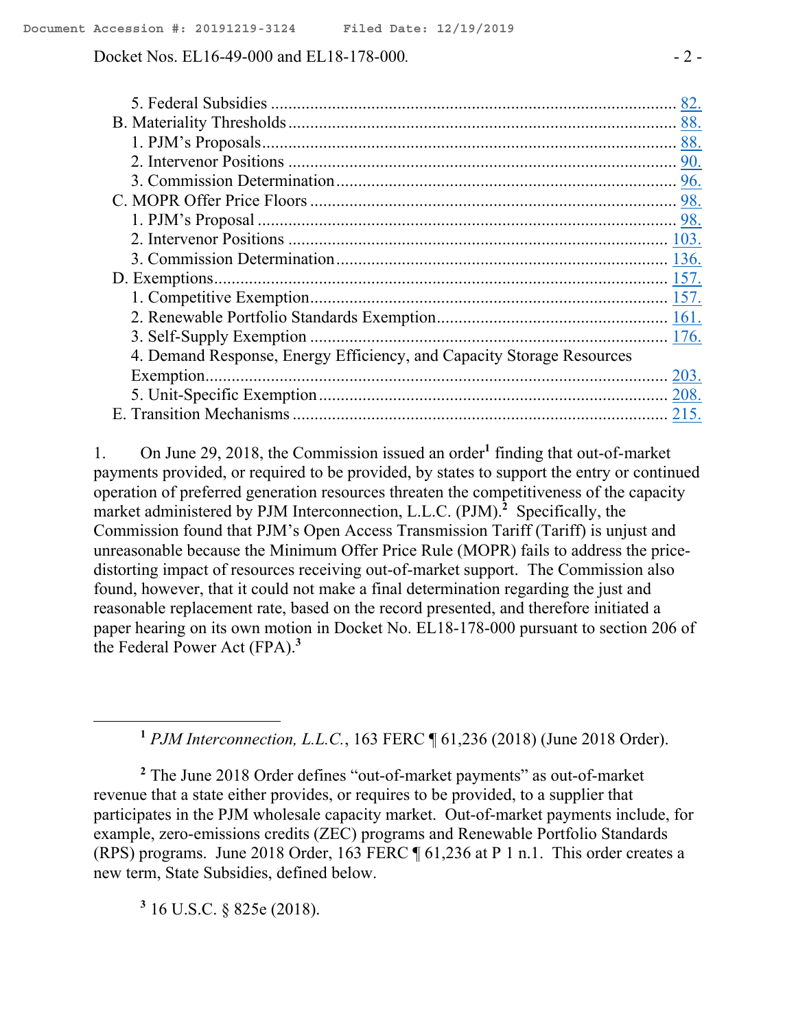5. Federal Subsidies ........................................................................................... 82.
B. Materiality Thresholds ....................................................................................... 88.
1. PJM's Proposals ............................................................................................. 88.
2. Intervenor Positions ....................................................................................... 90.
3. Commission Determination ............................................................................ 96.
C. MOPR Offer Price Floors .................................................................................. 98.
1. PJM's Proposal ............................................................................................... 98.
2. Intervenor Positions ....................................................................................... 103.
3. Commission Determination .......................................................................... 136.
D. Exemptions ....................................................................................................... 157.
1. Competitive Exemption ................................................................................ 157.
2. Renewable Portfolio Standards Exemption ................................................... 161.
3. Self-Supply Exemption ................................................................................ 176.
4. Demand Response, Energy Efficiency, and Capacity Storage Resources Exemption ........................................................................................................ 203.
5. Unit-Specific Exemption .............................................................................. 208.
E. Transition Mechanisms ..................................................................................... 215.

1. On June 29, 2018, the Commission issued an order[1] finding that out-of-market payments provided, or required to be provided, by states to support the entry or continued operation of preferred generation resources threaten the competitiveness of the capacity market administered by PJM Interconnection, L.L.C. (PJM).[2] Specifically, the Commission found that PJM's Open Access Transmission Tariff (Tariff) is unjust and unreasonable because the Minimum Offer Price Rule (MOPR) fails to address the price-distorting impact of resources receiving out-of-market support. The Commission also found, however, that it could not make a final determination regarding the just and reasonable replacement rate, based on the record presented, and therefore initiated a paper hearing on its own motion in Docket No. EL18-178-000 pursuant to section 206 of the Federal Power Act (FPA).[3]

---

[1] *PJM Interconnection, L.L.C.*, 163 FERC ¶ 61,236 (2018) (June 2018 Order).

[2] The June 2018 Order defines "out-of-market payments" as out-of-market revenue that a state either provides, or requires to be provided, to a supplier that participates in the PJM wholesale capacity market. Out-of-market payments include, for example, zero-emissions credits (ZEC) programs and Renewable Portfolio Standards (RPS) programs. June 2018 Order, 163 FERC ¶ 61,236 at P 1 n.1. This order creates a new term, State Subsidies, defined below.

[3] 16 U.S.C. § 825e (2018).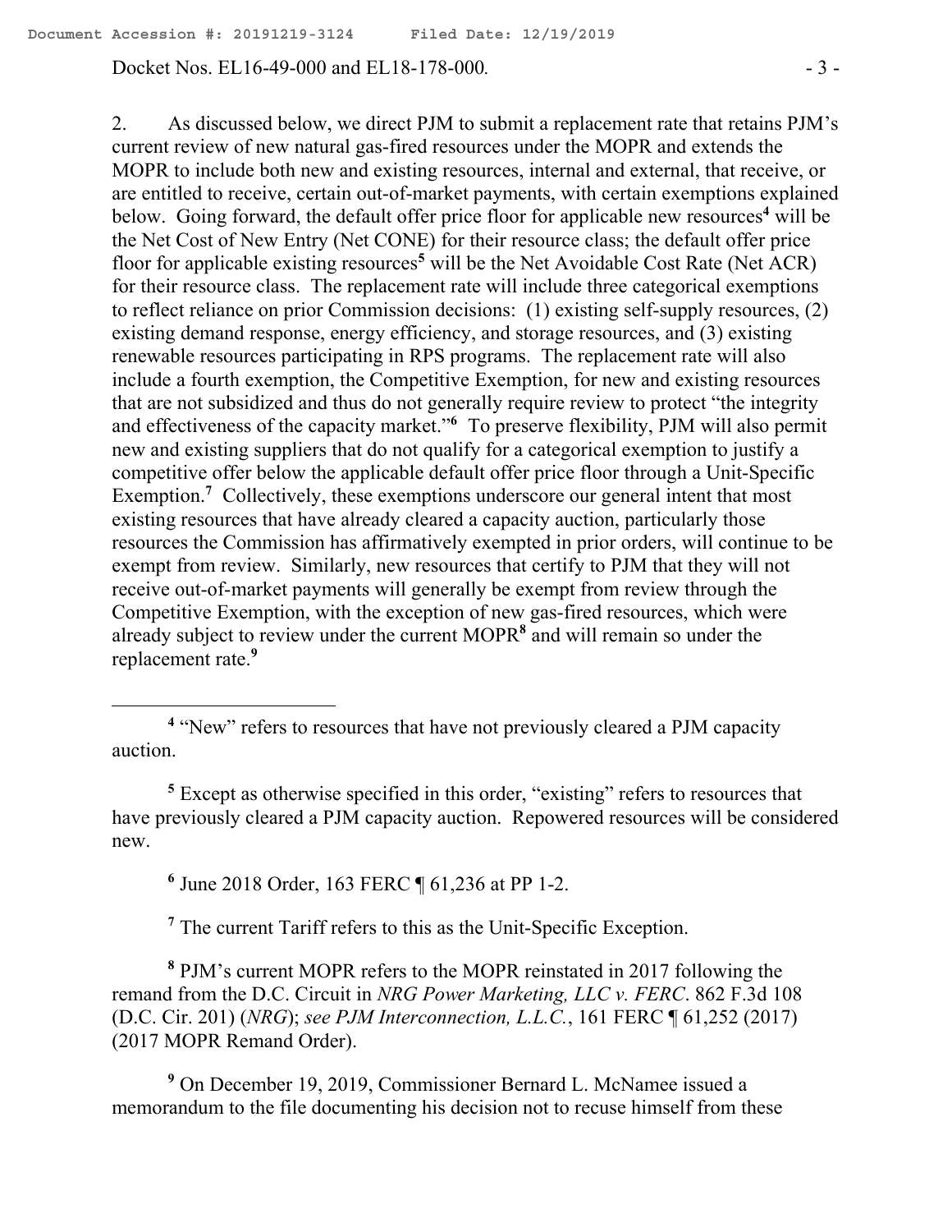2. As discussed below, we direct PJM to submit a replacement rate that retains PJM's current review of new natural gas-fired resources under the MOPR and extends the MOPR to include both new and existing resources, internal and external, that receive, or are entitled to receive, certain out-of-market payments, with certain exemptions explained below. Going forward, the default offer price floor for applicable new resources[4] will be the Net Cost of New Entry (Net CONE) for their resource class; the default offer price floor for applicable existing resources[5] will be the Net Avoidable Cost Rate (Net ACR) for their resource class. The replacement rate will include three categorical exemptions to reflect reliance on prior Commission decisions: (1) existing self-supply resources, (2) existing demand response, energy efficiency, and storage resources, and (3) existing renewable resources participating in RPS programs. The replacement rate will also include a fourth exemption, the Competitive Exemption, for new and existing resources that are not subsidized and thus do not generally require review to protect "the integrity and effectiveness of the capacity market."[6] To preserve flexibility, PJM will also permit new and existing suppliers that do not qualify for a categorical exemption to justify a competitive offer below the applicable default offer price floor through a Unit-Specific Exemption.[7] Collectively, these exemptions underscore our general intent that most existing resources that have already cleared a capacity auction, particularly those resources the Commission has affirmatively exempted in prior orders, will continue to be exempt from review. Similarly, new resources that certify to PJM that they will not receive out-of-market payments will generally be exempt from review through the Competitive Exemption, with the exception of new gas-fired resources, which were already subject to review under the current MOPR[8] and will remain so under the replacement rate.[9]

---

[4] "New" refers to resources that have not previously cleared a PJM capacity auction.

[5] Except as otherwise specified in this order, "existing" refers to resources that have previously cleared a PJM capacity auction. Repowered resources will be considered new.

[6] June 2018 Order, 163 FERC ¶ 61,236 at PP 1-2.

[7] The current Tariff refers to this as the Unit-Specific Exception.

[8] PJM's current MOPR refers to the MOPR reinstated in 2017 following the remand from the D.C. Circuit in *NRG Power Marketing, LLC v. FERC*. 862 F.3d 108 (D.C. Cir. 201) (*NRG*); *see PJM Interconnection, L.L.C.*, 161 FERC ¶ 61,252 (2017) (2017 MOPR Remand Order).

[9] On December 19, 2019, Commissioner Bernard L. McNamee issued a memorandum to the file documenting his decision not to recuse himself from these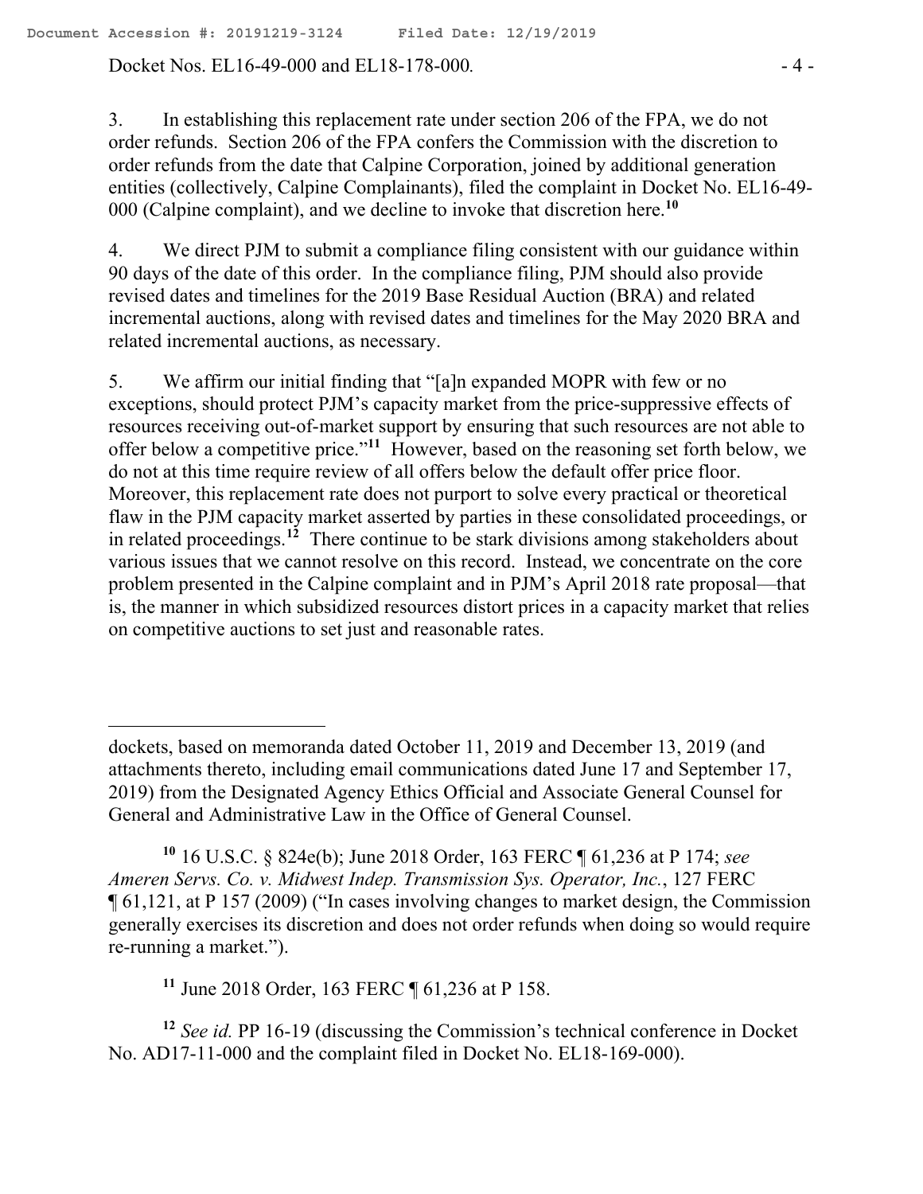3. In establishing this replacement rate under section 206 of the FPA, we do not order refunds. Section 206 of the FPA confers the Commission with the discretion to order refunds from the date that Calpine Corporation, joined by additional generation entities (collectively, Calpine Complainants), filed the complaint in Docket No. EL16-49-000 (Calpine complaint), and we decline to invoke that discretion here.[10]

4. We direct PJM to submit a compliance filing consistent with our guidance within 90 days of the date of this order. In the compliance filing, PJM should also provide revised dates and timelines for the 2019 Base Residual Auction (BRA) and related incremental auctions, along with revised dates and timelines for the May 2020 BRA and related incremental auctions, as necessary.

5. We affirm our initial finding that "[a]n expanded MOPR with few or no exceptions, should protect PJM's capacity market from the price-suppressive effects of resources receiving out-of-market support by ensuring that such resources are not able to offer below a competitive price."[11] However, based on the reasoning set forth below, we do not at this time require review of all offers below the default offer price floor. Moreover, this replacement rate does not purport to solve every practical or theoretical flaw in the PJM capacity market asserted by parties in these consolidated proceedings, or in related proceedings.[12] There continue to be stark divisions among stakeholders about various issues that we cannot resolve on this record. Instead, we concentrate on the core problem presented in the Calpine complaint and in PJM's April 2018 rate proposal—that is, the manner in which subsidized resources distort prices in a capacity market that relies on competitive auctions to set just and reasonable rates.

---

dockets, based on memoranda dated October 11, 2019 and December 13, 2019 (and attachments thereto, including email communications dated June 17 and September 17, 2019) from the Designated Agency Ethics Official and Associate General Counsel for General and Administrative Law in the Office of General Counsel.

[10] 16 U.S.C. § 824e(b); June 2018 Order, 163 FERC ¶ 61,236 at P 174; *see Ameren Servs. Co. v. Midwest Indep. Transmission Sys. Operator, Inc.*, 127 FERC ¶ 61,121, at P 157 (2009) ("In cases involving changes to market design, the Commission generally exercises its discretion and does not order refunds when doing so would require re-running a market.").

[11] June 2018 Order, 163 FERC ¶ 61,236 at P 158.

[12] *See id.* PP 16-19 (discussing the Commission's technical conference in Docket No. AD17-11-000 and the complaint filed in Docket No. EL18-169-000).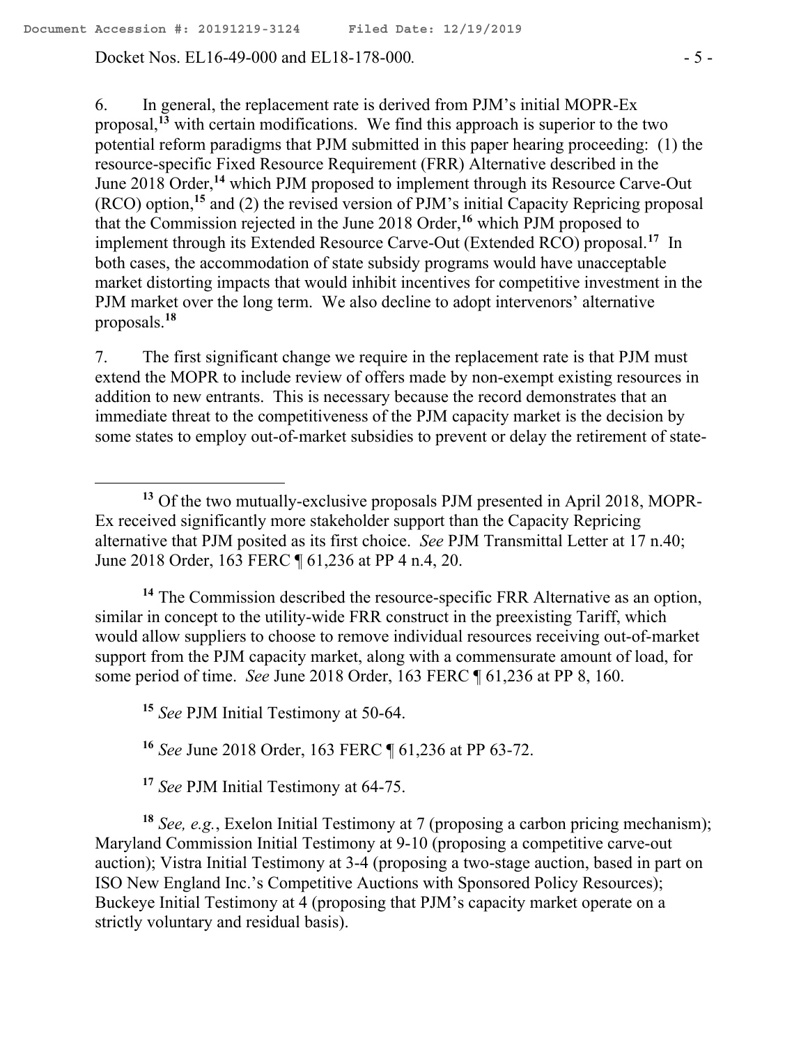6. In general, the replacement rate is derived from PJM's initial MOPR-Ex proposal,[13] with certain modifications. We find this approach is superior to the two potential reform paradigms that PJM submitted in this paper hearing proceeding: (1) the resource-specific Fixed Resource Requirement (FRR) Alternative described in the June 2018 Order,[14] which PJM proposed to implement through its Resource Carve-Out (RCO) option,[15] and (2) the revised version of PJM's initial Capacity Repricing proposal that the Commission rejected in the June 2018 Order,[16] which PJM proposed to implement through its Extended Resource Carve-Out (Extended RCO) proposal.[17] In both cases, the accommodation of state subsidy programs would have unacceptable market distorting impacts that would inhibit incentives for competitive investment in the PJM market over the long term. We also decline to adopt intervenors' alternative proposals.[18]

7. The first significant change we require in the replacement rate is that PJM must extend the MOPR to include review of offers made by non-exempt existing resources in addition to new entrants. This is necessary because the record demonstrates that an immediate threat to the competitiveness of the PJM capacity market is the decision by some states to employ out-of-market subsidies to prevent or delay the retirement of state-

---

[13] Of the two mutually-exclusive proposals PJM presented in April 2018, MOPR-Ex received significantly more stakeholder support than the Capacity Repricing alternative that PJM posited as its first choice. *See* PJM Transmittal Letter at 17 n.40; June 2018 Order, 163 FERC ¶ 61,236 at PP 4 n.4, 20.

[14] The Commission described the resource-specific FRR Alternative as an option, similar in concept to the utility-wide FRR construct in the preexisting Tariff, which would allow suppliers to choose to remove individual resources receiving out-of-market support from the PJM capacity market, along with a commensurate amount of load, for some period of time. *See* June 2018 Order, 163 FERC ¶ 61,236 at PP 8, 160.

[15] *See* PJM Initial Testimony at 50-64.

[16] *See* June 2018 Order, 163 FERC ¶ 61,236 at PP 63-72.

[17] *See* PJM Initial Testimony at 64-75.

[18] *See, e.g.*, Exelon Initial Testimony at 7 (proposing a carbon pricing mechanism); Maryland Commission Initial Testimony at 9-10 (proposing a competitive carve-out auction); Vistra Initial Testimony at 3-4 (proposing a two-stage auction, based in part on ISO New England Inc.'s Competitive Auctions with Sponsored Policy Resources); Buckeye Initial Testimony at 4 (proposing that PJM's capacity market operate on a strictly voluntary and residual basis).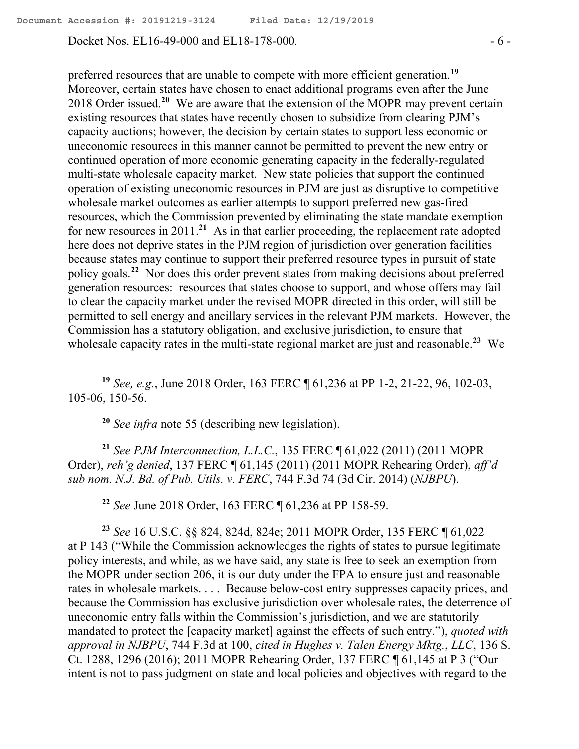preferred resources that are unable to compete with more efficient generation.[19] Moreover, certain states have chosen to enact additional programs even after the June 2018 Order issued.[20] We are aware that the extension of the MOPR may prevent certain existing resources that states have recently chosen to subsidize from clearing PJM's capacity auctions; however, the decision by certain states to support less economic or uneconomic resources in this manner cannot be permitted to prevent the new entry or continued operation of more economic generating capacity in the federally-regulated multi-state wholesale capacity market. New state policies that support the continued operation of existing uneconomic resources in PJM are just as disruptive to competitive wholesale market outcomes as earlier attempts to support preferred new gas-fired resources, which the Commission prevented by eliminating the state mandate exemption for new resources in 2011.[21] As in that earlier proceeding, the replacement rate adopted here does not deprive states in the PJM region of jurisdiction over generation facilities because states may continue to support their preferred resource types in pursuit of state policy goals.[22] Nor does this order prevent states from making decisions about preferred generation resources: resources that states choose to support, and whose offers may fail to clear the capacity market under the revised MOPR directed in this order, will still be permitted to sell energy and ancillary services in the relevant PJM markets. However, the Commission has a statutory obligation, and exclusive jurisdiction, to ensure that wholesale capacity rates in the multi-state regional market are just and reasonable.[23] We

---

[19] *See, e.g.*, June 2018 Order, 163 FERC ¶ 61,236 at PP 1-2, 21-22, 96, 102-03, 105-06, 150-56.

[20] *See infra* note 55 (describing new legislation).

[21] *See PJM Interconnection, L.L.C.*, 135 FERC ¶ 61,022 (2011) (2011 MOPR Order), *reh'g denied*, 137 FERC ¶ 61,145 (2011) (2011 MOPR Rehearing Order), *aff'd sub nom. N.J. Bd. of Pub. Utils. v. FERC*, 744 F.3d 74 (3d Cir. 2014) (*NJBPU*).

[22] *See* June 2018 Order, 163 FERC ¶ 61,236 at PP 158-59.

[23] *See* 16 U.S.C. §§ 824, 824d, 824e; 2011 MOPR Order, 135 FERC ¶ 61,022 at P 143 ("While the Commission acknowledges the rights of states to pursue legitimate policy interests, and while, as we have said, any state is free to seek an exemption from the MOPR under section 206, it is our duty under the FPA to ensure just and reasonable rates in wholesale markets. . . . Because below-cost entry suppresses capacity prices, and because the Commission has exclusive jurisdiction over wholesale rates, the deterrence of uneconomic entry falls within the Commission's jurisdiction, and we are statutorily mandated to protect the [capacity market] against the effects of such entry."), *quoted with approval in NJBPU*, 744 F.3d at 100, *cited in Hughes v. Talen Energy Mktg., LLC*, 136 S. Ct. 1288, 1296 (2016); 2011 MOPR Rehearing Order, 137 FERC ¶ 61,145 at P 3 ("Our intent is not to pass judgment on state and local policies and objectives with regard to the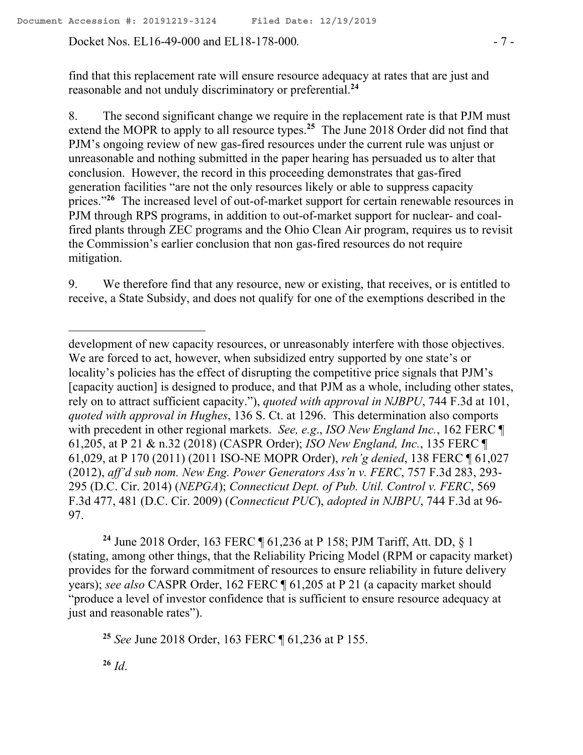find that this replacement rate will ensure resource adequacy at rates that are just and reasonable and not unduly discriminatory or preferential.[24]

8. The second significant change we require in the replacement rate is that PJM must extend the MOPR to apply to all resource types.[25] The June 2018 Order did not find that PJM's ongoing review of new gas-fired resources under the current rule was unjust or unreasonable and nothing submitted in the paper hearing has persuaded us to alter that conclusion. However, the record in this proceeding demonstrates that gas-fired generation facilities "are not the only resources likely or able to suppress capacity prices."[26] The increased level of out-of-market support for certain renewable resources in PJM through RPS programs, in addition to out-of-market support for nuclear- and coal-fired plants through ZEC programs and the Ohio Clean Air program, requires us to revisit the Commission's earlier conclusion that non gas-fired resources do not require mitigation.

9. We therefore find that any resource, new or existing, that receives, or is entitled to receive, a State Subsidy, and does not qualify for one of the exemptions described in the

---

development of new capacity resources, or unreasonably interfere with those objectives. We are forced to act, however, when subsidized entry supported by one state's or locality's policies has the effect of disrupting the competitive price signals that PJM's [capacity auction] is designed to produce, and that PJM as a whole, including other states, rely on to attract sufficient capacity."), *quoted with approval in NJBPU*, 744 F.3d at 101, *quoted with approval in Hughes*, 136 S. Ct. at 1296. This determination also comports with precedent in other regional markets. *See, e.g*., *ISO New England Inc.*, 162 FERC ¶ 61,205, at P 21 & n.32 (2018) (CASPR Order); *ISO New England, Inc.*, 135 FERC ¶ 61,029, at P 170 (2011) (2011 ISO-NE MOPR Order), *reh'g denied*, 138 FERC ¶ 61,027 (2012), *aff'd sub nom. New Eng. Power Generators Ass'n v. FERC*, 757 F.3d 283, 293-295 (D.C. Cir. 2014) (*NEPGA*); *Connecticut Dept. of Pub. Util. Control v. FERC*, 569 F.3d 477, 481 (D.C. Cir. 2009) (*Connecticut PUC*), *adopted in NJBPU*, 744 F.3d at 96-97.

[24] June 2018 Order, 163 FERC ¶ 61,236 at P 158; PJM Tariff, Att. DD, § 1 (stating, among other things, that the Reliability Pricing Model (RPM or capacity market) provides for the forward commitment of resources to ensure reliability in future delivery years); *see also* CASPR Order, 162 FERC ¶ 61,205 at P 21 (a capacity market should "produce a level of investor confidence that is sufficient to ensure resource adequacy at just and reasonable rates").

[25] *See* June 2018 Order, 163 FERC ¶ 61,236 at P 155.

[26] *Id*.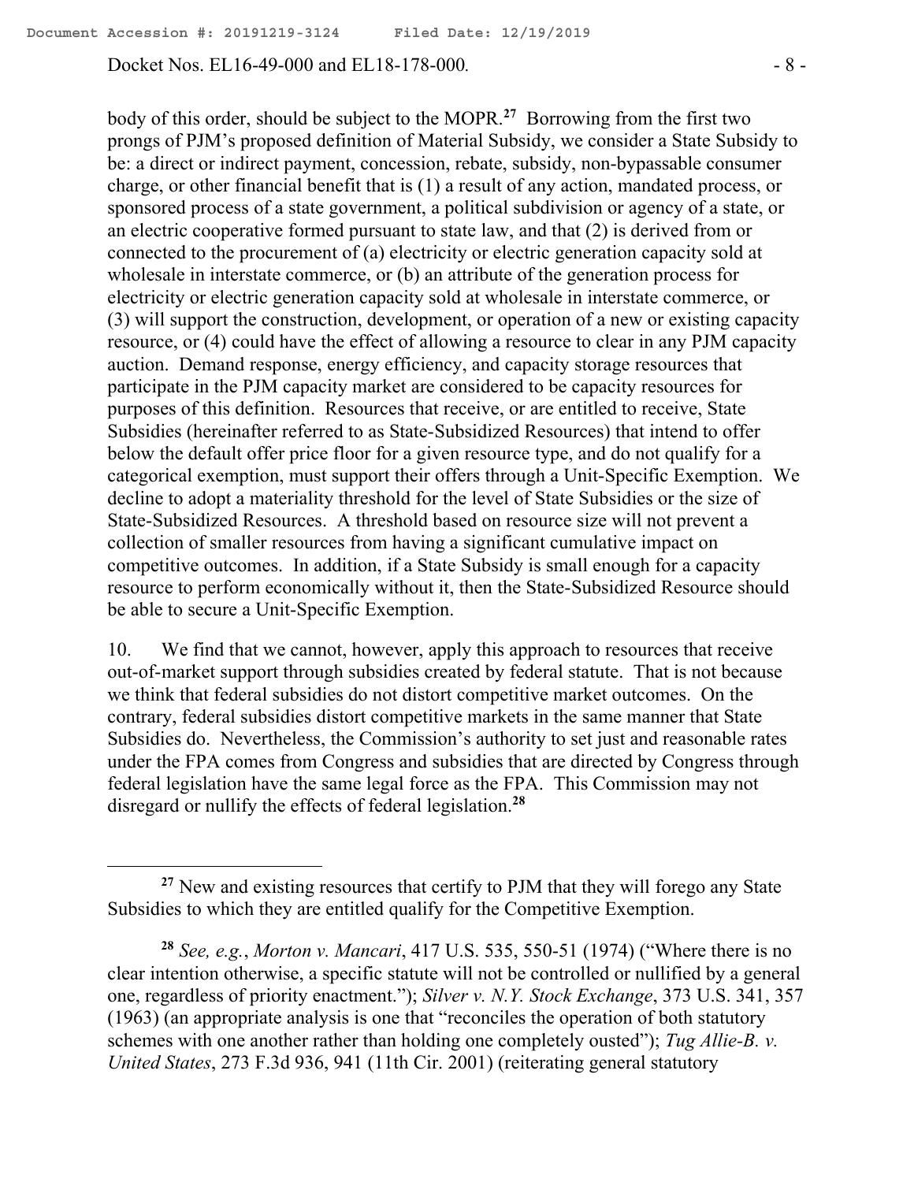body of this order, should be subject to the MOPR.[27] Borrowing from the first two prongs of PJM's proposed definition of Material Subsidy, we consider a State Subsidy to be: a direct or indirect payment, concession, rebate, subsidy, non-bypassable consumer charge, or other financial benefit that is (1) a result of any action, mandated process, or sponsored process of a state government, a political subdivision or agency of a state, or an electric cooperative formed pursuant to state law, and that (2) is derived from or connected to the procurement of (a) electricity or electric generation capacity sold at wholesale in interstate commerce, or (b) an attribute of the generation process for electricity or electric generation capacity sold at wholesale in interstate commerce, or (3) will support the construction, development, or operation of a new or existing capacity resource, or (4) could have the effect of allowing a resource to clear in any PJM capacity auction. Demand response, energy efficiency, and capacity storage resources that participate in the PJM capacity market are considered to be capacity resources for purposes of this definition. Resources that receive, or are entitled to receive, State Subsidies (hereinafter referred to as State-Subsidized Resources) that intend to offer below the default offer price floor for a given resource type, and do not qualify for a categorical exemption, must support their offers through a Unit-Specific Exemption. We decline to adopt a materiality threshold for the level of State Subsidies or the size of State-Subsidized Resources. A threshold based on resource size will not prevent a collection of smaller resources from having a significant cumulative impact on competitive outcomes. In addition, if a State Subsidy is small enough for a capacity resource to perform economically without it, then the State-Subsidized Resource should be able to secure a Unit-Specific Exemption.

10. We find that we cannot, however, apply this approach to resources that receive out-of-market support through subsidies created by federal statute. That is not because we think that federal subsidies do not distort competitive market outcomes. On the contrary, federal subsidies distort competitive markets in the same manner that State Subsidies do. Nevertheless, the Commission's authority to set just and reasonable rates under the FPA comes from Congress and subsidies that are directed by Congress through federal legislation have the same legal force as the FPA. This Commission may not disregard or nullify the effects of federal legislation.[28]

---

[27] New and existing resources that certify to PJM that they will forego any State Subsidies to which they are entitled qualify for the Competitive Exemption.

[28] *See, e.g.*, *Morton v. Mancari*, 417 U.S. 535, 550-51 (1974) ("Where there is no clear intention otherwise, a specific statute will not be controlled or nullified by a general one, regardless of priority enactment."); *Silver v. N.Y. Stock Exchange*, 373 U.S. 341, 357 (1963) (an appropriate analysis is one that "reconciles the operation of both statutory schemes with one another rather than holding one completely ousted"); *Tug Allie-B. v. United States*, 273 F.3d 936, 941 (11th Cir. 2001) (reiterating general statutory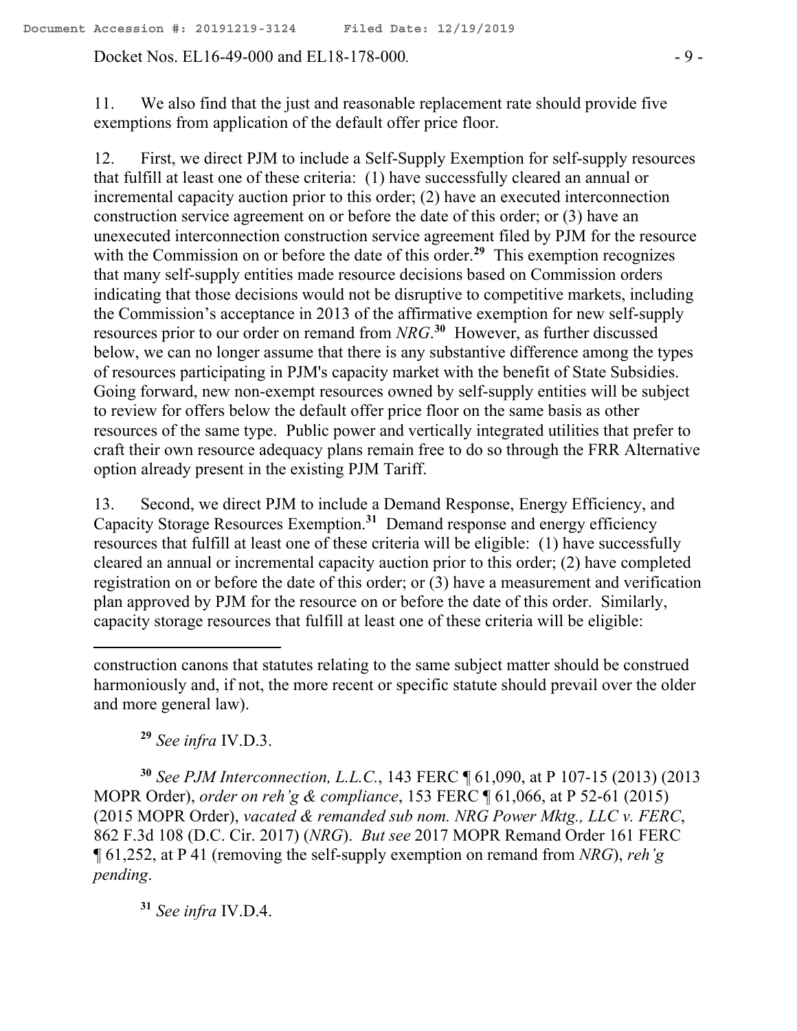11. We also find that the just and reasonable replacement rate should provide five exemptions from application of the default offer price floor.

12. First, we direct PJM to include a Self-Supply Exemption for self-supply resources that fulfill at least one of these criteria: (1) have successfully cleared an annual or incremental capacity auction prior to this order; (2) have an executed interconnection construction service agreement on or before the date of this order; or (3) have an unexecuted interconnection construction service agreement filed by PJM for the resource with the Commission on or before the date of this order.[29] This exemption recognizes that many self-supply entities made resource decisions based on Commission orders indicating that those decisions would not be disruptive to competitive markets, including the Commission's acceptance in 2013 of the affirmative exemption for new self-supply resources prior to our order on remand from *NRG*.[30] However, as further discussed below, we can no longer assume that there is any substantive difference among the types of resources participating in PJM's capacity market with the benefit of State Subsidies. Going forward, new non-exempt resources owned by self-supply entities will be subject to review for offers below the default offer price floor on the same basis as other resources of the same type. Public power and vertically integrated utilities that prefer to craft their own resource adequacy plans remain free to do so through the FRR Alternative option already present in the existing PJM Tariff.

13. Second, we direct PJM to include a Demand Response, Energy Efficiency, and Capacity Storage Resources Exemption.[31] Demand response and energy efficiency resources that fulfill at least one of these criteria will be eligible: (1) have successfully cleared an annual or incremental capacity auction prior to this order; (2) have completed registration on or before the date of this order; or (3) have a measurement and verification plan approved by PJM for the resource on or before the date of this order. Similarly, capacity storage resources that fulfill at least one of these criteria will be eligible:

---

construction canons that statutes relating to the same subject matter should be construed harmoniously and, if not, the more recent or specific statute should prevail over the older and more general law).

[29] *See infra* IV.D.3.

[30] *See PJM Interconnection, L.L.C.*, 143 FERC ¶ 61,090, at P 107-15 (2013) (2013 MOPR Order), *order on reh'g & compliance*, 153 FERC ¶ 61,066, at P 52-61 (2015) (2015 MOPR Order), *vacated & remanded sub nom. NRG Power Mktg., LLC v. FERC*, 862 F.3d 108 (D.C. Cir. 2017) (*NRG*). *But see* 2017 MOPR Remand Order 161 FERC ¶ 61,252, at P 41 (removing the self-supply exemption on remand from *NRG*), *reh'g pending*.

[31] *See infra* IV.D.4.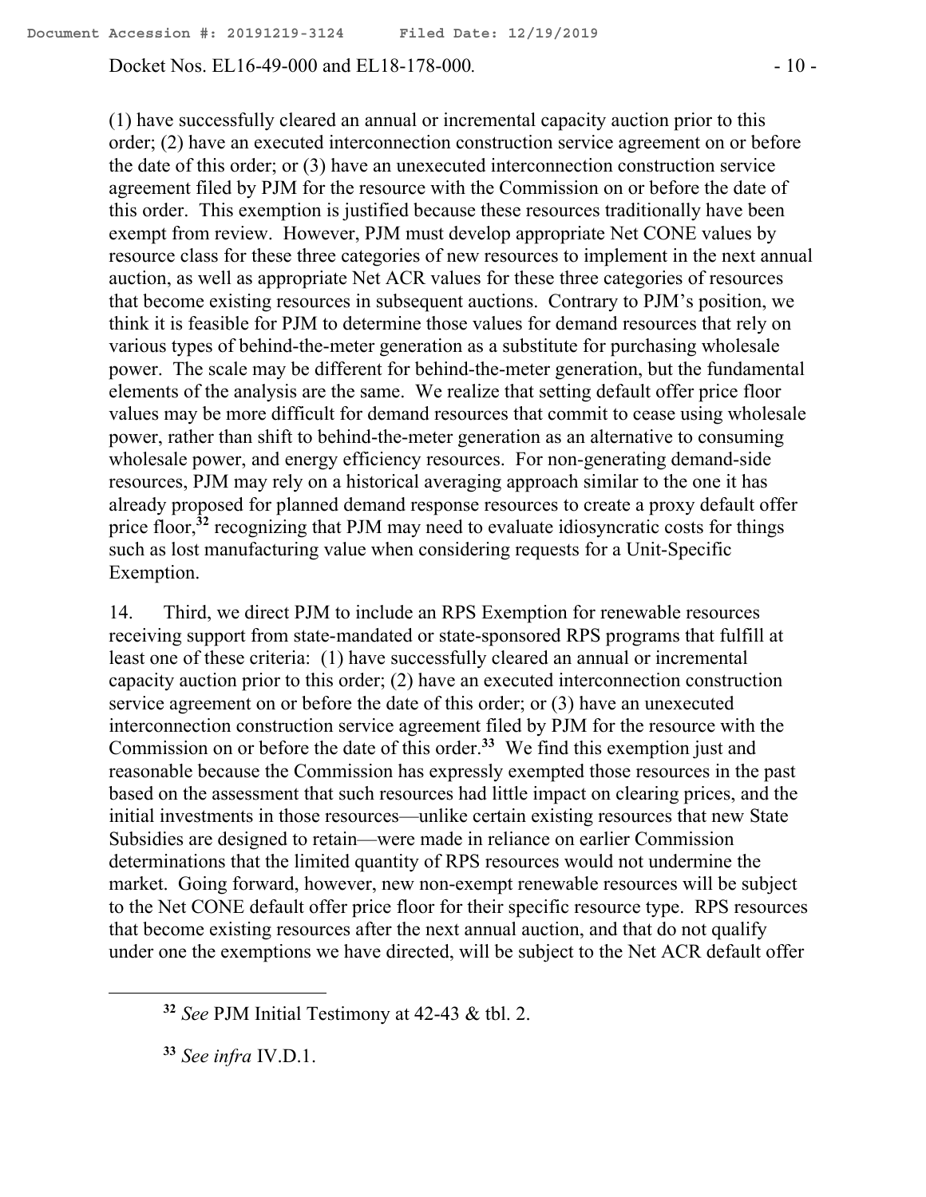(1) have successfully cleared an annual or incremental capacity auction prior to this order; (2) have an executed interconnection construction service agreement on or before the date of this order; or (3) have an unexecuted interconnection construction service agreement filed by PJM for the resource with the Commission on or before the date of this order. This exemption is justified because these resources traditionally have been exempt from review. However, PJM must develop appropriate Net CONE values by resource class for these three categories of new resources to implement in the next annual auction, as well as appropriate Net ACR values for these three categories of resources that become existing resources in subsequent auctions. Contrary to PJM's position, we think it is feasible for PJM to determine those values for demand resources that rely on various types of behind-the-meter generation as a substitute for purchasing wholesale power. The scale may be different for behind-the-meter generation, but the fundamental elements of the analysis are the same. We realize that setting default offer price floor values may be more difficult for demand resources that commit to cease using wholesale power, rather than shift to behind-the-meter generation as an alternative to consuming wholesale power, and energy efficiency resources. For non-generating demand-side resources, PJM may rely on a historical averaging approach similar to the one it has already proposed for planned demand response resources to create a proxy default offer price floor,[32] recognizing that PJM may need to evaluate idiosyncratic costs for things such as lost manufacturing value when considering requests for a Unit-Specific Exemption.

14. Third, we direct PJM to include an RPS Exemption for renewable resources receiving support from state-mandated or state-sponsored RPS programs that fulfill at least one of these criteria: (1) have successfully cleared an annual or incremental capacity auction prior to this order; (2) have an executed interconnection construction service agreement on or before the date of this order; or (3) have an unexecuted interconnection construction service agreement filed by PJM for the resource with the Commission on or before the date of this order.[33] We find this exemption just and reasonable because the Commission has expressly exempted those resources in the past based on the assessment that such resources had little impact on clearing prices, and the initial investments in those resources—unlike certain existing resources that new State Subsidies are designed to retain—were made in reliance on earlier Commission determinations that the limited quantity of RPS resources would not undermine the market. Going forward, however, new non-exempt renewable resources will be subject to the Net CONE default offer price floor for their specific resource type. RPS resources that become existing resources after the next annual auction, and that do not qualify under one the exemptions we have directed, will be subject to the Net ACR default offer

---

[32] *See* PJM Initial Testimony at 42-43 & tbl. 2.

[33] *See infra* IV.D.1.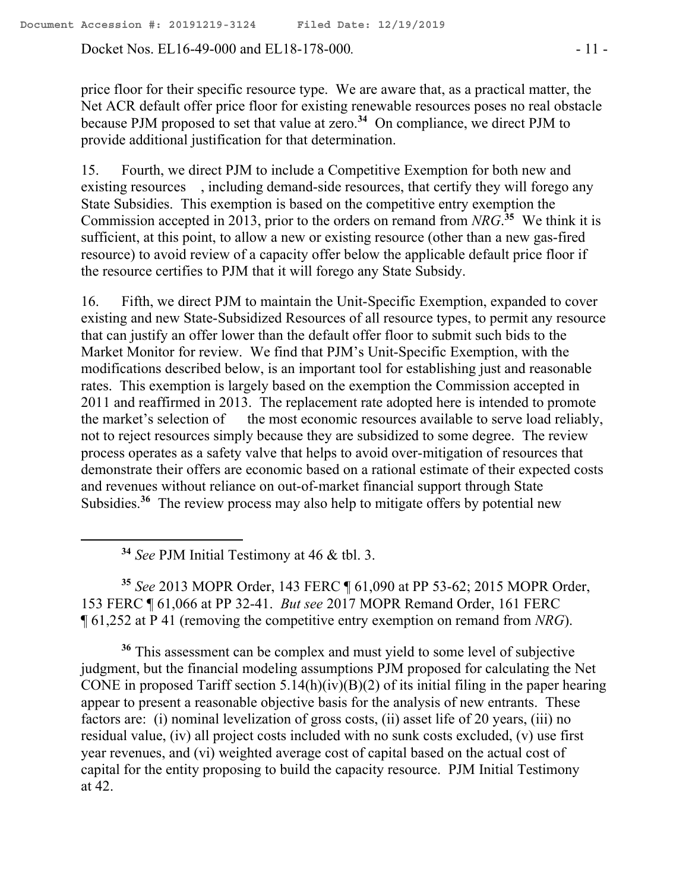price floor for their specific resource type. We are aware that, as a practical matter, the Net ACR default offer price floor for existing renewable resources poses no real obstacle because PJM proposed to set that value at zero.[34] On compliance, we direct PJM to provide additional justification for that determination.

15. Fourth, we direct PJM to include a Competitive Exemption for both new and existing resources, including demand-side resources, that certify they will forego any State Subsidies. This exemption is based on the competitive entry exemption the Commission accepted in 2013, prior to the orders on remand from *NRG*.[35] We think it is sufficient, at this point, to allow a new or existing resource (other than a new gas-fired resource) to avoid review of a capacity offer below the applicable default price floor if the resource certifies to PJM that it will forego any State Subsidy.

16. Fifth, we direct PJM to maintain the Unit-Specific Exemption, expanded to cover existing and new State-Subsidized Resources of all resource types, to permit any resource that can justify an offer lower than the default offer floor to submit such bids to the Market Monitor for review. We find that PJM's Unit-Specific Exemption, with the modifications described below, is an important tool for establishing just and reasonable rates. This exemption is largely based on the exemption the Commission accepted in 2011 and reaffirmed in 2013. The replacement rate adopted here is intended to promote the market's selection of the most economic resources available to serve load reliably, not to reject resources simply because they are subsidized to some degree. The review process operates as a safety valve that helps to avoid over-mitigation of resources that demonstrate their offers are economic based on a rational estimate of their expected costs and revenues without reliance on out-of-market financial support through State Subsidies.[36] The review process may also help to mitigate offers by potential new

---

[34] *See* PJM Initial Testimony at 46 & tbl. 3.

[35] *See* 2013 MOPR Order, 143 FERC ¶ 61,090 at PP 53-62; 2015 MOPR Order, 153 FERC ¶ 61,066 at PP 32-41. *But see* 2017 MOPR Remand Order, 161 FERC ¶ 61,252 at P 41 (removing the competitive entry exemption on remand from *NRG*).

[36] This assessment can be complex and must yield to some level of subjective judgment, but the financial modeling assumptions PJM proposed for calculating the Net CONE in proposed Tariff section 5.14(h)(iv)(B)(2) of its initial filing in the paper hearing appear to present a reasonable objective basis for the analysis of new entrants. These factors are: (i) nominal levelization of gross costs, (ii) asset life of 20 years, (iii) no residual value, (iv) all project costs included with no sunk costs excluded, (v) use first year revenues, and (vi) weighted average cost of capital based on the actual cost of capital for the entity proposing to build the capacity resource. PJM Initial Testimony at 42.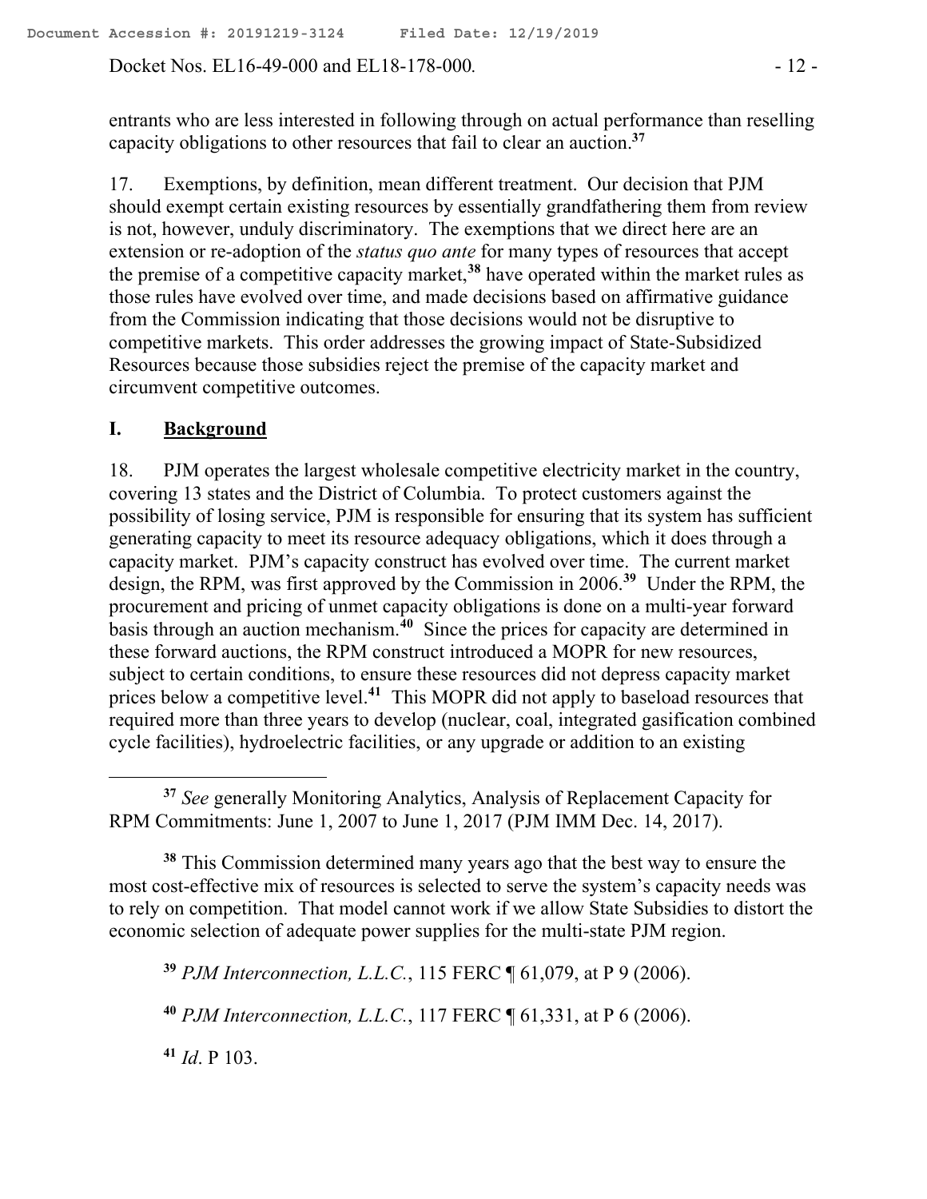entrants who are less interested in following through on actual performance than reselling capacity obligations to other resources that fail to clear an auction.[37]

17. Exemptions, by definition, mean different treatment. Our decision that PJM should exempt certain existing resources by essentially grandfathering them from review is not, however, unduly discriminatory. The exemptions that we direct here are an extension or re-adoption of the *status quo ante* for many types of resources that accept the premise of a competitive capacity market,[38] have operated within the market rules as those rules have evolved over time, and made decisions based on affirmative guidance from the Commission indicating that those decisions would not be disruptive to competitive markets. This order addresses the growing impact of State-Subsidized Resources because those subsidies reject the premise of the capacity market and circumvent competitive outcomes.

## I. Background

18. PJM operates the largest wholesale competitive electricity market in the country, covering 13 states and the District of Columbia. To protect customers against the possibility of losing service, PJM is responsible for ensuring that its system has sufficient generating capacity to meet its resource adequacy obligations, which it does through a capacity market. PJM's capacity construct has evolved over time. The current market design, the RPM, was first approved by the Commission in 2006.[39] Under the RPM, the procurement and pricing of unmet capacity obligations is done on a multi-year forward basis through an auction mechanism.[40] Since the prices for capacity are determined in these forward auctions, the RPM construct introduced a MOPR for new resources, subject to certain conditions, to ensure these resources did not depress capacity market prices below a competitive level.[41] This MOPR did not apply to baseload resources that required more than three years to develop (nuclear, coal, integrated gasification combined cycle facilities), hydroelectric facilities, or any upgrade or addition to an existing

---

[37] *See* generally Monitoring Analytics, Analysis of Replacement Capacity for RPM Commitments: June 1, 2007 to June 1, 2017 (PJM IMM Dec. 14, 2017).

[38] This Commission determined many years ago that the best way to ensure the most cost-effective mix of resources is selected to serve the system's capacity needs was to rely on competition. That model cannot work if we allow State Subsidies to distort the economic selection of adequate power supplies for the multi-state PJM region.

[39] *PJM Interconnection, L.L.C.*, 115 FERC ¶ 61,079, at P 9 (2006).

[40] *PJM Interconnection, L.L.C.*, 117 FERC ¶ 61,331, at P 6 (2006).

[41] *Id*. P 103.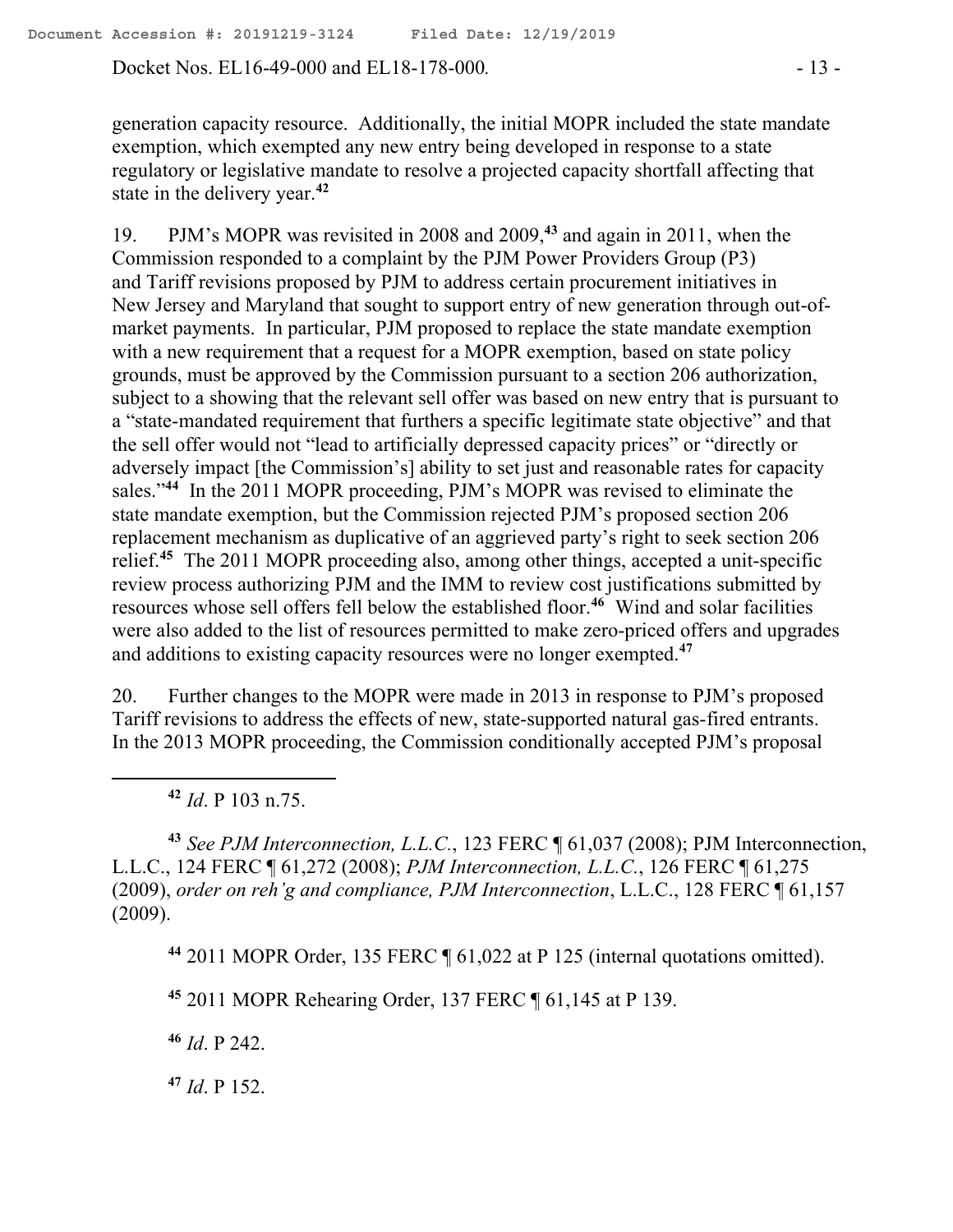generation capacity resource. Additionally, the initial MOPR included the state mandate exemption, which exempted any new entry being developed in response to a state regulatory or legislative mandate to resolve a projected capacity shortfall affecting that state in the delivery year.[42]

19. PJM's MOPR was revisited in 2008 and 2009,[43] and again in 2011, when the Commission responded to a complaint by the PJM Power Providers Group (P3) and Tariff revisions proposed by PJM to address certain procurement initiatives in New Jersey and Maryland that sought to support entry of new generation through out-of-market payments. In particular, PJM proposed to replace the state mandate exemption with a new requirement that a request for a MOPR exemption, based on state policy grounds, must be approved by the Commission pursuant to a section 206 authorization, subject to a showing that the relevant sell offer was based on new entry that is pursuant to a "state-mandated requirement that furthers a specific legitimate state objective" and that the sell offer would not "lead to artificially depressed capacity prices" or "directly or adversely impact [the Commission's] ability to set just and reasonable rates for capacity sales."[44] In the 2011 MOPR proceeding, PJM's MOPR was revised to eliminate the state mandate exemption, but the Commission rejected PJM's proposed section 206 replacement mechanism as duplicative of an aggrieved party's right to seek section 206 relief.[45] The 2011 MOPR proceeding also, among other things, accepted a unit-specific review process authorizing PJM and the IMM to review cost justifications submitted by resources whose sell offers fell below the established floor.[46] Wind and solar facilities were also added to the list of resources permitted to make zero-priced offers and upgrades and additions to existing capacity resources were no longer exempted.[47]

20. Further changes to the MOPR were made in 2013 in response to PJM's proposed Tariff revisions to address the effects of new, state-supported natural gas-fired entrants. In the 2013 MOPR proceeding, the Commission conditionally accepted PJM's proposal

---

[42] *Id*. P 103 n.75.

[43] *See PJM Interconnection, L.L.C.*, 123 FERC ¶ 61,037 (2008); PJM Interconnection, L.L.C., 124 FERC ¶ 61,272 (2008); *PJM Interconnection, L.L.C.*, 126 FERC ¶ 61,275 (2009), *order on reh'g and compliance, PJM Interconnection*, L.L.C., 128 FERC ¶ 61,157 (2009).

[44] 2011 MOPR Order, 135 FERC ¶ 61,022 at P 125 (internal quotations omitted).

[45] 2011 MOPR Rehearing Order, 137 FERC ¶ 61,145 at P 139.

[46] *Id*. P 242.

[47] *Id*. P 152.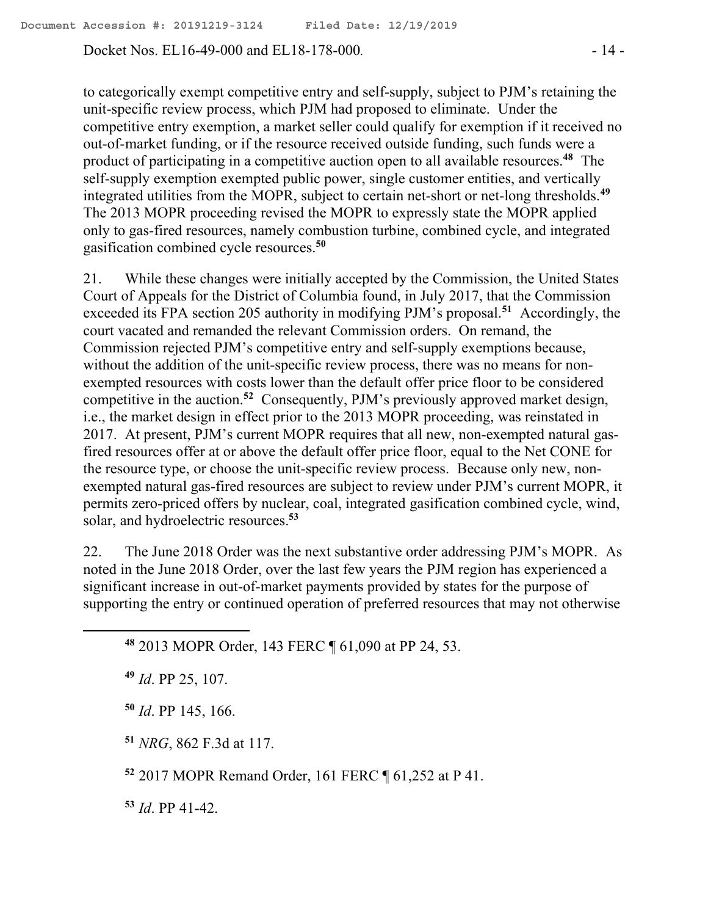to categorically exempt competitive entry and self-supply, subject to PJM's retaining the unit-specific review process, which PJM had proposed to eliminate. Under the competitive entry exemption, a market seller could qualify for exemption if it received no out-of-market funding, or if the resource received outside funding, such funds were a product of participating in a competitive auction open to all available resources.[48] The self-supply exemption exempted public power, single customer entities, and vertically integrated utilities from the MOPR, subject to certain net-short or net-long thresholds.[49] The 2013 MOPR proceeding revised the MOPR to expressly state the MOPR applied only to gas-fired resources, namely combustion turbine, combined cycle, and integrated gasification combined cycle resources.[50]

21. While these changes were initially accepted by the Commission, the United States Court of Appeals for the District of Columbia found, in July 2017, that the Commission exceeded its FPA section 205 authority in modifying PJM's proposal.[51] Accordingly, the court vacated and remanded the relevant Commission orders. On remand, the Commission rejected PJM's competitive entry and self-supply exemptions because, without the addition of the unit-specific review process, there was no means for non-exempted resources with costs lower than the default offer price floor to be considered competitive in the auction.[52] Consequently, PJM's previously approved market design, i.e., the market design in effect prior to the 2013 MOPR proceeding, was reinstated in 2017. At present, PJM's current MOPR requires that all new, non-exempted natural gas-fired resources offer at or above the default offer price floor, equal to the Net CONE for the resource type, or choose the unit-specific review process. Because only new, non-exempted natural gas-fired resources are subject to review under PJM's current MOPR, it permits zero-priced offers by nuclear, coal, integrated gasification combined cycle, wind, solar, and hydroelectric resources.[53]

22. The June 2018 Order was the next substantive order addressing PJM's MOPR. As noted in the June 2018 Order, over the last few years the PJM region has experienced a significant increase in out-of-market payments provided by states for the purpose of supporting the entry or continued operation of preferred resources that may not otherwise

---

[48] 2013 MOPR Order, 143 FERC ¶ 61,090 at PP 24, 53.

[49] *Id*. PP 25, 107.

[50] *Id*. PP 145, 166.

[51] *NRG*, 862 F.3d at 117.

[52] 2017 MOPR Remand Order, 161 FERC ¶ 61,252 at P 41.

[53] *Id*. PP 41-42.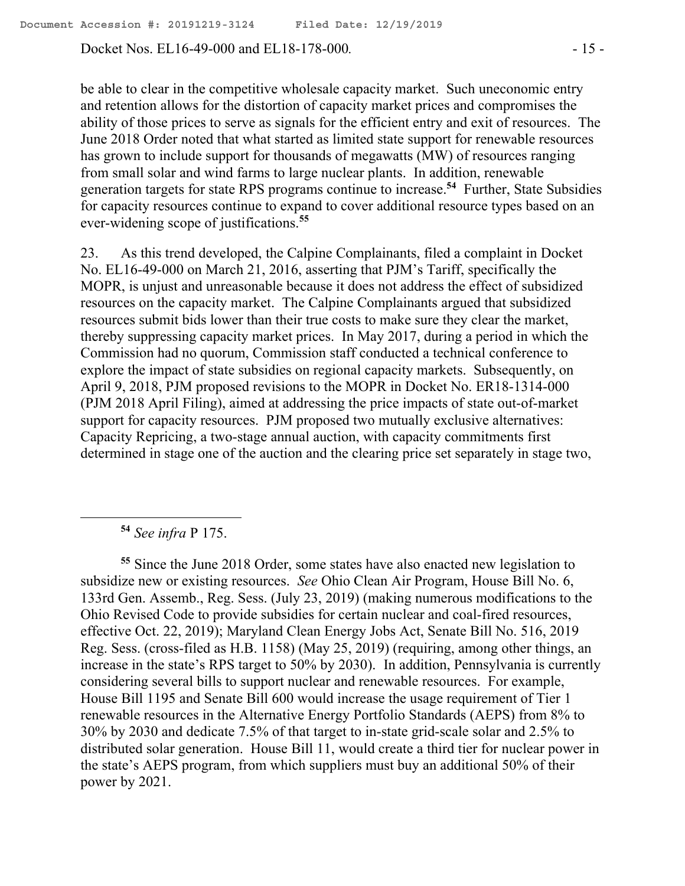be able to clear in the competitive wholesale capacity market. Such uneconomic entry and retention allows for the distortion of capacity market prices and compromises the ability of those prices to serve as signals for the efficient entry and exit of resources. The June 2018 Order noted that what started as limited state support for renewable resources has grown to include support for thousands of megawatts (MW) of resources ranging from small solar and wind farms to large nuclear plants. In addition, renewable generation targets for state RPS programs continue to increase.[54] Further, State Subsidies for capacity resources continue to expand to cover additional resource types based on an ever-widening scope of justifications.[55]

23. As this trend developed, the Calpine Complainants, filed a complaint in Docket No. EL16-49-000 on March 21, 2016, asserting that PJM's Tariff, specifically the MOPR, is unjust and unreasonable because it does not address the effect of subsidized resources on the capacity market. The Calpine Complainants argued that subsidized resources submit bids lower than their true costs to make sure they clear the market, thereby suppressing capacity market prices. In May 2017, during a period in which the Commission had no quorum, Commission staff conducted a technical conference to explore the impact of state subsidies on regional capacity markets. Subsequently, on April 9, 2018, PJM proposed revisions to the MOPR in Docket No. ER18-1314-000 (PJM 2018 April Filing), aimed at addressing the price impacts of state out-of-market support for capacity resources. PJM proposed two mutually exclusive alternatives: Capacity Repricing, a two-stage annual auction, with capacity commitments first determined in stage one of the auction and the clearing price set separately in stage two,

---

[54] *See infra* P 175.

[55] Since the June 2018 Order, some states have also enacted new legislation to subsidize new or existing resources. *See* Ohio Clean Air Program, House Bill No. 6, 133rd Gen. Assemb., Reg. Sess. (July 23, 2019) (making numerous modifications to the Ohio Revised Code to provide subsidies for certain nuclear and coal-fired resources, effective Oct. 22, 2019); Maryland Clean Energy Jobs Act, Senate Bill No. 516, 2019 Reg. Sess. (cross-filed as H.B. 1158) (May 25, 2019) (requiring, among other things, an increase in the state's RPS target to 50% by 2030). In addition, Pennsylvania is currently considering several bills to support nuclear and renewable resources. For example, House Bill 1195 and Senate Bill 600 would increase the usage requirement of Tier 1 renewable resources in the Alternative Energy Portfolio Standards (AEPS) from 8% to 30% by 2030 and dedicate 7.5% of that target to in-state grid-scale solar and 2.5% to distributed solar generation. House Bill 11, would create a third tier for nuclear power in the state's AEPS program, from which suppliers must buy an additional 50% of their power by 2021.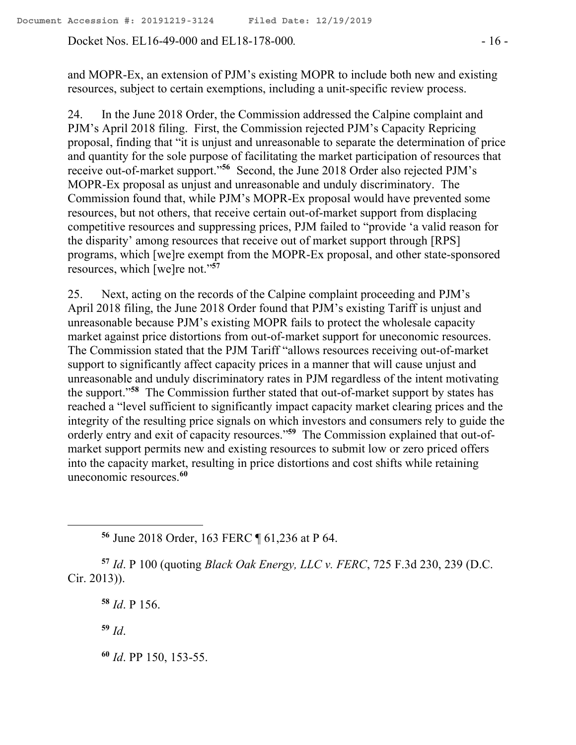and MOPR-Ex, an extension of PJM's existing MOPR to include both new and existing resources, subject to certain exemptions, including a unit-specific review process.

24. In the June 2018 Order, the Commission addressed the Calpine complaint and PJM's April 2018 filing. First, the Commission rejected PJM's Capacity Repricing proposal, finding that "it is unjust and unreasonable to separate the determination of price and quantity for the sole purpose of facilitating the market participation of resources that receive out-of-market support."[56] Second, the June 2018 Order also rejected PJM's MOPR-Ex proposal as unjust and unreasonable and unduly discriminatory. The Commission found that, while PJM's MOPR-Ex proposal would have prevented some resources, but not others, that receive certain out-of-market support from displacing competitive resources and suppressing prices, PJM failed to "provide 'a valid reason for the disparity' among resources that receive out of market support through [RPS] programs, which [we]re exempt from the MOPR-Ex proposal, and other state-sponsored resources, which [we]re not."[57]

25. Next, acting on the records of the Calpine complaint proceeding and PJM's April 2018 filing, the June 2018 Order found that PJM's existing Tariff is unjust and unreasonable because PJM's existing MOPR fails to protect the wholesale capacity market against price distortions from out-of-market support for uneconomic resources. The Commission stated that the PJM Tariff "allows resources receiving out-of-market support to significantly affect capacity prices in a manner that will cause unjust and unreasonable and unduly discriminatory rates in PJM regardless of the intent motivating the support."[58] The Commission further stated that out-of-market support by states has reached a "level sufficient to significantly impact capacity market clearing prices and the integrity of the resulting price signals on which investors and consumers rely to guide the orderly entry and exit of capacity resources."[59] The Commission explained that out-of-market support permits new and existing resources to submit low or zero priced offers into the capacity market, resulting in price distortions and cost shifts while retaining uneconomic resources.[60]

---

[56] June 2018 Order, 163 FERC ¶ 61,236 at P 64.

[57] *Id*. P 100 (quoting *Black Oak Energy, LLC v. FERC*, 725 F.3d 230, 239 (D.C. Cir. 2013)).

[58] *Id*. P 156.

[59] *Id*.

[60] *Id*. PP 150, 153-55.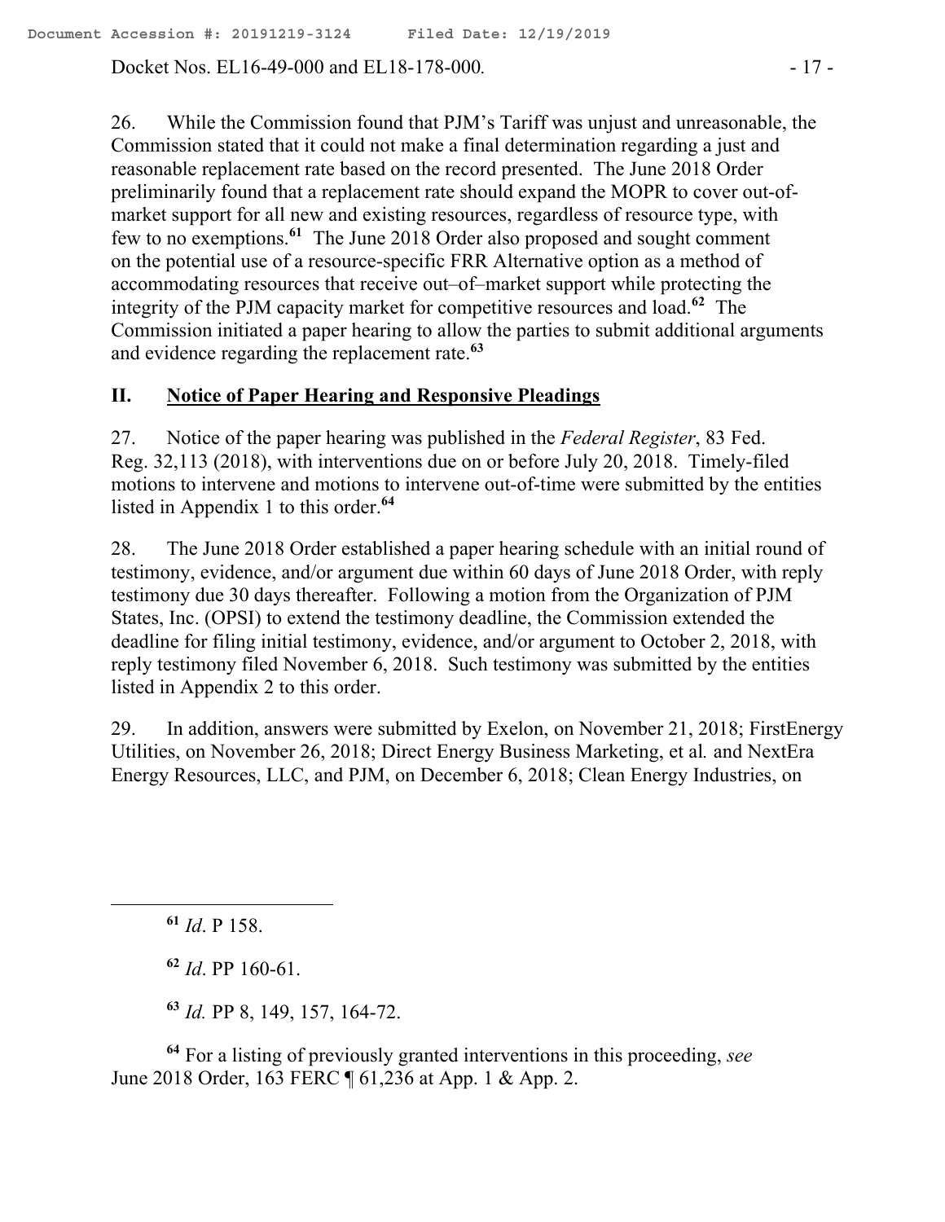26. While the Commission found that PJM's Tariff was unjust and unreasonable, the Commission stated that it could not make a final determination regarding a just and reasonable replacement rate based on the record presented. The June 2018 Order preliminarily found that a replacement rate should expand the MOPR to cover out-of-market support for all new and existing resources, regardless of resource type, with few to no exemptions.[61] The June 2018 Order also proposed and sought comment on the potential use of a resource-specific FRR Alternative option as a method of accommodating resources that receive out–of–market support while protecting the integrity of the PJM capacity market for competitive resources and load.[62] The Commission initiated a paper hearing to allow the parties to submit additional arguments and evidence regarding the replacement rate.[63]

## II. Notice of Paper Hearing and Responsive Pleadings

27. Notice of the paper hearing was published in the *Federal Register*, 83 Fed. Reg. 32,113 (2018), with interventions due on or before July 20, 2018. Timely-filed motions to intervene and motions to intervene out-of-time were submitted by the entities listed in Appendix 1 to this order.[64]

28. The June 2018 Order established a paper hearing schedule with an initial round of testimony, evidence, and/or argument due within 60 days of June 2018 Order, with reply testimony due 30 days thereafter. Following a motion from the Organization of PJM States, Inc. (OPSI) to extend the testimony deadline, the Commission extended the deadline for filing initial testimony, evidence, and/or argument to October 2, 2018, with reply testimony filed November 6, 2018. Such testimony was submitted by the entities listed in Appendix 2 to this order.

29. In addition, answers were submitted by Exelon, on November 21, 2018; FirstEnergy Utilities, on November 26, 2018; Direct Energy Business Marketing, et al*.* and NextEra Energy Resources, LLC, and PJM, on December 6, 2018; Clean Energy Industries, on

---

[61] *Id*. P 158.

[62] *Id*. PP 160-61.

[63] *Id.* PP 8, 149, 157, 164-72.

[64] For a listing of previously granted interventions in this proceeding, *see* June 2018 Order, 163 FERC ¶ 61,236 at App. 1 & App. 2.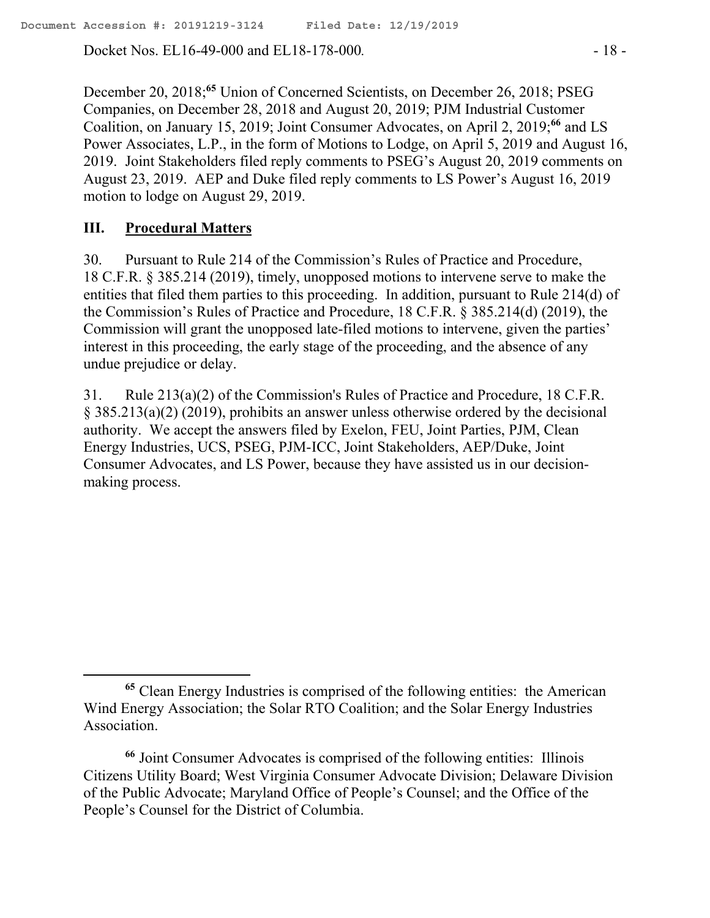December 20, 2018;[65] Union of Concerned Scientists, on December 26, 2018; PSEG Companies, on December 28, 2018 and August 20, 2019; PJM Industrial Customer Coalition, on January 15, 2019; Joint Consumer Advocates, on April 2, 2019;[66] and LS Power Associates, L.P., in the form of Motions to Lodge, on April 5, 2019 and August 16, 2019. Joint Stakeholders filed reply comments to PSEG's August 20, 2019 comments on August 23, 2019. AEP and Duke filed reply comments to LS Power's August 16, 2019 motion to lodge on August 29, 2019.

## III. Procedural Matters

30. Pursuant to Rule 214 of the Commission's Rules of Practice and Procedure, 18 C.F.R. § 385.214 (2019), timely, unopposed motions to intervene serve to make the entities that filed them parties to this proceeding. In addition, pursuant to Rule 214(d) of the Commission's Rules of Practice and Procedure, 18 C.F.R. § 385.214(d) (2019), the Commission will grant the unopposed late-filed motions to intervene, given the parties' interest in this proceeding, the early stage of the proceeding, and the absence of any undue prejudice or delay.

31. Rule 213(a)(2) of the Commission's Rules of Practice and Procedure, 18 C.F.R. § 385.213(a)(2) (2019), prohibits an answer unless otherwise ordered by the decisional authority. We accept the answers filed by Exelon, FEU, Joint Parties, PJM, Clean Energy Industries, UCS, PSEG, PJM-ICC, Joint Stakeholders, AEP/Duke, Joint Consumer Advocates, and LS Power, because they have assisted us in our decision-making process.

---

[65] Clean Energy Industries is comprised of the following entities: the American Wind Energy Association; the Solar RTO Coalition; and the Solar Energy Industries Association.

[66] Joint Consumer Advocates is comprised of the following entities: Illinois Citizens Utility Board; West Virginia Consumer Advocate Division; Delaware Division of the Public Advocate; Maryland Office of People's Counsel; and the Office of the People's Counsel for the District of Columbia.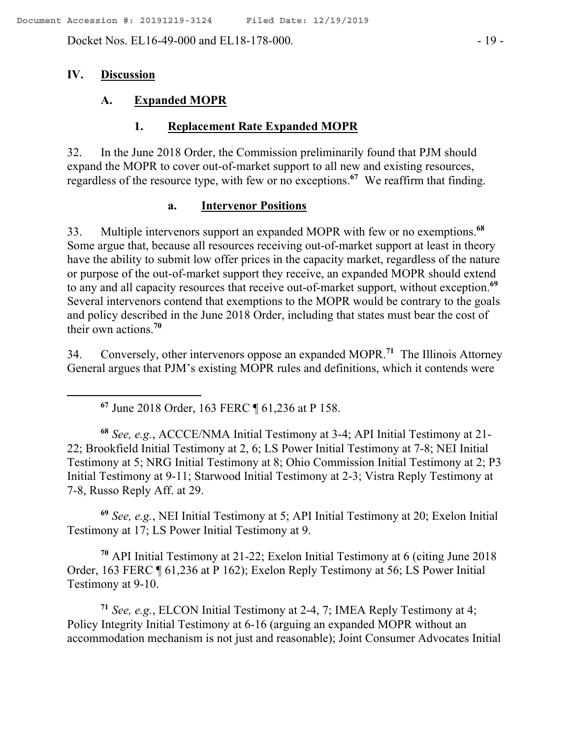## IV. Discussion

### A. Expanded MOPR

#### 1. Replacement Rate Expanded MOPR

32. In the June 2018 Order, the Commission preliminarily found that PJM should expand the MOPR to cover out-of-market support to all new and existing resources, regardless of the resource type, with few or no exceptions.[67] We reaffirm that finding.

##### a. Intervenor Positions

33. Multiple intervenors support an expanded MOPR with few or no exemptions.[68] Some argue that, because all resources receiving out-of-market support at least in theory have the ability to submit low offer prices in the capacity market, regardless of the nature or purpose of the out-of-market support they receive, an expanded MOPR should extend to any and all capacity resources that receive out-of-market support, without exception.[69] Several intervenors contend that exemptions to the MOPR would be contrary to the goals and policy described in the June 2018 Order, including that states must bear the cost of their own actions.[70]

34. Conversely, other intervenors oppose an expanded MOPR.[71] The Illinois Attorney General argues that PJM's existing MOPR rules and definitions, which it contends were

---

[67] June 2018 Order, 163 FERC ¶ 61,236 at P 158.

[68] *See, e.g.*, ACCCE/NMA Initial Testimony at 3-4; API Initial Testimony at 21-22; Brookfield Initial Testimony at 2, 6; LS Power Initial Testimony at 7-8; NEI Initial Testimony at 5; NRG Initial Testimony at 8; Ohio Commission Initial Testimony at 2; P3 Initial Testimony at 9-11; Starwood Initial Testimony at 2-3; Vistra Reply Testimony at 7-8, Russo Reply Aff. at 29.

[69] *See, e.g.*, NEI Initial Testimony at 5; API Initial Testimony at 20; Exelon Initial Testimony at 17; LS Power Initial Testimony at 9.

[70] API Initial Testimony at 21-22; Exelon Initial Testimony at 6 (citing June 2018 Order, 163 FERC ¶ 61,236 at P 162); Exelon Reply Testimony at 56; LS Power Initial Testimony at 9-10.

[71] *See, e.g.*, ELCON Initial Testimony at 2-4, 7; IMEA Reply Testimony at 4; Policy Integrity Initial Testimony at 6-16 (arguing an expanded MOPR without an accommodation mechanism is not just and reasonable); Joint Consumer Advocates Initial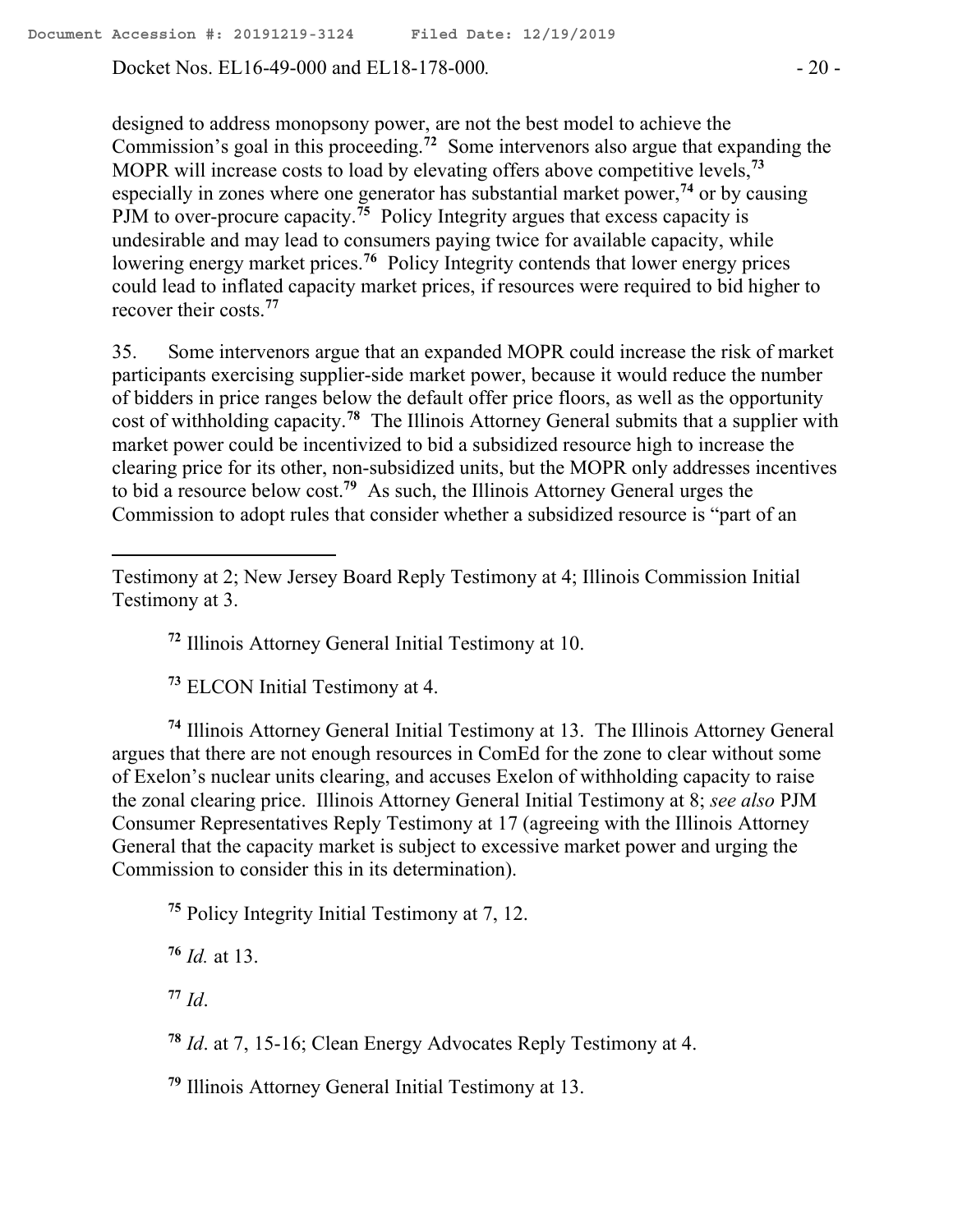designed to address monopsony power, are not the best model to achieve the Commission's goal in this proceeding.[72] Some intervenors also argue that expanding the MOPR will increase costs to load by elevating offers above competitive levels,[73] especially in zones where one generator has substantial market power,[74] or by causing PJM to over-procure capacity.[75] Policy Integrity argues that excess capacity is undesirable and may lead to consumers paying twice for available capacity, while lowering energy market prices.[76] Policy Integrity contends that lower energy prices could lead to inflated capacity market prices, if resources were required to bid higher to recover their costs.[77]

35. Some intervenors argue that an expanded MOPR could increase the risk of market participants exercising supplier-side market power, because it would reduce the number of bidders in price ranges below the default offer price floors, as well as the opportunity cost of withholding capacity.[78] The Illinois Attorney General submits that a supplier with market power could be incentivized to bid a subsidized resource high to increase the clearing price for its other, non-subsidized units, but the MOPR only addresses incentives to bid a resource below cost.[79] As such, the Illinois Attorney General urges the Commission to adopt rules that consider whether a subsidized resource is "part of an

---

Testimony at 2; New Jersey Board Reply Testimony at 4; Illinois Commission Initial Testimony at 3.

[72] Illinois Attorney General Initial Testimony at 10.

[73] ELCON Initial Testimony at 4.

[74] Illinois Attorney General Initial Testimony at 13. The Illinois Attorney General argues that there are not enough resources in ComEd for the zone to clear without some of Exelon's nuclear units clearing, and accuses Exelon of withholding capacity to raise the zonal clearing price. Illinois Attorney General Initial Testimony at 8; *see also* PJM Consumer Representatives Reply Testimony at 17 (agreeing with the Illinois Attorney General that the capacity market is subject to excessive market power and urging the Commission to consider this in its determination).

[75] Policy Integrity Initial Testimony at 7, 12.

[76] *Id.* at 13.

[77] *Id*.

[78] *Id*. at 7, 15-16; Clean Energy Advocates Reply Testimony at 4.

[79] Illinois Attorney General Initial Testimony at 13.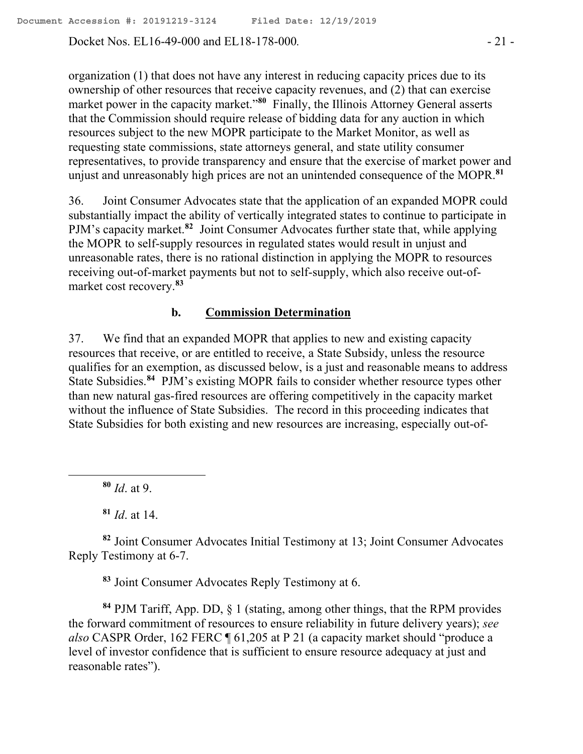organization (1) that does not have any interest in reducing capacity prices due to its ownership of other resources that receive capacity revenues, and (2) that can exercise market power in the capacity market."[80] Finally, the Illinois Attorney General asserts that the Commission should require release of bidding data for any auction in which resources subject to the new MOPR participate to the Market Monitor, as well as requesting state commissions, state attorneys general, and state utility consumer representatives, to provide transparency and ensure that the exercise of market power and unjust and unreasonably high prices are not an unintended consequence of the MOPR.[81]

36. Joint Consumer Advocates state that the application of an expanded MOPR could substantially impact the ability of vertically integrated states to continue to participate in PJM's capacity market.[82] Joint Consumer Advocates further state that, while applying the MOPR to self-supply resources in regulated states would result in unjust and unreasonable rates, there is no rational distinction in applying the MOPR to resources receiving out-of-market payments but not to self-supply, which also receive out-of-market cost recovery.[83]

### b. Commission Determination

37. We find that an expanded MOPR that applies to new and existing capacity resources that receive, or are entitled to receive, a State Subsidy, unless the resource qualifies for an exemption, as discussed below, is a just and reasonable means to address State Subsidies.[84] PJM's existing MOPR fails to consider whether resource types other than new natural gas-fired resources are offering competitively in the capacity market without the influence of State Subsidies. The record in this proceeding indicates that State Subsidies for both existing and new resources are increasing, especially out-of-

---

[80] *Id*. at 9.

[81] *Id*. at 14.

[82] Joint Consumer Advocates Initial Testimony at 13; Joint Consumer Advocates Reply Testimony at 6-7.

[83] Joint Consumer Advocates Reply Testimony at 6.

[84] PJM Tariff, App. DD, § 1 (stating, among other things, that the RPM provides the forward commitment of resources to ensure reliability in future delivery years); *see also* CASPR Order, 162 FERC ¶ 61,205 at P 21 (a capacity market should "produce a level of investor confidence that is sufficient to ensure resource adequacy at just and reasonable rates").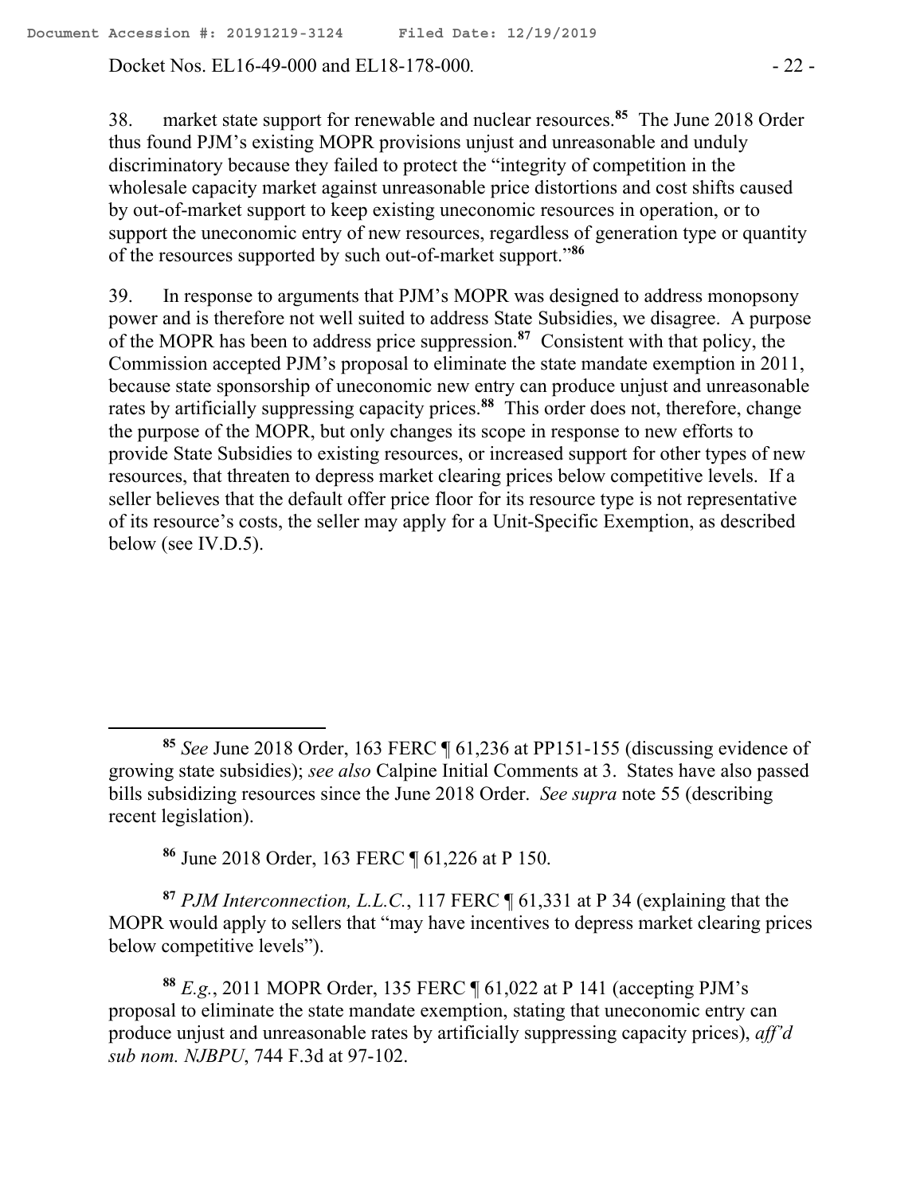38. market state support for renewable and nuclear resources.[85] The June 2018 Order thus found PJM's existing MOPR provisions unjust and unreasonable and unduly discriminatory because they failed to protect the "integrity of competition in the wholesale capacity market against unreasonable price distortions and cost shifts caused by out-of-market support to keep existing uneconomic resources in operation, or to support the uneconomic entry of new resources, regardless of generation type or quantity of the resources supported by such out-of-market support."[86]

39. In response to arguments that PJM's MOPR was designed to address monopsony power and is therefore not well suited to address State Subsidies, we disagree. A purpose of the MOPR has been to address price suppression.[87] Consistent with that policy, the Commission accepted PJM's proposal to eliminate the state mandate exemption in 2011, because state sponsorship of uneconomic new entry can produce unjust and unreasonable rates by artificially suppressing capacity prices.[88] This order does not, therefore, change the purpose of the MOPR, but only changes its scope in response to new efforts to provide State Subsidies to existing resources, or increased support for other types of new resources, that threaten to depress market clearing prices below competitive levels. If a seller believes that the default offer price floor for its resource type is not representative of its resource's costs, the seller may apply for a Unit-Specific Exemption, as described below (see IV.D.5).

---

[85] *See* June 2018 Order, 163 FERC ¶ 61,236 at PP151-155 (discussing evidence of growing state subsidies); *see also* Calpine Initial Comments at 3. States have also passed bills subsidizing resources since the June 2018 Order. *See supra* note 55 (describing recent legislation).

[86] June 2018 Order, 163 FERC ¶ 61,226 at P 150.

[87] *PJM Interconnection, L.L.C.*, 117 FERC ¶ 61,331 at P 34 (explaining that the MOPR would apply to sellers that "may have incentives to depress market clearing prices below competitive levels").

[88] *E.g.*, 2011 MOPR Order, 135 FERC ¶ 61,022 at P 141 (accepting PJM's proposal to eliminate the state mandate exemption, stating that uneconomic entry can produce unjust and unreasonable rates by artificially suppressing capacity prices), *aff'd sub nom. NJBPU*, 744 F.3d at 97-102.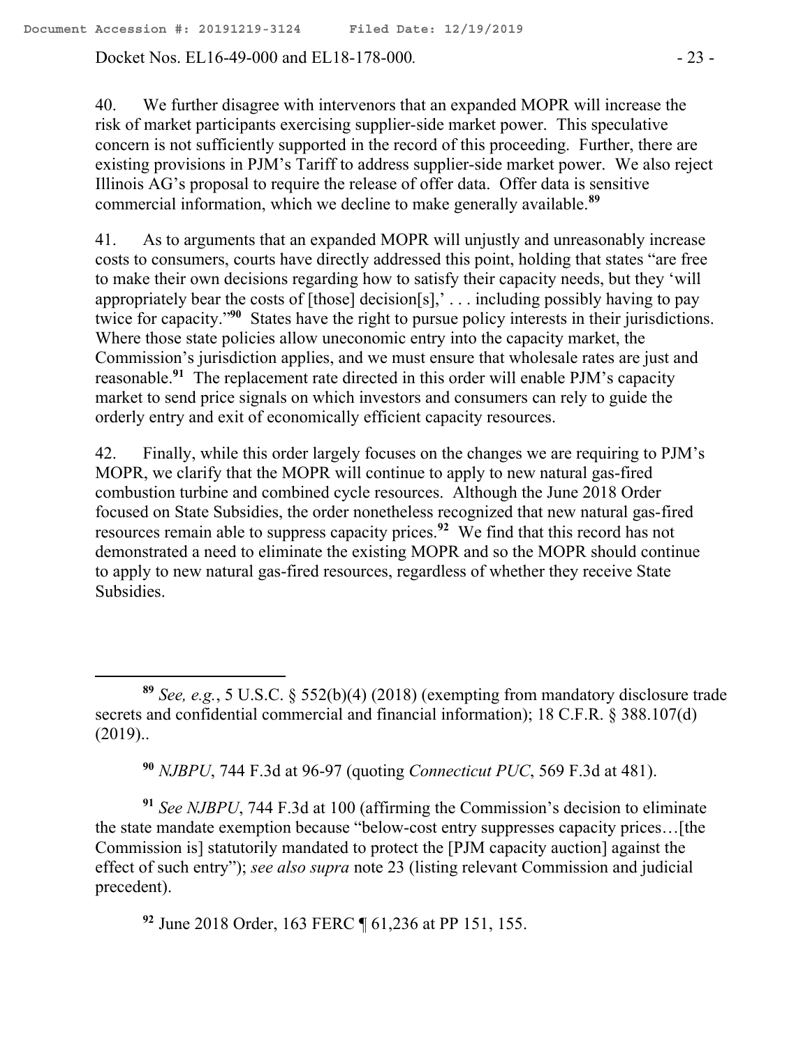40. We further disagree with intervenors that an expanded MOPR will increase the risk of market participants exercising supplier-side market power. This speculative concern is not sufficiently supported in the record of this proceeding. Further, there are existing provisions in PJM's Tariff to address supplier-side market power. We also reject Illinois AG's proposal to require the release of offer data. Offer data is sensitive commercial information, which we decline to make generally available.[89]

41. As to arguments that an expanded MOPR will unjustly and unreasonably increase costs to consumers, courts have directly addressed this point, holding that states "are free to make their own decisions regarding how to satisfy their capacity needs, but they 'will appropriately bear the costs of [those] decision[s],' . . . including possibly having to pay twice for capacity."[90] States have the right to pursue policy interests in their jurisdictions. Where those state policies allow uneconomic entry into the capacity market, the Commission's jurisdiction applies, and we must ensure that wholesale rates are just and reasonable.[91] The replacement rate directed in this order will enable PJM's capacity market to send price signals on which investors and consumers can rely to guide the orderly entry and exit of economically efficient capacity resources.

42. Finally, while this order largely focuses on the changes we are requiring to PJM's MOPR, we clarify that the MOPR will continue to apply to new natural gas-fired combustion turbine and combined cycle resources. Although the June 2018 Order focused on State Subsidies, the order nonetheless recognized that new natural gas-fired resources remain able to suppress capacity prices.[92] We find that this record has not demonstrated a need to eliminate the existing MOPR and so the MOPR should continue to apply to new natural gas-fired resources, regardless of whether they receive State Subsidies.

---

[89] *See, e.g.*, 5 U.S.C. § 552(b)(4) (2018) (exempting from mandatory disclosure trade secrets and confidential commercial and financial information); 18 C.F.R. § 388.107(d) (2019)..

[90] *NJBPU*, 744 F.3d at 96-97 (quoting *Connecticut PUC*, 569 F.3d at 481).

[91] *See NJBPU*, 744 F.3d at 100 (affirming the Commission's decision to eliminate the state mandate exemption because "below-cost entry suppresses capacity prices…[the Commission is] statutorily mandated to protect the [PJM capacity auction] against the effect of such entry"); *see also supra* note 23 (listing relevant Commission and judicial precedent).

[92] June 2018 Order, 163 FERC ¶ 61,236 at PP 151, 155.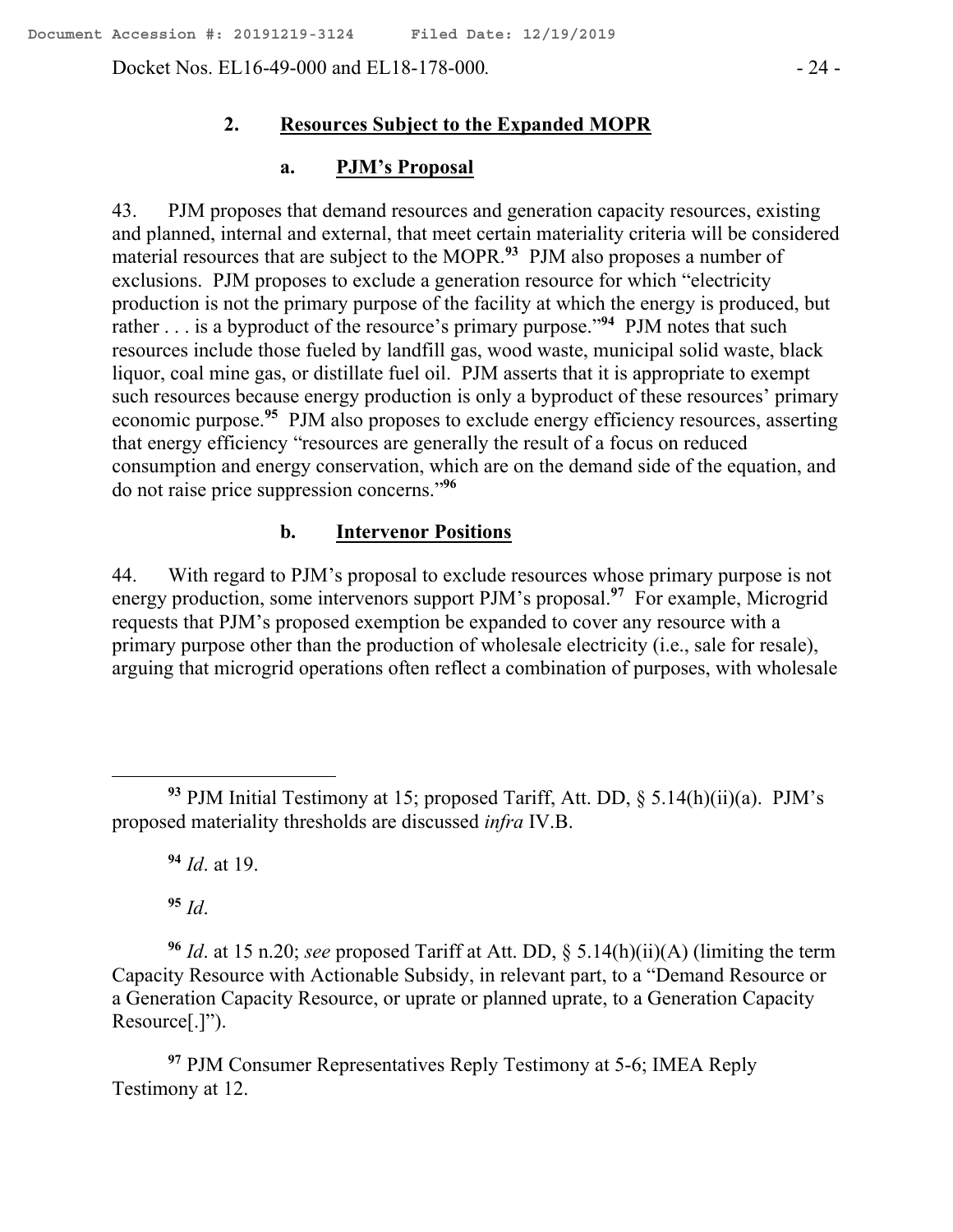### 2. Resources Subject to the Expanded MOPR

#### a. PJM's Proposal

43. PJM proposes that demand resources and generation capacity resources, existing and planned, internal and external, that meet certain materiality criteria will be considered material resources that are subject to the MOPR.[93] PJM also proposes a number of exclusions. PJM proposes to exclude a generation resource for which "electricity production is not the primary purpose of the facility at which the energy is produced, but rather . . . is a byproduct of the resource's primary purpose."[94] PJM notes that such resources include those fueled by landfill gas, wood waste, municipal solid waste, black liquor, coal mine gas, or distillate fuel oil. PJM asserts that it is appropriate to exempt such resources because energy production is only a byproduct of these resources' primary economic purpose.[95] PJM also proposes to exclude energy efficiency resources, asserting that energy efficiency "resources are generally the result of a focus on reduced consumption and energy conservation, which are on the demand side of the equation, and do not raise price suppression concerns."[96]

#### b. Intervenor Positions

44. With regard to PJM's proposal to exclude resources whose primary purpose is not energy production, some intervenors support PJM's proposal.[97] For example, Microgrid requests that PJM's proposed exemption be expanded to cover any resource with a primary purpose other than the production of wholesale electricity (i.e., sale for resale), arguing that microgrid operations often reflect a combination of purposes, with wholesale

---

[93] PJM Initial Testimony at 15; proposed Tariff, Att. DD, § 5.14(h)(ii)(a). PJM's proposed materiality thresholds are discussed *infra* IV.B.

[94] *Id*. at 19.

[95] *Id*.

[96] *Id*. at 15 n.20; *see* proposed Tariff at Att. DD, § 5.14(h)(ii)(A) (limiting the term Capacity Resource with Actionable Subsidy, in relevant part, to a "Demand Resource or a Generation Capacity Resource, or uprate or planned uprate, to a Generation Capacity Resource[.]").

[97] PJM Consumer Representatives Reply Testimony at 5-6; IMEA Reply Testimony at 12.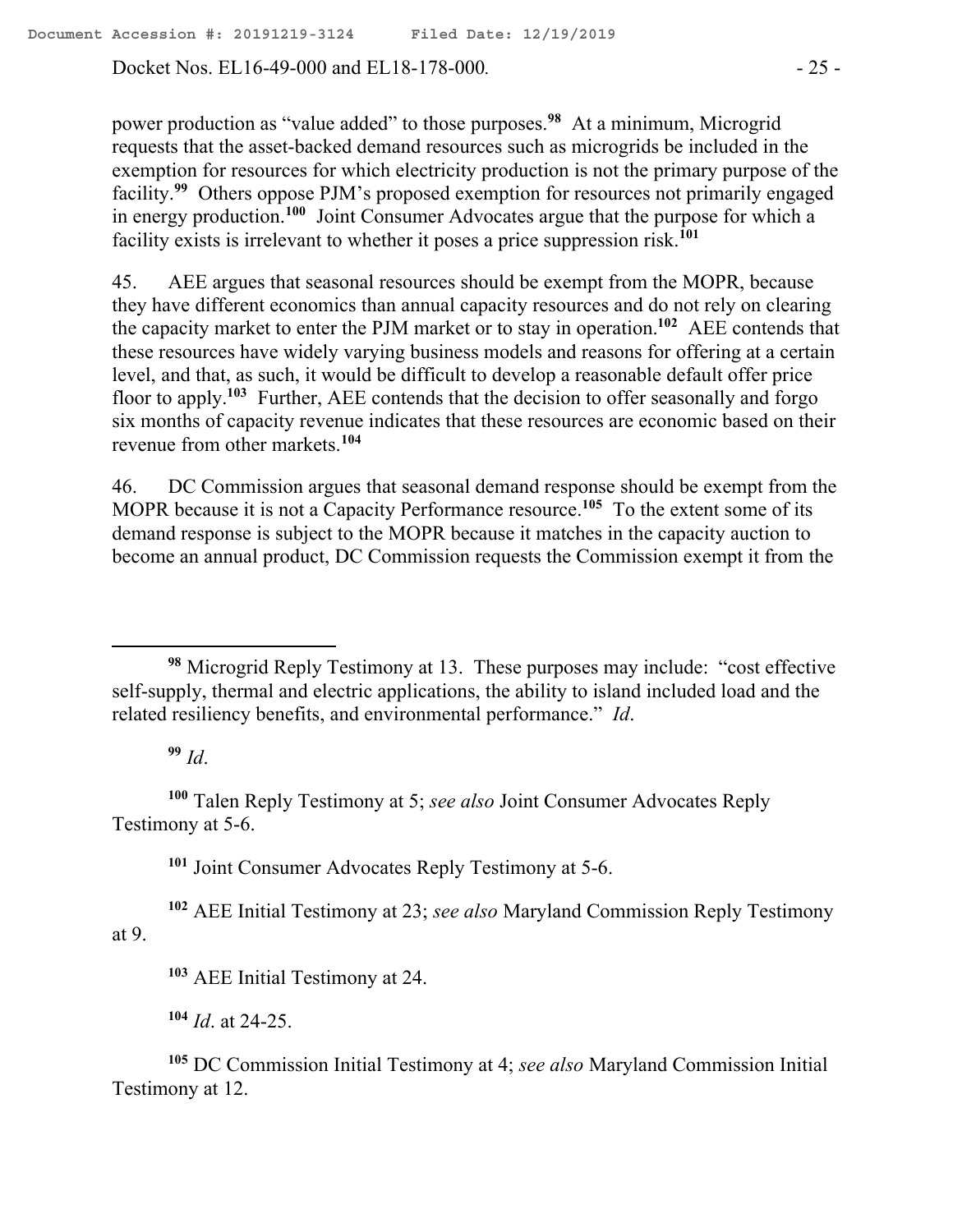power production as "value added" to those purposes.[98] At a minimum, Microgrid requests that the asset-backed demand resources such as microgrids be included in the exemption for resources for which electricity production is not the primary purpose of the facility.[99] Others oppose PJM's proposed exemption for resources not primarily engaged in energy production.[100] Joint Consumer Advocates argue that the purpose for which a facility exists is irrelevant to whether it poses a price suppression risk.[101]

45. AEE argues that seasonal resources should be exempt from the MOPR, because they have different economics than annual capacity resources and do not rely on clearing the capacity market to enter the PJM market or to stay in operation.[102] AEE contends that these resources have widely varying business models and reasons for offering at a certain level, and that, as such, it would be difficult to develop a reasonable default offer price floor to apply.[103] Further, AEE contends that the decision to offer seasonally and forgo six months of capacity revenue indicates that these resources are economic based on their revenue from other markets.[104]

46. DC Commission argues that seasonal demand response should be exempt from the MOPR because it is not a Capacity Performance resource.[105] To the extent some of its demand response is subject to the MOPR because it matches in the capacity auction to become an annual product, DC Commission requests the Commission exempt it from the

---

[98] Microgrid Reply Testimony at 13. These purposes may include: "cost effective self-supply, thermal and electric applications, the ability to island included load and the related resiliency benefits, and environmental performance." *Id*.

[99] *Id*.

[100] Talen Reply Testimony at 5; *see also* Joint Consumer Advocates Reply Testimony at 5-6.

[101] Joint Consumer Advocates Reply Testimony at 5-6.

[102] AEE Initial Testimony at 23; *see also* Maryland Commission Reply Testimony at 9.

[103] AEE Initial Testimony at 24.

[104] *Id*. at 24-25.

[105] DC Commission Initial Testimony at 4; *see also* Maryland Commission Initial Testimony at 12.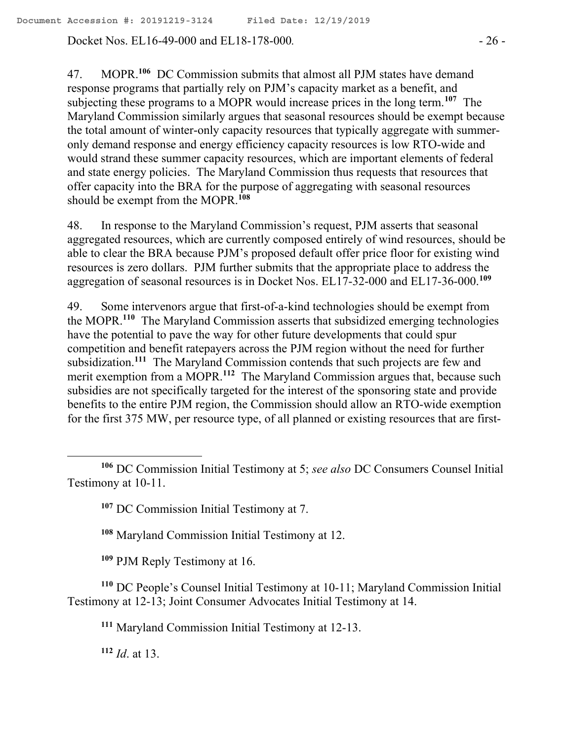47. MOPR.[106] DC Commission submits that almost all PJM states have demand response programs that partially rely on PJM's capacity market as a benefit, and subjecting these programs to a MOPR would increase prices in the long term.[107] The Maryland Commission similarly argues that seasonal resources should be exempt because the total amount of winter-only capacity resources that typically aggregate with summer-only demand response and energy efficiency capacity resources is low RTO-wide and would strand these summer capacity resources, which are important elements of federal and state energy policies. The Maryland Commission thus requests that resources that offer capacity into the BRA for the purpose of aggregating with seasonal resources should be exempt from the MOPR.[108]

48. In response to the Maryland Commission's request, PJM asserts that seasonal aggregated resources, which are currently composed entirely of wind resources, should be able to clear the BRA because PJM's proposed default offer price floor for existing wind resources is zero dollars. PJM further submits that the appropriate place to address the aggregation of seasonal resources is in Docket Nos. EL17-32-000 and EL17-36-000.[109]

49. Some intervenors argue that first-of-a-kind technologies should be exempt from the MOPR.[110] The Maryland Commission asserts that subsidized emerging technologies have the potential to pave the way for other future developments that could spur competition and benefit ratepayers across the PJM region without the need for further subsidization.[111] The Maryland Commission contends that such projects are few and merit exemption from a MOPR.[112] The Maryland Commission argues that, because such subsidies are not specifically targeted for the interest of the sponsoring state and provide benefits to the entire PJM region, the Commission should allow an RTO-wide exemption for the first 375 MW, per resource type, of all planned or existing resources that are first-

---

[106] DC Commission Initial Testimony at 5; *see also* DC Consumers Counsel Initial Testimony at 10-11.

[107] DC Commission Initial Testimony at 7.

[108] Maryland Commission Initial Testimony at 12.

[109] PJM Reply Testimony at 16.

[110] DC People's Counsel Initial Testimony at 10-11; Maryland Commission Initial Testimony at 12-13; Joint Consumer Advocates Initial Testimony at 14.

[111] Maryland Commission Initial Testimony at 12-13.

[112] *Id*. at 13.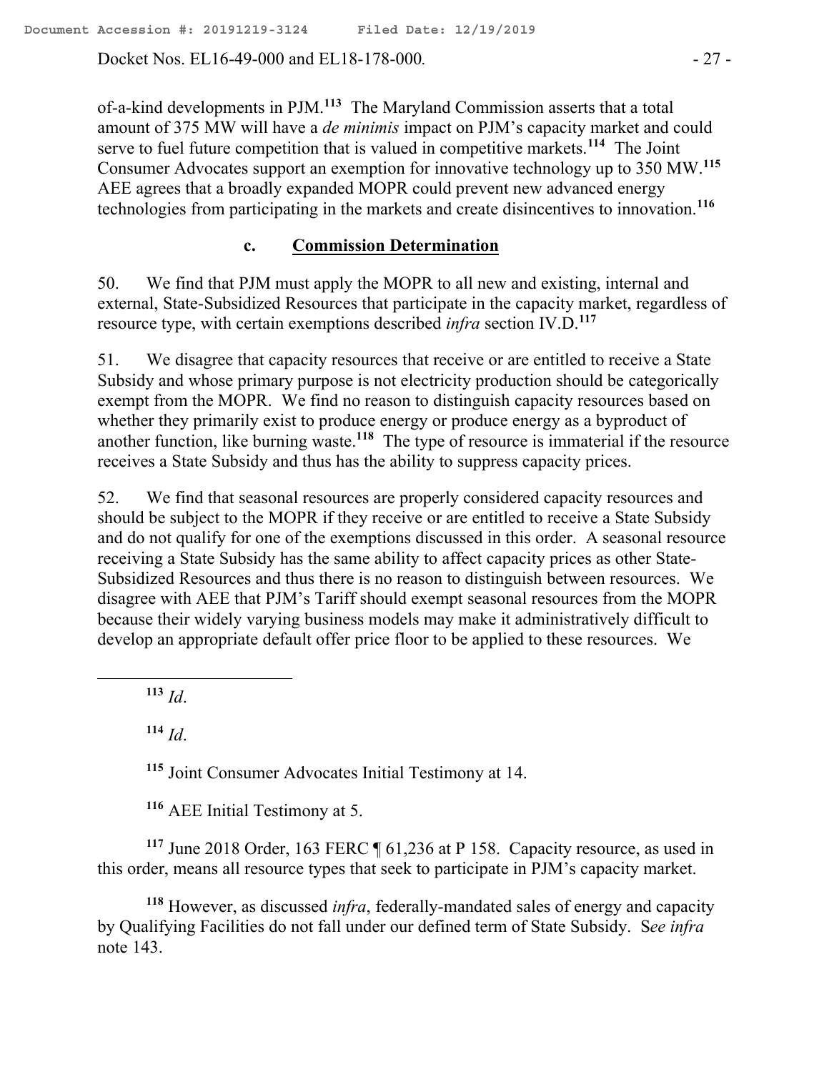of-a-kind developments in PJM.[113] The Maryland Commission asserts that a total amount of 375 MW will have a *de minimis* impact on PJM's capacity market and could serve to fuel future competition that is valued in competitive markets.[114] The Joint Consumer Advocates support an exemption for innovative technology up to 350 MW.[115] AEE agrees that a broadly expanded MOPR could prevent new advanced energy technologies from participating in the markets and create disincentives to innovation.[116]

### c. **Commission Determination**

50. We find that PJM must apply the MOPR to all new and existing, internal and external, State-Subsidized Resources that participate in the capacity market, regardless of resource type, with certain exemptions described *infra* section IV.D.[117]

51. We disagree that capacity resources that receive or are entitled to receive a State Subsidy and whose primary purpose is not electricity production should be categorically exempt from the MOPR. We find no reason to distinguish capacity resources based on whether they primarily exist to produce energy or produce energy as a byproduct of another function, like burning waste.[118] The type of resource is immaterial if the resource receives a State Subsidy and thus has the ability to suppress capacity prices.

52. We find that seasonal resources are properly considered capacity resources and should be subject to the MOPR if they receive or are entitled to receive a State Subsidy and do not qualify for one of the exemptions discussed in this order. A seasonal resource receiving a State Subsidy has the same ability to affect capacity prices as other State-Subsidized Resources and thus there is no reason to distinguish between resources. We disagree with AEE that PJM's Tariff should exempt seasonal resources from the MOPR because their widely varying business models may make it administratively difficult to develop an appropriate default offer price floor to be applied to these resources. We

---

[113] *Id*.

[114] *Id*.

[115] Joint Consumer Advocates Initial Testimony at 14.

[116] AEE Initial Testimony at 5.

[117] June 2018 Order, 163 FERC ¶ 61,236 at P 158. Capacity resource, as used in this order, means all resource types that seek to participate in PJM's capacity market.

[118] However, as discussed *infra*, federally-mandated sales of energy and capacity by Qualifying Facilities do not fall under our defined term of State Subsidy. S*ee infra* note 143.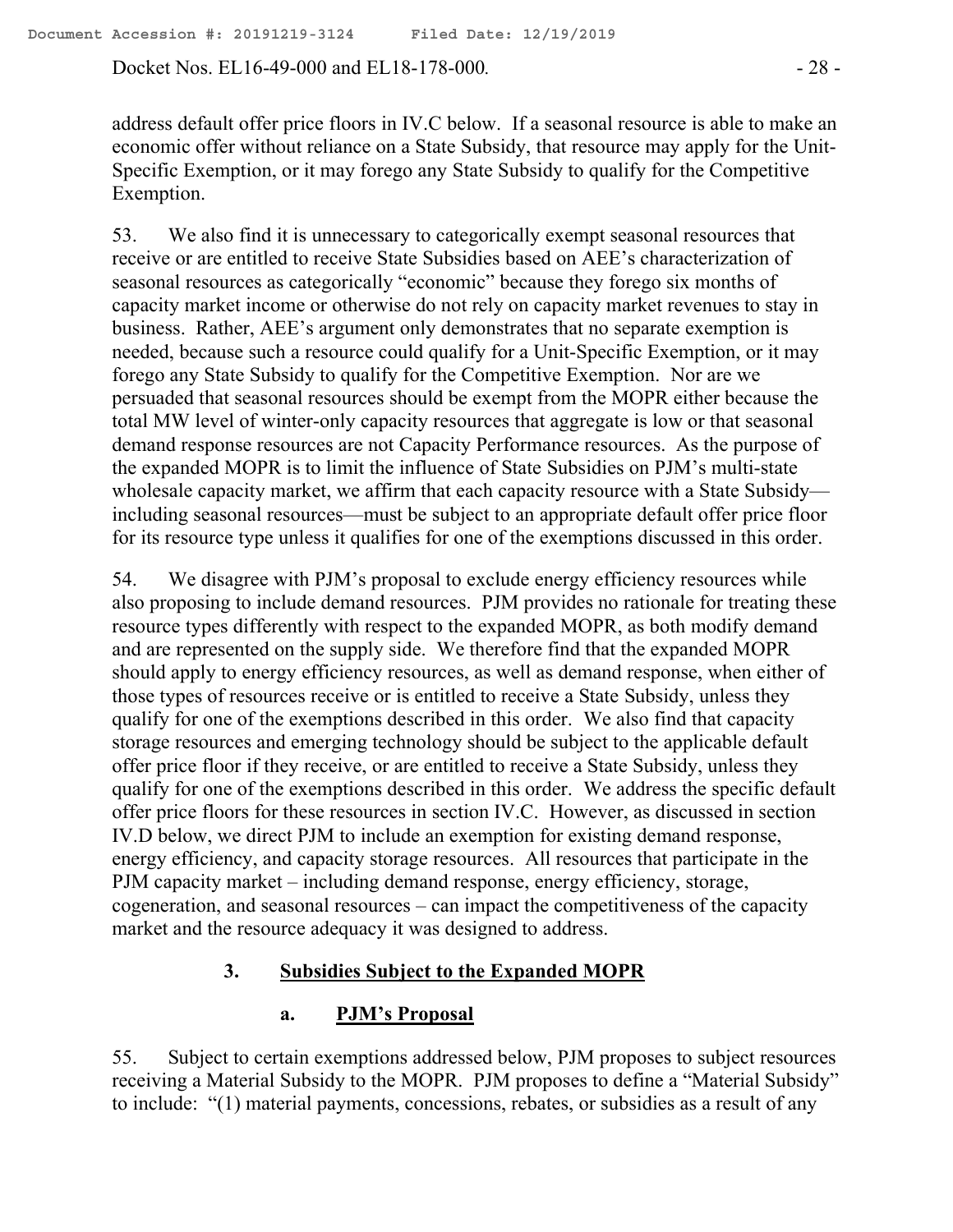address default offer price floors in IV.C below. If a seasonal resource is able to make an economic offer without reliance on a State Subsidy, that resource may apply for the Unit-Specific Exemption, or it may forego any State Subsidy to qualify for the Competitive Exemption.

53. We also find it is unnecessary to categorically exempt seasonal resources that receive or are entitled to receive State Subsidies based on AEE's characterization of seasonal resources as categorically "economic" because they forego six months of capacity market income or otherwise do not rely on capacity market revenues to stay in business. Rather, AEE's argument only demonstrates that no separate exemption is needed, because such a resource could qualify for a Unit-Specific Exemption, or it may forego any State Subsidy to qualify for the Competitive Exemption. Nor are we persuaded that seasonal resources should be exempt from the MOPR either because the total MW level of winter-only capacity resources that aggregate is low or that seasonal demand response resources are not Capacity Performance resources. As the purpose of the expanded MOPR is to limit the influence of State Subsidies on PJM's multi-state wholesale capacity market, we affirm that each capacity resource with a State Subsidy—including seasonal resources—must be subject to an appropriate default offer price floor for its resource type unless it qualifies for one of the exemptions discussed in this order.

54. We disagree with PJM's proposal to exclude energy efficiency resources while also proposing to include demand resources. PJM provides no rationale for treating these resource types differently with respect to the expanded MOPR, as both modify demand and are represented on the supply side. We therefore find that the expanded MOPR should apply to energy efficiency resources, as well as demand response, when either of those types of resources receive or is entitled to receive a State Subsidy, unless they qualify for one of the exemptions described in this order. We also find that capacity storage resources and emerging technology should be subject to the applicable default offer price floor if they receive, or are entitled to receive a State Subsidy, unless they qualify for one of the exemptions described in this order. We address the specific default offer price floors for these resources in section IV.C. However, as discussed in section IV.D below, we direct PJM to include an exemption for existing demand response, energy efficiency, and capacity storage resources. All resources that participate in the PJM capacity market – including demand response, energy efficiency, storage, cogeneration, and seasonal resources – can impact the competitiveness of the capacity market and the resource adequacy it was designed to address.

### 3. <u>Subsidies Subject to the Expanded MOPR</u>

#### a. <u>PJM's Proposal</u>

55. Subject to certain exemptions addressed below, PJM proposes to subject resources receiving a Material Subsidy to the MOPR. PJM proposes to define a "Material Subsidy" to include: "(1) material payments, concessions, rebates, or subsidies as a result of any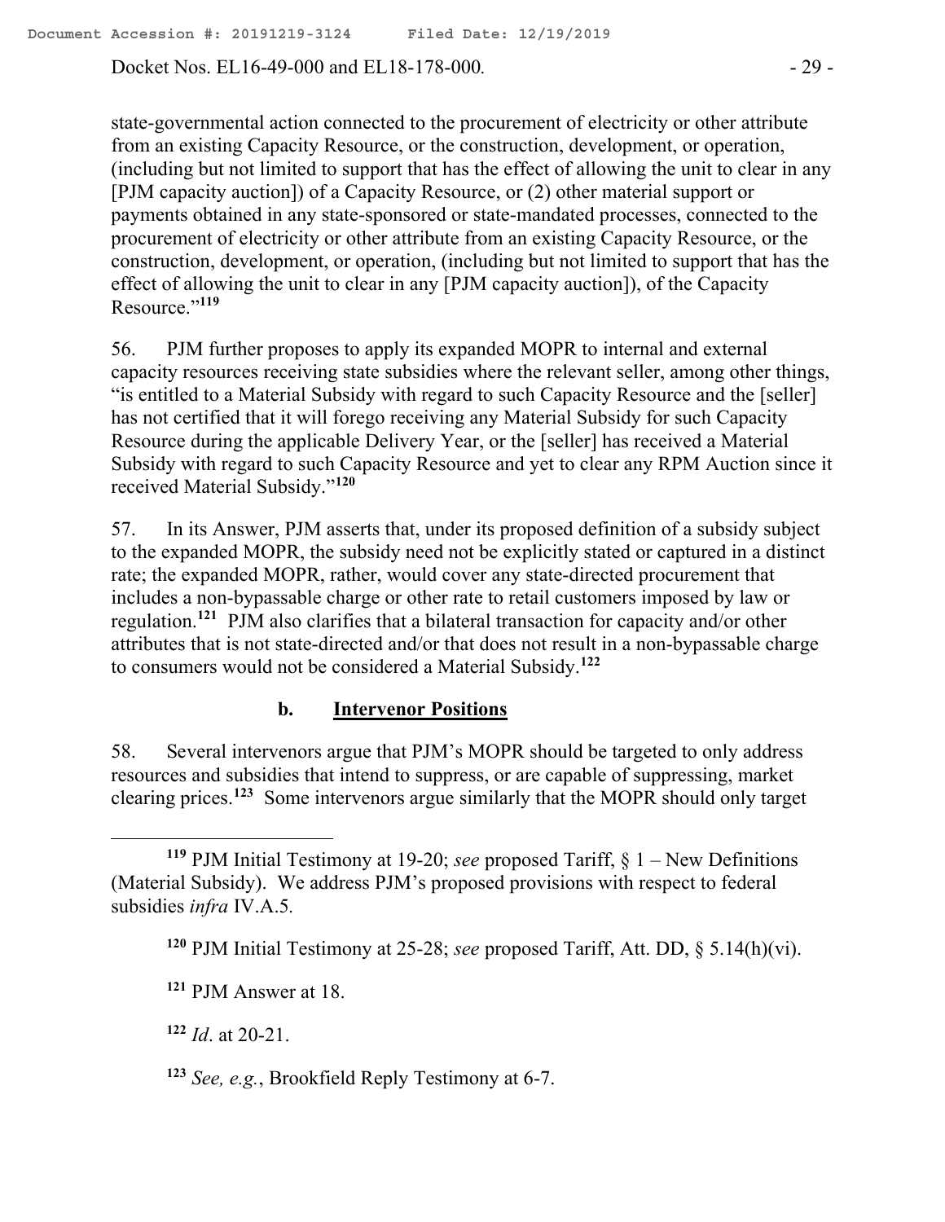state-governmental action connected to the procurement of electricity or other attribute from an existing Capacity Resource, or the construction, development, or operation, (including but not limited to support that has the effect of allowing the unit to clear in any [PJM capacity auction]) of a Capacity Resource, or (2) other material support or payments obtained in any state-sponsored or state-mandated processes, connected to the procurement of electricity or other attribute from an existing Capacity Resource, or the construction, development, or operation, (including but not limited to support that has the effect of allowing the unit to clear in any [PJM capacity auction]), of the Capacity Resource."[119]

56. PJM further proposes to apply its expanded MOPR to internal and external capacity resources receiving state subsidies where the relevant seller, among other things, "is entitled to a Material Subsidy with regard to such Capacity Resource and the [seller] has not certified that it will forego receiving any Material Subsidy for such Capacity Resource during the applicable Delivery Year, or the [seller] has received a Material Subsidy with regard to such Capacity Resource and yet to clear any RPM Auction since it received Material Subsidy."[120]

57. In its Answer, PJM asserts that, under its proposed definition of a subsidy subject to the expanded MOPR, the subsidy need not be explicitly stated or captured in a distinct rate; the expanded MOPR, rather, would cover any state-directed procurement that includes a non-bypassable charge or other rate to retail customers imposed by law or regulation.[121] PJM also clarifies that a bilateral transaction for capacity and/or other attributes that is not state-directed and/or that does not result in a non-bypassable charge to consumers would not be considered a Material Subsidy.[122]

### b. Intervenor Positions

58. Several intervenors argue that PJM's MOPR should be targeted to only address resources and subsidies that intend to suppress, or are capable of suppressing, market clearing prices.[123] Some intervenors argue similarly that the MOPR should only target

---

[119] PJM Initial Testimony at 19-20; *see* proposed Tariff, § 1 – New Definitions (Material Subsidy). We address PJM's proposed provisions with respect to federal subsidies *infra* IV.A.5.

[120] PJM Initial Testimony at 25-28; *see* proposed Tariff, Att. DD, § 5.14(h)(vi).

[121] PJM Answer at 18.

[122] *Id*. at 20-21.

[123] *See, e.g.*, Brookfield Reply Testimony at 6-7.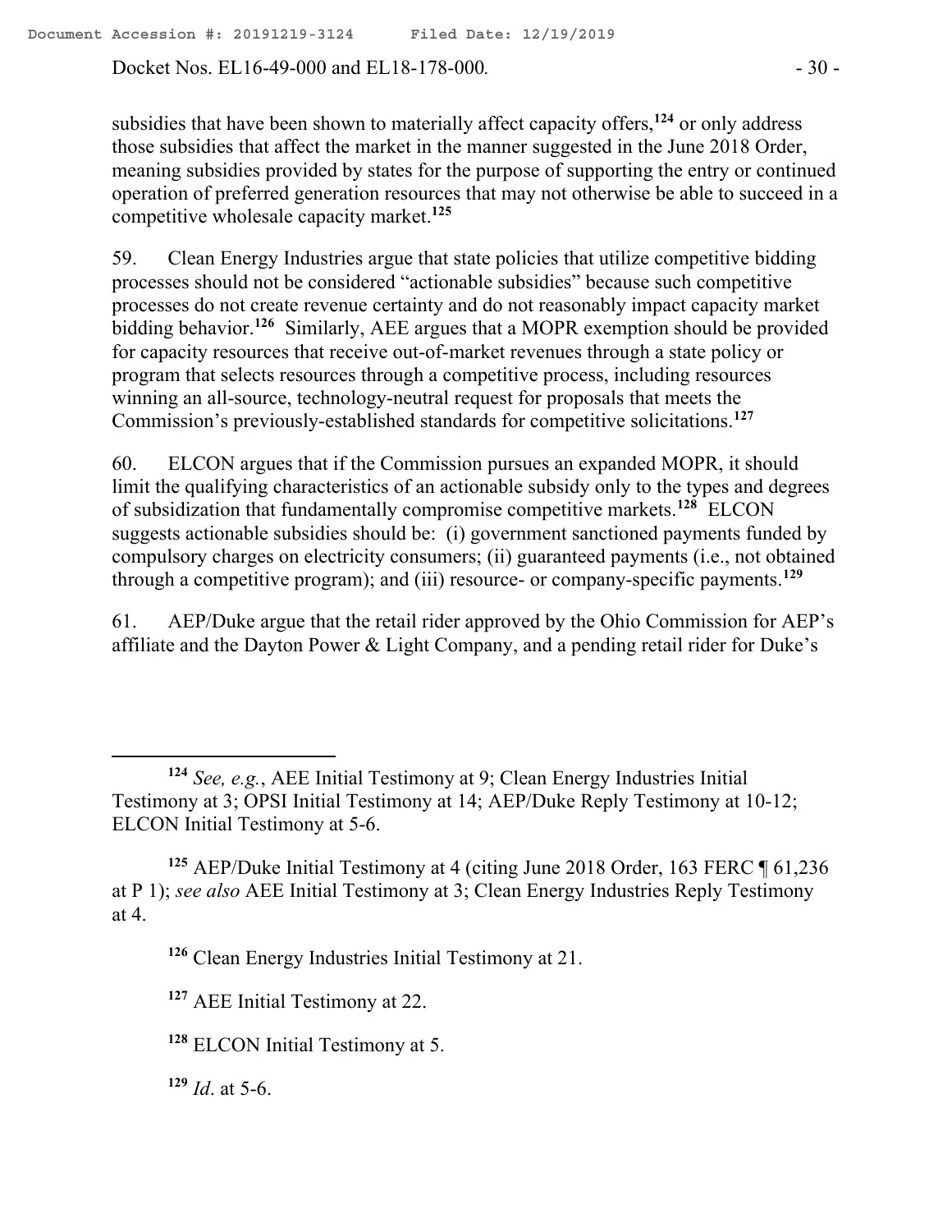subsidies that have been shown to materially affect capacity offers,[124] or only address those subsidies that affect the market in the manner suggested in the June 2018 Order, meaning subsidies provided by states for the purpose of supporting the entry or continued operation of preferred generation resources that may not otherwise be able to succeed in a competitive wholesale capacity market.[125]

59. Clean Energy Industries argue that state policies that utilize competitive bidding processes should not be considered "actionable subsidies" because such competitive processes do not create revenue certainty and do not reasonably impact capacity market bidding behavior.[126] Similarly, AEE argues that a MOPR exemption should be provided for capacity resources that receive out-of-market revenues through a state policy or program that selects resources through a competitive process, including resources winning an all-source, technology-neutral request for proposals that meets the Commission's previously-established standards for competitive solicitations.[127]

60. ELCON argues that if the Commission pursues an expanded MOPR, it should limit the qualifying characteristics of an actionable subsidy only to the types and degrees of subsidization that fundamentally compromise competitive markets.[128] ELCON suggests actionable subsidies should be: (i) government sanctioned payments funded by compulsory charges on electricity consumers; (ii) guaranteed payments (i.e., not obtained through a competitive program); and (iii) resource- or company-specific payments.[129]

61. AEP/Duke argue that the retail rider approved by the Ohio Commission for AEP's affiliate and the Dayton Power & Light Company, and a pending retail rider for Duke's

---

[124] *See, e.g.*, AEE Initial Testimony at 9; Clean Energy Industries Initial Testimony at 3; OPSI Initial Testimony at 14; AEP/Duke Reply Testimony at 10-12; ELCON Initial Testimony at 5-6.

[125] AEP/Duke Initial Testimony at 4 (citing June 2018 Order, 163 FERC ¶ 61,236 at P 1); *see also* AEE Initial Testimony at 3; Clean Energy Industries Reply Testimony at 4.

[126] Clean Energy Industries Initial Testimony at 21.

[127] AEE Initial Testimony at 22.

[128] ELCON Initial Testimony at 5.

[129] *Id*. at 5-6.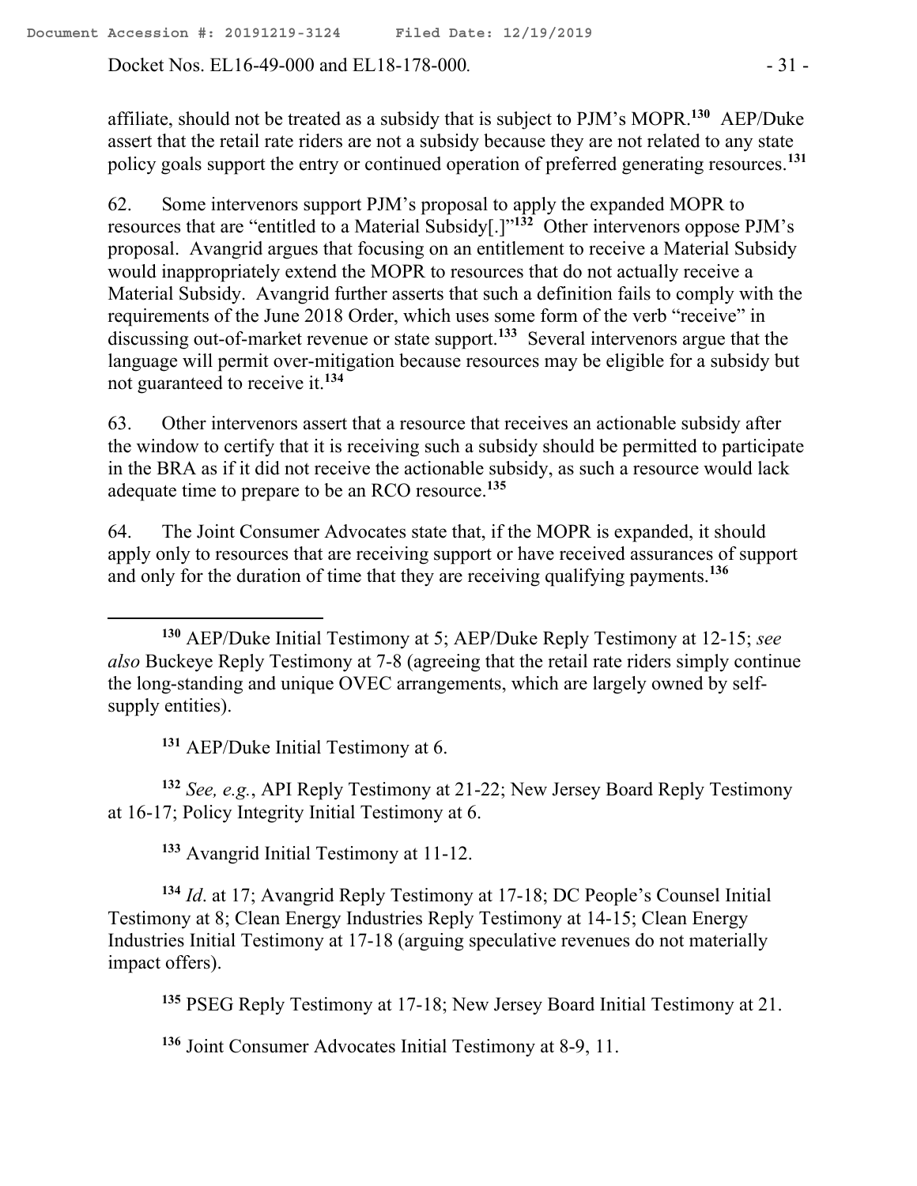affiliate, should not be treated as a subsidy that is subject to PJM's MOPR.[130] AEP/Duke assert that the retail rate riders are not a subsidy because they are not related to any state policy goals support the entry or continued operation of preferred generating resources.[131]

62. Some intervenors support PJM's proposal to apply the expanded MOPR to resources that are "entitled to a Material Subsidy[.]"[132] Other intervenors oppose PJM's proposal. Avangrid argues that focusing on an entitlement to receive a Material Subsidy would inappropriately extend the MOPR to resources that do not actually receive a Material Subsidy. Avangrid further asserts that such a definition fails to comply with the requirements of the June 2018 Order, which uses some form of the verb "receive" in discussing out-of-market revenue or state support.[133] Several intervenors argue that the language will permit over-mitigation because resources may be eligible for a subsidy but not guaranteed to receive it.[134]

63. Other intervenors assert that a resource that receives an actionable subsidy after the window to certify that it is receiving such a subsidy should be permitted to participate in the BRA as if it did not receive the actionable subsidy, as such a resource would lack adequate time to prepare to be an RCO resource.[135]

64. The Joint Consumer Advocates state that, if the MOPR is expanded, it should apply only to resources that are receiving support or have received assurances of support and only for the duration of time that they are receiving qualifying payments.[136]

---

[130] AEP/Duke Initial Testimony at 5; AEP/Duke Reply Testimony at 12-15; *see also* Buckeye Reply Testimony at 7-8 (agreeing that the retail rate riders simply continue the long-standing and unique OVEC arrangements, which are largely owned by self-supply entities).

[131] AEP/Duke Initial Testimony at 6.

[132] *See, e.g.*, API Reply Testimony at 21-22; New Jersey Board Reply Testimony at 16-17; Policy Integrity Initial Testimony at 6.

[133] Avangrid Initial Testimony at 11-12.

[134] *Id*. at 17; Avangrid Reply Testimony at 17-18; DC People's Counsel Initial Testimony at 8; Clean Energy Industries Reply Testimony at 14-15; Clean Energy Industries Initial Testimony at 17-18 (arguing speculative revenues do not materially impact offers).

[135] PSEG Reply Testimony at 17-18; New Jersey Board Initial Testimony at 21.

[136] Joint Consumer Advocates Initial Testimony at 8-9, 11.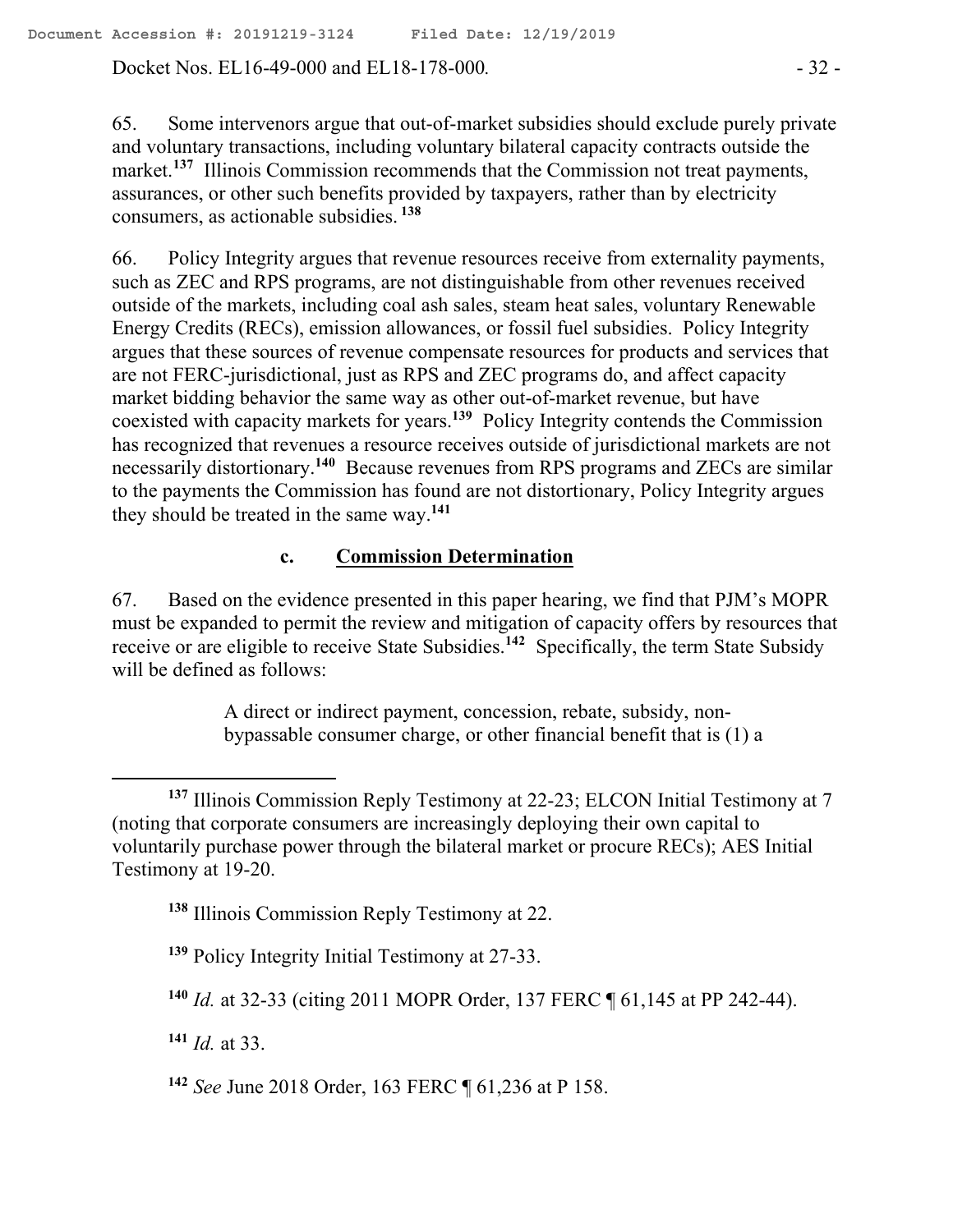65. Some intervenors argue that out-of-market subsidies should exclude purely private and voluntary transactions, including voluntary bilateral capacity contracts outside the market.[137] Illinois Commission recommends that the Commission not treat payments, assurances, or other such benefits provided by taxpayers, rather than by electricity consumers, as actionable subsidies.[138]

66. Policy Integrity argues that revenue resources receive from externality payments, such as ZEC and RPS programs, are not distinguishable from other revenues received outside of the markets, including coal ash sales, steam heat sales, voluntary Renewable Energy Credits (RECs), emission allowances, or fossil fuel subsidies. Policy Integrity argues that these sources of revenue compensate resources for products and services that are not FERC-jurisdictional, just as RPS and ZEC programs do, and affect capacity market bidding behavior the same way as other out-of-market revenue, but have coexisted with capacity markets for years.[139] Policy Integrity contends the Commission has recognized that revenues a resource receives outside of jurisdictional markets are not necessarily distortionary.[140] Because revenues from RPS programs and ZECs are similar to the payments the Commission has found are not distortionary, Policy Integrity argues they should be treated in the same way.[141]

### c. Commission Determination

67. Based on the evidence presented in this paper hearing, we find that PJM's MOPR must be expanded to permit the review and mitigation of capacity offers by resources that receive or are eligible to receive State Subsidies.[142] Specifically, the term State Subsidy will be defined as follows:

> A direct or indirect payment, concession, rebate, subsidy, non-bypassable consumer charge, or other financial benefit that is (1) a

---

[137] Illinois Commission Reply Testimony at 22-23; ELCON Initial Testimony at 7 (noting that corporate consumers are increasingly deploying their own capital to voluntarily purchase power through the bilateral market or procure RECs); AES Initial Testimony at 19-20.

[138] Illinois Commission Reply Testimony at 22.

[139] Policy Integrity Initial Testimony at 27-33.

[140] *Id.* at 32-33 (citing 2011 MOPR Order, 137 FERC ¶ 61,145 at PP 242-44).

[141] *Id.* at 33.

[142] *See* June 2018 Order, 163 FERC ¶ 61,236 at P 158.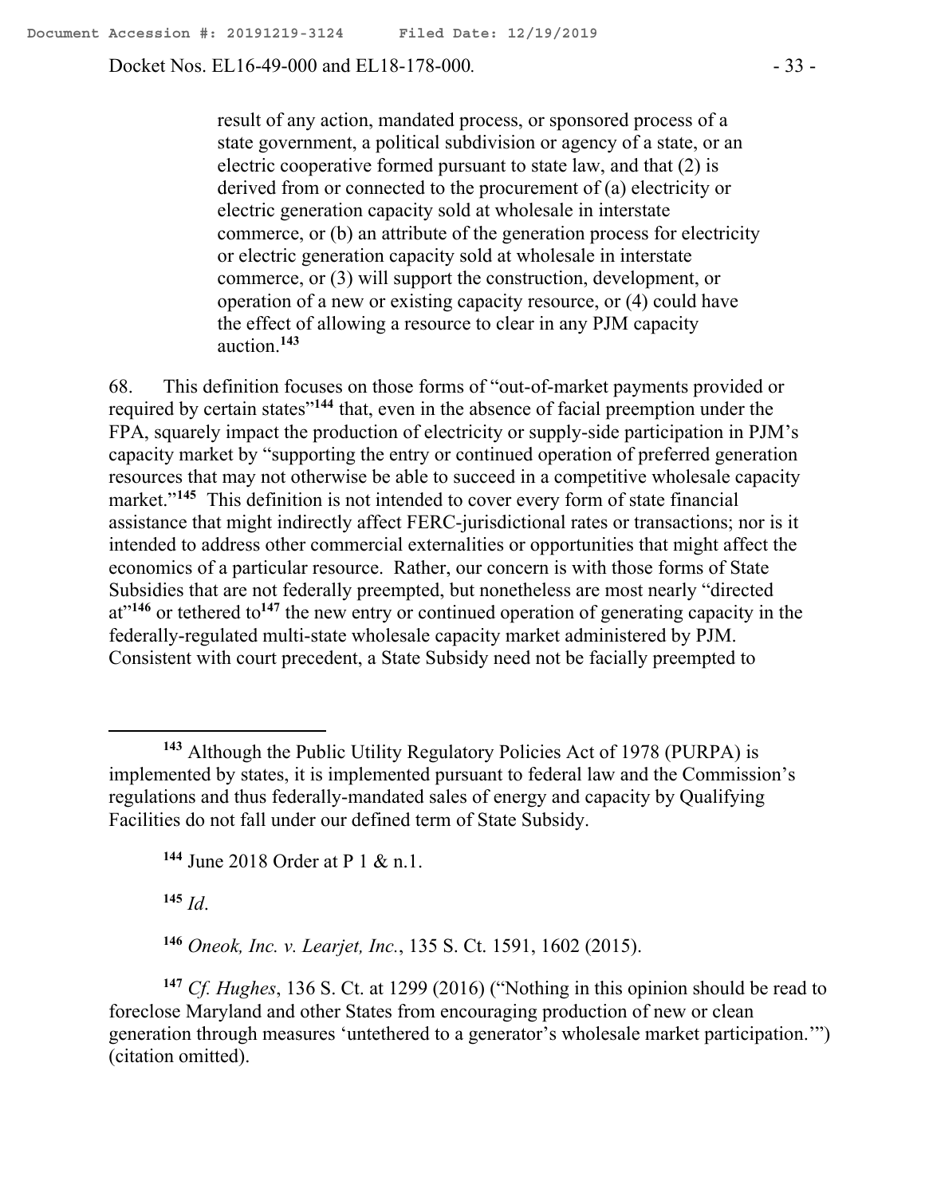> result of any action, mandated process, or sponsored process of a state government, a political subdivision or agency of a state, or an electric cooperative formed pursuant to state law, and that (2) is derived from or connected to the procurement of (a) electricity or electric generation capacity sold at wholesale in interstate commerce, or (b) an attribute of the generation process for electricity or electric generation capacity sold at wholesale in interstate commerce, or (3) will support the construction, development, or operation of a new or existing capacity resource, or (4) could have the effect of allowing a resource to clear in any PJM capacity auction.[143]

68. This definition focuses on those forms of "out-of-market payments provided or required by certain states"[144] that, even in the absence of facial preemption under the FPA, squarely impact the production of electricity or supply-side participation in PJM's capacity market by "supporting the entry or continued operation of preferred generation resources that may not otherwise be able to succeed in a competitive wholesale capacity market."[145] This definition is not intended to cover every form of state financial assistance that might indirectly affect FERC-jurisdictional rates or transactions; nor is it intended to address other commercial externalities or opportunities that might affect the economics of a particular resource. Rather, our concern is with those forms of State Subsidies that are not federally preempted, but nonetheless are most nearly "directed at"[146] or tethered to[147] the new entry or continued operation of generating capacity in the federally-regulated multi-state wholesale capacity market administered by PJM. Consistent with court precedent, a State Subsidy need not be facially preempted to

---

[143] Although the Public Utility Regulatory Policies Act of 1978 (PURPA) is implemented by states, it is implemented pursuant to federal law and the Commission's regulations and thus federally-mandated sales of energy and capacity by Qualifying Facilities do not fall under our defined term of State Subsidy.

[144] June 2018 Order at P 1 & n.1.

[145] *Id*.

[146] *Oneok, Inc. v. Learjet, Inc.*, 135 S. Ct. 1591, 1602 (2015).

[147] *Cf. Hughes*, 136 S. Ct. at 1299 (2016) ("Nothing in this opinion should be read to foreclose Maryland and other States from encouraging production of new or clean generation through measures 'untethered to a generator's wholesale market participation.'") (citation omitted).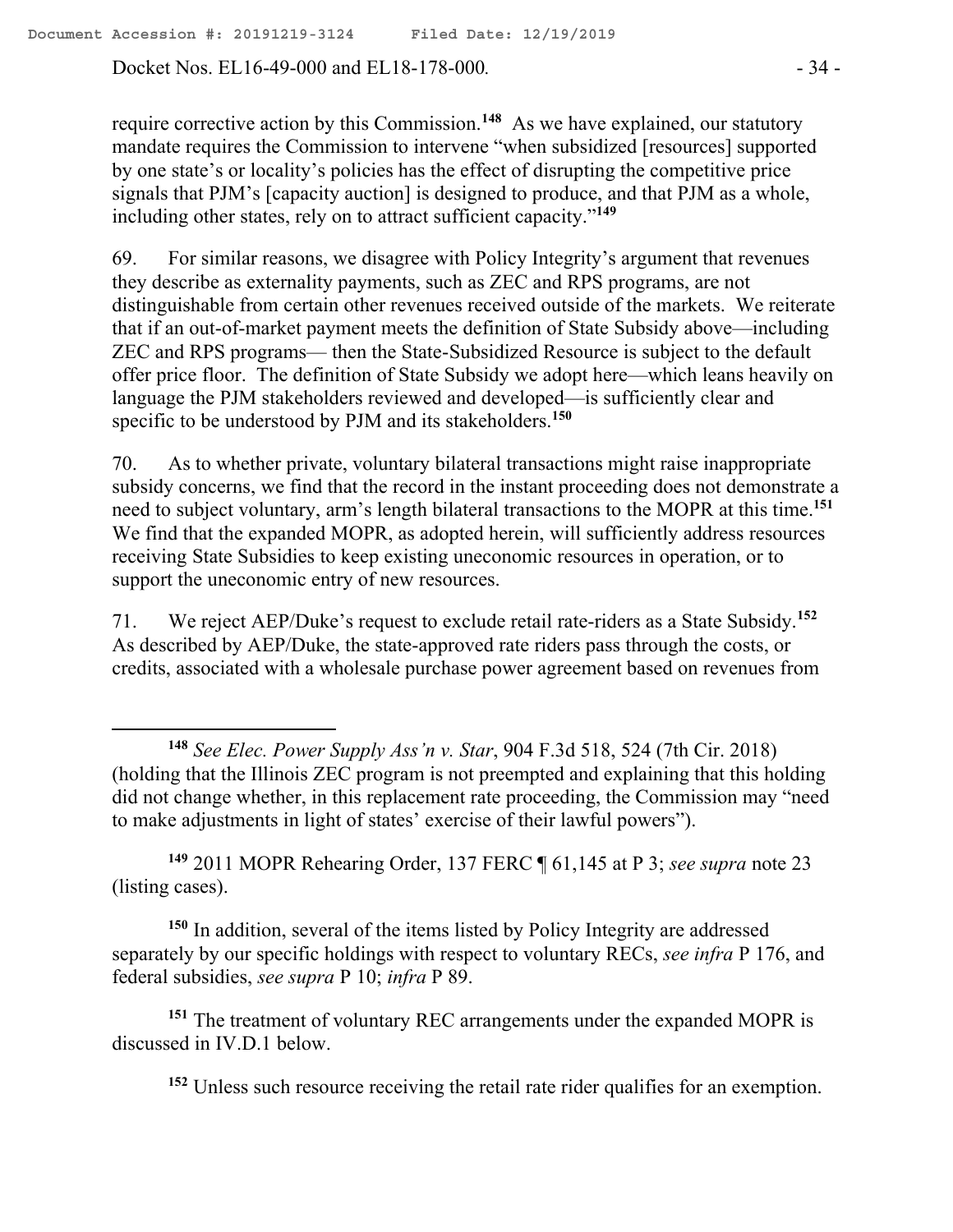require corrective action by this Commission.[148] As we have explained, our statutory mandate requires the Commission to intervene "when subsidized [resources] supported by one state's or locality's policies has the effect of disrupting the competitive price signals that PJM's [capacity auction] is designed to produce, and that PJM as a whole, including other states, rely on to attract sufficient capacity."[149]

69. For similar reasons, we disagree with Policy Integrity's argument that revenues they describe as externality payments, such as ZEC and RPS programs, are not distinguishable from certain other revenues received outside of the markets. We reiterate that if an out-of-market payment meets the definition of State Subsidy above—including ZEC and RPS programs— then the State-Subsidized Resource is subject to the default offer price floor. The definition of State Subsidy we adopt here—which leans heavily on language the PJM stakeholders reviewed and developed—is sufficiently clear and specific to be understood by PJM and its stakeholders.[150]

70. As to whether private, voluntary bilateral transactions might raise inappropriate subsidy concerns, we find that the record in the instant proceeding does not demonstrate a need to subject voluntary, arm's length bilateral transactions to the MOPR at this time.[151] We find that the expanded MOPR, as adopted herein, will sufficiently address resources receiving State Subsidies to keep existing uneconomic resources in operation, or to support the uneconomic entry of new resources.

71. We reject AEP/Duke's request to exclude retail rate-riders as a State Subsidy.[152] As described by AEP/Duke, the state-approved rate riders pass through the costs, or credits, associated with a wholesale purchase power agreement based on revenues from

---

[148] *See Elec. Power Supply Ass'n v. Star*, 904 F.3d 518, 524 (7th Cir. 2018) (holding that the Illinois ZEC program is not preempted and explaining that this holding did not change whether, in this replacement rate proceeding, the Commission may "need to make adjustments in light of states' exercise of their lawful powers").

[149] 2011 MOPR Rehearing Order, 137 FERC ¶ 61,145 at P 3; *see supra* note 23 (listing cases).

[150] In addition, several of the items listed by Policy Integrity are addressed separately by our specific holdings with respect to voluntary RECs, *see infra* P 176, and federal subsidies, *see supra* P 10; *infra* P 89.

[151] The treatment of voluntary REC arrangements under the expanded MOPR is discussed in IV.D.1 below.

[152] Unless such resource receiving the retail rate rider qualifies for an exemption.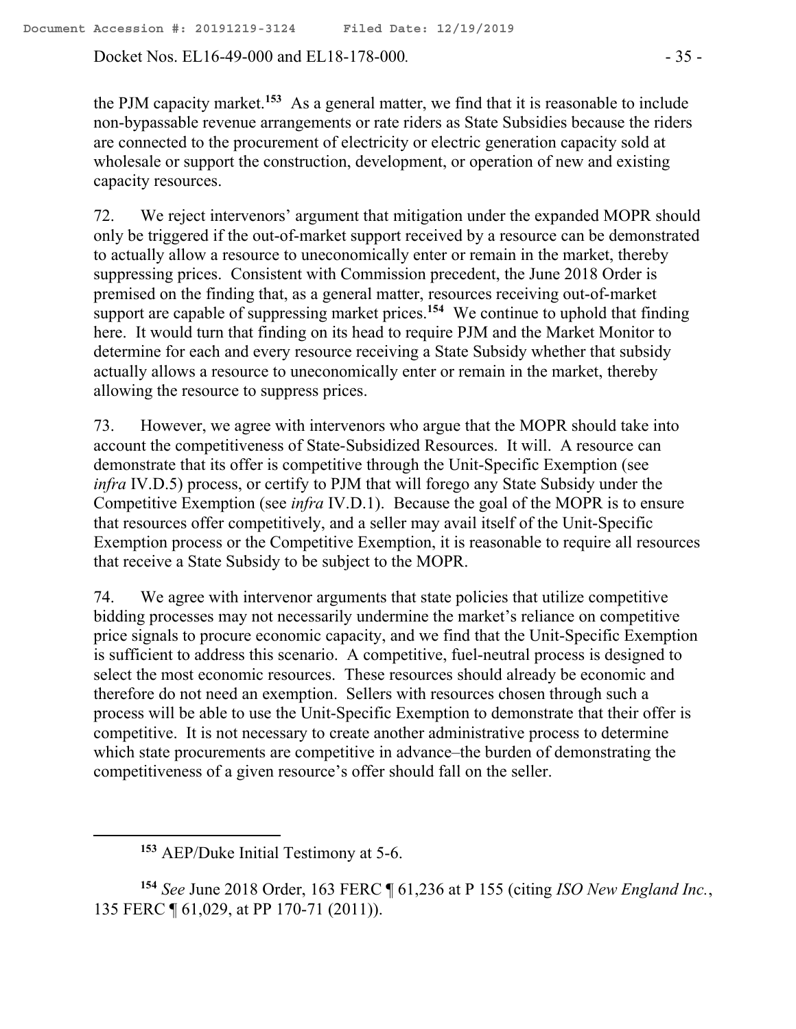the PJM capacity market.[153] As a general matter, we find that it is reasonable to include non-bypassable revenue arrangements or rate riders as State Subsidies because the riders are connected to the procurement of electricity or electric generation capacity sold at wholesale or support the construction, development, or operation of new and existing capacity resources.

72. We reject intervenors' argument that mitigation under the expanded MOPR should only be triggered if the out-of-market support received by a resource can be demonstrated to actually allow a resource to uneconomically enter or remain in the market, thereby suppressing prices. Consistent with Commission precedent, the June 2018 Order is premised on the finding that, as a general matter, resources receiving out-of-market support are capable of suppressing market prices.[154] We continue to uphold that finding here. It would turn that finding on its head to require PJM and the Market Monitor to determine for each and every resource receiving a State Subsidy whether that subsidy actually allows a resource to uneconomically enter or remain in the market, thereby allowing the resource to suppress prices.

73. However, we agree with intervenors who argue that the MOPR should take into account the competitiveness of State-Subsidized Resources. It will. A resource can demonstrate that its offer is competitive through the Unit-Specific Exemption (see *infra* IV.D.5) process, or certify to PJM that will forego any State Subsidy under the Competitive Exemption (see *infra* IV.D.1). Because the goal of the MOPR is to ensure that resources offer competitively, and a seller may avail itself of the Unit-Specific Exemption process or the Competitive Exemption, it is reasonable to require all resources that receive a State Subsidy to be subject to the MOPR.

74. We agree with intervenor arguments that state policies that utilize competitive bidding processes may not necessarily undermine the market's reliance on competitive price signals to procure economic capacity, and we find that the Unit-Specific Exemption is sufficient to address this scenario. A competitive, fuel-neutral process is designed to select the most economic resources. These resources should already be economic and therefore do not need an exemption. Sellers with resources chosen through such a process will be able to use the Unit-Specific Exemption to demonstrate that their offer is competitive. It is not necessary to create another administrative process to determine which state procurements are competitive in advance–the burden of demonstrating the competitiveness of a given resource's offer should fall on the seller.

---

[153] AEP/Duke Initial Testimony at 5-6.

[154] *See* June 2018 Order, 163 FERC ¶ 61,236 at P 155 (citing *ISO New England Inc.*, 135 FERC ¶ 61,029, at PP 170-71 (2011)).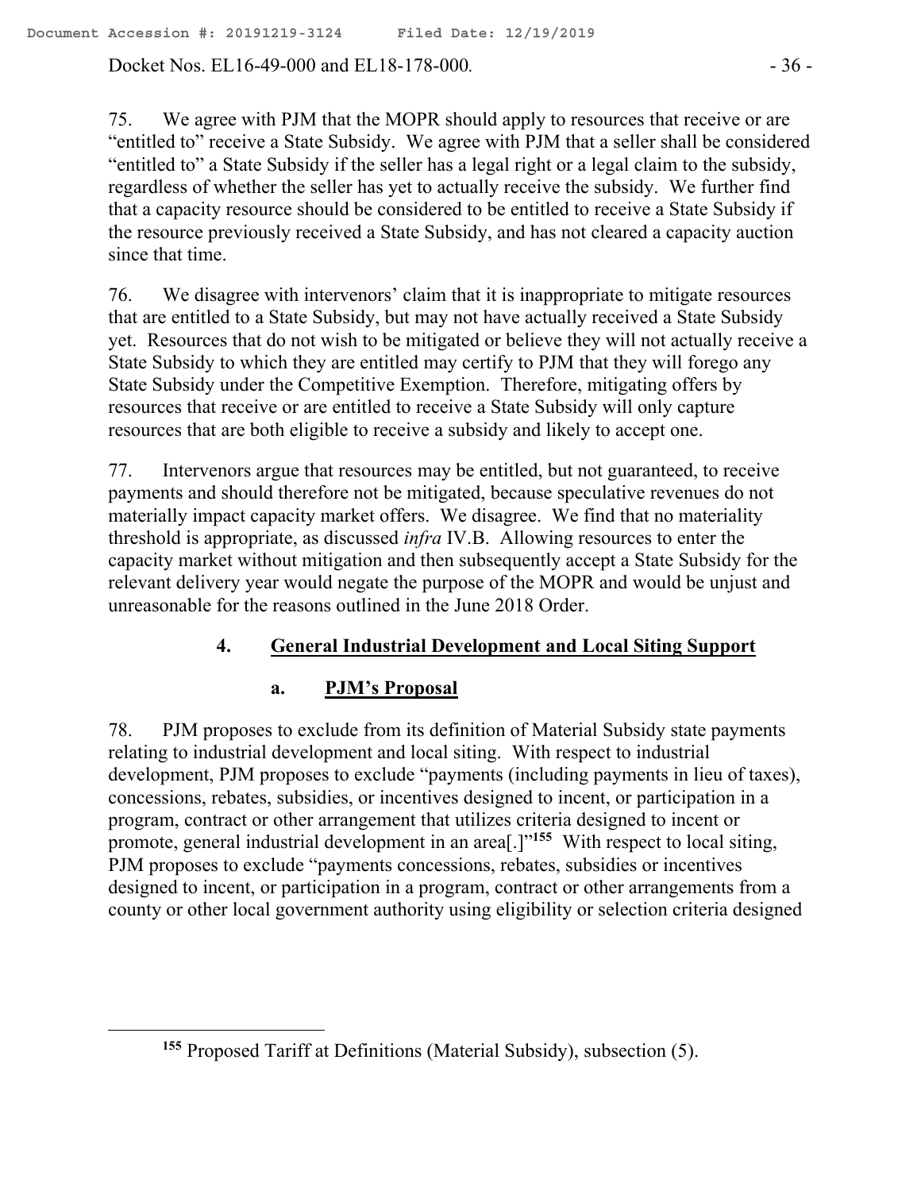75. We agree with PJM that the MOPR should apply to resources that receive or are "entitled to" receive a State Subsidy. We agree with PJM that a seller shall be considered "entitled to" a State Subsidy if the seller has a legal right or a legal claim to the subsidy, regardless of whether the seller has yet to actually receive the subsidy. We further find that a capacity resource should be considered to be entitled to receive a State Subsidy if the resource previously received a State Subsidy, and has not cleared a capacity auction since that time.

76. We disagree with intervenors' claim that it is inappropriate to mitigate resources that are entitled to a State Subsidy, but may not have actually received a State Subsidy yet. Resources that do not wish to be mitigated or believe they will not actually receive a State Subsidy to which they are entitled may certify to PJM that they will forego any State Subsidy under the Competitive Exemption. Therefore, mitigating offers by resources that receive or are entitled to receive a State Subsidy will only capture resources that are both eligible to receive a subsidy and likely to accept one.

77. Intervenors argue that resources may be entitled, but not guaranteed, to receive payments and should therefore not be mitigated, because speculative revenues do not materially impact capacity market offers. We disagree. We find that no materiality threshold is appropriate, as discussed *infra* IV.B. Allowing resources to enter the capacity market without mitigation and then subsequently accept a State Subsidy for the relevant delivery year would negate the purpose of the MOPR and would be unjust and unreasonable for the reasons outlined in the June 2018 Order.

### 4. General Industrial Development and Local Siting Support

#### a. PJM's Proposal

78. PJM proposes to exclude from its definition of Material Subsidy state payments relating to industrial development and local siting. With respect to industrial development, PJM proposes to exclude "payments (including payments in lieu of taxes), concessions, rebates, subsidies, or incentives designed to incent, or participation in a program, contract or other arrangement that utilizes criteria designed to incent or promote, general industrial development in an area[.]"[155] With respect to local siting, PJM proposes to exclude "payments concessions, rebates, subsidies or incentives designed to incent, or participation in a program, contract or other arrangements from a county or other local government authority using eligibility or selection criteria designed

[155] Proposed Tariff at Definitions (Material Subsidy), subsection (5).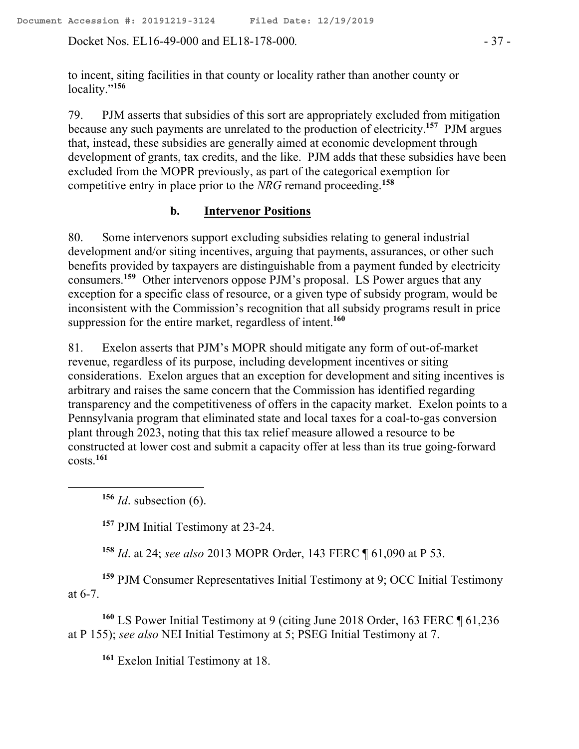to incent, siting facilities in that county or locality rather than another county or locality."[156]

79. PJM asserts that subsidies of this sort are appropriately excluded from mitigation because any such payments are unrelated to the production of electricity.[157] PJM argues that, instead, these subsidies are generally aimed at economic development through development of grants, tax credits, and the like. PJM adds that these subsidies have been excluded from the MOPR previously, as part of the categorical exemption for competitive entry in place prior to the *NRG* remand proceeding.[158]

### b. Intervenor Positions

80. Some intervenors support excluding subsidies relating to general industrial development and/or siting incentives, arguing that payments, assurances, or other such benefits provided by taxpayers are distinguishable from a payment funded by electricity consumers.[159] Other intervenors oppose PJM's proposal. LS Power argues that any exception for a specific class of resource, or a given type of subsidy program, would be inconsistent with the Commission's recognition that all subsidy programs result in price suppression for the entire market, regardless of intent.[160]

81. Exelon asserts that PJM's MOPR should mitigate any form of out-of-market revenue, regardless of its purpose, including development incentives or siting considerations. Exelon argues that an exception for development and siting incentives is arbitrary and raises the same concern that the Commission has identified regarding transparency and the competitiveness of offers in the capacity market. Exelon points to a Pennsylvania program that eliminated state and local taxes for a coal-to-gas conversion plant through 2023, noting that this tax relief measure allowed a resource to be constructed at lower cost and submit a capacity offer at less than its true going-forward costs.[161]

---

[156] *Id*. subsection (6).

[157] PJM Initial Testimony at 23-24.

[158] *Id*. at 24; *see also* 2013 MOPR Order, 143 FERC ¶ 61,090 at P 53.

[159] PJM Consumer Representatives Initial Testimony at 9; OCC Initial Testimony at 6-7.

[160] LS Power Initial Testimony at 9 (citing June 2018 Order, 163 FERC ¶ 61,236 at P 155); *see also* NEI Initial Testimony at 5; PSEG Initial Testimony at 7.

[161] Exelon Initial Testimony at 18.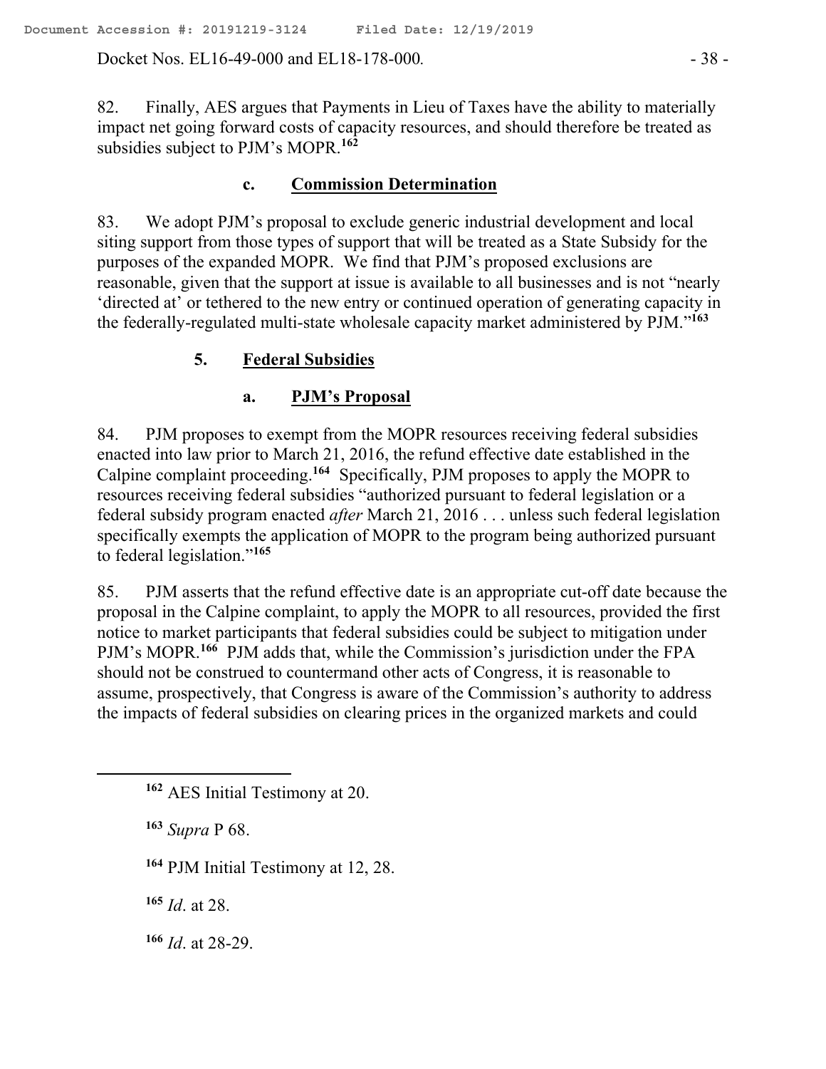82. Finally, AES argues that Payments in Lieu of Taxes have the ability to materially impact net going forward costs of capacity resources, and should therefore be treated as subsidies subject to PJM's MOPR.[162]

### c. Commission Determination

83. We adopt PJM's proposal to exclude generic industrial development and local siting support from those types of support that will be treated as a State Subsidy for the purposes of the expanded MOPR. We find that PJM's proposed exclusions are reasonable, given that the support at issue is available to all businesses and is not "nearly 'directed at' or tethered to the new entry or continued operation of generating capacity in the federally-regulated multi-state wholesale capacity market administered by PJM."[163]

## 5. Federal Subsidies

### a. PJM's Proposal

84. PJM proposes to exempt from the MOPR resources receiving federal subsidies enacted into law prior to March 21, 2016, the refund effective date established in the Calpine complaint proceeding.[164] Specifically, PJM proposes to apply the MOPR to resources receiving federal subsidies "authorized pursuant to federal legislation or a federal subsidy program enacted *after* March 21, 2016 . . . unless such federal legislation specifically exempts the application of MOPR to the program being authorized pursuant to federal legislation."[165]

85. PJM asserts that the refund effective date is an appropriate cut-off date because the proposal in the Calpine complaint, to apply the MOPR to all resources, provided the first notice to market participants that federal subsidies could be subject to mitigation under PJM's MOPR.[166] PJM adds that, while the Commission's jurisdiction under the FPA should not be construed to countermand other acts of Congress, it is reasonable to assume, prospectively, that Congress is aware of the Commission's authority to address the impacts of federal subsidies on clearing prices in the organized markets and could

---

[162] AES Initial Testimony at 20.

[163] *Supra* P 68.

[164] PJM Initial Testimony at 12, 28.

[165] *Id*. at 28.

[166] *Id*. at 28-29.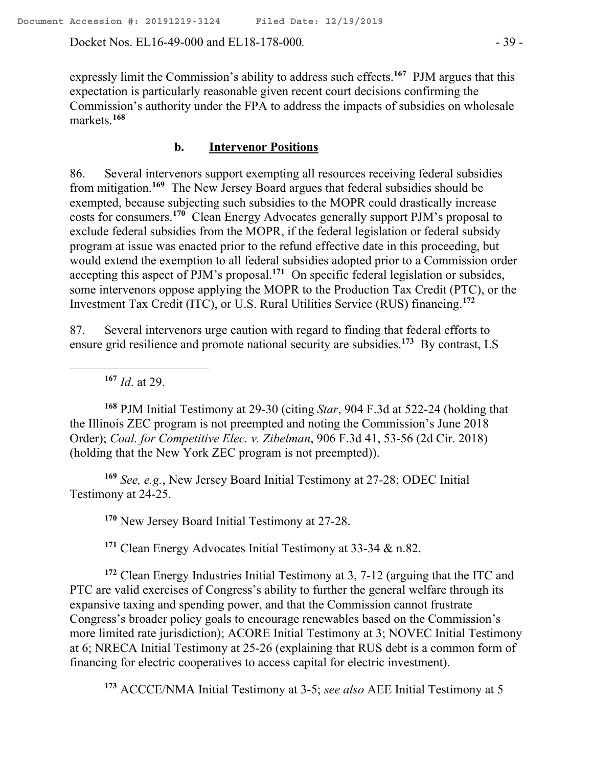expressly limit the Commission's ability to address such effects.[167] PJM argues that this expectation is particularly reasonable given recent court decisions confirming the Commission's authority under the FPA to address the impacts of subsidies on wholesale markets.[168]

### b. Intervenor Positions

86. Several intervenors support exempting all resources receiving federal subsidies from mitigation.[169] The New Jersey Board argues that federal subsidies should be exempted, because subjecting such subsidies to the MOPR could drastically increase costs for consumers.[170] Clean Energy Advocates generally support PJM's proposal to exclude federal subsidies from the MOPR, if the federal legislation or federal subsidy program at issue was enacted prior to the refund effective date in this proceeding, but would extend the exemption to all federal subsidies adopted prior to a Commission order accepting this aspect of PJM's proposal.[171] On specific federal legislation or subsides, some intervenors oppose applying the MOPR to the Production Tax Credit (PTC), or the Investment Tax Credit (ITC), or U.S. Rural Utilities Service (RUS) financing.[172]

87. Several intervenors urge caution with regard to finding that federal efforts to ensure grid resilience and promote national security are subsidies.[173] By contrast, LS

---

[167] *Id*. at 29.

[168] PJM Initial Testimony at 29-30 (citing *Star*, 904 F.3d at 522-24 (holding that the Illinois ZEC program is not preempted and noting the Commission's June 2018 Order); *Coal. for Competitive Elec. v. Zibelman*, 906 F.3d 41, 53-56 (2d Cir. 2018) (holding that the New York ZEC program is not preempted)).

[169] *See, e.g.*, New Jersey Board Initial Testimony at 27-28; ODEC Initial Testimony at 24-25.

[170] New Jersey Board Initial Testimony at 27-28.

[171] Clean Energy Advocates Initial Testimony at 33-34 & n.82.

[172] Clean Energy Industries Initial Testimony at 3, 7-12 (arguing that the ITC and PTC are valid exercises of Congress's ability to further the general welfare through its expansive taxing and spending power, and that the Commission cannot frustrate Congress's broader policy goals to encourage renewables based on the Commission's more limited rate jurisdiction); ACORE Initial Testimony at 3; NOVEC Initial Testimony at 6; NRECA Initial Testimony at 25-26 (explaining that RUS debt is a common form of financing for electric cooperatives to access capital for electric investment).

[173] ACCCE/NMA Initial Testimony at 3-5; *see also* AEE Initial Testimony at 5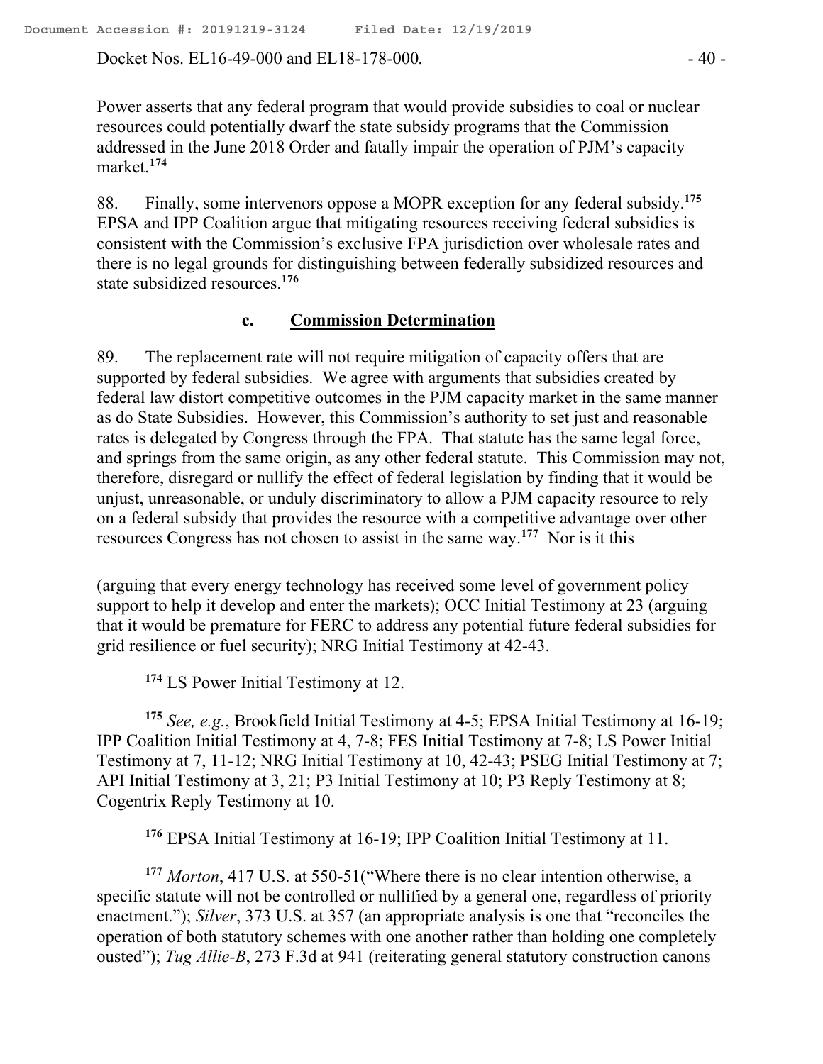Power asserts that any federal program that would provide subsidies to coal or nuclear resources could potentially dwarf the state subsidy programs that the Commission addressed in the June 2018 Order and fatally impair the operation of PJM's capacity market.[174]

88. Finally, some intervenors oppose a MOPR exception for any federal subsidy.[175] EPSA and IPP Coalition argue that mitigating resources receiving federal subsidies is consistent with the Commission's exclusive FPA jurisdiction over wholesale rates and there is no legal grounds for distinguishing between federally subsidized resources and state subsidized resources.[176]

### c. Commission Determination

89. The replacement rate will not require mitigation of capacity offers that are supported by federal subsidies. We agree with arguments that subsidies created by federal law distort competitive outcomes in the PJM capacity market in the same manner as do State Subsidies. However, this Commission's authority to set just and reasonable rates is delegated by Congress through the FPA. That statute has the same legal force, and springs from the same origin, as any other federal statute. This Commission may not, therefore, disregard or nullify the effect of federal legislation by finding that it would be unjust, unreasonable, or unduly discriminatory to allow a PJM capacity resource to rely on a federal subsidy that provides the resource with a competitive advantage over other resources Congress has not chosen to assist in the same way.[177] Nor is it this

---

(arguing that every energy technology has received some level of government policy support to help it develop and enter the markets); OCC Initial Testimony at 23 (arguing that it would be premature for FERC to address any potential future federal subsidies for grid resilience or fuel security); NRG Initial Testimony at 42-43.

[174] LS Power Initial Testimony at 12.

[175] *See, e.g.*, Brookfield Initial Testimony at 4-5; EPSA Initial Testimony at 16-19; IPP Coalition Initial Testimony at 4, 7-8; FES Initial Testimony at 7-8; LS Power Initial Testimony at 7, 11-12; NRG Initial Testimony at 10, 42-43; PSEG Initial Testimony at 7; API Initial Testimony at 3, 21; P3 Initial Testimony at 10; P3 Reply Testimony at 8; Cogentrix Reply Testimony at 10.

[176] EPSA Initial Testimony at 16-19; IPP Coalition Initial Testimony at 11.

[177] *Morton*, 417 U.S. at 550-51("Where there is no clear intention otherwise, a specific statute will not be controlled or nullified by a general one, regardless of priority enactment."); *Silver*, 373 U.S. at 357 (an appropriate analysis is one that "reconciles the operation of both statutory schemes with one another rather than holding one completely ousted"); *Tug Allie-B*, 273 F.3d at 941 (reiterating general statutory construction canons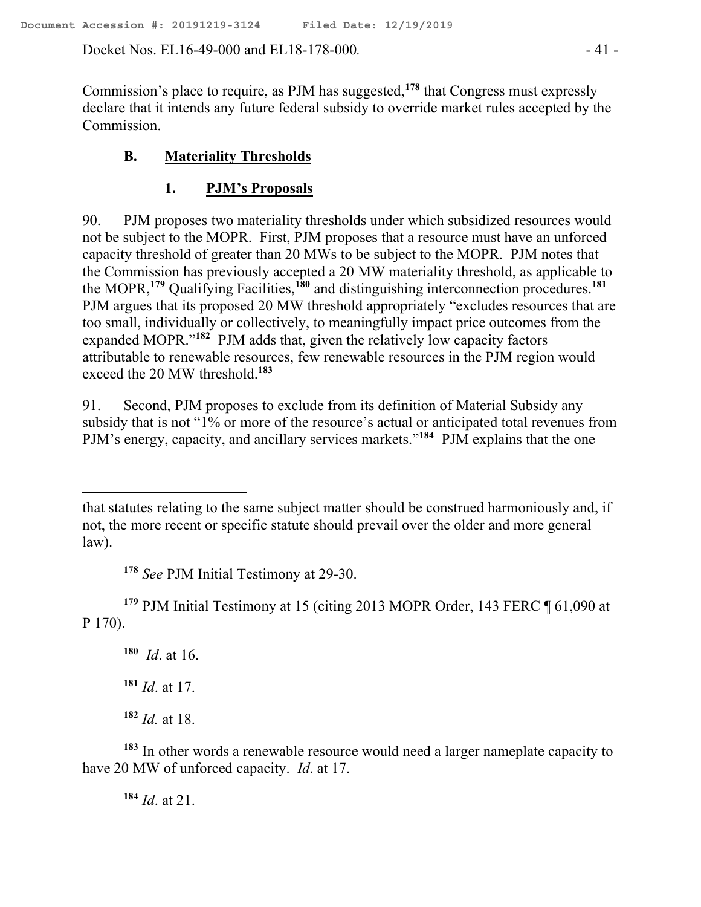Commission's place to require, as PJM has suggested,[178] that Congress must expressly declare that it intends any future federal subsidy to override market rules accepted by the Commission.

### B. Materiality Thresholds

#### 1. PJM's Proposals

90. PJM proposes two materiality thresholds under which subsidized resources would not be subject to the MOPR. First, PJM proposes that a resource must have an unforced capacity threshold of greater than 20 MWs to be subject to the MOPR. PJM notes that the Commission has previously accepted a 20 MW materiality threshold, as applicable to the MOPR,[179] Qualifying Facilities,[180] and distinguishing interconnection procedures.[181] PJM argues that its proposed 20 MW threshold appropriately "excludes resources that are too small, individually or collectively, to meaningfully impact price outcomes from the expanded MOPR."[182] PJM adds that, given the relatively low capacity factors attributable to renewable resources, few renewable resources in the PJM region would exceed the 20 MW threshold.[183]

91. Second, PJM proposes to exclude from its definition of Material Subsidy any subsidy that is not "1% or more of the resource's actual or anticipated total revenues from PJM's energy, capacity, and ancillary services markets."[184] PJM explains that the one

---

that statutes relating to the same subject matter should be construed harmoniously and, if not, the more recent or specific statute should prevail over the older and more general law).

[178] *See* PJM Initial Testimony at 29-30.

[179] PJM Initial Testimony at 15 (citing 2013 MOPR Order, 143 FERC ¶ 61,090 at P 170).

[180] *Id*. at 16.

[181] *Id*. at 17.

[182] *Id.* at 18.

[183] In other words a renewable resource would need a larger nameplate capacity to have 20 MW of unforced capacity. *Id*. at 17.

[184] *Id*. at 21.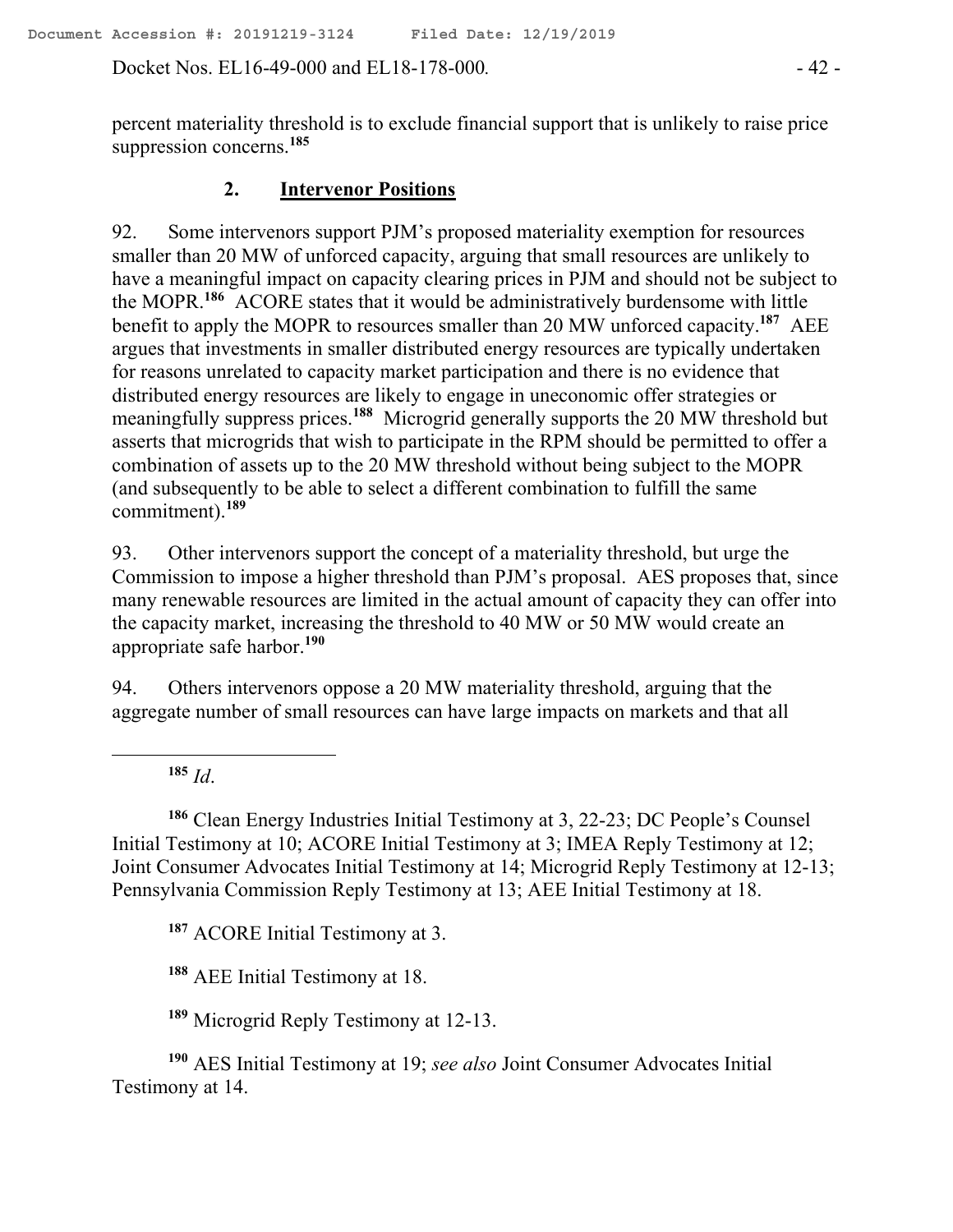percent materiality threshold is to exclude financial support that is unlikely to raise price suppression concerns.[185]

## 2. Intervenor Positions

92. Some intervenors support PJM's proposed materiality exemption for resources smaller than 20 MW of unforced capacity, arguing that small resources are unlikely to have a meaningful impact on capacity clearing prices in PJM and should not be subject to the MOPR.[186] ACORE states that it would be administratively burdensome with little benefit to apply the MOPR to resources smaller than 20 MW unforced capacity.[187] AEE argues that investments in smaller distributed energy resources are typically undertaken for reasons unrelated to capacity market participation and there is no evidence that distributed energy resources are likely to engage in uneconomic offer strategies or meaningfully suppress prices.[188] Microgrid generally supports the 20 MW threshold but asserts that microgrids that wish to participate in the RPM should be permitted to offer a combination of assets up to the 20 MW threshold without being subject to the MOPR (and subsequently to be able to select a different combination to fulfill the same commitment).[189]

93. Other intervenors support the concept of a materiality threshold, but urge the Commission to impose a higher threshold than PJM's proposal. AES proposes that, since many renewable resources are limited in the actual amount of capacity they can offer into the capacity market, increasing the threshold to 40 MW or 50 MW would create an appropriate safe harbor.[190]

94. Others intervenors oppose a 20 MW materiality threshold, arguing that the aggregate number of small resources can have large impacts on markets and that all

---

[185] *Id*.

[186] Clean Energy Industries Initial Testimony at 3, 22-23; DC People's Counsel Initial Testimony at 10; ACORE Initial Testimony at 3; IMEA Reply Testimony at 12; Joint Consumer Advocates Initial Testimony at 14; Microgrid Reply Testimony at 12-13; Pennsylvania Commission Reply Testimony at 13; AEE Initial Testimony at 18.

[187] ACORE Initial Testimony at 3.

[188] AEE Initial Testimony at 18.

[189] Microgrid Reply Testimony at 12-13.

[190] AES Initial Testimony at 19; *see also* Joint Consumer Advocates Initial Testimony at 14.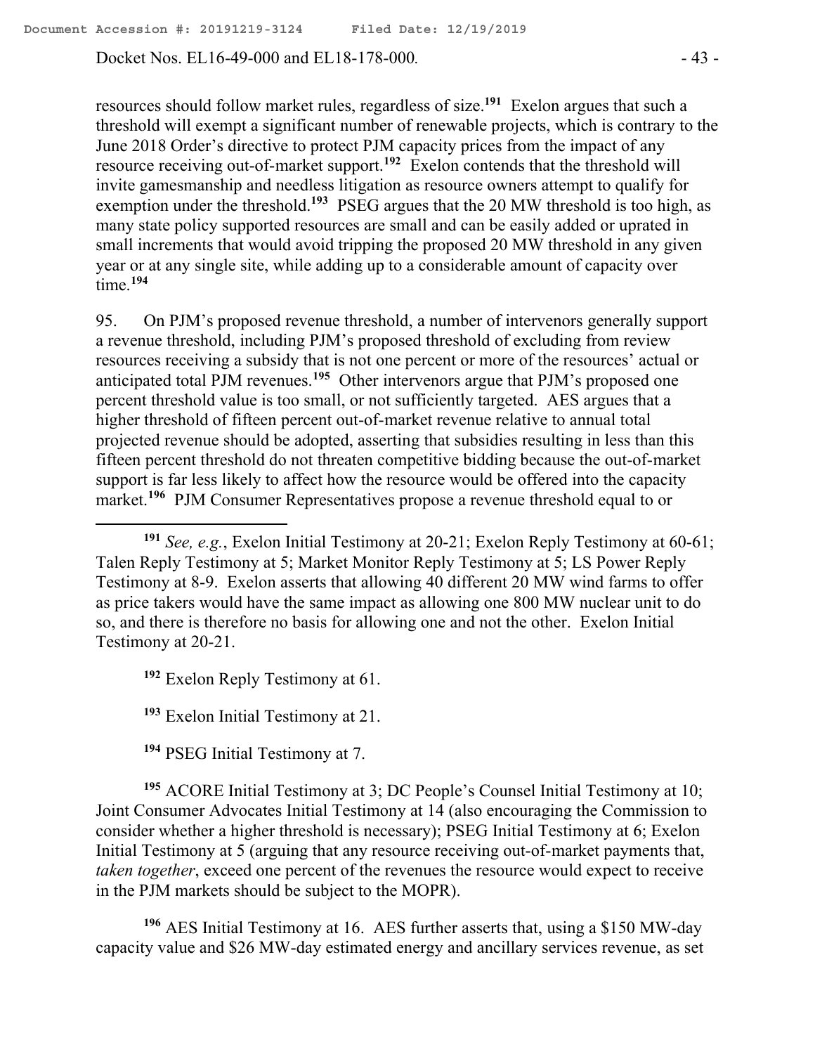resources should follow market rules, regardless of size.[191] Exelon argues that such a threshold will exempt a significant number of renewable projects, which is contrary to the June 2018 Order's directive to protect PJM capacity prices from the impact of any resource receiving out-of-market support.[192] Exelon contends that the threshold will invite gamesmanship and needless litigation as resource owners attempt to qualify for exemption under the threshold.[193] PSEG argues that the 20 MW threshold is too high, as many state policy supported resources are small and can be easily added or uprated in small increments that would avoid tripping the proposed 20 MW threshold in any given year or at any single site, while adding up to a considerable amount of capacity over time.[194]

95. On PJM's proposed revenue threshold, a number of intervenors generally support a revenue threshold, including PJM's proposed threshold of excluding from review resources receiving a subsidy that is not one percent or more of the resources' actual or anticipated total PJM revenues.[195] Other intervenors argue that PJM's proposed one percent threshold value is too small, or not sufficiently targeted. AES argues that a higher threshold of fifteen percent out-of-market revenue relative to annual total projected revenue should be adopted, asserting that subsidies resulting in less than this fifteen percent threshold do not threaten competitive bidding because the out-of-market support is far less likely to affect how the resource would be offered into the capacity market.[196] PJM Consumer Representatives propose a revenue threshold equal to or

---

[191] *See, e.g.*, Exelon Initial Testimony at 20-21; Exelon Reply Testimony at 60-61; Talen Reply Testimony at 5; Market Monitor Reply Testimony at 5; LS Power Reply Testimony at 8-9. Exelon asserts that allowing 40 different 20 MW wind farms to offer as price takers would have the same impact as allowing one 800 MW nuclear unit to do so, and there is therefore no basis for allowing one and not the other. Exelon Initial Testimony at 20-21.

[192] Exelon Reply Testimony at 61.

[193] Exelon Initial Testimony at 21.

[194] PSEG Initial Testimony at 7.

[195] ACORE Initial Testimony at 3; DC People's Counsel Initial Testimony at 10; Joint Consumer Advocates Initial Testimony at 14 (also encouraging the Commission to consider whether a higher threshold is necessary); PSEG Initial Testimony at 6; Exelon Initial Testimony at 5 (arguing that any resource receiving out-of-market payments that, *taken together*, exceed one percent of the revenues the resource would expect to receive in the PJM markets should be subject to the MOPR).

[196] AES Initial Testimony at 16. AES further asserts that, using a $150 MW-day capacity value and $26 MW-day estimated energy and ancillary services revenue, as set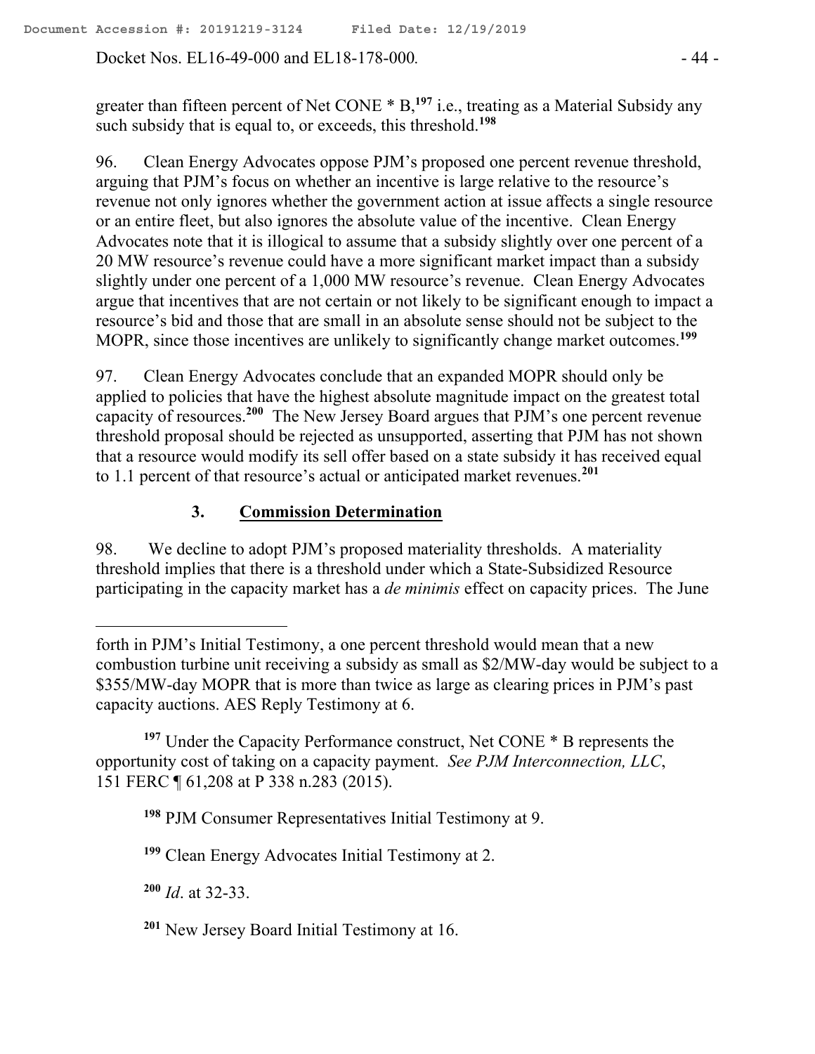greater than fifteen percent of Net CONE * B,[197] i.e., treating as a Material Subsidy any such subsidy that is equal to, or exceeds, this threshold.[198]

96. Clean Energy Advocates oppose PJM's proposed one percent revenue threshold, arguing that PJM's focus on whether an incentive is large relative to the resource's revenue not only ignores whether the government action at issue affects a single resource or an entire fleet, but also ignores the absolute value of the incentive. Clean Energy Advocates note that it is illogical to assume that a subsidy slightly over one percent of a 20 MW resource's revenue could have a more significant market impact than a subsidy slightly under one percent of a 1,000 MW resource's revenue. Clean Energy Advocates argue that incentives that are not certain or not likely to be significant enough to impact a resource's bid and those that are small in an absolute sense should not be subject to the MOPR, since those incentives are unlikely to significantly change market outcomes.[199]

97. Clean Energy Advocates conclude that an expanded MOPR should only be applied to policies that have the highest absolute magnitude impact on the greatest total capacity of resources.[200] The New Jersey Board argues that PJM's one percent revenue threshold proposal should be rejected as unsupported, asserting that PJM has not shown that a resource would modify its sell offer based on a state subsidy it has received equal to 1.1 percent of that resource's actual or anticipated market revenues.[201]

### 3. Commission Determination

98. We decline to adopt PJM's proposed materiality thresholds. A materiality threshold implies that there is a threshold under which a State-Subsidized Resource participating in the capacity market has a *de minimis* effect on capacity prices. The June

---

forth in PJM's Initial Testimony, a one percent threshold would mean that a new combustion turbine unit receiving a subsidy as small as $2/MW-day would be subject to a $355/MW-day MOPR that is more than twice as large as clearing prices in PJM's past capacity auctions. AES Reply Testimony at 6.

[197] Under the Capacity Performance construct, Net CONE * B represents the opportunity cost of taking on a capacity payment. *See PJM Interconnection, LLC*, 151 FERC ¶ 61,208 at P 338 n.283 (2015).

[198] PJM Consumer Representatives Initial Testimony at 9.

[199] Clean Energy Advocates Initial Testimony at 2.

[200] *Id*. at 32-33.

[201] New Jersey Board Initial Testimony at 16.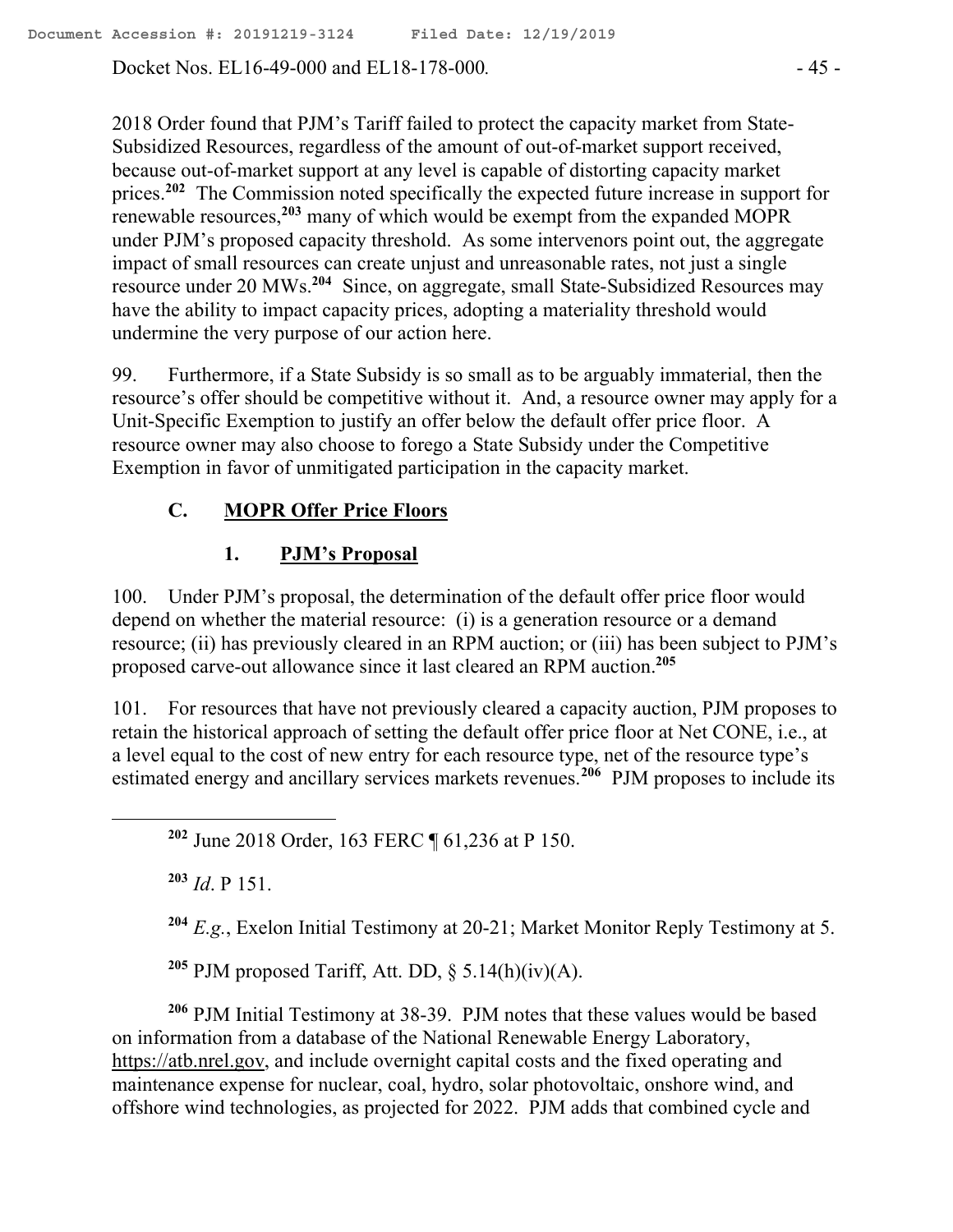2018 Order found that PJM's Tariff failed to protect the capacity market from State-Subsidized Resources, regardless of the amount of out-of-market support received, because out-of-market support at any level is capable of distorting capacity market prices.[202] The Commission noted specifically the expected future increase in support for renewable resources,[203] many of which would be exempt from the expanded MOPR under PJM's proposed capacity threshold. As some intervenors point out, the aggregate impact of small resources can create unjust and unreasonable rates, not just a single resource under 20 MWs.[204] Since, on aggregate, small State-Subsidized Resources may have the ability to impact capacity prices, adopting a materiality threshold would undermine the very purpose of our action here.

99. Furthermore, if a State Subsidy is so small as to be arguably immaterial, then the resource's offer should be competitive without it. And, a resource owner may apply for a Unit-Specific Exemption to justify an offer below the default offer price floor. A resource owner may also choose to forego a State Subsidy under the Competitive Exemption in favor of unmitigated participation in the capacity market.

## C. MOPR Offer Price Floors

### 1. PJM's Proposal

100. Under PJM's proposal, the determination of the default offer price floor would depend on whether the material resource: (i) is a generation resource or a demand resource; (ii) has previously cleared in an RPM auction; or (iii) has been subject to PJM's proposed carve-out allowance since it last cleared an RPM auction.[205]

101. For resources that have not previously cleared a capacity auction, PJM proposes to retain the historical approach of setting the default offer price floor at Net CONE, i.e., at a level equal to the cost of new entry for each resource type, net of the resource type's estimated energy and ancillary services markets revenues.[206] PJM proposes to include its

---

[202] June 2018 Order, 163 FERC ¶ 61,236 at P 150.

[203] *Id*. P 151.

[204] *E.g.*, Exelon Initial Testimony at 20-21; Market Monitor Reply Testimony at 5.

[205] PJM proposed Tariff, Att. DD, § 5.14(h)(iv)(A).

[206] PJM Initial Testimony at 38-39. PJM notes that these values would be based on information from a database of the National Renewable Energy Laboratory, https://atb.nrel.gov, and include overnight capital costs and the fixed operating and maintenance expense for nuclear, coal, hydro, solar photovoltaic, onshore wind, and offshore wind technologies, as projected for 2022. PJM adds that combined cycle and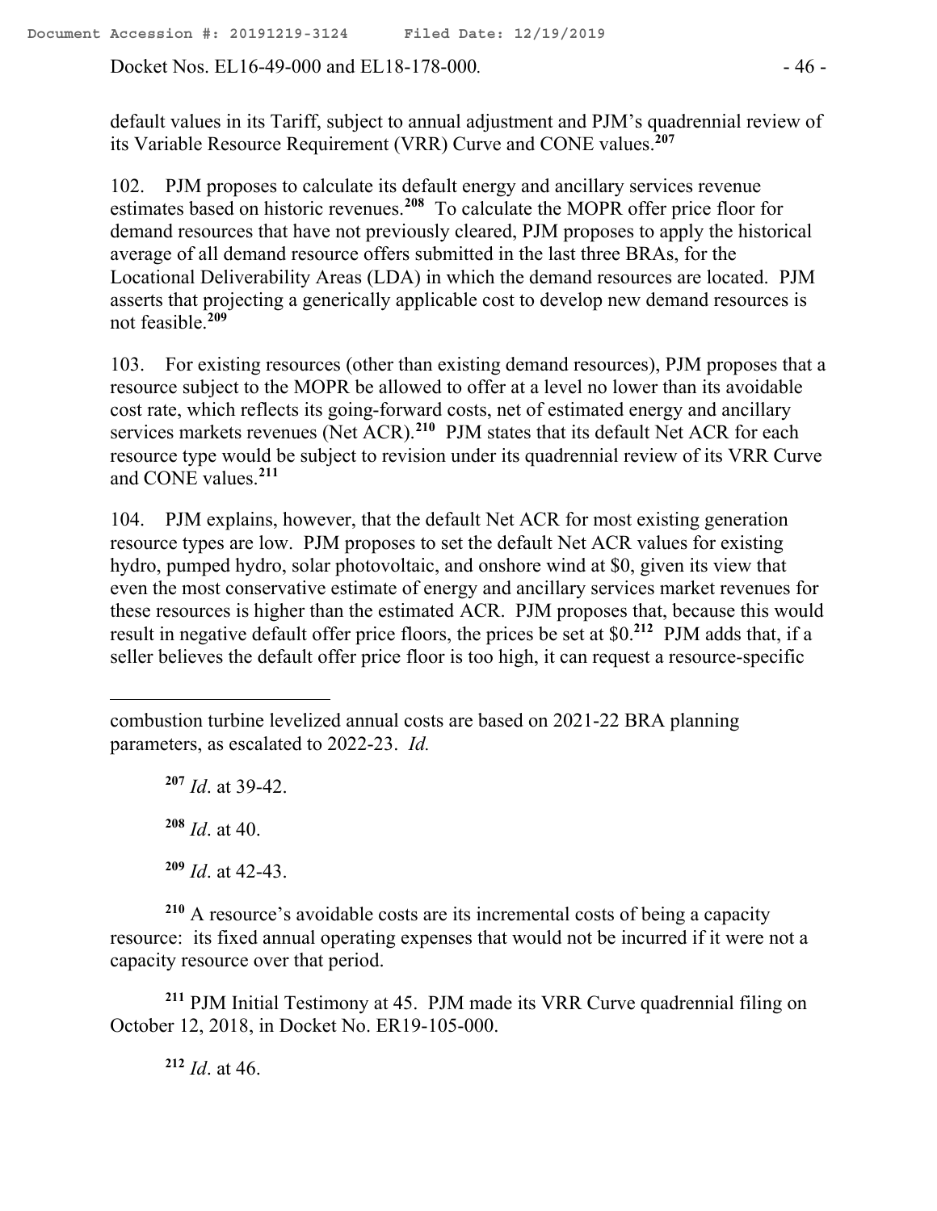default values in its Tariff, subject to annual adjustment and PJM's quadrennial review of its Variable Resource Requirement (VRR) Curve and CONE values.[207]

102. PJM proposes to calculate its default energy and ancillary services revenue estimates based on historic revenues.[208] To calculate the MOPR offer price floor for demand resources that have not previously cleared, PJM proposes to apply the historical average of all demand resource offers submitted in the last three BRAs, for the Locational Deliverability Areas (LDA) in which the demand resources are located. PJM asserts that projecting a generically applicable cost to develop new demand resources is not feasible.[209]

103. For existing resources (other than existing demand resources), PJM proposes that a resource subject to the MOPR be allowed to offer at a level no lower than its avoidable cost rate, which reflects its going-forward costs, net of estimated energy and ancillary services markets revenues (Net ACR).[210] PJM states that its default Net ACR for each resource type would be subject to revision under its quadrennial review of its VRR Curve and CONE values.[211]

104. PJM explains, however, that the default Net ACR for most existing generation resource types are low. PJM proposes to set the default Net ACR values for existing hydro, pumped hydro, solar photovoltaic, and onshore wind at $0, given its view that even the most conservative estimate of energy and ancillary services market revenues for these resources is higher than the estimated ACR. PJM proposes that, because this would result in negative default offer price floors, the prices be set at $0.[212] PJM adds that, if a seller believes the default offer price floor is too high, it can request a resource-specific

---

combustion turbine levelized annual costs are based on 2021-22 BRA planning parameters, as escalated to 2022-23. *Id.*

[207] *Id*. at 39-42.

[208] *Id*. at 40.

[209] *Id*. at 42-43.

[210] A resource's avoidable costs are its incremental costs of being a capacity resource: its fixed annual operating expenses that would not be incurred if it were not a capacity resource over that period.

[211] PJM Initial Testimony at 45. PJM made its VRR Curve quadrennial filing on October 12, 2018, in Docket No. ER19-105-000.

[212] *Id*. at 46.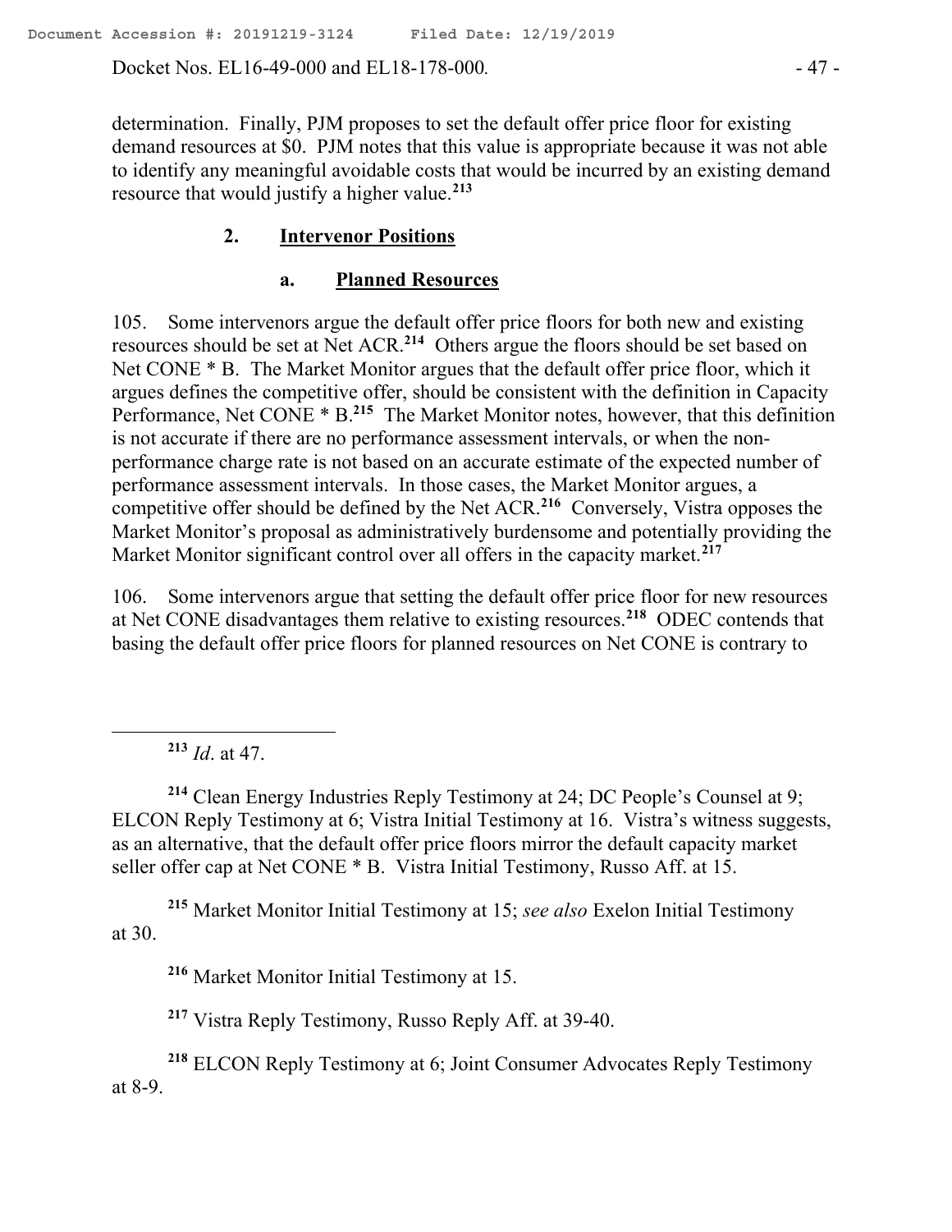determination. Finally, PJM proposes to set the default offer price floor for existing demand resources at $0. PJM notes that this value is appropriate because it was not able to identify any meaningful avoidable costs that would be incurred by an existing demand resource that would justify a higher value.[213]

### 2. Intervenor Positions

#### a. Planned Resources

105. Some intervenors argue the default offer price floors for both new and existing resources should be set at Net ACR.[214] Others argue the floors should be set based on Net CONE * B. The Market Monitor argues that the default offer price floor, which it argues defines the competitive offer, should be consistent with the definition in Capacity Performance, Net CONE * B.[215] The Market Monitor notes, however, that this definition is not accurate if there are no performance assessment intervals, or when the non-performance charge rate is not based on an accurate estimate of the expected number of performance assessment intervals. In those cases, the Market Monitor argues, a competitive offer should be defined by the Net ACR.[216] Conversely, Vistra opposes the Market Monitor's proposal as administratively burdensome and potentially providing the Market Monitor significant control over all offers in the capacity market.[217]

106. Some intervenors argue that setting the default offer price floor for new resources at Net CONE disadvantages them relative to existing resources.[218] ODEC contends that basing the default offer price floors for planned resources on Net CONE is contrary to

---

[213] *Id*. at 47.

[214] Clean Energy Industries Reply Testimony at 24; DC People's Counsel at 9; ELCON Reply Testimony at 6; Vistra Initial Testimony at 16. Vistra's witness suggests, as an alternative, that the default offer price floors mirror the default capacity market seller offer cap at Net CONE * B. Vistra Initial Testimony, Russo Aff. at 15.

[215] Market Monitor Initial Testimony at 15; *see also* Exelon Initial Testimony at 30.

[216] Market Monitor Initial Testimony at 15.

[217] Vistra Reply Testimony, Russo Reply Aff. at 39-40.

[218] ELCON Reply Testimony at 6; Joint Consumer Advocates Reply Testimony at 8-9.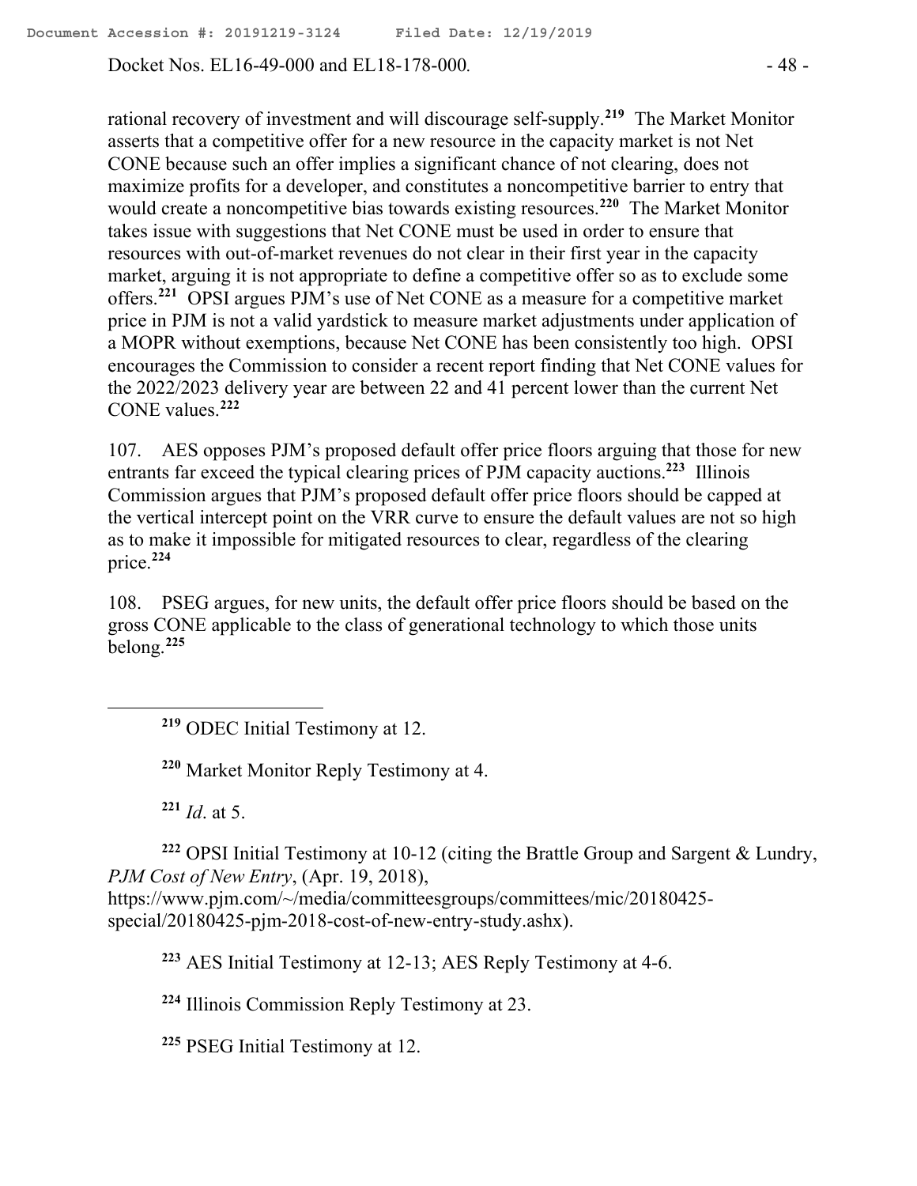rational recovery of investment and will discourage self-supply.[219] The Market Monitor asserts that a competitive offer for a new resource in the capacity market is not Net CONE because such an offer implies a significant chance of not clearing, does not maximize profits for a developer, and constitutes a noncompetitive barrier to entry that would create a noncompetitive bias towards existing resources.[220] The Market Monitor takes issue with suggestions that Net CONE must be used in order to ensure that resources with out-of-market revenues do not clear in their first year in the capacity market, arguing it is not appropriate to define a competitive offer so as to exclude some offers.[221] OPSI argues PJM's use of Net CONE as a measure for a competitive market price in PJM is not a valid yardstick to measure market adjustments under application of a MOPR without exemptions, because Net CONE has been consistently too high. OPSI encourages the Commission to consider a recent report finding that Net CONE values for the 2022/2023 delivery year are between 22 and 41 percent lower than the current Net CONE values.[222]

107. AES opposes PJM's proposed default offer price floors arguing that those for new entrants far exceed the typical clearing prices of PJM capacity auctions.[223] Illinois Commission argues that PJM's proposed default offer price floors should be capped at the vertical intercept point on the VRR curve to ensure the default values are not so high as to make it impossible for mitigated resources to clear, regardless of the clearing price.[224]

108. PSEG argues, for new units, the default offer price floors should be based on the gross CONE applicable to the class of generational technology to which those units belong.[225]

---

[219] ODEC Initial Testimony at 12.

[220] Market Monitor Reply Testimony at 4.

[221] *Id*. at 5.

[222] OPSI Initial Testimony at 10-12 (citing the Brattle Group and Sargent & Lundry, *PJM Cost of New Entry*, (Apr. 19, 2018), https://www.pjm.com/~/media/committeesgroups/committees/mic/20180425-special/20180425-pjm-2018-cost-of-new-entry-study.ashx).

[223] AES Initial Testimony at 12-13; AES Reply Testimony at 4-6.

[224] Illinois Commission Reply Testimony at 23.

[225] PSEG Initial Testimony at 12.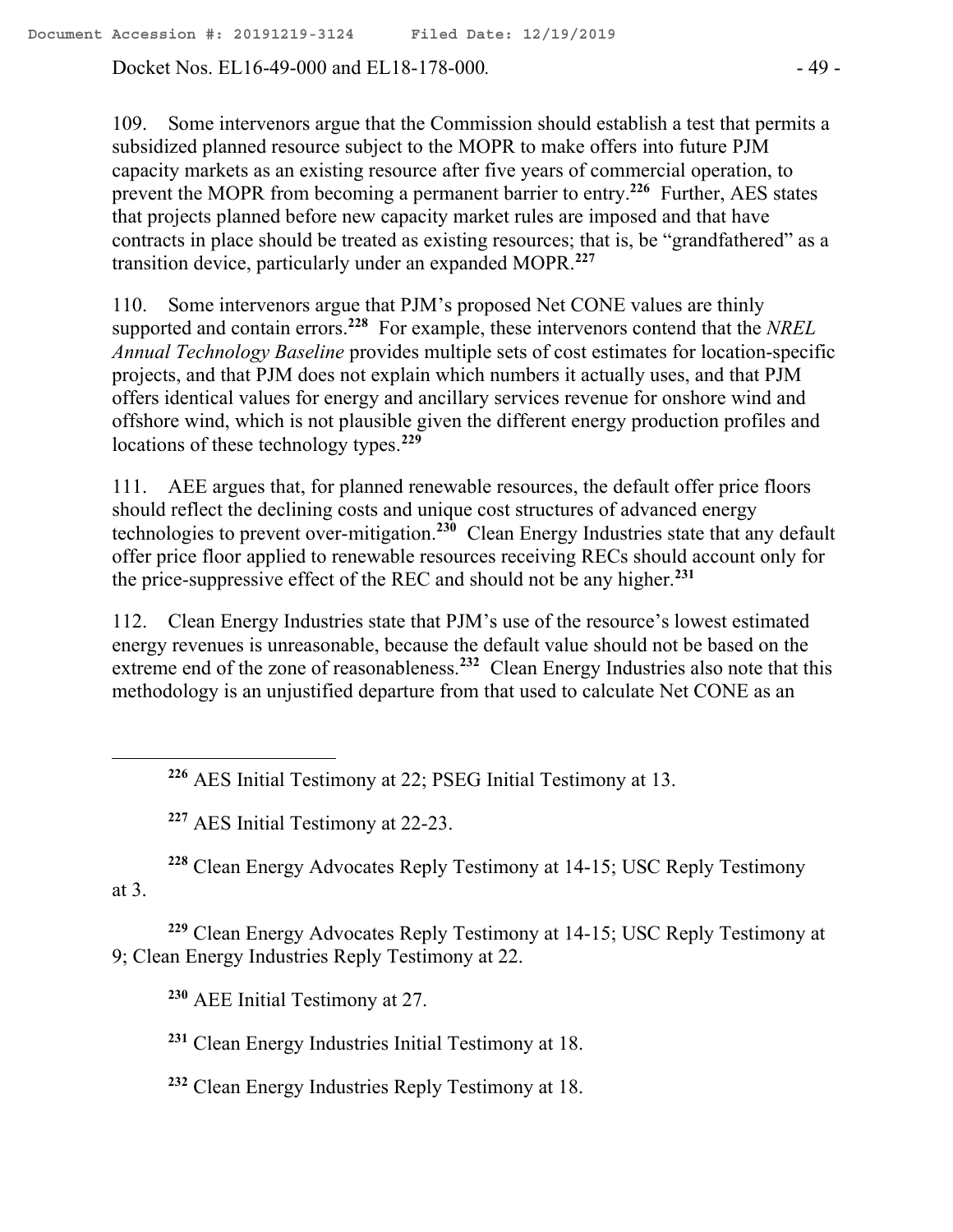109. Some intervenors argue that the Commission should establish a test that permits a subsidized planned resource subject to the MOPR to make offers into future PJM capacity markets as an existing resource after five years of commercial operation, to prevent the MOPR from becoming a permanent barrier to entry.[226] Further, AES states that projects planned before new capacity market rules are imposed and that have contracts in place should be treated as existing resources; that is, be "grandfathered" as a transition device, particularly under an expanded MOPR.[227]

110. Some intervenors argue that PJM's proposed Net CONE values are thinly supported and contain errors.[228] For example, these intervenors contend that the *NREL Annual Technology Baseline* provides multiple sets of cost estimates for location-specific projects, and that PJM does not explain which numbers it actually uses, and that PJM offers identical values for energy and ancillary services revenue for onshore wind and offshore wind, which is not plausible given the different energy production profiles and locations of these technology types.[229]

111. AEE argues that, for planned renewable resources, the default offer price floors should reflect the declining costs and unique cost structures of advanced energy technologies to prevent over-mitigation.[230] Clean Energy Industries state that any default offer price floor applied to renewable resources receiving RECs should account only for the price-suppressive effect of the REC and should not be any higher.[231]

112. Clean Energy Industries state that PJM's use of the resource's lowest estimated energy revenues is unreasonable, because the default value should not be based on the extreme end of the zone of reasonableness.[232] Clean Energy Industries also note that this methodology is an unjustified departure from that used to calculate Net CONE as an

---

[226] AES Initial Testimony at 22; PSEG Initial Testimony at 13.

[227] AES Initial Testimony at 22-23.

[228] Clean Energy Advocates Reply Testimony at 14-15; USC Reply Testimony at 3.

[229] Clean Energy Advocates Reply Testimony at 14-15; USC Reply Testimony at 9; Clean Energy Industries Reply Testimony at 22.

[230] AEE Initial Testimony at 27.

[231] Clean Energy Industries Initial Testimony at 18.

[232] Clean Energy Industries Reply Testimony at 18.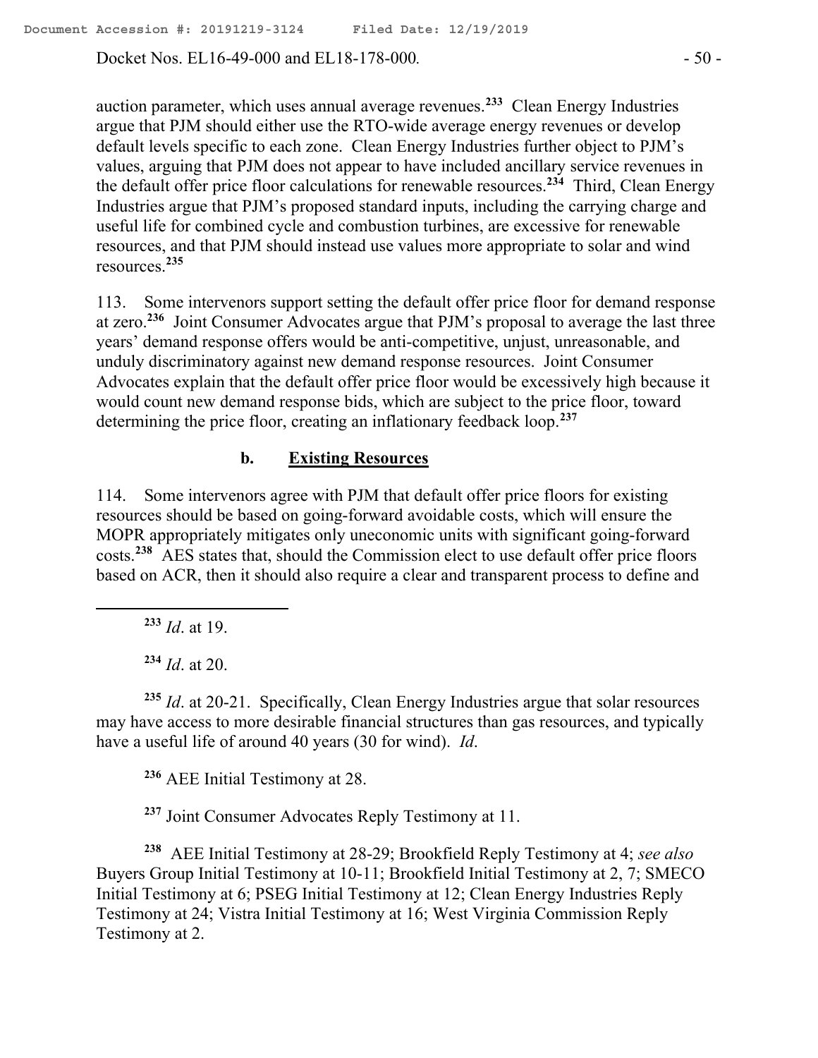auction parameter, which uses annual average revenues.[233] Clean Energy Industries argue that PJM should either use the RTO-wide average energy revenues or develop default levels specific to each zone. Clean Energy Industries further object to PJM's values, arguing that PJM does not appear to have included ancillary service revenues in the default offer price floor calculations for renewable resources.[234] Third, Clean Energy Industries argue that PJM's proposed standard inputs, including the carrying charge and useful life for combined cycle and combustion turbines, are excessive for renewable resources, and that PJM should instead use values more appropriate to solar and wind resources.[235]

113. Some intervenors support setting the default offer price floor for demand response at zero.[236] Joint Consumer Advocates argue that PJM's proposal to average the last three years' demand response offers would be anti-competitive, unjust, unreasonable, and unduly discriminatory against new demand response resources. Joint Consumer Advocates explain that the default offer price floor would be excessively high because it would count new demand response bids, which are subject to the price floor, toward determining the price floor, creating an inflationary feedback loop.[237]

### b. Existing Resources

114. Some intervenors agree with PJM that default offer price floors for existing resources should be based on going-forward avoidable costs, which will ensure the MOPR appropriately mitigates only uneconomic units with significant going-forward costs.[238] AES states that, should the Commission elect to use default offer price floors based on ACR, then it should also require a clear and transparent process to define and

---

[233] *Id*. at 19.

[234] *Id*. at 20.

[235] *Id*. at 20-21. Specifically, Clean Energy Industries argue that solar resources may have access to more desirable financial structures than gas resources, and typically have a useful life of around 40 years (30 for wind). *Id*.

[236] AEE Initial Testimony at 28.

[237] Joint Consumer Advocates Reply Testimony at 11.

[238] AEE Initial Testimony at 28-29; Brookfield Reply Testimony at 4; *see also* Buyers Group Initial Testimony at 10-11; Brookfield Initial Testimony at 2, 7; SMECO Initial Testimony at 6; PSEG Initial Testimony at 12; Clean Energy Industries Reply Testimony at 24; Vistra Initial Testimony at 16; West Virginia Commission Reply Testimony at 2.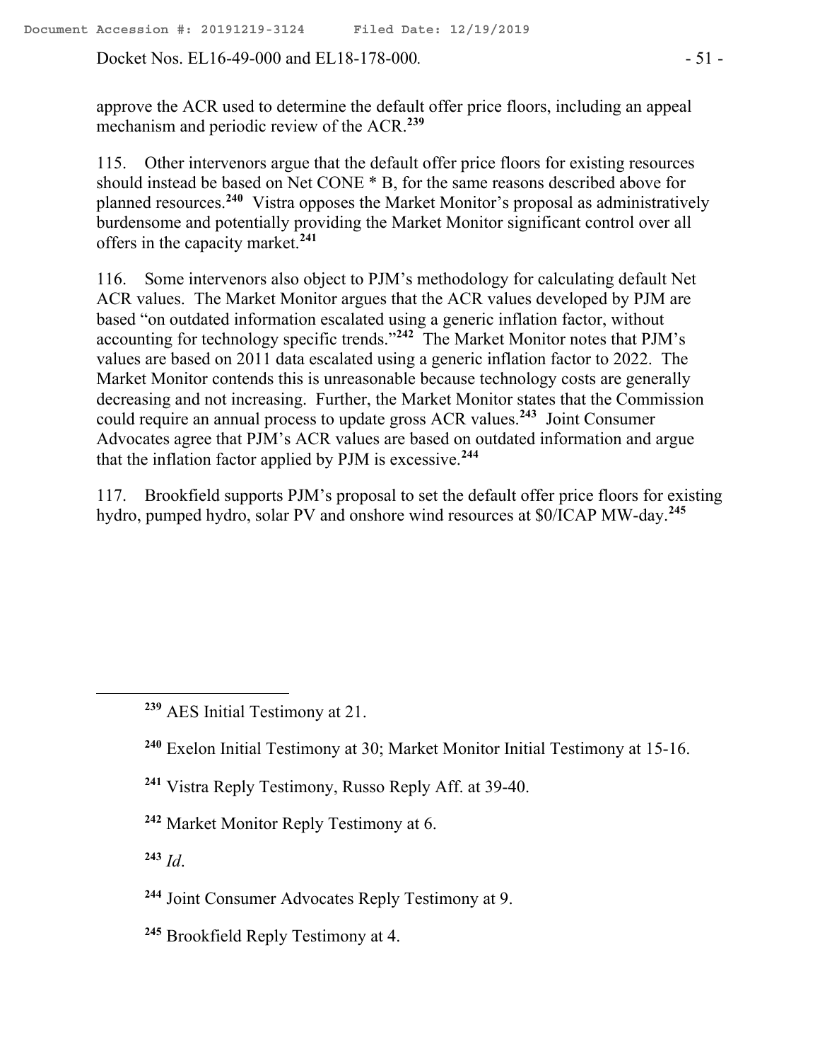approve the ACR used to determine the default offer price floors, including an appeal mechanism and periodic review of the ACR.[239]

115. Other intervenors argue that the default offer price floors for existing resources should instead be based on Net CONE * B, for the same reasons described above for planned resources.[240] Vistra opposes the Market Monitor's proposal as administratively burdensome and potentially providing the Market Monitor significant control over all offers in the capacity market.[241]

116. Some intervenors also object to PJM's methodology for calculating default Net ACR values. The Market Monitor argues that the ACR values developed by PJM are based "on outdated information escalated using a generic inflation factor, without accounting for technology specific trends."[242] The Market Monitor notes that PJM's values are based on 2011 data escalated using a generic inflation factor to 2022. The Market Monitor contends this is unreasonable because technology costs are generally decreasing and not increasing. Further, the Market Monitor states that the Commission could require an annual process to update gross ACR values.[243] Joint Consumer Advocates agree that PJM's ACR values are based on outdated information and argue that the inflation factor applied by PJM is excessive.[244]

117. Brookfield supports PJM's proposal to set the default offer price floors for existing hydro, pumped hydro, solar PV and onshore wind resources at $0/ICAP MW-day.[245]

---

[239] AES Initial Testimony at 21.

[240] Exelon Initial Testimony at 30; Market Monitor Initial Testimony at 15-16.

[241] Vistra Reply Testimony, Russo Reply Aff. at 39-40.

[242] Market Monitor Reply Testimony at 6.

[243] *Id*.

[244] Joint Consumer Advocates Reply Testimony at 9.

[245] Brookfield Reply Testimony at 4.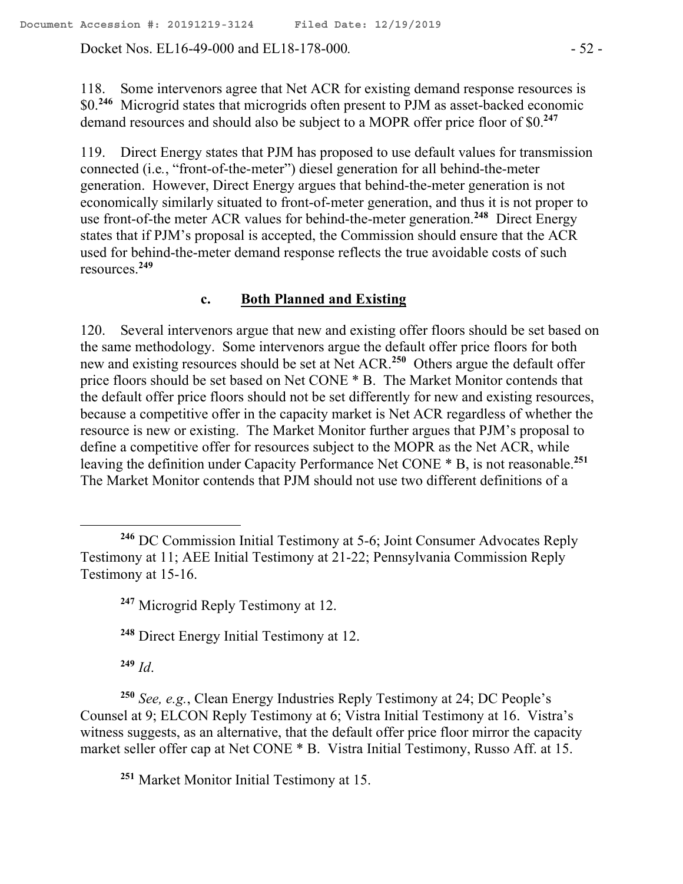118. Some intervenors agree that Net ACR for existing demand response resources is $0.[246] Microgrid states that microgrids often present to PJM as asset-backed economic demand resources and should also be subject to a MOPR offer price floor of $0.[247]

119. Direct Energy states that PJM has proposed to use default values for transmission connected (i.e., "front-of-the-meter") diesel generation for all behind-the-meter generation. However, Direct Energy argues that behind-the-meter generation is not economically similarly situated to front-of-meter generation, and thus it is not proper to use front-of-the meter ACR values for behind-the-meter generation.[248] Direct Energy states that if PJM's proposal is accepted, the Commission should ensure that the ACR used for behind-the-meter demand response reflects the true avoidable costs of such resources.[249]

### c. Both Planned and Existing

120. Several intervenors argue that new and existing offer floors should be set based on the same methodology. Some intervenors argue the default offer price floors for both new and existing resources should be set at Net ACR.[250] Others argue the default offer price floors should be set based on Net CONE * B. The Market Monitor contends that the default offer price floors should not be set differently for new and existing resources, because a competitive offer in the capacity market is Net ACR regardless of whether the resource is new or existing. The Market Monitor further argues that PJM's proposal to define a competitive offer for resources subject to the MOPR as the Net ACR, while leaving the definition under Capacity Performance Net CONE * B, is not reasonable.[251] The Market Monitor contends that PJM should not use two different definitions of a

---

[246] DC Commission Initial Testimony at 5-6; Joint Consumer Advocates Reply Testimony at 11; AEE Initial Testimony at 21-22; Pennsylvania Commission Reply Testimony at 15-16.

[247] Microgrid Reply Testimony at 12.

[248] Direct Energy Initial Testimony at 12.

[249] *Id*.

[250] *See, e.g.*, Clean Energy Industries Reply Testimony at 24; DC People's Counsel at 9; ELCON Reply Testimony at 6; Vistra Initial Testimony at 16. Vistra's witness suggests, as an alternative, that the default offer price floor mirror the capacity market seller offer cap at Net CONE * B. Vistra Initial Testimony, Russo Aff. at 15.

[251] Market Monitor Initial Testimony at 15.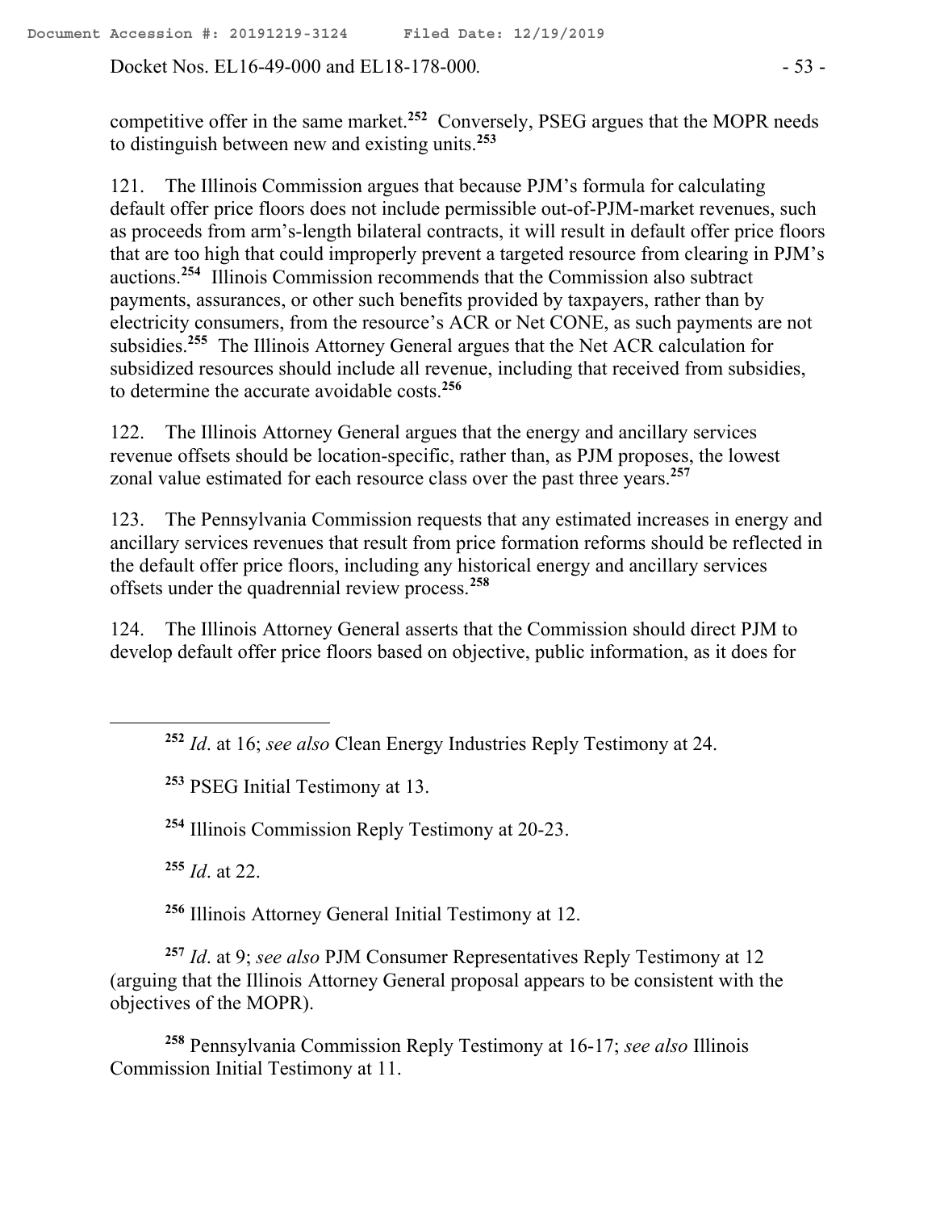competitive offer in the same market.[252] Conversely, PSEG argues that the MOPR needs to distinguish between new and existing units.[253]

121. The Illinois Commission argues that because PJM's formula for calculating default offer price floors does not include permissible out-of-PJM-market revenues, such as proceeds from arm's-length bilateral contracts, it will result in default offer price floors that are too high that could improperly prevent a targeted resource from clearing in PJM's auctions.[254] Illinois Commission recommends that the Commission also subtract payments, assurances, or other such benefits provided by taxpayers, rather than by electricity consumers, from the resource's ACR or Net CONE, as such payments are not subsidies.[255] The Illinois Attorney General argues that the Net ACR calculation for subsidized resources should include all revenue, including that received from subsidies, to determine the accurate avoidable costs.[256]

122. The Illinois Attorney General argues that the energy and ancillary services revenue offsets should be location-specific, rather than, as PJM proposes, the lowest zonal value estimated for each resource class over the past three years.[257]

123. The Pennsylvania Commission requests that any estimated increases in energy and ancillary services revenues that result from price formation reforms should be reflected in the default offer price floors, including any historical energy and ancillary services offsets under the quadrennial review process.[258]

124. The Illinois Attorney General asserts that the Commission should direct PJM to develop default offer price floors based on objective, public information, as it does for

---

[252] *Id*. at 16; *see also* Clean Energy Industries Reply Testimony at 24.

[253] PSEG Initial Testimony at 13.

[254] Illinois Commission Reply Testimony at 20-23.

[255] *Id*. at 22.

[256] Illinois Attorney General Initial Testimony at 12.

[257] *Id*. at 9; *see also* PJM Consumer Representatives Reply Testimony at 12 (arguing that the Illinois Attorney General proposal appears to be consistent with the objectives of the MOPR).

[258] Pennsylvania Commission Reply Testimony at 16-17; *see also* Illinois Commission Initial Testimony at 11.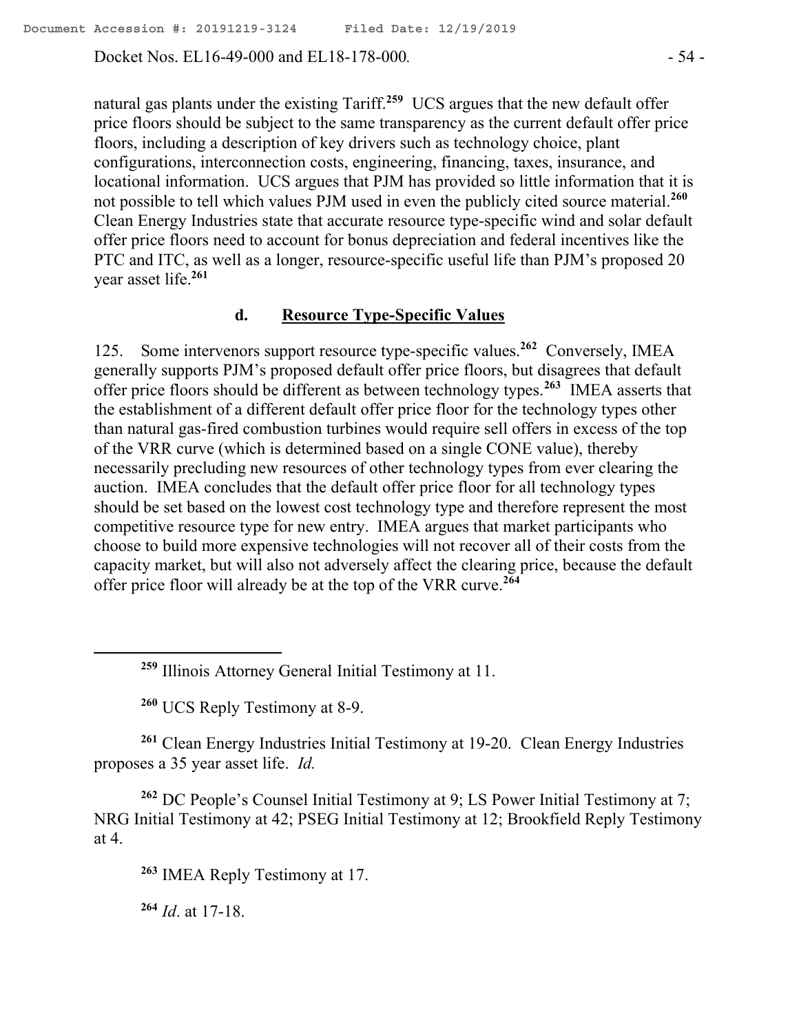natural gas plants under the existing Tariff.[259] UCS argues that the new default offer price floors should be subject to the same transparency as the current default offer price floors, including a description of key drivers such as technology choice, plant configurations, interconnection costs, engineering, financing, taxes, insurance, and locational information. UCS argues that PJM has provided so little information that it is not possible to tell which values PJM used in even the publicly cited source material.[260] Clean Energy Industries state that accurate resource type-specific wind and solar default offer price floors need to account for bonus depreciation and federal incentives like the PTC and ITC, as well as a longer, resource-specific useful life than PJM's proposed 20 year asset life.[261]

### d. Resource Type-Specific Values

125. Some intervenors support resource type-specific values.[262] Conversely, IMEA generally supports PJM's proposed default offer price floors, but disagrees that default offer price floors should be different as between technology types.[263] IMEA asserts that the establishment of a different default offer price floor for the technology types other than natural gas-fired combustion turbines would require sell offers in excess of the top of the VRR curve (which is determined based on a single CONE value), thereby necessarily precluding new resources of other technology types from ever clearing the auction. IMEA concludes that the default offer price floor for all technology types should be set based on the lowest cost technology type and therefore represent the most competitive resource type for new entry. IMEA argues that market participants who choose to build more expensive technologies will not recover all of their costs from the capacity market, but will also not adversely affect the clearing price, because the default offer price floor will already be at the top of the VRR curve.[264]

---

[259] Illinois Attorney General Initial Testimony at 11.

[260] UCS Reply Testimony at 8-9.

[261] Clean Energy Industries Initial Testimony at 19-20. Clean Energy Industries proposes a 35 year asset life. *Id.*

[262] DC People's Counsel Initial Testimony at 9; LS Power Initial Testimony at 7; NRG Initial Testimony at 42; PSEG Initial Testimony at 12; Brookfield Reply Testimony at 4.

[263] IMEA Reply Testimony at 17.

[264] *Id*. at 17-18.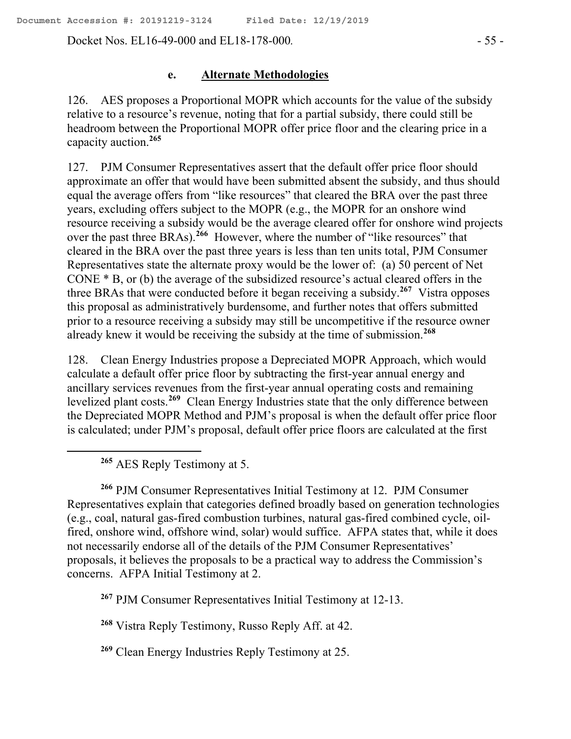### e. **Alternate Methodologies**

126. AES proposes a Proportional MOPR which accounts for the value of the subsidy relative to a resource's revenue, noting that for a partial subsidy, there could still be headroom between the Proportional MOPR offer price floor and the clearing price in a capacity auction.[265]

127. PJM Consumer Representatives assert that the default offer price floor should approximate an offer that would have been submitted absent the subsidy, and thus should equal the average offers from "like resources" that cleared the BRA over the past three years, excluding offers subject to the MOPR (e.g., the MOPR for an onshore wind resource receiving a subsidy would be the average cleared offer for onshore wind projects over the past three BRAs).[266] However, where the number of "like resources" that cleared in the BRA over the past three years is less than ten units total, PJM Consumer Representatives state the alternate proxy would be the lower of: (a) 50 percent of Net CONE * B, or (b) the average of the subsidized resource's actual cleared offers in the three BRAs that were conducted before it began receiving a subsidy.[267] Vistra opposes this proposal as administratively burdensome, and further notes that offers submitted prior to a resource receiving a subsidy may still be uncompetitive if the resource owner already knew it would be receiving the subsidy at the time of submission.[268]

128. Clean Energy Industries propose a Depreciated MOPR Approach, which would calculate a default offer price floor by subtracting the first-year annual energy and ancillary services revenues from the first-year annual operating costs and remaining levelized plant costs.[269] Clean Energy Industries state that the only difference between the Depreciated MOPR Method and PJM's proposal is when the default offer price floor is calculated; under PJM's proposal, default offer price floors are calculated at the first

---

[265] AES Reply Testimony at 5.

[266] PJM Consumer Representatives Initial Testimony at 12. PJM Consumer Representatives explain that categories defined broadly based on generation technologies (e.g., coal, natural gas-fired combustion turbines, natural gas-fired combined cycle, oil-fired, onshore wind, offshore wind, solar) would suffice. AFPA states that, while it does not necessarily endorse all of the details of the PJM Consumer Representatives' proposals, it believes the proposals to be a practical way to address the Commission's concerns. AFPA Initial Testimony at 2.

[267] PJM Consumer Representatives Initial Testimony at 12-13.

[268] Vistra Reply Testimony, Russo Reply Aff. at 42.

[269] Clean Energy Industries Reply Testimony at 25.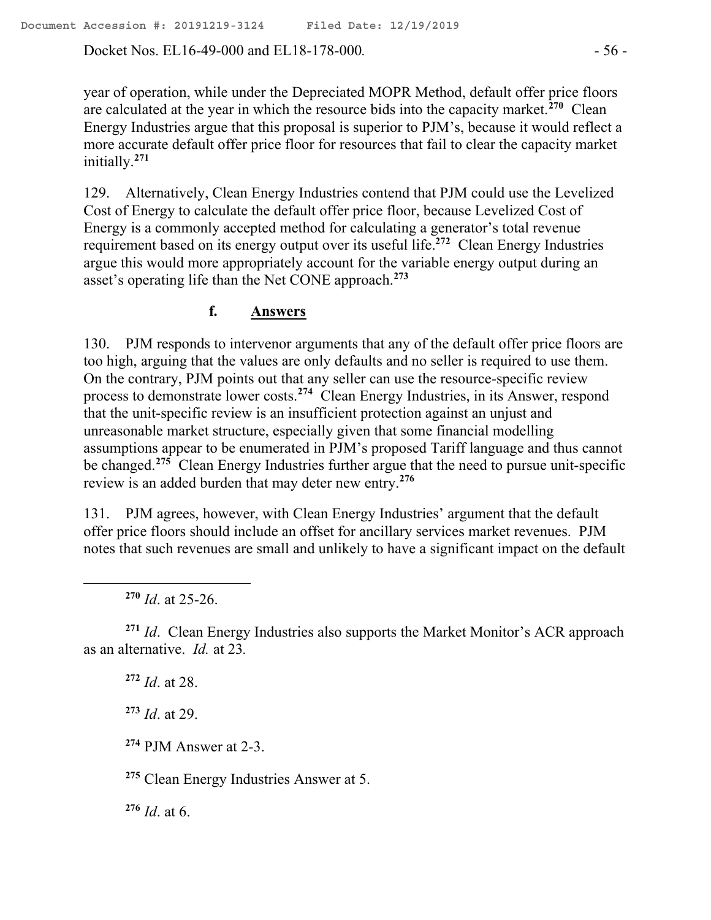year of operation, while under the Depreciated MOPR Method, default offer price floors are calculated at the year in which the resource bids into the capacity market.[270] Clean Energy Industries argue that this proposal is superior to PJM's, because it would reflect a more accurate default offer price floor for resources that fail to clear the capacity market initially.[271]

129. Alternatively, Clean Energy Industries contend that PJM could use the Levelized Cost of Energy to calculate the default offer price floor, because Levelized Cost of Energy is a commonly accepted method for calculating a generator's total revenue requirement based on its energy output over its useful life.[272] Clean Energy Industries argue this would more appropriately account for the variable energy output during an asset's operating life than the Net CONE approach.[273]

#### f. Answers

130. PJM responds to intervenor arguments that any of the default offer price floors are too high, arguing that the values are only defaults and no seller is required to use them. On the contrary, PJM points out that any seller can use the resource-specific review process to demonstrate lower costs.[274] Clean Energy Industries, in its Answer, respond that the unit-specific review is an insufficient protection against an unjust and unreasonable market structure, especially given that some financial modelling assumptions appear to be enumerated in PJM's proposed Tariff language and thus cannot be changed.[275] Clean Energy Industries further argue that the need to pursue unit-specific review is an added burden that may deter new entry.[276]

131. PJM agrees, however, with Clean Energy Industries' argument that the default offer price floors should include an offset for ancillary services market revenues. PJM notes that such revenues are small and unlikely to have a significant impact on the default

---

[270] *Id*. at 25-26.

[271] *Id*. Clean Energy Industries also supports the Market Monitor's ACR approach as an alternative. *Id.* at 23.

[272] *Id*. at 28.

[273] *Id*. at 29.

[274] PJM Answer at 2-3.

[275] Clean Energy Industries Answer at 5.

[276] *Id*. at 6.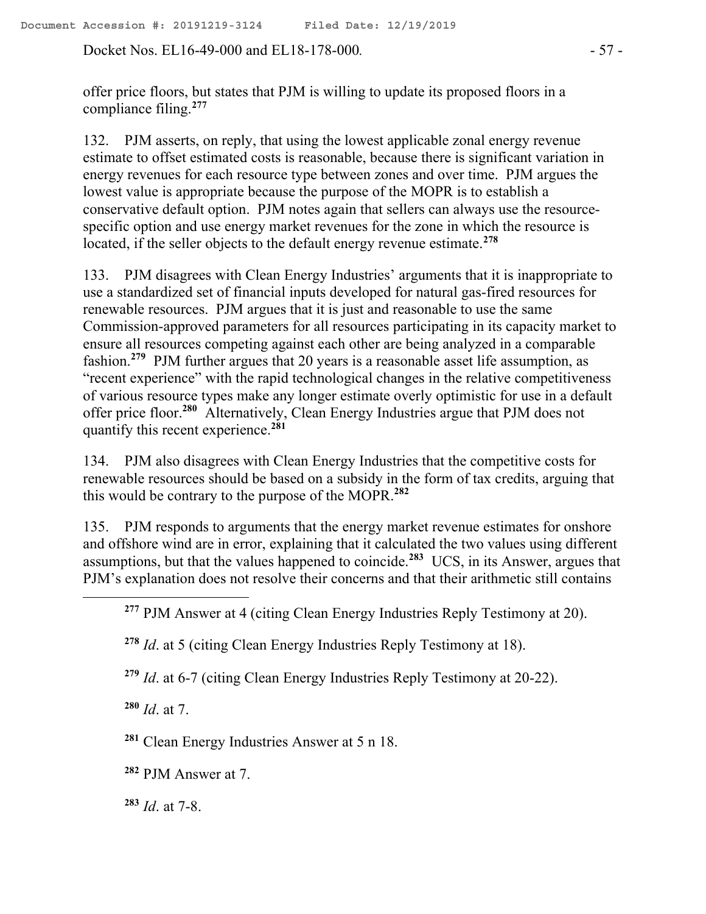offer price floors, but states that PJM is willing to update its proposed floors in a compliance filing.[277]

132. PJM asserts, on reply, that using the lowest applicable zonal energy revenue estimate to offset estimated costs is reasonable, because there is significant variation in energy revenues for each resource type between zones and over time. PJM argues the lowest value is appropriate because the purpose of the MOPR is to establish a conservative default option. PJM notes again that sellers can always use the resource-specific option and use energy market revenues for the zone in which the resource is located, if the seller objects to the default energy revenue estimate.[278]

133. PJM disagrees with Clean Energy Industries' arguments that it is inappropriate to use a standardized set of financial inputs developed for natural gas-fired resources for renewable resources. PJM argues that it is just and reasonable to use the same Commission-approved parameters for all resources participating in its capacity market to ensure all resources competing against each other are being analyzed in a comparable fashion.[279] PJM further argues that 20 years is a reasonable asset life assumption, as "recent experience" with the rapid technological changes in the relative competitiveness of various resource types make any longer estimate overly optimistic for use in a default offer price floor.[280] Alternatively, Clean Energy Industries argue that PJM does not quantify this recent experience.[281]

134. PJM also disagrees with Clean Energy Industries that the competitive costs for renewable resources should be based on a subsidy in the form of tax credits, arguing that this would be contrary to the purpose of the MOPR.[282]

135. PJM responds to arguments that the energy market revenue estimates for onshore and offshore wind are in error, explaining that it calculated the two values using different assumptions, but that the values happened to coincide.[283] UCS, in its Answer, argues that PJM's explanation does not resolve their concerns and that their arithmetic still contains

---

[277] PJM Answer at 4 (citing Clean Energy Industries Reply Testimony at 20).

[278] *Id*. at 5 (citing Clean Energy Industries Reply Testimony at 18).

[279] *Id*. at 6-7 (citing Clean Energy Industries Reply Testimony at 20-22).

[280] *Id*. at 7.

[281] Clean Energy Industries Answer at 5 n 18.

[282] PJM Answer at 7.

[283] *Id*. at 7-8.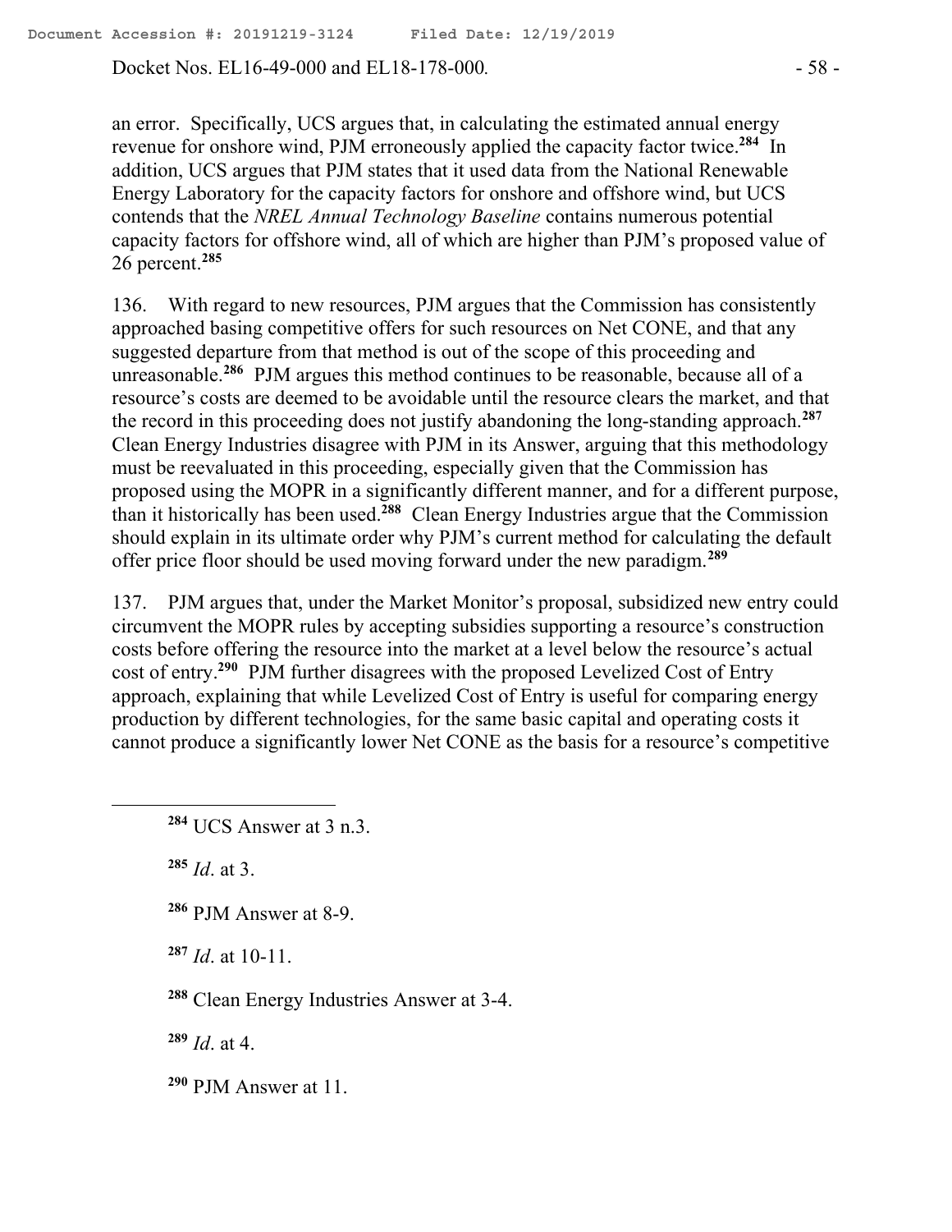an error. Specifically, UCS argues that, in calculating the estimated annual energy revenue for onshore wind, PJM erroneously applied the capacity factor twice.[284] In addition, UCS argues that PJM states that it used data from the National Renewable Energy Laboratory for the capacity factors for onshore and offshore wind, but UCS contends that the *NREL Annual Technology Baseline* contains numerous potential capacity factors for offshore wind, all of which are higher than PJM's proposed value of 26 percent.[285]

136. With regard to new resources, PJM argues that the Commission has consistently approached basing competitive offers for such resources on Net CONE, and that any suggested departure from that method is out of the scope of this proceeding and unreasonable.[286] PJM argues this method continues to be reasonable, because all of a resource's costs are deemed to be avoidable until the resource clears the market, and that the record in this proceeding does not justify abandoning the long-standing approach.[287] Clean Energy Industries disagree with PJM in its Answer, arguing that this methodology must be reevaluated in this proceeding, especially given that the Commission has proposed using the MOPR in a significantly different manner, and for a different purpose, than it historically has been used.[288] Clean Energy Industries argue that the Commission should explain in its ultimate order why PJM's current method for calculating the default offer price floor should be used moving forward under the new paradigm.[289]

137. PJM argues that, under the Market Monitor's proposal, subsidized new entry could circumvent the MOPR rules by accepting subsidies supporting a resource's construction costs before offering the resource into the market at a level below the resource's actual cost of entry.[290] PJM further disagrees with the proposed Levelized Cost of Entry approach, explaining that while Levelized Cost of Entry is useful for comparing energy production by different technologies, for the same basic capital and operating costs it cannot produce a significantly lower Net CONE as the basis for a resource's competitive

---

[284] UCS Answer at 3 n.3.

[285] *Id*. at 3.

[286] PJM Answer at 8-9.

[287] *Id*. at 10-11.

[288] Clean Energy Industries Answer at 3-4.

[289] *Id*. at 4.

[290] PJM Answer at 11.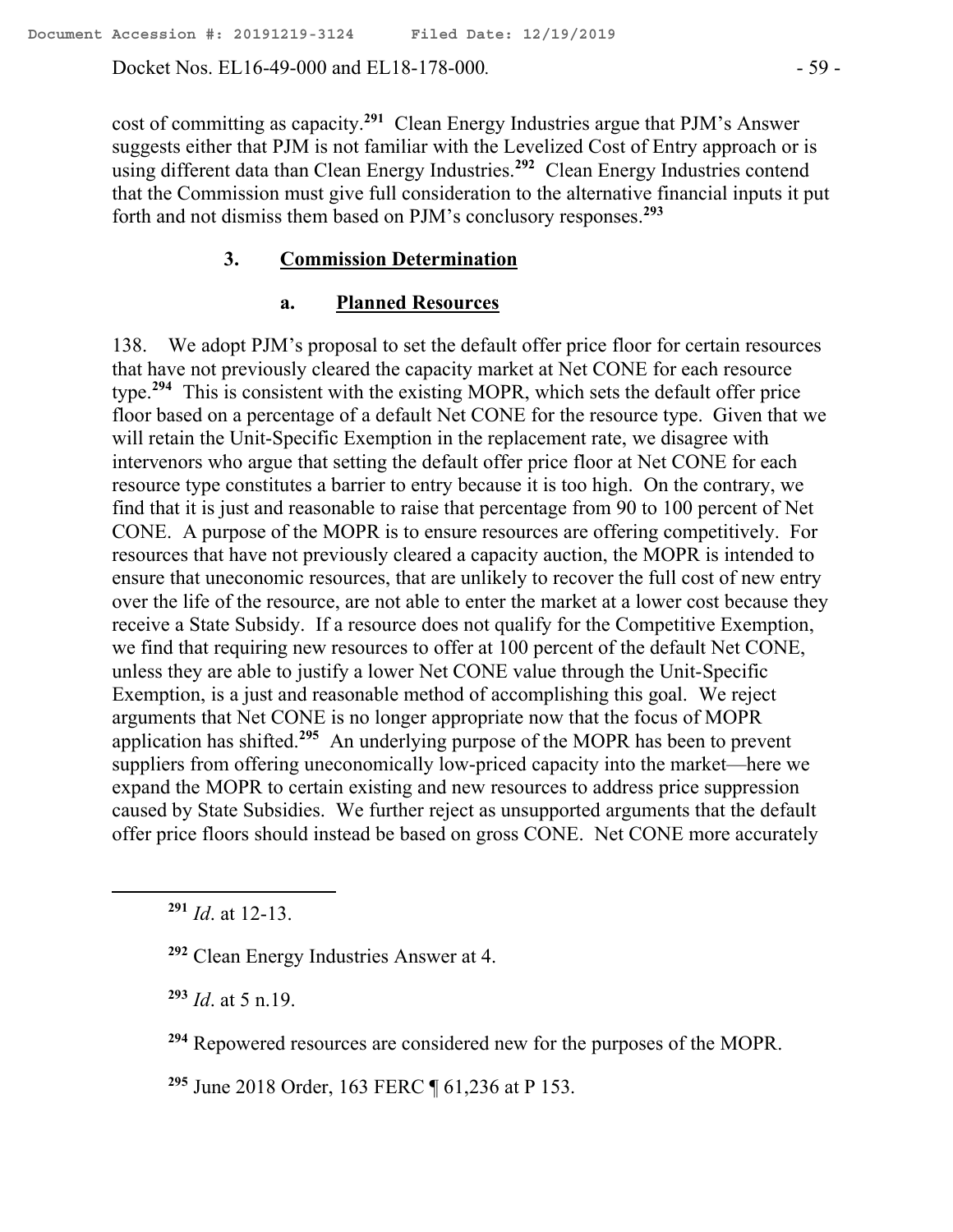cost of committing as capacity.[291] Clean Energy Industries argue that PJM's Answer suggests either that PJM is not familiar with the Levelized Cost of Entry approach or is using different data than Clean Energy Industries.[292] Clean Energy Industries contend that the Commission must give full consideration to the alternative financial inputs it put forth and not dismiss them based on PJM's conclusory responses.[293]

### 3. Commission Determination

#### a. Planned Resources

138. We adopt PJM's proposal to set the default offer price floor for certain resources that have not previously cleared the capacity market at Net CONE for each resource type.[294] This is consistent with the existing MOPR, which sets the default offer price floor based on a percentage of a default Net CONE for the resource type. Given that we will retain the Unit-Specific Exemption in the replacement rate, we disagree with intervenors who argue that setting the default offer price floor at Net CONE for each resource type constitutes a barrier to entry because it is too high. On the contrary, we find that it is just and reasonable to raise that percentage from 90 to 100 percent of Net CONE. A purpose of the MOPR is to ensure resources are offering competitively. For resources that have not previously cleared a capacity auction, the MOPR is intended to ensure that uneconomic resources, that are unlikely to recover the full cost of new entry over the life of the resource, are not able to enter the market at a lower cost because they receive a State Subsidy. If a resource does not qualify for the Competitive Exemption, we find that requiring new resources to offer at 100 percent of the default Net CONE, unless they are able to justify a lower Net CONE value through the Unit-Specific Exemption, is a just and reasonable method of accomplishing this goal. We reject arguments that Net CONE is no longer appropriate now that the focus of MOPR application has shifted.[295] An underlying purpose of the MOPR has been to prevent suppliers from offering uneconomically low-priced capacity into the market—here we expand the MOPR to certain existing and new resources to address price suppression caused by State Subsidies. We further reject as unsupported arguments that the default offer price floors should instead be based on gross CONE. Net CONE more accurately

---

[291] *Id*. at 12-13.

[292] Clean Energy Industries Answer at 4.

[293] *Id*. at 5 n.19.

[294] Repowered resources are considered new for the purposes of the MOPR.

[295] June 2018 Order, 163 FERC ¶ 61,236 at P 153.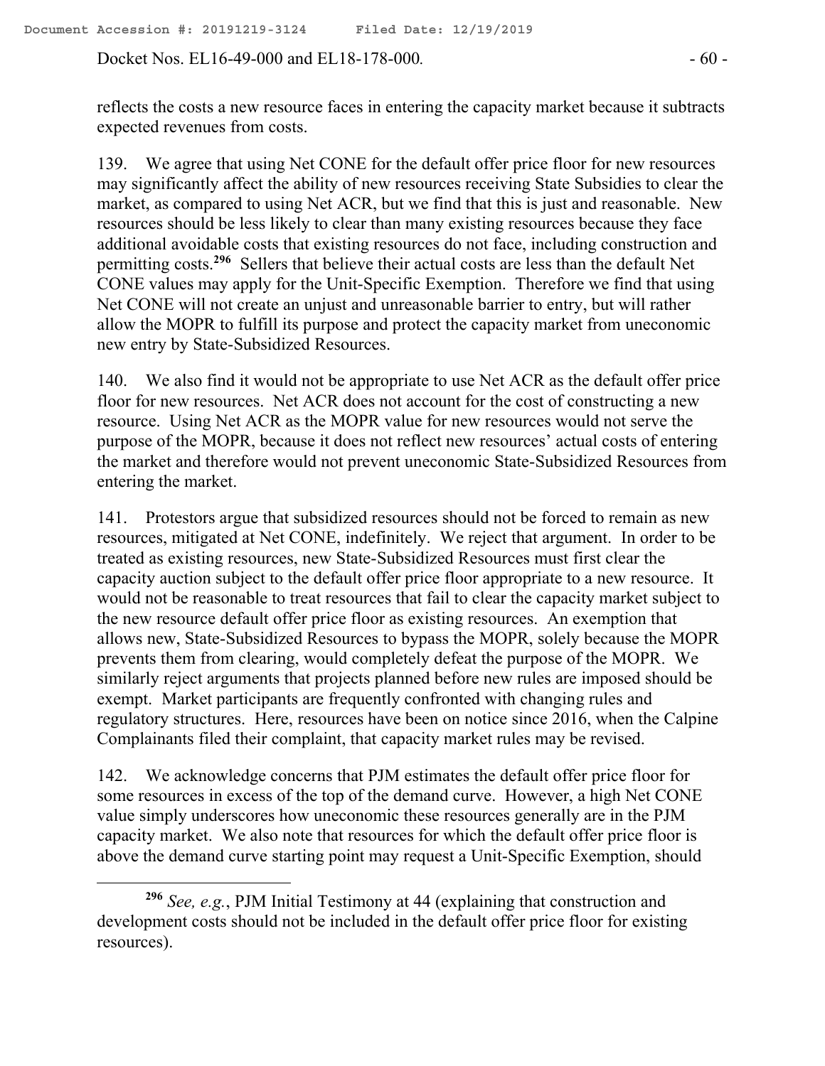reflects the costs a new resource faces in entering the capacity market because it subtracts expected revenues from costs.

139. We agree that using Net CONE for the default offer price floor for new resources may significantly affect the ability of new resources receiving State Subsidies to clear the market, as compared to using Net ACR, but we find that this is just and reasonable. New resources should be less likely to clear than many existing resources because they face additional avoidable costs that existing resources do not face, including construction and permitting costs.[296] Sellers that believe their actual costs are less than the default Net CONE values may apply for the Unit-Specific Exemption. Therefore we find that using Net CONE will not create an unjust and unreasonable barrier to entry, but will rather allow the MOPR to fulfill its purpose and protect the capacity market from uneconomic new entry by State-Subsidized Resources.

140. We also find it would not be appropriate to use Net ACR as the default offer price floor for new resources. Net ACR does not account for the cost of constructing a new resource. Using Net ACR as the MOPR value for new resources would not serve the purpose of the MOPR, because it does not reflect new resources' actual costs of entering the market and therefore would not prevent uneconomic State-Subsidized Resources from entering the market.

141. Protestors argue that subsidized resources should not be forced to remain as new resources, mitigated at Net CONE, indefinitely. We reject that argument. In order to be treated as existing resources, new State-Subsidized Resources must first clear the capacity auction subject to the default offer price floor appropriate to a new resource. It would not be reasonable to treat resources that fail to clear the capacity market subject to the new resource default offer price floor as existing resources. An exemption that allows new, State-Subsidized Resources to bypass the MOPR, solely because the MOPR prevents them from clearing, would completely defeat the purpose of the MOPR. We similarly reject arguments that projects planned before new rules are imposed should be exempt. Market participants are frequently confronted with changing rules and regulatory structures. Here, resources have been on notice since 2016, when the Calpine Complainants filed their complaint, that capacity market rules may be revised.

142. We acknowledge concerns that PJM estimates the default offer price floor for some resources in excess of the top of the demand curve. However, a high Net CONE value simply underscores how uneconomic these resources generally are in the PJM capacity market. We also note that resources for which the default offer price floor is above the demand curve starting point may request a Unit-Specific Exemption, should

[296] *See, e.g.*, PJM Initial Testimony at 44 (explaining that construction and development costs should not be included in the default offer price floor for existing resources).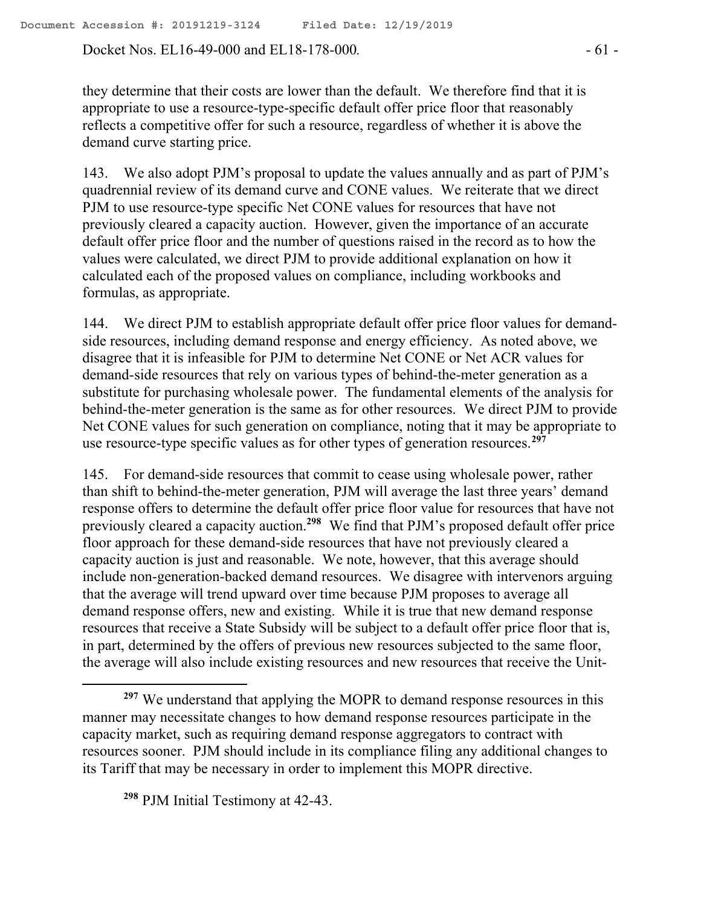they determine that their costs are lower than the default. We therefore find that it is appropriate to use a resource-type-specific default offer price floor that reasonably reflects a competitive offer for such a resource, regardless of whether it is above the demand curve starting price.

143. We also adopt PJM's proposal to update the values annually and as part of PJM's quadrennial review of its demand curve and CONE values. We reiterate that we direct PJM to use resource-type specific Net CONE values for resources that have not previously cleared a capacity auction. However, given the importance of an accurate default offer price floor and the number of questions raised in the record as to how the values were calculated, we direct PJM to provide additional explanation on how it calculated each of the proposed values on compliance, including workbooks and formulas, as appropriate.

144. We direct PJM to establish appropriate default offer price floor values for demand-side resources, including demand response and energy efficiency. As noted above, we disagree that it is infeasible for PJM to determine Net CONE or Net ACR values for demand-side resources that rely on various types of behind-the-meter generation as a substitute for purchasing wholesale power. The fundamental elements of the analysis for behind-the-meter generation is the same as for other resources. We direct PJM to provide Net CONE values for such generation on compliance, noting that it may be appropriate to use resource-type specific values as for other types of generation resources.[297]

145. For demand-side resources that commit to cease using wholesale power, rather than shift to behind-the-meter generation, PJM will average the last three years' demand response offers to determine the default offer price floor value for resources that have not previously cleared a capacity auction.[298] We find that PJM's proposed default offer price floor approach for these demand-side resources that have not previously cleared a capacity auction is just and reasonable. We note, however, that this average should include non-generation-backed demand resources. We disagree with intervenors arguing that the average will trend upward over time because PJM proposes to average all demand response offers, new and existing. While it is true that new demand response resources that receive a State Subsidy will be subject to a default offer price floor that is, in part, determined by the offers of previous new resources subjected to the same floor, the average will also include existing resources and new resources that receive the Unit-

[297] We understand that applying the MOPR to demand response resources in this manner may necessitate changes to how demand response resources participate in the capacity market, such as requiring demand response aggregators to contract with resources sooner. PJM should include in its compliance filing any additional changes to its Tariff that may be necessary in order to implement this MOPR directive.

[298] PJM Initial Testimony at 42-43.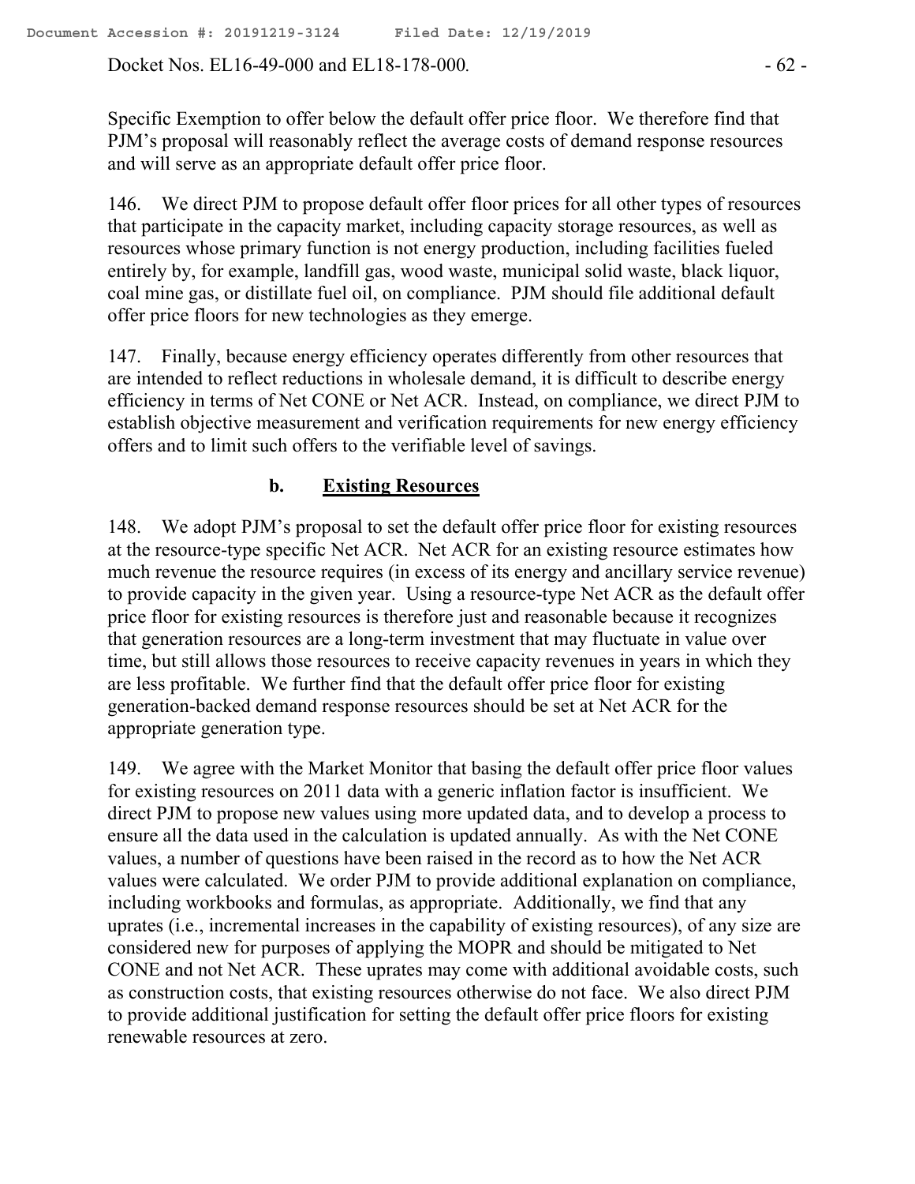Specific Exemption to offer below the default offer price floor. We therefore find that PJM's proposal will reasonably reflect the average costs of demand response resources and will serve as an appropriate default offer price floor.

146. We direct PJM to propose default offer floor prices for all other types of resources that participate in the capacity market, including capacity storage resources, as well as resources whose primary function is not energy production, including facilities fueled entirely by, for example, landfill gas, wood waste, municipal solid waste, black liquor, coal mine gas, or distillate fuel oil, on compliance. PJM should file additional default offer price floors for new technologies as they emerge.

147. Finally, because energy efficiency operates differently from other resources that are intended to reflect reductions in wholesale demand, it is difficult to describe energy efficiency in terms of Net CONE or Net ACR. Instead, on compliance, we direct PJM to establish objective measurement and verification requirements for new energy efficiency offers and to limit such offers to the verifiable level of savings.

### b. <u>Existing Resources</u>

148. We adopt PJM's proposal to set the default offer price floor for existing resources at the resource-type specific Net ACR. Net ACR for an existing resource estimates how much revenue the resource requires (in excess of its energy and ancillary service revenue) to provide capacity in the given year. Using a resource-type Net ACR as the default offer price floor for existing resources is therefore just and reasonable because it recognizes that generation resources are a long-term investment that may fluctuate in value over time, but still allows those resources to receive capacity revenues in years in which they are less profitable. We further find that the default offer price floor for existing generation-backed demand response resources should be set at Net ACR for the appropriate generation type.

149. We agree with the Market Monitor that basing the default offer price floor values for existing resources on 2011 data with a generic inflation factor is insufficient. We direct PJM to propose new values using more updated data, and to develop a process to ensure all the data used in the calculation is updated annually. As with the Net CONE values, a number of questions have been raised in the record as to how the Net ACR values were calculated. We order PJM to provide additional explanation on compliance, including workbooks and formulas, as appropriate. Additionally, we find that any uprates (i.e., incremental increases in the capability of existing resources), of any size are considered new for purposes of applying the MOPR and should be mitigated to Net CONE and not Net ACR. These uprates may come with additional avoidable costs, such as construction costs, that existing resources otherwise do not face. We also direct PJM to provide additional justification for setting the default offer price floors for existing renewable resources at zero.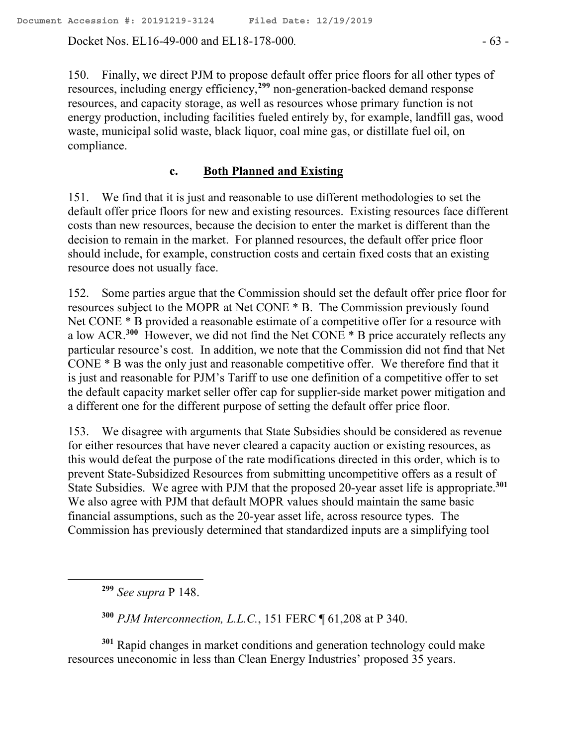150. Finally, we direct PJM to propose default offer price floors for all other types of resources, including energy efficiency,[299] non-generation-backed demand response resources, and capacity storage, as well as resources whose primary function is not energy production, including facilities fueled entirely by, for example, landfill gas, wood waste, municipal solid waste, black liquor, coal mine gas, or distillate fuel oil, on compliance.

### c. Both Planned and Existing

151. We find that it is just and reasonable to use different methodologies to set the default offer price floors for new and existing resources. Existing resources face different costs than new resources, because the decision to enter the market is different than the decision to remain in the market. For planned resources, the default offer price floor should include, for example, construction costs and certain fixed costs that an existing resource does not usually face.

152. Some parties argue that the Commission should set the default offer price floor for resources subject to the MOPR at Net CONE * B. The Commission previously found Net CONE * B provided a reasonable estimate of a competitive offer for a resource with a low ACR.[300] However, we did not find the Net CONE * B price accurately reflects any particular resource's cost. In addition, we note that the Commission did not find that Net CONE * B was the only just and reasonable competitive offer. We therefore find that it is just and reasonable for PJM's Tariff to use one definition of a competitive offer to set the default capacity market seller offer cap for supplier-side market power mitigation and a different one for the different purpose of setting the default offer price floor.

153. We disagree with arguments that State Subsidies should be considered as revenue for either resources that have never cleared a capacity auction or existing resources, as this would defeat the purpose of the rate modifications directed in this order, which is to prevent State-Subsidized Resources from submitting uncompetitive offers as a result of State Subsidies. We agree with PJM that the proposed 20-year asset life is appropriate.[301] We also agree with PJM that default MOPR values should maintain the same basic financial assumptions, such as the 20-year asset life, across resource types. The Commission has previously determined that standardized inputs are a simplifying tool

---

[299] *See supra* P 148.

[300] *PJM Interconnection, L.L.C.*, 151 FERC ¶ 61,208 at P 340.

[301] Rapid changes in market conditions and generation technology could make resources uneconomic in less than Clean Energy Industries' proposed 35 years.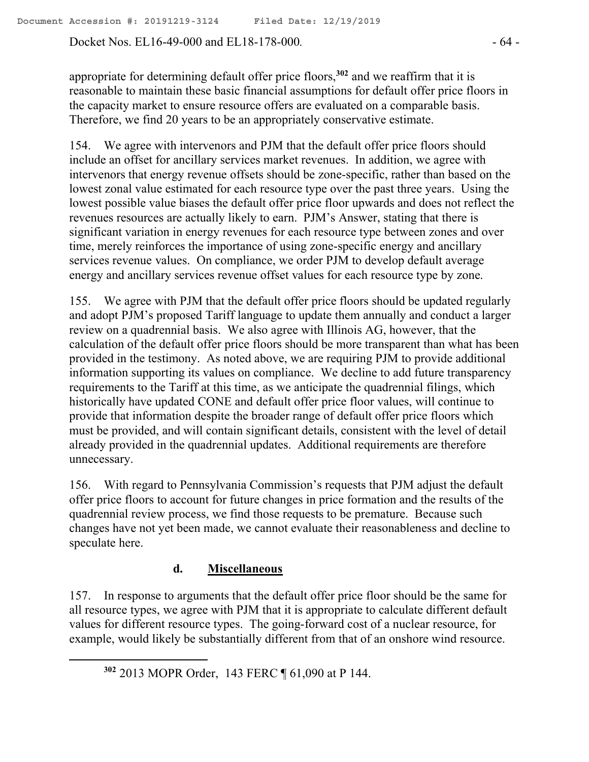appropriate for determining default offer price floors,[302] and we reaffirm that it is reasonable to maintain these basic financial assumptions for default offer price floors in the capacity market to ensure resource offers are evaluated on a comparable basis. Therefore, we find 20 years to be an appropriately conservative estimate.

154. We agree with intervenors and PJM that the default offer price floors should include an offset for ancillary services market revenues. In addition, we agree with intervenors that energy revenue offsets should be zone-specific, rather than based on the lowest zonal value estimated for each resource type over the past three years. Using the lowest possible value biases the default offer price floor upwards and does not reflect the revenues resources are actually likely to earn. PJM's Answer, stating that there is significant variation in energy revenues for each resource type between zones and over time, merely reinforces the importance of using zone-specific energy and ancillary services revenue values. On compliance, we order PJM to develop default average energy and ancillary services revenue offset values for each resource type by zone.

155. We agree with PJM that the default offer price floors should be updated regularly and adopt PJM's proposed Tariff language to update them annually and conduct a larger review on a quadrennial basis. We also agree with Illinois AG, however, that the calculation of the default offer price floors should be more transparent than what has been provided in the testimony. As noted above, we are requiring PJM to provide additional information supporting its values on compliance. We decline to add future transparency requirements to the Tariff at this time, as we anticipate the quadrennial filings, which historically have updated CONE and default offer price floor values, will continue to provide that information despite the broader range of default offer price floors which must be provided, and will contain significant details, consistent with the level of detail already provided in the quadrennial updates. Additional requirements are therefore unnecessary.

156. With regard to Pennsylvania Commission's requests that PJM adjust the default offer price floors to account for future changes in price formation and the results of the quadrennial review process, we find those requests to be premature. Because such changes have not yet been made, we cannot evaluate their reasonableness and decline to speculate here.

### d. Miscellaneous

157. In response to arguments that the default offer price floor should be the same for all resource types, we agree with PJM that it is appropriate to calculate different default values for different resource types. The going-forward cost of a nuclear resource, for example, would likely be substantially different from that of an onshore wind resource.

[302] 2013 MOPR Order, 143 FERC ¶ 61,090 at P 144.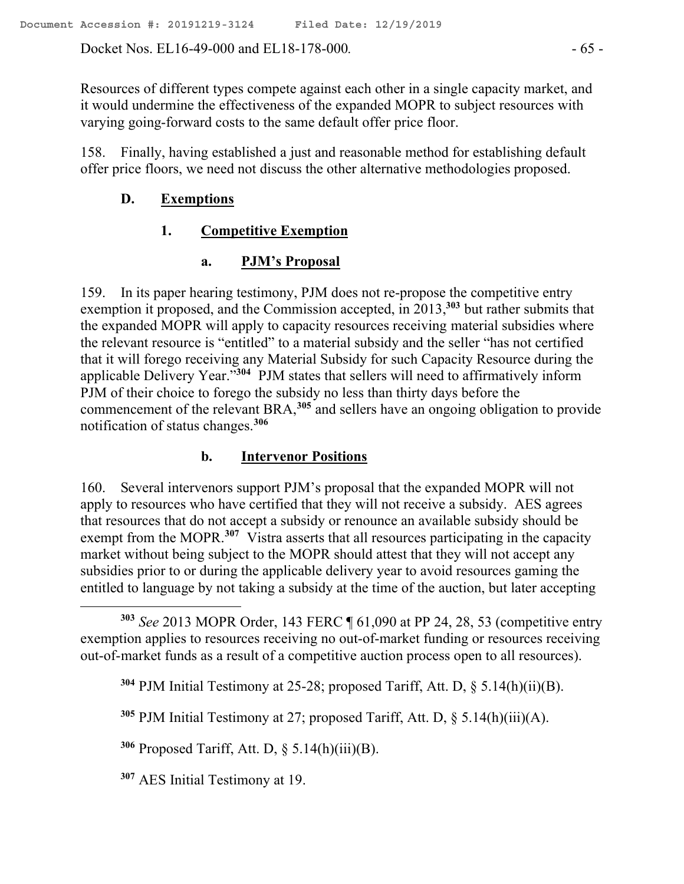Resources of different types compete against each other in a single capacity market, and it would undermine the effectiveness of the expanded MOPR to subject resources with varying going-forward costs to the same default offer price floor.

158. Finally, having established a just and reasonable method for establishing default offer price floors, we need not discuss the other alternative methodologies proposed.

### D. Exemptions

#### 1. Competitive Exemption

##### a. PJM's Proposal

159. In its paper hearing testimony, PJM does not re-propose the competitive entry exemption it proposed, and the Commission accepted, in 2013,[303] but rather submits that the expanded MOPR will apply to capacity resources receiving material subsidies where the relevant resource is "entitled" to a material subsidy and the seller "has not certified that it will forego receiving any Material Subsidy for such Capacity Resource during the applicable Delivery Year."[304] PJM states that sellers will need to affirmatively inform PJM of their choice to forego the subsidy no less than thirty days before the commencement of the relevant BRA,[305] and sellers have an ongoing obligation to provide notification of status changes.[306]

##### b. Intervenor Positions

160. Several intervenors support PJM's proposal that the expanded MOPR will not apply to resources who have certified that they will not receive a subsidy. AES agrees that resources that do not accept a subsidy or renounce an available subsidy should be exempt from the MOPR.[307] Vistra asserts that all resources participating in the capacity market without being subject to the MOPR should attest that they will not accept any subsidies prior to or during the applicable delivery year to avoid resources gaming the entitled to language by not taking a subsidy at the time of the auction, but later accepting

---

[303] *See* 2013 MOPR Order, 143 FERC ¶ 61,090 at PP 24, 28, 53 (competitive entry exemption applies to resources receiving no out-of-market funding or resources receiving out-of-market funds as a result of a competitive auction process open to all resources).

[304] PJM Initial Testimony at 25-28; proposed Tariff, Att. D, § 5.14(h)(ii)(B).

[305] PJM Initial Testimony at 27; proposed Tariff, Att. D, § 5.14(h)(iii)(A).

[306] Proposed Tariff, Att. D, § 5.14(h)(iii)(B).

[307] AES Initial Testimony at 19.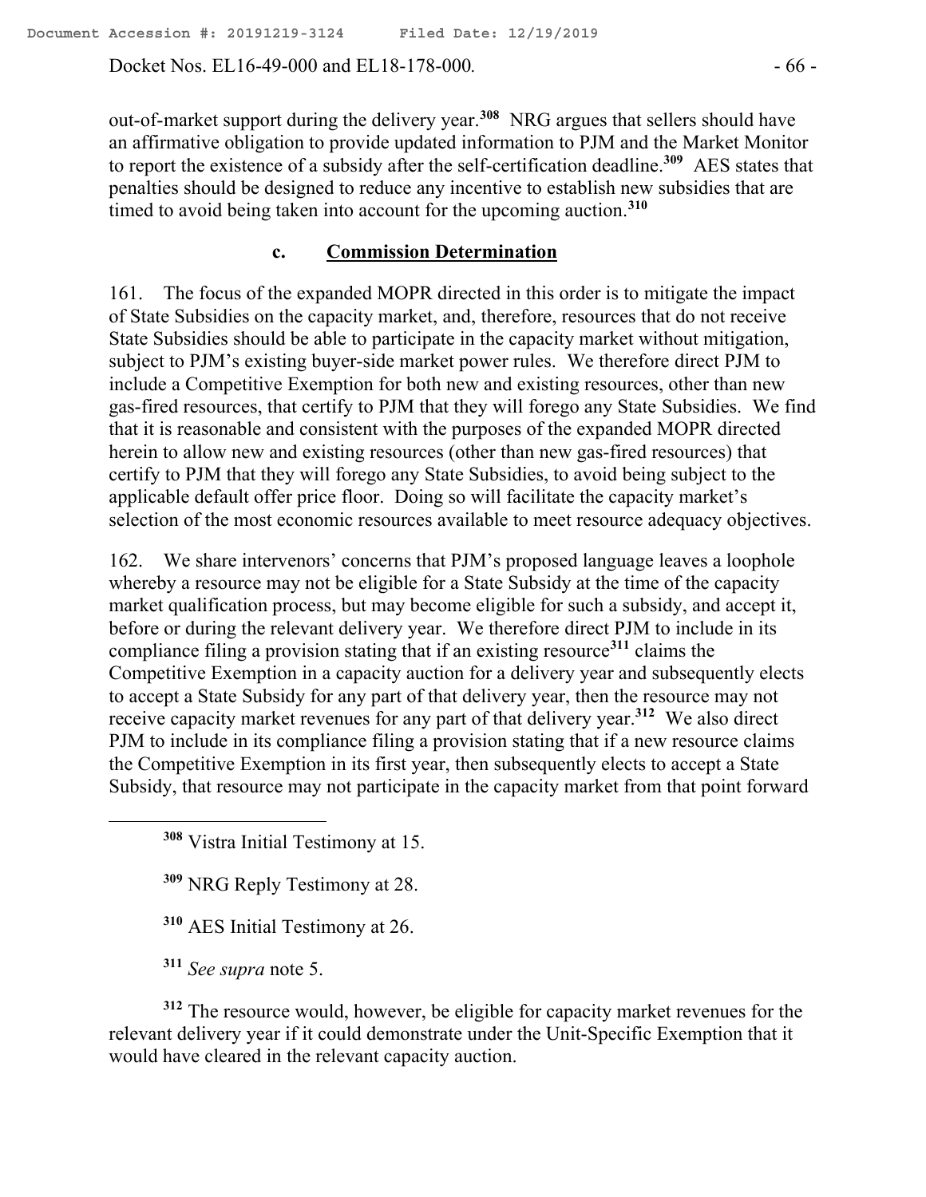out-of-market support during the delivery year.[308] NRG argues that sellers should have an affirmative obligation to provide updated information to PJM and the Market Monitor to report the existence of a subsidy after the self-certification deadline.[309] AES states that penalties should be designed to reduce any incentive to establish new subsidies that are timed to avoid being taken into account for the upcoming auction.[310]

### c. Commission Determination

161. The focus of the expanded MOPR directed in this order is to mitigate the impact of State Subsidies on the capacity market, and, therefore, resources that do not receive State Subsidies should be able to participate in the capacity market without mitigation, subject to PJM's existing buyer-side market power rules. We therefore direct PJM to include a Competitive Exemption for both new and existing resources, other than new gas-fired resources, that certify to PJM that they will forego any State Subsidies. We find that it is reasonable and consistent with the purposes of the expanded MOPR directed herein to allow new and existing resources (other than new gas-fired resources) that certify to PJM that they will forego any State Subsidies, to avoid being subject to the applicable default offer price floor. Doing so will facilitate the capacity market's selection of the most economic resources available to meet resource adequacy objectives.

162. We share intervenors' concerns that PJM's proposed language leaves a loophole whereby a resource may not be eligible for a State Subsidy at the time of the capacity market qualification process, but may become eligible for such a subsidy, and accept it, before or during the relevant delivery year. We therefore direct PJM to include in its compliance filing a provision stating that if an existing resource[311] claims the Competitive Exemption in a capacity auction for a delivery year and subsequently elects to accept a State Subsidy for any part of that delivery year, then the resource may not receive capacity market revenues for any part of that delivery year.[312] We also direct PJM to include in its compliance filing a provision stating that if a new resource claims the Competitive Exemption in its first year, then subsequently elects to accept a State Subsidy, that resource may not participate in the capacity market from that point forward

---

[308] Vistra Initial Testimony at 15.

[309] NRG Reply Testimony at 28.

[310] AES Initial Testimony at 26.

[311] *See supra* note 5.

[312] The resource would, however, be eligible for capacity market revenues for the relevant delivery year if it could demonstrate under the Unit-Specific Exemption that it would have cleared in the relevant capacity auction.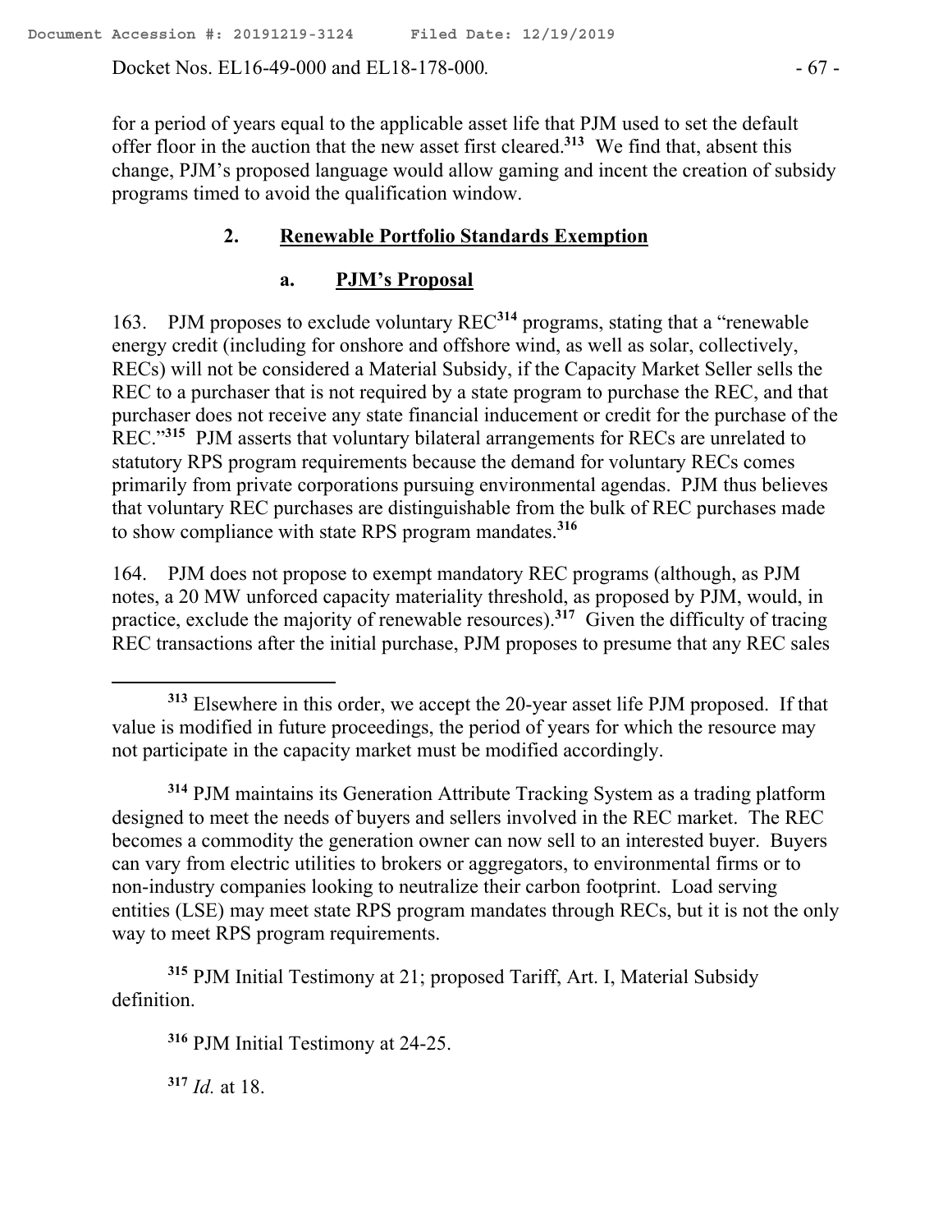for a period of years equal to the applicable asset life that PJM used to set the default offer floor in the auction that the new asset first cleared.[313] We find that, absent this change, PJM's proposed language would allow gaming and incent the creation of subsidy programs timed to avoid the qualification window.

### 2. Renewable Portfolio Standards Exemption

#### a. PJM's Proposal

163. PJM proposes to exclude voluntary REC[314] programs, stating that a "renewable energy credit (including for onshore and offshore wind, as well as solar, collectively, RECs) will not be considered a Material Subsidy, if the Capacity Market Seller sells the REC to a purchaser that is not required by a state program to purchase the REC, and that purchaser does not receive any state financial inducement or credit for the purchase of the REC."[315] PJM asserts that voluntary bilateral arrangements for RECs are unrelated to statutory RPS program requirements because the demand for voluntary RECs comes primarily from private corporations pursuing environmental agendas. PJM thus believes that voluntary REC purchases are distinguishable from the bulk of REC purchases made to show compliance with state RPS program mandates.[316]

164. PJM does not propose to exempt mandatory REC programs (although, as PJM notes, a 20 MW unforced capacity materiality threshold, as proposed by PJM, would, in practice, exclude the majority of renewable resources).[317] Given the difficulty of tracing REC transactions after the initial purchase, PJM proposes to presume that any REC sales

---

[313] Elsewhere in this order, we accept the 20-year asset life PJM proposed. If that value is modified in future proceedings, the period of years for which the resource may not participate in the capacity market must be modified accordingly.

[314] PJM maintains its Generation Attribute Tracking System as a trading platform designed to meet the needs of buyers and sellers involved in the REC market. The REC becomes a commodity the generation owner can now sell to an interested buyer. Buyers can vary from electric utilities to brokers or aggregators, to environmental firms or to non-industry companies looking to neutralize their carbon footprint. Load serving entities (LSE) may meet state RPS program mandates through RECs, but it is not the only way to meet RPS program requirements.

[315] PJM Initial Testimony at 21; proposed Tariff, Art. I, Material Subsidy definition.

[316] PJM Initial Testimony at 24-25.

[317] *Id.* at 18.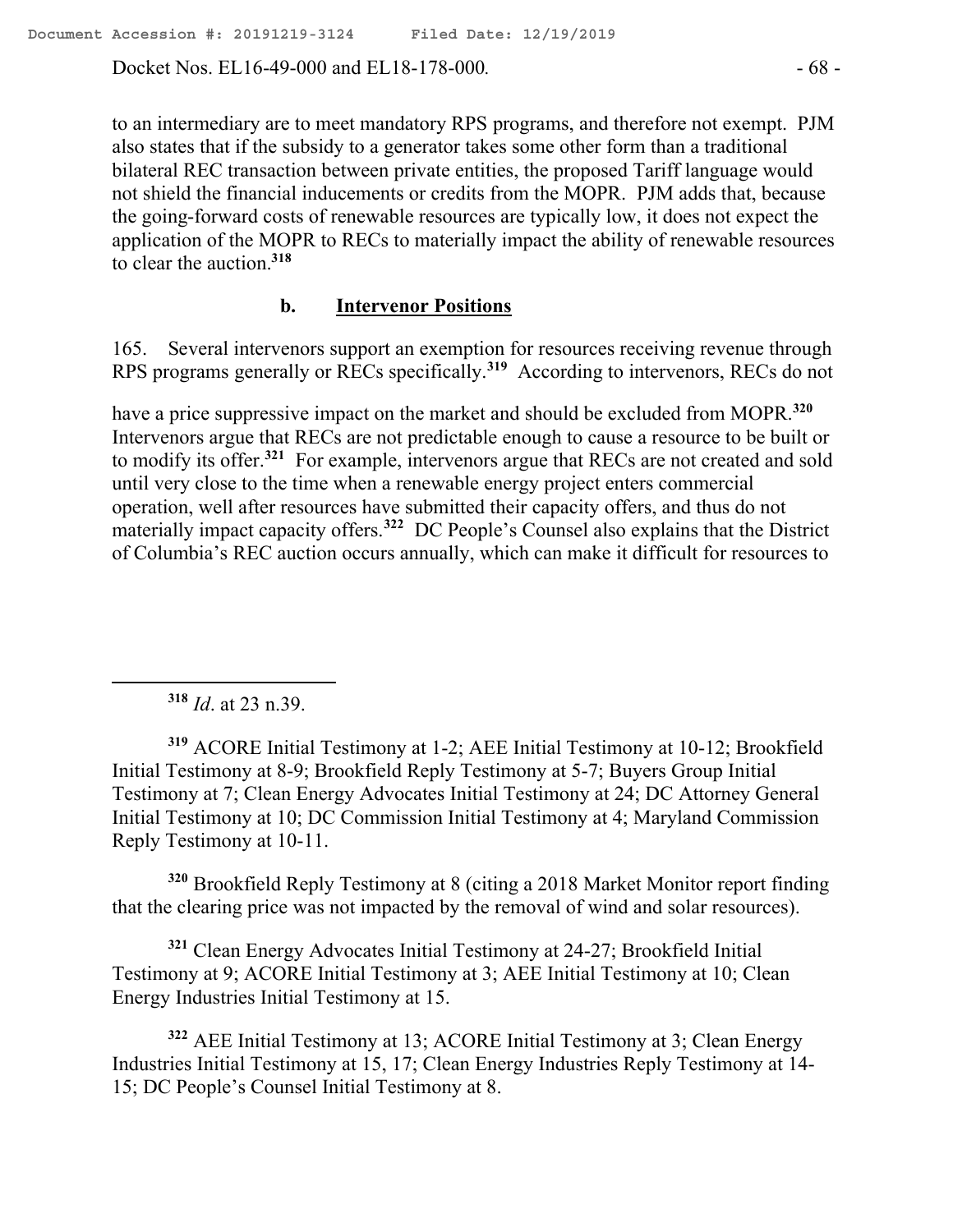to an intermediary are to meet mandatory RPS programs, and therefore not exempt. PJM also states that if the subsidy to a generator takes some other form than a traditional bilateral REC transaction between private entities, the proposed Tariff language would not shield the financial inducements or credits from the MOPR. PJM adds that, because the going-forward costs of renewable resources are typically low, it does not expect the application of the MOPR to RECs to materially impact the ability of renewable resources to clear the auction.[318]

### b. Intervenor Positions

165. Several intervenors support an exemption for resources receiving revenue through RPS programs generally or RECs specifically.[319] According to intervenors, RECs do not have a price suppressive impact on the market and should be excluded from MOPR.[320] Intervenors argue that RECs are not predictable enough to cause a resource to be built or to modify its offer.[321] For example, intervenors argue that RECs are not created and sold until very close to the time when a renewable energy project enters commercial operation, well after resources have submitted their capacity offers, and thus do not materially impact capacity offers.[322] DC People's Counsel also explains that the District of Columbia's REC auction occurs annually, which can make it difficult for resources to

---

[318] *Id*. at 23 n.39.

[319] ACORE Initial Testimony at 1-2; AEE Initial Testimony at 10-12; Brookfield Initial Testimony at 8-9; Brookfield Reply Testimony at 5-7; Buyers Group Initial Testimony at 7; Clean Energy Advocates Initial Testimony at 24; DC Attorney General Initial Testimony at 10; DC Commission Initial Testimony at 4; Maryland Commission Reply Testimony at 10-11.

[320] Brookfield Reply Testimony at 8 (citing a 2018 Market Monitor report finding that the clearing price was not impacted by the removal of wind and solar resources).

[321] Clean Energy Advocates Initial Testimony at 24-27; Brookfield Initial Testimony at 9; ACORE Initial Testimony at 3; AEE Initial Testimony at 10; Clean Energy Industries Initial Testimony at 15.

[322] AEE Initial Testimony at 13; ACORE Initial Testimony at 3; Clean Energy Industries Initial Testimony at 15, 17; Clean Energy Industries Reply Testimony at 14-15; DC People's Counsel Initial Testimony at 8.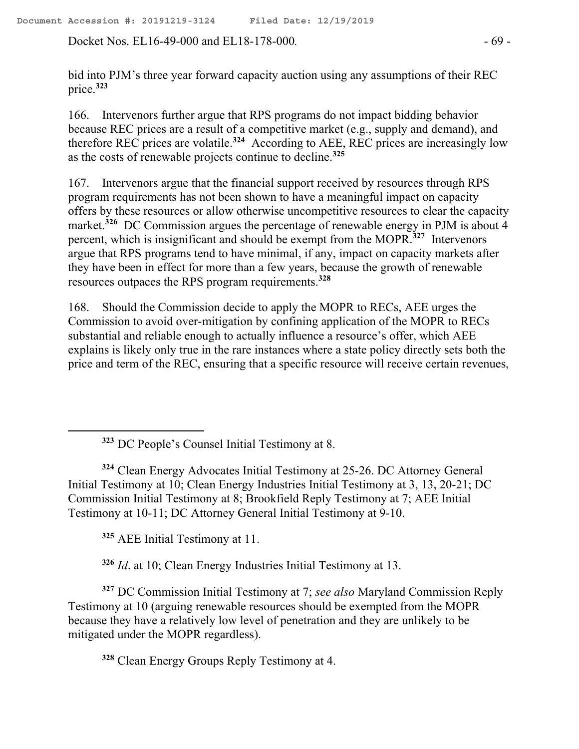bid into PJM's three year forward capacity auction using any assumptions of their REC price.[323]

166. Intervenors further argue that RPS programs do not impact bidding behavior because REC prices are a result of a competitive market (e.g., supply and demand), and therefore REC prices are volatile.[324] According to AEE, REC prices are increasingly low as the costs of renewable projects continue to decline.[325]

167. Intervenors argue that the financial support received by resources through RPS program requirements has not been shown to have a meaningful impact on capacity offers by these resources or allow otherwise uncompetitive resources to clear the capacity market.[326] DC Commission argues the percentage of renewable energy in PJM is about 4 percent, which is insignificant and should be exempt from the MOPR.[327] Intervenors argue that RPS programs tend to have minimal, if any, impact on capacity markets after they have been in effect for more than a few years, because the growth of renewable resources outpaces the RPS program requirements.[328]

168. Should the Commission decide to apply the MOPR to RECs, AEE urges the Commission to avoid over-mitigation by confining application of the MOPR to RECs substantial and reliable enough to actually influence a resource's offer, which AEE explains is likely only true in the rare instances where a state policy directly sets both the price and term of the REC, ensuring that a specific resource will receive certain revenues,

---

[323] DC People's Counsel Initial Testimony at 8.

[324] Clean Energy Advocates Initial Testimony at 25-26. DC Attorney General Initial Testimony at 10; Clean Energy Industries Initial Testimony at 3, 13, 20-21; DC Commission Initial Testimony at 8; Brookfield Reply Testimony at 7; AEE Initial Testimony at 10-11; DC Attorney General Initial Testimony at 9-10.

[325] AEE Initial Testimony at 11.

[326] *Id*. at 10; Clean Energy Industries Initial Testimony at 13.

[327] DC Commission Initial Testimony at 7; *see also* Maryland Commission Reply Testimony at 10 (arguing renewable resources should be exempted from the MOPR because they have a relatively low level of penetration and they are unlikely to be mitigated under the MOPR regardless).

[328] Clean Energy Groups Reply Testimony at 4.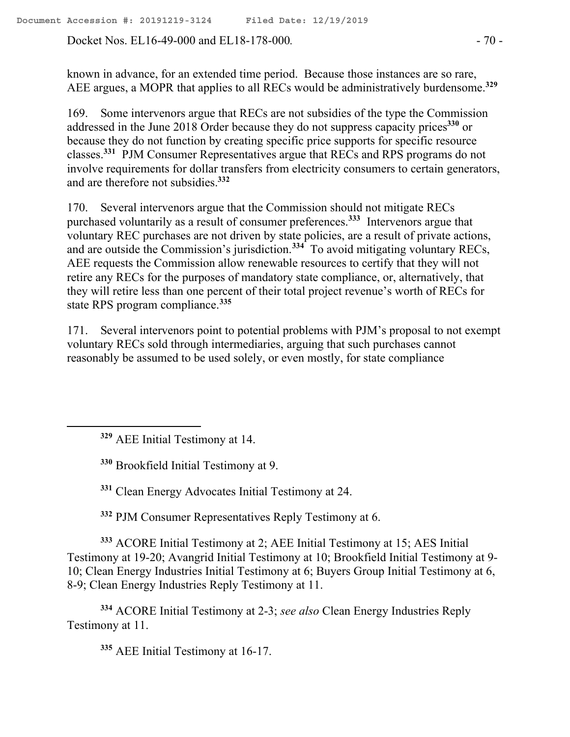known in advance, for an extended time period. Because those instances are so rare, AEE argues, a MOPR that applies to all RECs would be administratively burdensome.[329]

169. Some intervenors argue that RECs are not subsidies of the type the Commission addressed in the June 2018 Order because they do not suppress capacity prices[330] or because they do not function by creating specific price supports for specific resource classes.[331] PJM Consumer Representatives argue that RECs and RPS programs do not involve requirements for dollar transfers from electricity consumers to certain generators, and are therefore not subsidies.[332]

170. Several intervenors argue that the Commission should not mitigate RECs purchased voluntarily as a result of consumer preferences.[333] Intervenors argue that voluntary REC purchases are not driven by state policies, are a result of private actions, and are outside the Commission's jurisdiction.[334] To avoid mitigating voluntary RECs, AEE requests the Commission allow renewable resources to certify that they will not retire any RECs for the purposes of mandatory state compliance, or, alternatively, that they will retire less than one percent of their total project revenue's worth of RECs for state RPS program compliance.[335]

171. Several intervenors point to potential problems with PJM's proposal to not exempt voluntary RECs sold through intermediaries, arguing that such purchases cannot reasonably be assumed to be used solely, or even mostly, for state compliance

---

[329] AEE Initial Testimony at 14.

[330] Brookfield Initial Testimony at 9.

[331] Clean Energy Advocates Initial Testimony at 24.

[332] PJM Consumer Representatives Reply Testimony at 6.

[333] ACORE Initial Testimony at 2; AEE Initial Testimony at 15; AES Initial Testimony at 19-20; Avangrid Initial Testimony at 10; Brookfield Initial Testimony at 9-10; Clean Energy Industries Initial Testimony at 6; Buyers Group Initial Testimony at 6, 8-9; Clean Energy Industries Reply Testimony at 11.

[334] ACORE Initial Testimony at 2-3; *see also* Clean Energy Industries Reply Testimony at 11.

[335] AEE Initial Testimony at 16-17.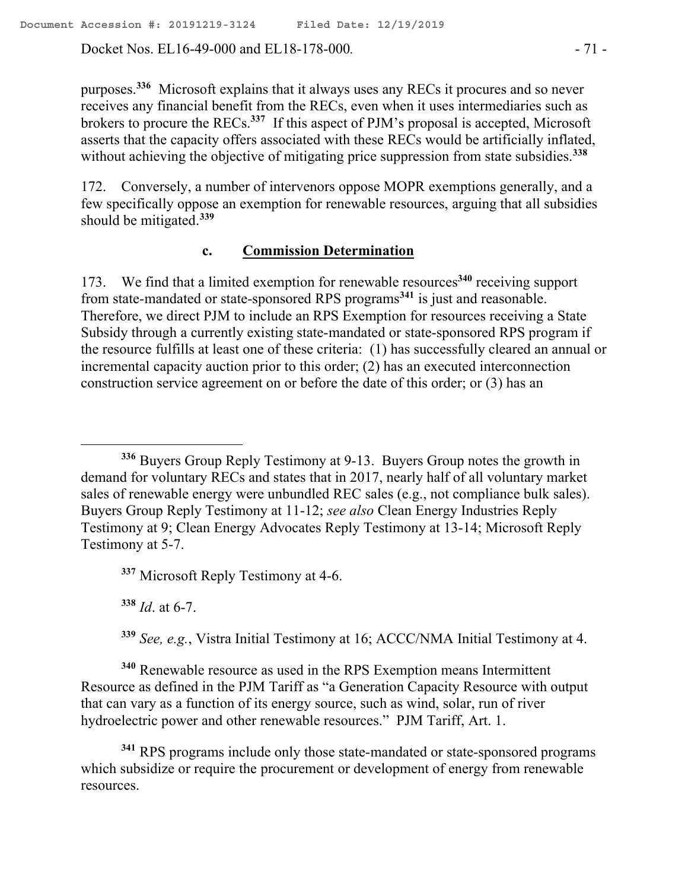purposes.[336] Microsoft explains that it always uses any RECs it procures and so never receives any financial benefit from the RECs, even when it uses intermediaries such as brokers to procure the RECs.[337] If this aspect of PJM's proposal is accepted, Microsoft asserts that the capacity offers associated with these RECs would be artificially inflated, without achieving the objective of mitigating price suppression from state subsidies.[338]

172. Conversely, a number of intervenors oppose MOPR exemptions generally, and a few specifically oppose an exemption for renewable resources, arguing that all subsidies should be mitigated.[339]

### c. Commission Determination

173. We find that a limited exemption for renewable resources[340] receiving support from state-mandated or state-sponsored RPS programs[341] is just and reasonable. Therefore, we direct PJM to include an RPS Exemption for resources receiving a State Subsidy through a currently existing state-mandated or state-sponsored RPS program if the resource fulfills at least one of these criteria: (1) has successfully cleared an annual or incremental capacity auction prior to this order; (2) has an executed interconnection construction service agreement on or before the date of this order; or (3) has an

---

[336] Buyers Group Reply Testimony at 9-13. Buyers Group notes the growth in demand for voluntary RECs and states that in 2017, nearly half of all voluntary market sales of renewable energy were unbundled REC sales (e.g., not compliance bulk sales). Buyers Group Reply Testimony at 11-12; *see also* Clean Energy Industries Reply Testimony at 9; Clean Energy Advocates Reply Testimony at 13-14; Microsoft Reply Testimony at 5-7.

[337] Microsoft Reply Testimony at 4-6.

[338] *Id*. at 6-7.

[339] *See, e.g.*, Vistra Initial Testimony at 16; ACCC/NMA Initial Testimony at 4.

[340] Renewable resource as used in the RPS Exemption means Intermittent Resource as defined in the PJM Tariff as "a Generation Capacity Resource with output that can vary as a function of its energy source, such as wind, solar, run of river hydroelectric power and other renewable resources." PJM Tariff, Art. 1.

[341] RPS programs include only those state-mandated or state-sponsored programs which subsidize or require the procurement or development of energy from renewable resources.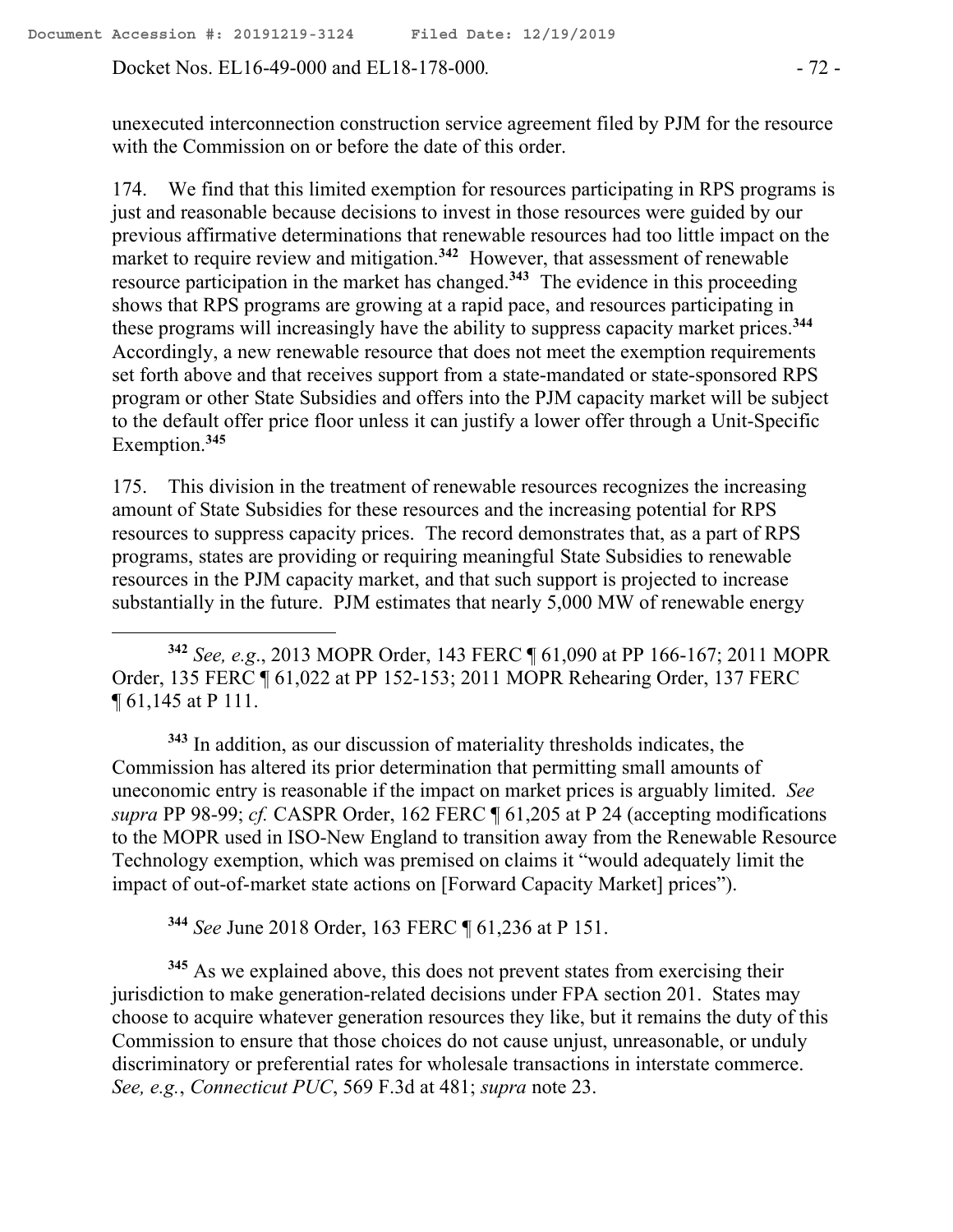unexecuted interconnection construction service agreement filed by PJM for the resource with the Commission on or before the date of this order.

174. We find that this limited exemption for resources participating in RPS programs is just and reasonable because decisions to invest in those resources were guided by our previous affirmative determinations that renewable resources had too little impact on the market to require review and mitigation.[342] However, that assessment of renewable resource participation in the market has changed.[343] The evidence in this proceeding shows that RPS programs are growing at a rapid pace, and resources participating in these programs will increasingly have the ability to suppress capacity market prices.[344] Accordingly, a new renewable resource that does not meet the exemption requirements set forth above and that receives support from a state-mandated or state-sponsored RPS program or other State Subsidies and offers into the PJM capacity market will be subject to the default offer price floor unless it can justify a lower offer through a Unit-Specific Exemption.[345]

175. This division in the treatment of renewable resources recognizes the increasing amount of State Subsidies for these resources and the increasing potential for RPS resources to suppress capacity prices. The record demonstrates that, as a part of RPS programs, states are providing or requiring meaningful State Subsidies to renewable resources in the PJM capacity market, and that such support is projected to increase substantially in the future. PJM estimates that nearly 5,000 MW of renewable energy

---

[342] *See, e.g.*, 2013 MOPR Order, 143 FERC ¶ 61,090 at PP 166-167; 2011 MOPR Order, 135 FERC ¶ 61,022 at PP 152-153; 2011 MOPR Rehearing Order, 137 FERC ¶ 61,145 at P 111.

[343] In addition, as our discussion of materiality thresholds indicates, the Commission has altered its prior determination that permitting small amounts of uneconomic entry is reasonable if the impact on market prices is arguably limited. *See supra* PP 98-99; *cf.* CASPR Order, 162 FERC ¶ 61,205 at P 24 (accepting modifications to the MOPR used in ISO-New England to transition away from the Renewable Resource Technology exemption, which was premised on claims it "would adequately limit the impact of out-of-market state actions on [Forward Capacity Market] prices").

[344] *See* June 2018 Order, 163 FERC ¶ 61,236 at P 151.

[345] As we explained above, this does not prevent states from exercising their jurisdiction to make generation-related decisions under FPA section 201. States may choose to acquire whatever generation resources they like, but it remains the duty of this Commission to ensure that those choices do not cause unjust, unreasonable, or unduly discriminatory or preferential rates for wholesale transactions in interstate commerce. *See, e.g.*, *Connecticut PUC*, 569 F.3d at 481; *supra* note 23.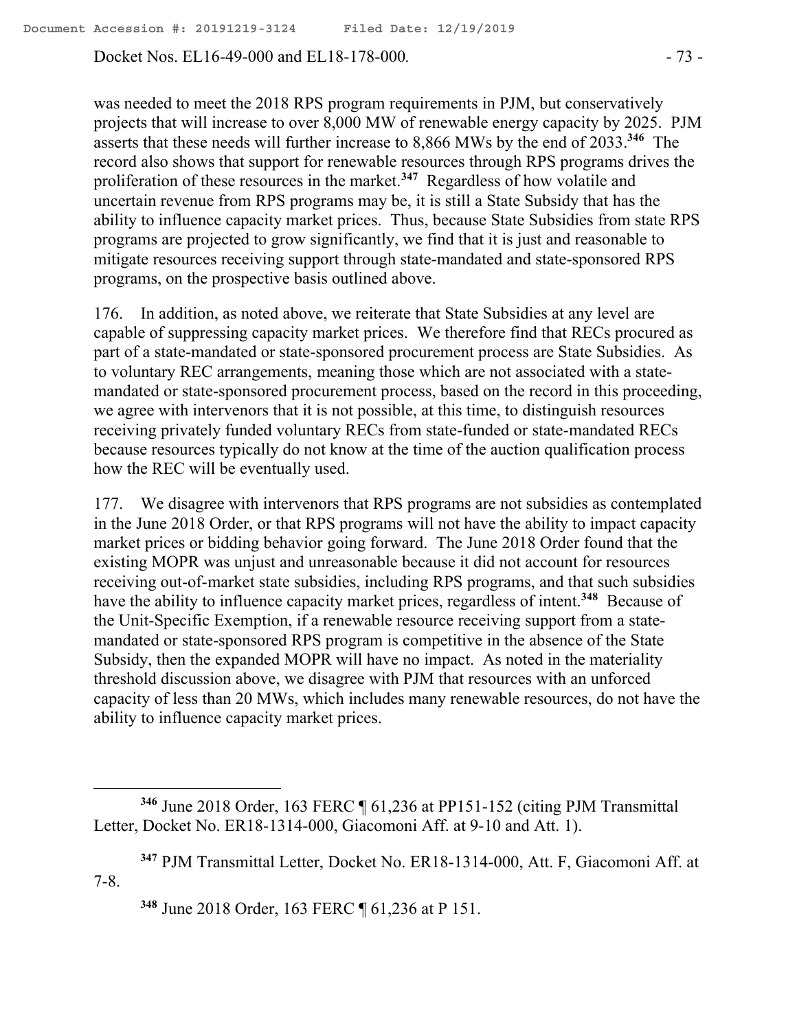was needed to meet the 2018 RPS program requirements in PJM, but conservatively projects that will increase to over 8,000 MW of renewable energy capacity by 2025. PJM asserts that these needs will further increase to 8,866 MWs by the end of 2033.[346] The record also shows that support for renewable resources through RPS programs drives the proliferation of these resources in the market.[347] Regardless of how volatile and uncertain revenue from RPS programs may be, it is still a State Subsidy that has the ability to influence capacity market prices. Thus, because State Subsidies from state RPS programs are projected to grow significantly, we find that it is just and reasonable to mitigate resources receiving support through state-mandated and state-sponsored RPS programs, on the prospective basis outlined above.

176. In addition, as noted above, we reiterate that State Subsidies at any level are capable of suppressing capacity market prices. We therefore find that RECs procured as part of a state-mandated or state-sponsored procurement process are State Subsidies. As to voluntary REC arrangements, meaning those which are not associated with a state-mandated or state-sponsored procurement process, based on the record in this proceeding, we agree with intervenors that it is not possible, at this time, to distinguish resources receiving privately funded voluntary RECs from state-funded or state-mandated RECs because resources typically do not know at the time of the auction qualification process how the REC will be eventually used.

177. We disagree with intervenors that RPS programs are not subsidies as contemplated in the June 2018 Order, or that RPS programs will not have the ability to impact capacity market prices or bidding behavior going forward. The June 2018 Order found that the existing MOPR was unjust and unreasonable because it did not account for resources receiving out-of-market state subsidies, including RPS programs, and that such subsidies have the ability to influence capacity market prices, regardless of intent.[348] Because of the Unit-Specific Exemption, if a renewable resource receiving support from a state-mandated or state-sponsored RPS program is competitive in the absence of the State Subsidy, then the expanded MOPR will have no impact. As noted in the materiality threshold discussion above, we disagree with PJM that resources with an unforced capacity of less than 20 MWs, which includes many renewable resources, do not have the ability to influence capacity market prices.

---

[346] June 2018 Order, 163 FERC ¶ 61,236 at PP151-152 (citing PJM Transmittal Letter, Docket No. ER18-1314-000, Giacomoni Aff. at 9-10 and Att. 1).

[347] PJM Transmittal Letter, Docket No. ER18-1314-000, Att. F, Giacomoni Aff. at 7-8.

[348] June 2018 Order, 163 FERC ¶ 61,236 at P 151.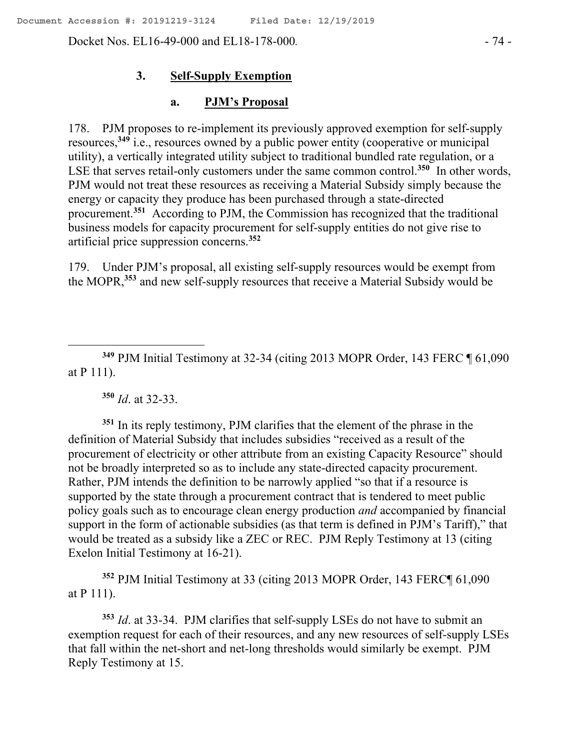### 3. Self-Supply Exemption

#### a. PJM's Proposal

178. PJM proposes to re-implement its previously approved exemption for self-supply resources,[349] i.e., resources owned by a public power entity (cooperative or municipal utility), a vertically integrated utility subject to traditional bundled rate regulation, or a LSE that serves retail-only customers under the same common control.[350] In other words, PJM would not treat these resources as receiving a Material Subsidy simply because the energy or capacity they produce has been purchased through a state-directed procurement.[351] According to PJM, the Commission has recognized that the traditional business models for capacity procurement for self-supply entities do not give rise to artificial price suppression concerns.[352]

179. Under PJM's proposal, all existing self-supply resources would be exempt from the MOPR,[353] and new self-supply resources that receive a Material Subsidy would be

---

[349] PJM Initial Testimony at 32-34 (citing 2013 MOPR Order, 143 FERC ¶ 61,090 at P 111).

[350] *Id*. at 32-33.

[351] In its reply testimony, PJM clarifies that the element of the phrase in the definition of Material Subsidy that includes subsidies "received as a result of the procurement of electricity or other attribute from an existing Capacity Resource" should not be broadly interpreted so as to include any state-directed capacity procurement. Rather, PJM intends the definition to be narrowly applied "so that if a resource is supported by the state through a procurement contract that is tendered to meet public policy goals such as to encourage clean energy production *and* accompanied by financial support in the form of actionable subsidies (as that term is defined in PJM's Tariff)," that would be treated as a subsidy like a ZEC or REC. PJM Reply Testimony at 13 (citing Exelon Initial Testimony at 16-21).

[352] PJM Initial Testimony at 33 (citing 2013 MOPR Order, 143 FERC¶ 61,090 at P 111).

[353] *Id*. at 33-34. PJM clarifies that self-supply LSEs do not have to submit an exemption request for each of their resources, and any new resources of self-supply LSEs that fall within the net-short and net-long thresholds would similarly be exempt. PJM Reply Testimony at 15.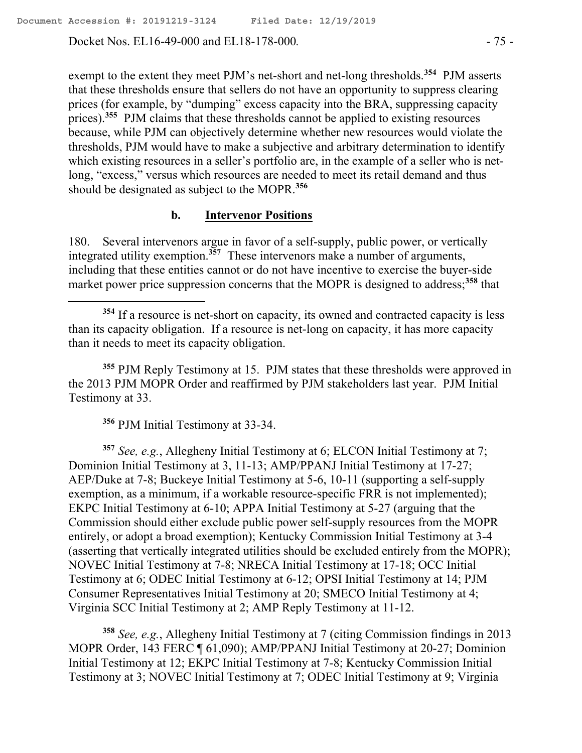exempt to the extent they meet PJM's net-short and net-long thresholds.[354] PJM asserts that these thresholds ensure that sellers do not have an opportunity to suppress clearing prices (for example, by "dumping" excess capacity into the BRA, suppressing capacity prices).[355] PJM claims that these thresholds cannot be applied to existing resources because, while PJM can objectively determine whether new resources would violate the thresholds, PJM would have to make a subjective and arbitrary determination to identify which existing resources in a seller's portfolio are, in the example of a seller who is net-long, "excess," versus which resources are needed to meet its retail demand and thus should be designated as subject to the MOPR.[356]

### b. Intervenor Positions

180. Several intervenors argue in favor of a self-supply, public power, or vertically integrated utility exemption.[357] These intervenors make a number of arguments, including that these entities cannot or do not have incentive to exercise the buyer-side market power price suppression concerns that the MOPR is designed to address;[358] that

---

[354] If a resource is net-short on capacity, its owned and contracted capacity is less than its capacity obligation. If a resource is net-long on capacity, it has more capacity than it needs to meet its capacity obligation.

[355] PJM Reply Testimony at 15. PJM states that these thresholds were approved in the 2013 PJM MOPR Order and reaffirmed by PJM stakeholders last year. PJM Initial Testimony at 33.

[356] PJM Initial Testimony at 33-34.

[357] *See, e.g.*, Allegheny Initial Testimony at 6; ELCON Initial Testimony at 7; Dominion Initial Testimony at 3, 11-13; AMP/PPANJ Initial Testimony at 17-27; AEP/Duke at 7-8; Buckeye Initial Testimony at 5-6, 10-11 (supporting a self-supply exemption, as a minimum, if a workable resource-specific FRR is not implemented); EKPC Initial Testimony at 6-10; APPA Initial Testimony at 5-27 (arguing that the Commission should either exclude public power self-supply resources from the MOPR entirely, or adopt a broad exemption); Kentucky Commission Initial Testimony at 3-4 (asserting that vertically integrated utilities should be excluded entirely from the MOPR); NOVEC Initial Testimony at 7-8; NRECA Initial Testimony at 17-18; OCC Initial Testimony at 6; ODEC Initial Testimony at 6-12; OPSI Initial Testimony at 14; PJM Consumer Representatives Initial Testimony at 20; SMECO Initial Testimony at 4; Virginia SCC Initial Testimony at 2; AMP Reply Testimony at 11-12.

[358] *See, e.g.*, Allegheny Initial Testimony at 7 (citing Commission findings in 2013 MOPR Order, 143 FERC ¶ 61,090); AMP/PPANJ Initial Testimony at 20-27; Dominion Initial Testimony at 12; EKPC Initial Testimony at 7-8; Kentucky Commission Initial Testimony at 3; NOVEC Initial Testimony at 7; ODEC Initial Testimony at 9; Virginia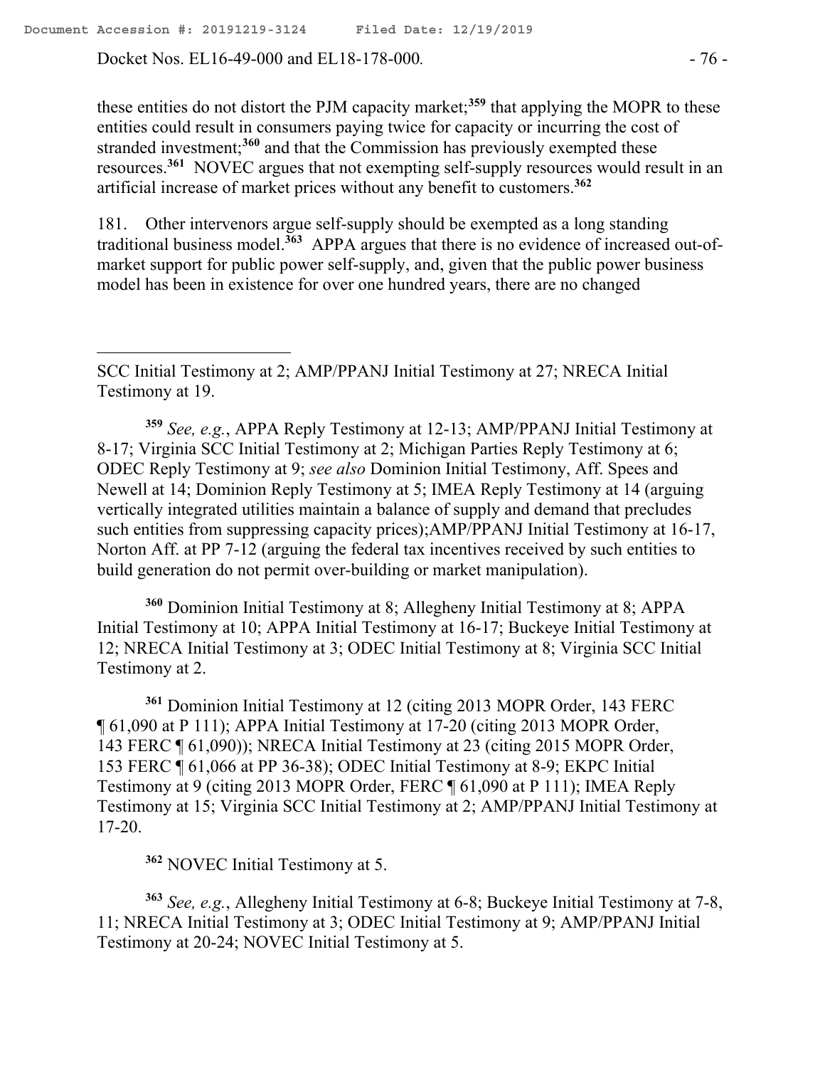these entities do not distort the PJM capacity market;[359] that applying the MOPR to these entities could result in consumers paying twice for capacity or incurring the cost of stranded investment;[360] and that the Commission has previously exempted these resources.[361] NOVEC argues that not exempting self-supply resources would result in an artificial increase of market prices without any benefit to customers.[362]

181. Other intervenors argue self-supply should be exempted as a long standing traditional business model.[363] APPA argues that there is no evidence of increased out-of-market support for public power self-supply, and, given that the public power business model has been in existence for over one hundred years, there are no changed

---

SCC Initial Testimony at 2; AMP/PPANJ Initial Testimony at 27; NRECA Initial Testimony at 19.

[359] *See, e.g.*, APPA Reply Testimony at 12-13; AMP/PPANJ Initial Testimony at 8-17; Virginia SCC Initial Testimony at 2; Michigan Parties Reply Testimony at 6; ODEC Reply Testimony at 9; *see also* Dominion Initial Testimony, Aff. Spees and Newell at 14; Dominion Reply Testimony at 5; IMEA Reply Testimony at 14 (arguing vertically integrated utilities maintain a balance of supply and demand that precludes such entities from suppressing capacity prices);AMP/PPANJ Initial Testimony at 16-17, Norton Aff. at PP 7-12 (arguing the federal tax incentives received by such entities to build generation do not permit over-building or market manipulation).

[360] Dominion Initial Testimony at 8; Allegheny Initial Testimony at 8; APPA Initial Testimony at 10; APPA Initial Testimony at 16-17; Buckeye Initial Testimony at 12; NRECA Initial Testimony at 3; ODEC Initial Testimony at 8; Virginia SCC Initial Testimony at 2.

[361] Dominion Initial Testimony at 12 (citing 2013 MOPR Order, 143 FERC ¶ 61,090 at P 111); APPA Initial Testimony at 17-20 (citing 2013 MOPR Order, 143 FERC ¶ 61,090)); NRECA Initial Testimony at 23 (citing 2015 MOPR Order, 153 FERC ¶ 61,066 at PP 36-38); ODEC Initial Testimony at 8-9; EKPC Initial Testimony at 9 (citing 2013 MOPR Order, FERC ¶ 61,090 at P 111); IMEA Reply Testimony at 15; Virginia SCC Initial Testimony at 2; AMP/PPANJ Initial Testimony at 17-20.

[362] NOVEC Initial Testimony at 5.

[363] *See, e.g.*, Allegheny Initial Testimony at 6-8; Buckeye Initial Testimony at 7-8, 11; NRECA Initial Testimony at 3; ODEC Initial Testimony at 9; AMP/PPANJ Initial Testimony at 20-24; NOVEC Initial Testimony at 5.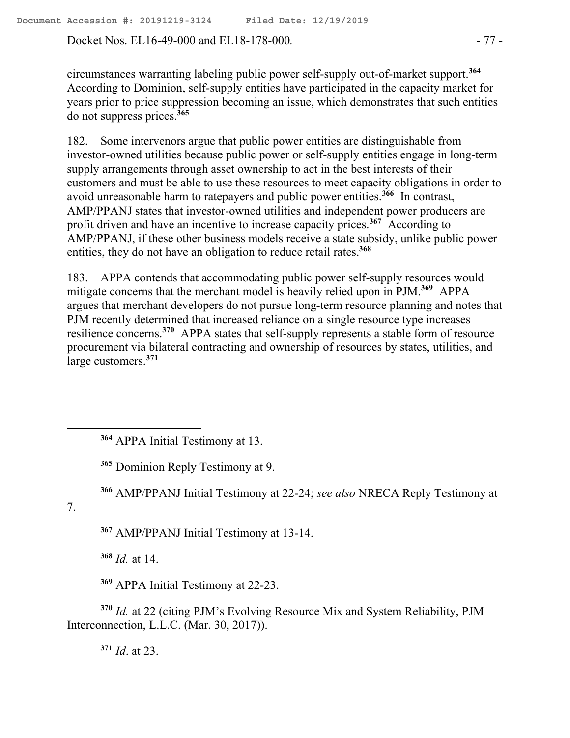circumstances warranting labeling public power self-supply out-of-market support.[364] According to Dominion, self-supply entities have participated in the capacity market for years prior to price suppression becoming an issue, which demonstrates that such entities do not suppress prices.[365]

182. Some intervenors argue that public power entities are distinguishable from investor-owned utilities because public power or self-supply entities engage in long-term supply arrangements through asset ownership to act in the best interests of their customers and must be able to use these resources to meet capacity obligations in order to avoid unreasonable harm to ratepayers and public power entities.[366] In contrast, AMP/PPANJ states that investor-owned utilities and independent power producers are profit driven and have an incentive to increase capacity prices.[367] According to AMP/PPANJ, if these other business models receive a state subsidy, unlike public power entities, they do not have an obligation to reduce retail rates.[368]

183. APPA contends that accommodating public power self-supply resources would mitigate concerns that the merchant model is heavily relied upon in PJM.[369] APPA argues that merchant developers do not pursue long-term resource planning and notes that PJM recently determined that increased reliance on a single resource type increases resilience concerns.[370] APPA states that self-supply represents a stable form of resource procurement via bilateral contracting and ownership of resources by states, utilities, and large customers.[371]

---

[364] APPA Initial Testimony at 13.

[365] Dominion Reply Testimony at 9.

[366] AMP/PPANJ Initial Testimony at 22-24; *see also* NRECA Reply Testimony at 7.

[367] AMP/PPANJ Initial Testimony at 13-14.

[368] *Id.* at 14.

[369] APPA Initial Testimony at 22-23.

[370] *Id.* at 22 (citing PJM's Evolving Resource Mix and System Reliability, PJM Interconnection, L.L.C. (Mar. 30, 2017)).

[371] *Id*. at 23.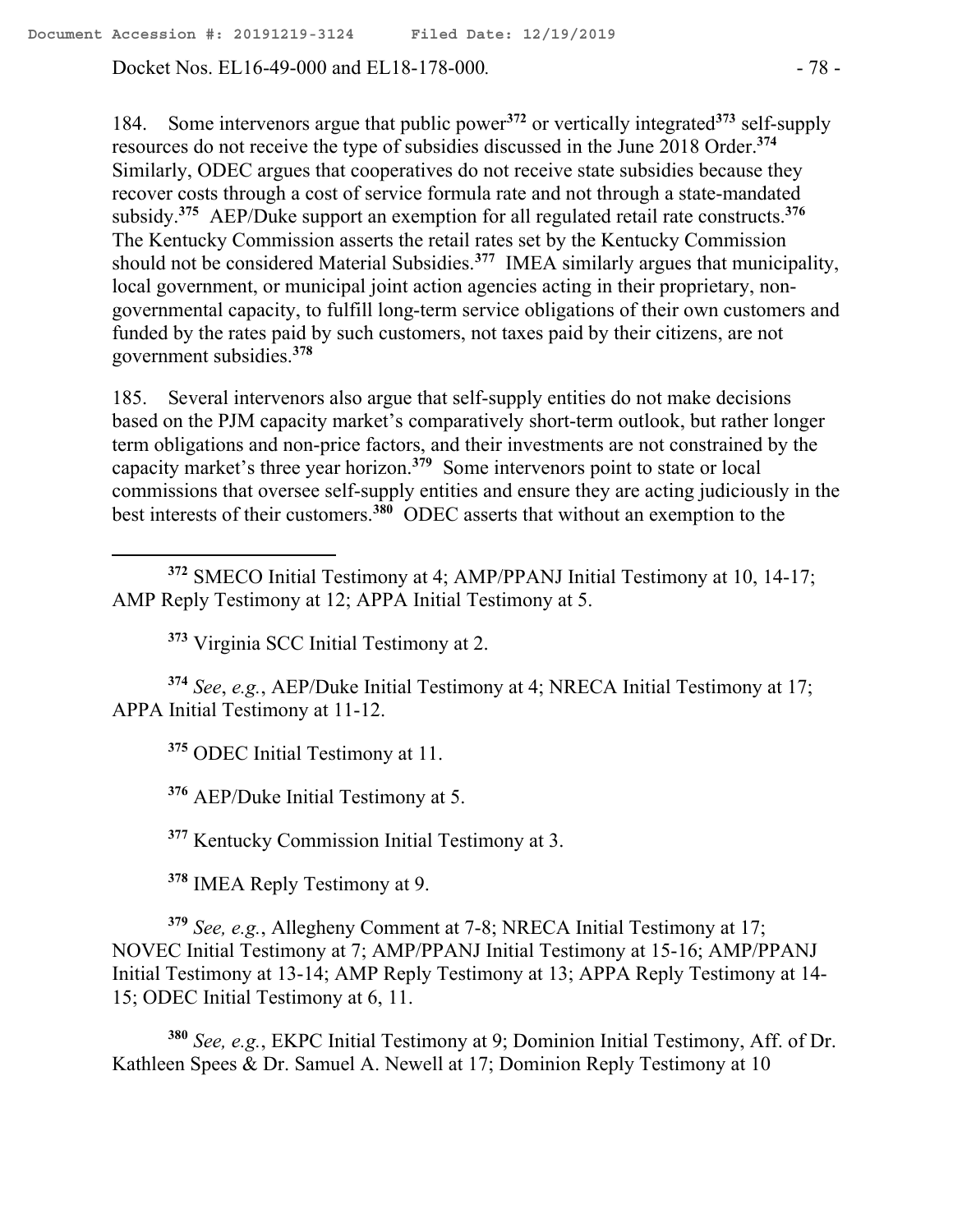184. Some intervenors argue that public power[372] or vertically integrated[373] self-supply resources do not receive the type of subsidies discussed in the June 2018 Order.[374] Similarly, ODEC argues that cooperatives do not receive state subsidies because they recover costs through a cost of service formula rate and not through a state-mandated subsidy.[375] AEP/Duke support an exemption for all regulated retail rate constructs.[376] The Kentucky Commission asserts the retail rates set by the Kentucky Commission should not be considered Material Subsidies.[377] IMEA similarly argues that municipality, local government, or municipal joint action agencies acting in their proprietary, non-governmental capacity, to fulfill long-term service obligations of their own customers and funded by the rates paid by such customers, not taxes paid by their citizens, are not government subsidies.[378]

185. Several intervenors also argue that self-supply entities do not make decisions based on the PJM capacity market's comparatively short-term outlook, but rather longer term obligations and non-price factors, and their investments are not constrained by the capacity market's three year horizon.[379] Some intervenors point to state or local commissions that oversee self-supply entities and ensure they are acting judiciously in the best interests of their customers.[380] ODEC asserts that without an exemption to the

---

[372] SMECO Initial Testimony at 4; AMP/PPANJ Initial Testimony at 10, 14-17; AMP Reply Testimony at 12; APPA Initial Testimony at 5.

[373] Virginia SCC Initial Testimony at 2.

[374] *See*, *e.g.*, AEP/Duke Initial Testimony at 4; NRECA Initial Testimony at 17; APPA Initial Testimony at 11-12.

[375] ODEC Initial Testimony at 11.

[376] AEP/Duke Initial Testimony at 5.

[377] Kentucky Commission Initial Testimony at 3.

[378] IMEA Reply Testimony at 9.

[379] *See, e.g.*, Allegheny Comment at 7-8; NRECA Initial Testimony at 17; NOVEC Initial Testimony at 7; AMP/PPANJ Initial Testimony at 15-16; AMP/PPANJ Initial Testimony at 13-14; AMP Reply Testimony at 13; APPA Reply Testimony at 14-15; ODEC Initial Testimony at 6, 11.

[380] *See, e.g.*, EKPC Initial Testimony at 9; Dominion Initial Testimony, Aff. of Dr. Kathleen Spees & Dr. Samuel A. Newell at 17; Dominion Reply Testimony at 10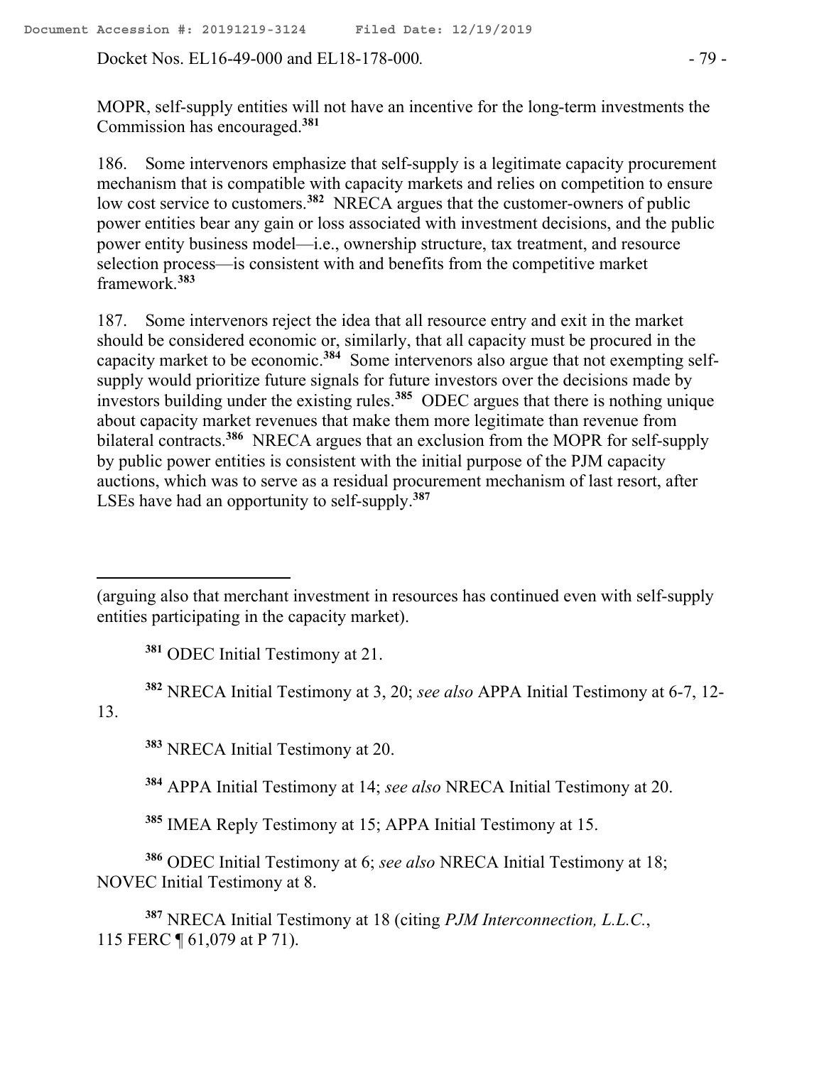MOPR, self-supply entities will not have an incentive for the long-term investments the Commission has encouraged.[381]

186. Some intervenors emphasize that self-supply is a legitimate capacity procurement mechanism that is compatible with capacity markets and relies on competition to ensure low cost service to customers.[382] NRECA argues that the customer-owners of public power entities bear any gain or loss associated with investment decisions, and the public power entity business model—i.e., ownership structure, tax treatment, and resource selection process—is consistent with and benefits from the competitive market framework.[383]

187. Some intervenors reject the idea that all resource entry and exit in the market should be considered economic or, similarly, that all capacity must be procured in the capacity market to be economic.[384] Some intervenors also argue that not exempting self-supply would prioritize future signals for future investors over the decisions made by investors building under the existing rules.[385] ODEC argues that there is nothing unique about capacity market revenues that make them more legitimate than revenue from bilateral contracts.[386] NRECA argues that an exclusion from the MOPR for self-supply by public power entities is consistent with the initial purpose of the PJM capacity auctions, which was to serve as a residual procurement mechanism of last resort, after LSEs have had an opportunity to self-supply.[387]

---

(arguing also that merchant investment in resources has continued even with self-supply entities participating in the capacity market).

[381] ODEC Initial Testimony at 21.

[382] NRECA Initial Testimony at 3, 20; *see also* APPA Initial Testimony at 6-7, 12-13.

[383] NRECA Initial Testimony at 20.

[384] APPA Initial Testimony at 14; *see also* NRECA Initial Testimony at 20.

[385] IMEA Reply Testimony at 15; APPA Initial Testimony at 15.

[386] ODEC Initial Testimony at 6; *see also* NRECA Initial Testimony at 18; NOVEC Initial Testimony at 8.

[387] NRECA Initial Testimony at 18 (citing *PJM Interconnection, L.L.C.*, 115 FERC ¶ 61,079 at P 71).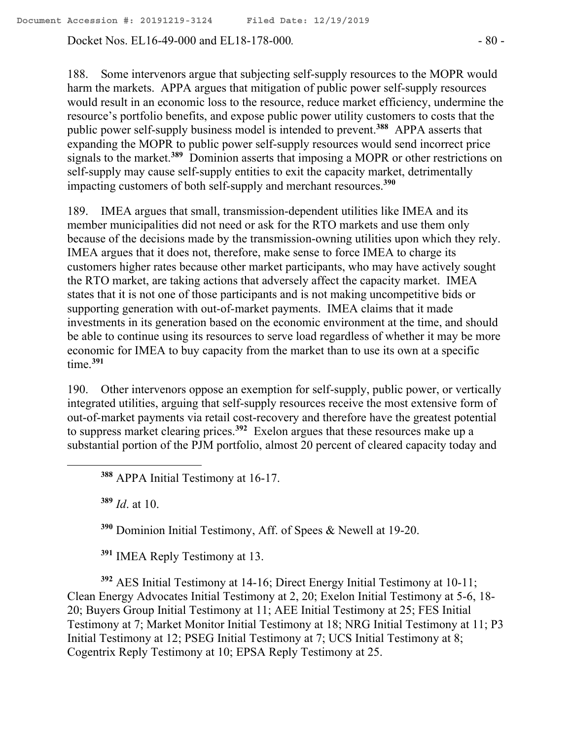188. Some intervenors argue that subjecting self-supply resources to the MOPR would harm the markets. APPA argues that mitigation of public power self-supply resources would result in an economic loss to the resource, reduce market efficiency, undermine the resource's portfolio benefits, and expose public power utility customers to costs that the public power self-supply business model is intended to prevent.[388] APPA asserts that expanding the MOPR to public power self-supply resources would send incorrect price signals to the market.[389] Dominion asserts that imposing a MOPR or other restrictions on self-supply may cause self-supply entities to exit the capacity market, detrimentally impacting customers of both self-supply and merchant resources.[390]

189. IMEA argues that small, transmission-dependent utilities like IMEA and its member municipalities did not need or ask for the RTO markets and use them only because of the decisions made by the transmission-owning utilities upon which they rely. IMEA argues that it does not, therefore, make sense to force IMEA to charge its customers higher rates because other market participants, who may have actively sought the RTO market, are taking actions that adversely affect the capacity market. IMEA states that it is not one of those participants and is not making uncompetitive bids or supporting generation with out-of-market payments. IMEA claims that it made investments in its generation based on the economic environment at the time, and should be able to continue using its resources to serve load regardless of whether it may be more economic for IMEA to buy capacity from the market than to use its own at a specific time.[391]

190. Other intervenors oppose an exemption for self-supply, public power, or vertically integrated utilities, arguing that self-supply resources receive the most extensive form of out-of-market payments via retail cost-recovery and therefore have the greatest potential to suppress market clearing prices.[392] Exelon argues that these resources make up a substantial portion of the PJM portfolio, almost 20 percent of cleared capacity today and

---

[388] APPA Initial Testimony at 16-17.

[389] *Id*. at 10.

[390] Dominion Initial Testimony, Aff. of Spees & Newell at 19-20.

[391] IMEA Reply Testimony at 13.

[392] AES Initial Testimony at 14-16; Direct Energy Initial Testimony at 10-11; Clean Energy Advocates Initial Testimony at 2, 20; Exelon Initial Testimony at 5-6, 18-20; Buyers Group Initial Testimony at 11; AEE Initial Testimony at 25; FES Initial Testimony at 7; Market Monitor Initial Testimony at 18; NRG Initial Testimony at 11; P3 Initial Testimony at 12; PSEG Initial Testimony at 7; UCS Initial Testimony at 8; Cogentrix Reply Testimony at 10; EPSA Reply Testimony at 25.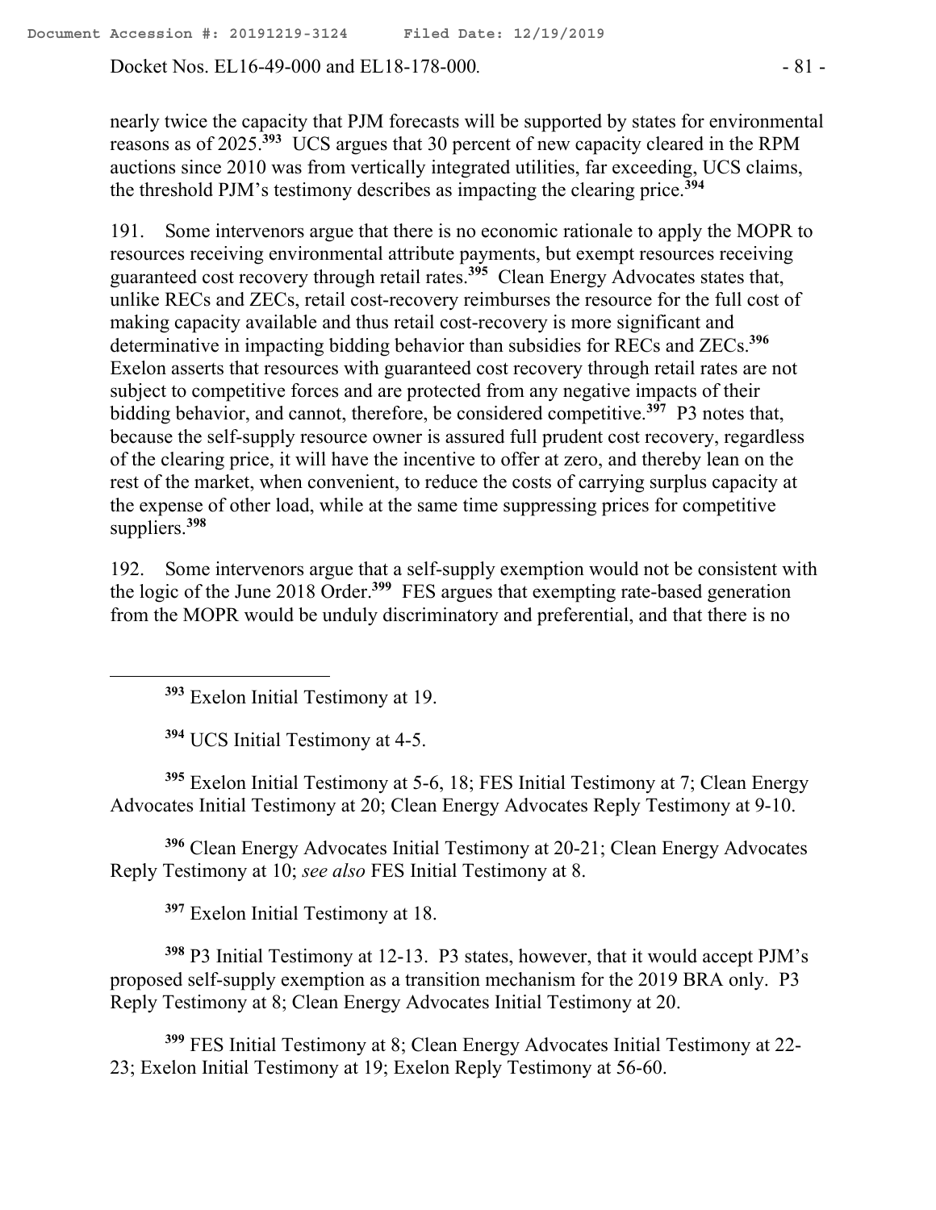nearly twice the capacity that PJM forecasts will be supported by states for environmental reasons as of 2025.[393] UCS argues that 30 percent of new capacity cleared in the RPM auctions since 2010 was from vertically integrated utilities, far exceeding, UCS claims, the threshold PJM's testimony describes as impacting the clearing price.[394]

191. Some intervenors argue that there is no economic rationale to apply the MOPR to resources receiving environmental attribute payments, but exempt resources receiving guaranteed cost recovery through retail rates.[395] Clean Energy Advocates states that, unlike RECs and ZECs, retail cost-recovery reimburses the resource for the full cost of making capacity available and thus retail cost-recovery is more significant and determinative in impacting bidding behavior than subsidies for RECs and ZECs.[396] Exelon asserts that resources with guaranteed cost recovery through retail rates are not subject to competitive forces and are protected from any negative impacts of their bidding behavior, and cannot, therefore, be considered competitive.[397] P3 notes that, because the self-supply resource owner is assured full prudent cost recovery, regardless of the clearing price, it will have the incentive to offer at zero, and thereby lean on the rest of the market, when convenient, to reduce the costs of carrying surplus capacity at the expense of other load, while at the same time suppressing prices for competitive suppliers.[398]

192. Some intervenors argue that a self-supply exemption would not be consistent with the logic of the June 2018 Order.[399] FES argues that exempting rate-based generation from the MOPR would be unduly discriminatory and preferential, and that there is no

---

[393] Exelon Initial Testimony at 19.

[394] UCS Initial Testimony at 4-5.

[395] Exelon Initial Testimony at 5-6, 18; FES Initial Testimony at 7; Clean Energy Advocates Initial Testimony at 20; Clean Energy Advocates Reply Testimony at 9-10.

[396] Clean Energy Advocates Initial Testimony at 20-21; Clean Energy Advocates Reply Testimony at 10; *see also* FES Initial Testimony at 8.

[397] Exelon Initial Testimony at 18.

[398] P3 Initial Testimony at 12-13. P3 states, however, that it would accept PJM's proposed self-supply exemption as a transition mechanism for the 2019 BRA only. P3 Reply Testimony at 8; Clean Energy Advocates Initial Testimony at 20.

[399] FES Initial Testimony at 8; Clean Energy Advocates Initial Testimony at 22-23; Exelon Initial Testimony at 19; Exelon Reply Testimony at 56-60.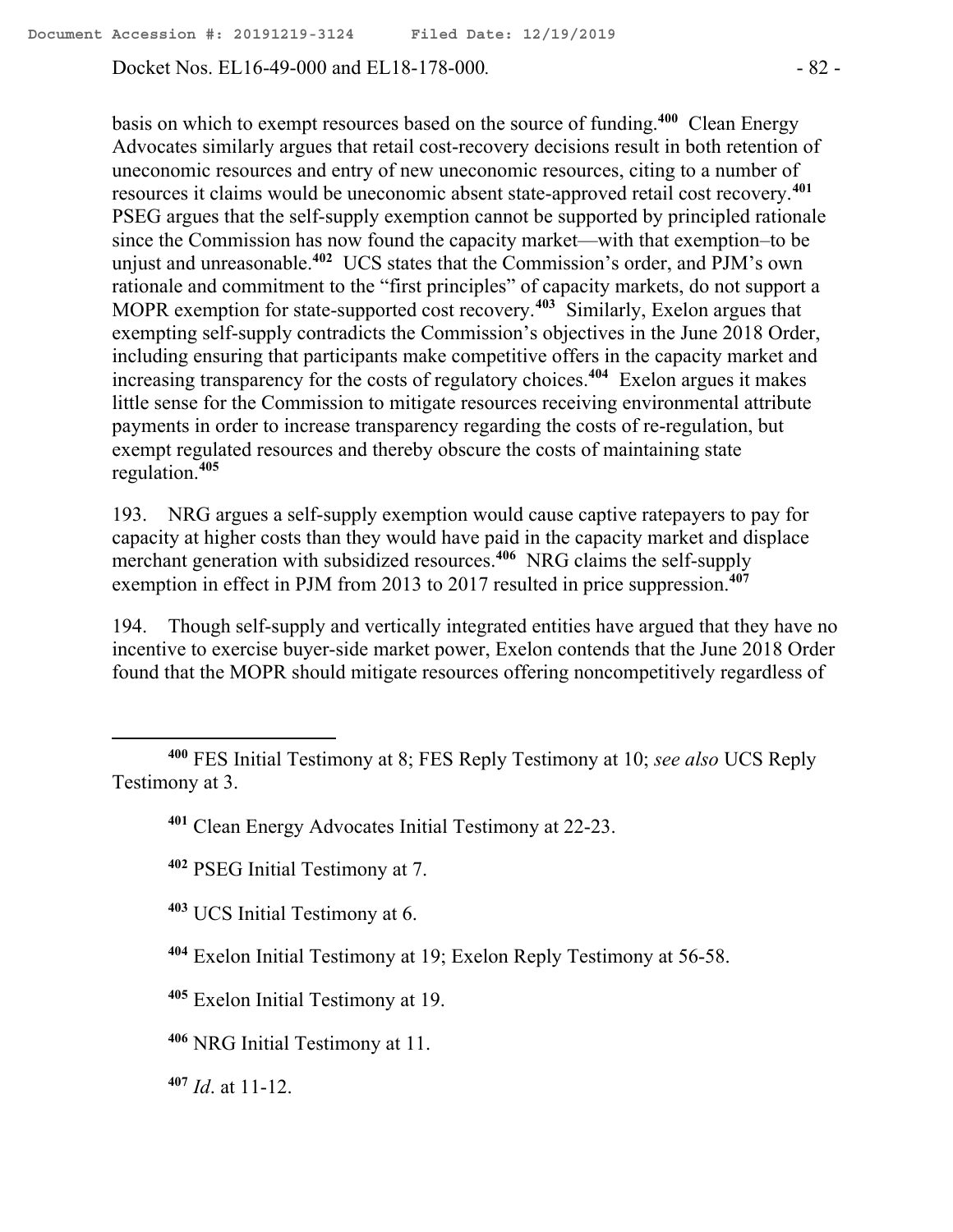basis on which to exempt resources based on the source of funding.[400] Clean Energy Advocates similarly argues that retail cost-recovery decisions result in both retention of uneconomic resources and entry of new uneconomic resources, citing to a number of resources it claims would be uneconomic absent state-approved retail cost recovery.[401] PSEG argues that the self-supply exemption cannot be supported by principled rationale since the Commission has now found the capacity market—with that exemption–to be unjust and unreasonable.[402] UCS states that the Commission's order, and PJM's own rationale and commitment to the "first principles" of capacity markets, do not support a MOPR exemption for state-supported cost recovery.[403] Similarly, Exelon argues that exempting self-supply contradicts the Commission's objectives in the June 2018 Order, including ensuring that participants make competitive offers in the capacity market and increasing transparency for the costs of regulatory choices.[404] Exelon argues it makes little sense for the Commission to mitigate resources receiving environmental attribute payments in order to increase transparency regarding the costs of re-regulation, but exempt regulated resources and thereby obscure the costs of maintaining state regulation.[405]

193. NRG argues a self-supply exemption would cause captive ratepayers to pay for capacity at higher costs than they would have paid in the capacity market and displace merchant generation with subsidized resources.[406] NRG claims the self-supply exemption in effect in PJM from 2013 to 2017 resulted in price suppression.[407]

194. Though self-supply and vertically integrated entities have argued that they have no incentive to exercise buyer-side market power, Exelon contends that the June 2018 Order found that the MOPR should mitigate resources offering noncompetitively regardless of

---

[400] FES Initial Testimony at 8; FES Reply Testimony at 10; *see also* UCS Reply Testimony at 3.

[401] Clean Energy Advocates Initial Testimony at 22-23.

[402] PSEG Initial Testimony at 7.

[403] UCS Initial Testimony at 6.

[404] Exelon Initial Testimony at 19; Exelon Reply Testimony at 56-58.

[405] Exelon Initial Testimony at 19.

[406] NRG Initial Testimony at 11.

[407] *Id*. at 11-12.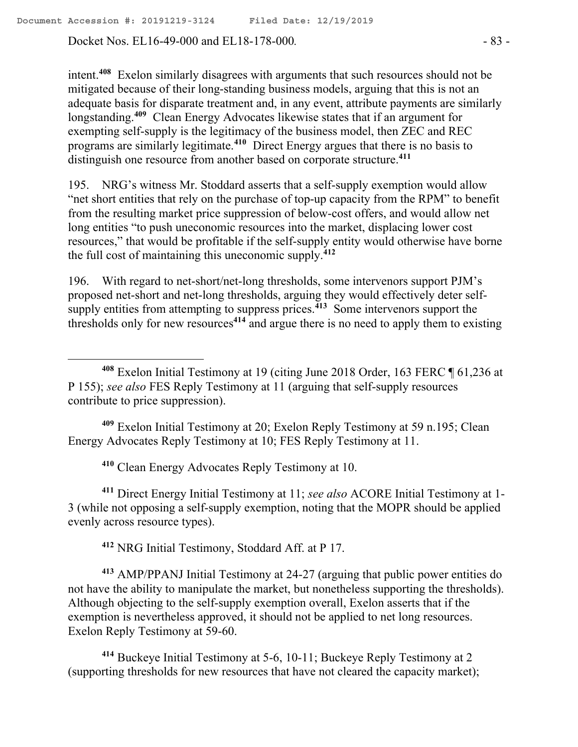intent.[408] Exelon similarly disagrees with arguments that such resources should not be mitigated because of their long-standing business models, arguing that this is not an adequate basis for disparate treatment and, in any event, attribute payments are similarly longstanding.[409] Clean Energy Advocates likewise states that if an argument for exempting self-supply is the legitimacy of the business model, then ZEC and REC programs are similarly legitimate.[410] Direct Energy argues that there is no basis to distinguish one resource from another based on corporate structure.[411]

195. NRG's witness Mr. Stoddard asserts that a self-supply exemption would allow "net short entities that rely on the purchase of top-up capacity from the RPM" to benefit from the resulting market price suppression of below-cost offers, and would allow net long entities "to push uneconomic resources into the market, displacing lower cost resources," that would be profitable if the self-supply entity would otherwise have borne the full cost of maintaining this uneconomic supply.[412]

196. With regard to net-short/net-long thresholds, some intervenors support PJM's proposed net-short and net-long thresholds, arguing they would effectively deter self-supply entities from attempting to suppress prices.[413] Some intervenors support the thresholds only for new resources[414] and argue there is no need to apply them to existing

---

[408] Exelon Initial Testimony at 19 (citing June 2018 Order, 163 FERC ¶ 61,236 at P 155); *see also* FES Reply Testimony at 11 (arguing that self-supply resources contribute to price suppression).

[409] Exelon Initial Testimony at 20; Exelon Reply Testimony at 59 n.195; Clean Energy Advocates Reply Testimony at 10; FES Reply Testimony at 11.

[410] Clean Energy Advocates Reply Testimony at 10.

[411] Direct Energy Initial Testimony at 11; *see also* ACORE Initial Testimony at 1-3 (while not opposing a self-supply exemption, noting that the MOPR should be applied evenly across resource types).

[412] NRG Initial Testimony, Stoddard Aff. at P 17.

[413] AMP/PPANJ Initial Testimony at 24-27 (arguing that public power entities do not have the ability to manipulate the market, but nonetheless supporting the thresholds). Although objecting to the self-supply exemption overall, Exelon asserts that if the exemption is nevertheless approved, it should not be applied to net long resources. Exelon Reply Testimony at 59-60.

[414] Buckeye Initial Testimony at 5-6, 10-11; Buckeye Reply Testimony at 2 (supporting thresholds for new resources that have not cleared the capacity market);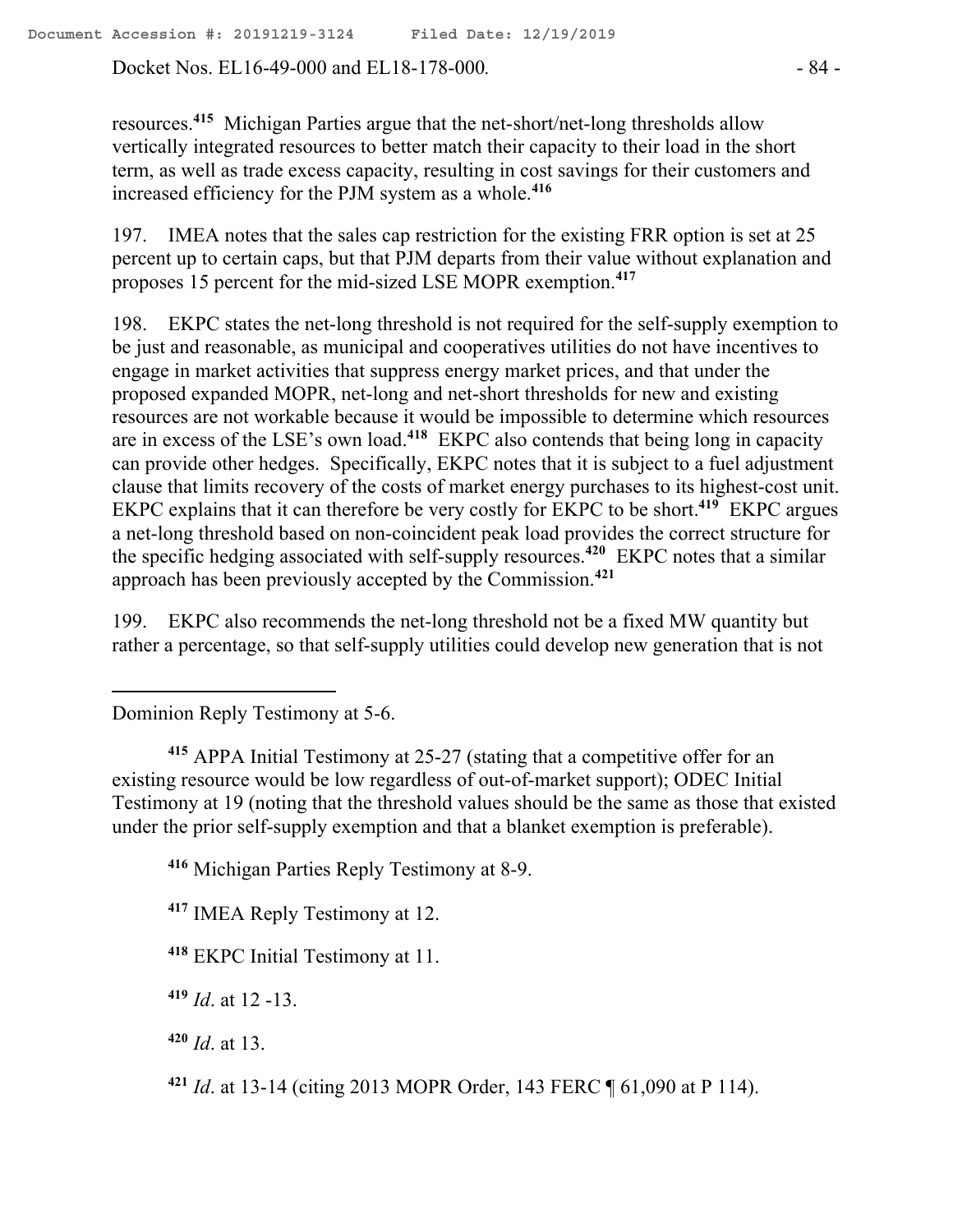resources.[415] Michigan Parties argue that the net-short/net-long thresholds allow vertically integrated resources to better match their capacity to their load in the short term, as well as trade excess capacity, resulting in cost savings for their customers and increased efficiency for the PJM system as a whole.[416]

197. IMEA notes that the sales cap restriction for the existing FRR option is set at 25 percent up to certain caps, but that PJM departs from their value without explanation and proposes 15 percent for the mid-sized LSE MOPR exemption.[417]

198. EKPC states the net-long threshold is not required for the self-supply exemption to be just and reasonable, as municipal and cooperatives utilities do not have incentives to engage in market activities that suppress energy market prices, and that under the proposed expanded MOPR, net-long and net-short thresholds for new and existing resources are not workable because it would be impossible to determine which resources are in excess of the LSE's own load.[418] EKPC also contends that being long in capacity can provide other hedges. Specifically, EKPC notes that it is subject to a fuel adjustment clause that limits recovery of the costs of market energy purchases to its highest-cost unit. EKPC explains that it can therefore be very costly for EKPC to be short.[419] EKPC argues a net-long threshold based on non-coincident peak load provides the correct structure for the specific hedging associated with self-supply resources.[420] EKPC notes that a similar approach has been previously accepted by the Commission.[421]

199. EKPC also recommends the net-long threshold not be a fixed MW quantity but rather a percentage, so that self-supply utilities could develop new generation that is not

---

Dominion Reply Testimony at 5-6.

[415] APPA Initial Testimony at 25-27 (stating that a competitive offer for an existing resource would be low regardless of out-of-market support); ODEC Initial Testimony at 19 (noting that the threshold values should be the same as those that existed under the prior self-supply exemption and that a blanket exemption is preferable).

[416] Michigan Parties Reply Testimony at 8-9.

[417] IMEA Reply Testimony at 12.

[418] EKPC Initial Testimony at 11.

[419] *Id*. at 12 -13.

[420] *Id*. at 13.

[421] *Id*. at 13-14 (citing 2013 MOPR Order, 143 FERC ¶ 61,090 at P 114).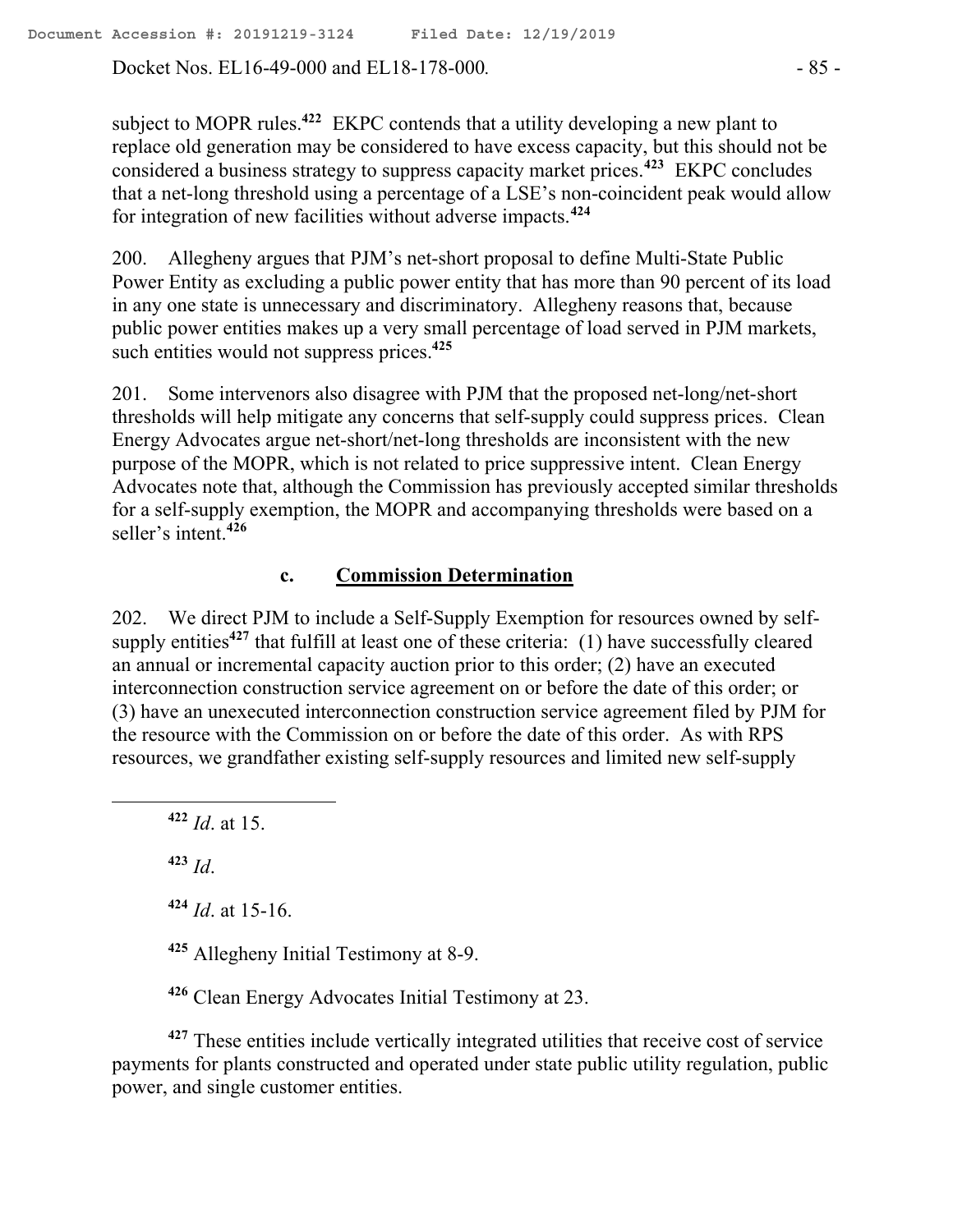subject to MOPR rules.[422] EKPC contends that a utility developing a new plant to replace old generation may be considered to have excess capacity, but this should not be considered a business strategy to suppress capacity market prices.[423] EKPC concludes that a net-long threshold using a percentage of a LSE's non-coincident peak would allow for integration of new facilities without adverse impacts.[424]

200. Allegheny argues that PJM's net-short proposal to define Multi-State Public Power Entity as excluding a public power entity that has more than 90 percent of its load in any one state is unnecessary and discriminatory. Allegheny reasons that, because public power entities makes up a very small percentage of load served in PJM markets, such entities would not suppress prices.[425]

201. Some intervenors also disagree with PJM that the proposed net-long/net-short thresholds will help mitigate any concerns that self-supply could suppress prices. Clean Energy Advocates argue net-short/net-long thresholds are inconsistent with the new purpose of the MOPR, which is not related to price suppressive intent. Clean Energy Advocates note that, although the Commission has previously accepted similar thresholds for a self-supply exemption, the MOPR and accompanying thresholds were based on a seller's intent.[426]

### c. Commission Determination

202. We direct PJM to include a Self-Supply Exemption for resources owned by self-supply entities[427] that fulfill at least one of these criteria: (1) have successfully cleared an annual or incremental capacity auction prior to this order; (2) have an executed interconnection construction service agreement on or before the date of this order; or (3) have an unexecuted interconnection construction service agreement filed by PJM for the resource with the Commission on or before the date of this order. As with RPS resources, we grandfather existing self-supply resources and limited new self-supply

---

[422] *Id*. at 15.

[423] *Id*.

[424] *Id*. at 15-16.

[425] Allegheny Initial Testimony at 8-9.

[426] Clean Energy Advocates Initial Testimony at 23.

[427] These entities include vertically integrated utilities that receive cost of service payments for plants constructed and operated under state public utility regulation, public power, and single customer entities.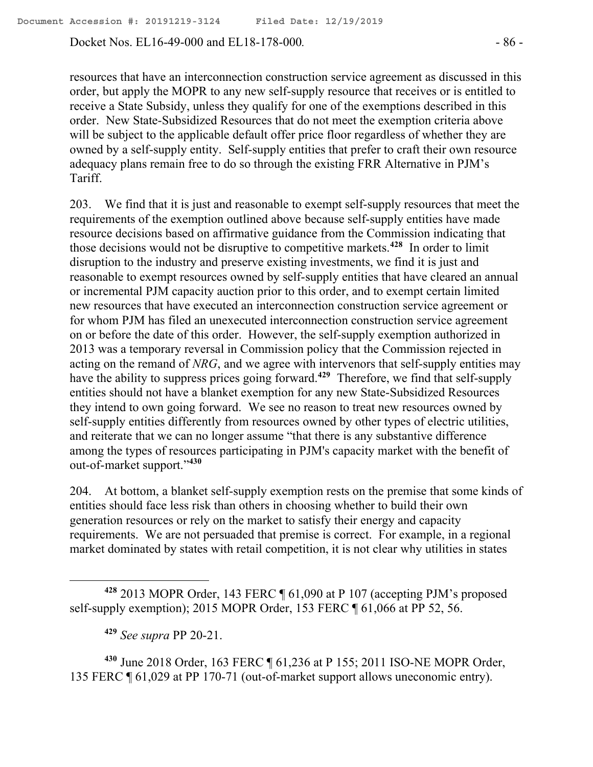resources that have an interconnection construction service agreement as discussed in this order, but apply the MOPR to any new self-supply resource that receives or is entitled to receive a State Subsidy, unless they qualify for one of the exemptions described in this order. New State-Subsidized Resources that do not meet the exemption criteria above will be subject to the applicable default offer price floor regardless of whether they are owned by a self-supply entity. Self-supply entities that prefer to craft their own resource adequacy plans remain free to do so through the existing FRR Alternative in PJM's Tariff.

203. We find that it is just and reasonable to exempt self-supply resources that meet the requirements of the exemption outlined above because self-supply entities have made resource decisions based on affirmative guidance from the Commission indicating that those decisions would not be disruptive to competitive markets.[428] In order to limit disruption to the industry and preserve existing investments, we find it is just and reasonable to exempt resources owned by self-supply entities that have cleared an annual or incremental PJM capacity auction prior to this order, and to exempt certain limited new resources that have executed an interconnection construction service agreement or for whom PJM has filed an unexecuted interconnection construction service agreement on or before the date of this order. However, the self-supply exemption authorized in 2013 was a temporary reversal in Commission policy that the Commission rejected in acting on the remand of *NRG*, and we agree with intervenors that self-supply entities may have the ability to suppress prices going forward.[429] Therefore, we find that self-supply entities should not have a blanket exemption for any new State-Subsidized Resources they intend to own going forward. We see no reason to treat new resources owned by self-supply entities differently from resources owned by other types of electric utilities, and reiterate that we can no longer assume "that there is any substantive difference among the types of resources participating in PJM's capacity market with the benefit of out-of-market support."[430]

204. At bottom, a blanket self-supply exemption rests on the premise that some kinds of entities should face less risk than others in choosing whether to build their own generation resources or rely on the market to satisfy their energy and capacity requirements. We are not persuaded that premise is correct. For example, in a regional market dominated by states with retail competition, it is not clear why utilities in states

---

[428] 2013 MOPR Order, 143 FERC ¶ 61,090 at P 107 (accepting PJM's proposed self-supply exemption); 2015 MOPR Order, 153 FERC ¶ 61,066 at PP 52, 56.

[429] *See supra* PP 20-21.

[430] June 2018 Order, 163 FERC ¶ 61,236 at P 155; 2011 ISO-NE MOPR Order, 135 FERC ¶ 61,029 at PP 170-71 (out-of-market support allows uneconomic entry).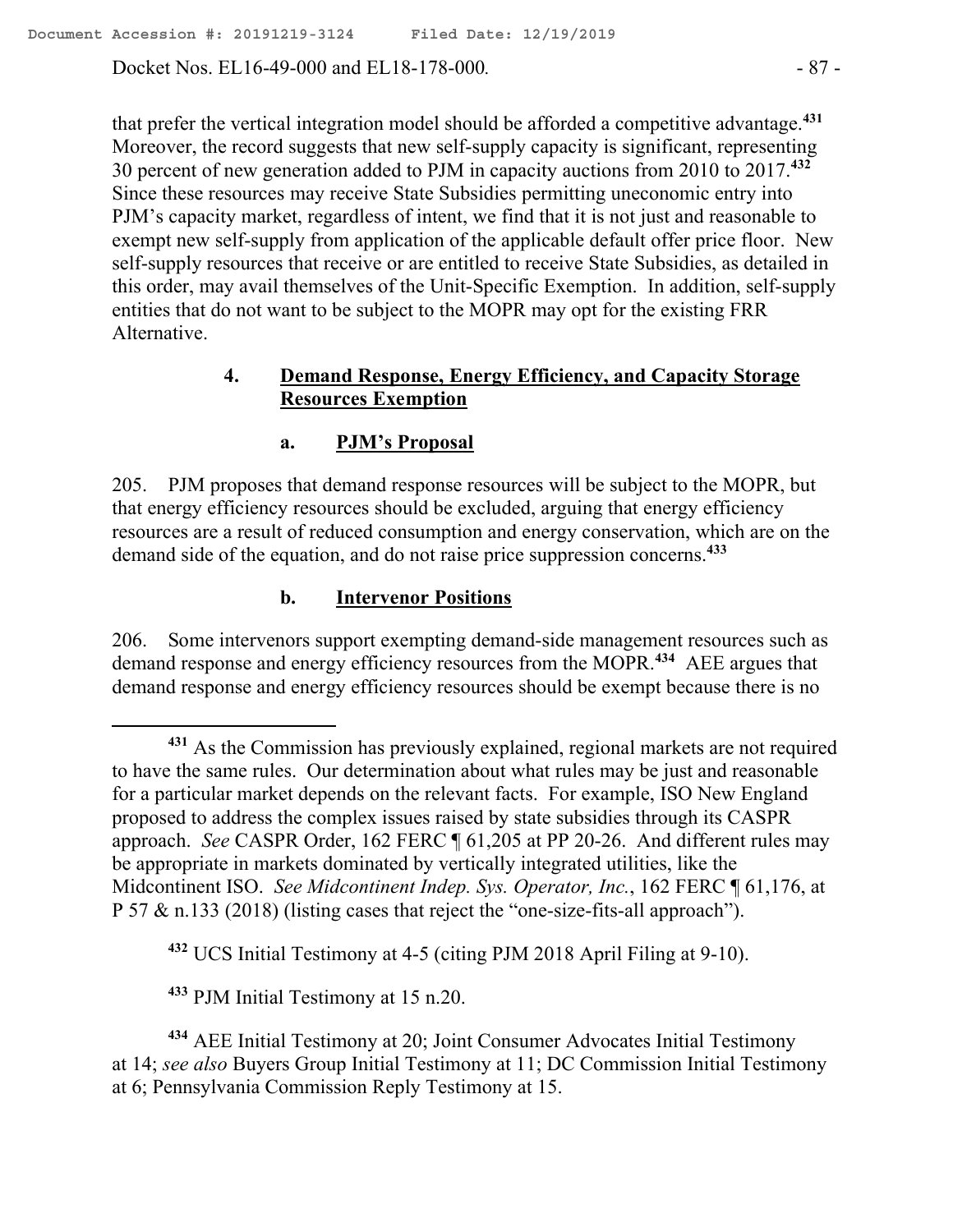that prefer the vertical integration model should be afforded a competitive advantage.[431] Moreover, the record suggests that new self-supply capacity is significant, representing 30 percent of new generation added to PJM in capacity auctions from 2010 to 2017.[432] Since these resources may receive State Subsidies permitting uneconomic entry into PJM's capacity market, regardless of intent, we find that it is not just and reasonable to exempt new self-supply from application of the applicable default offer price floor. New self-supply resources that receive or are entitled to receive State Subsidies, as detailed in this order, may avail themselves of the Unit-Specific Exemption. In addition, self-supply entities that do not want to be subject to the MOPR may opt for the existing FRR Alternative.

### 4. Demand Response, Energy Efficiency, and Capacity Storage Resources Exemption

#### a. PJM's Proposal

205. PJM proposes that demand response resources will be subject to the MOPR, but that energy efficiency resources should be excluded, arguing that energy efficiency resources are a result of reduced consumption and energy conservation, which are on the demand side of the equation, and do not raise price suppression concerns.[433]

#### b. Intervenor Positions

206. Some intervenors support exempting demand-side management resources such as demand response and energy efficiency resources from the MOPR.[434] AEE argues that demand response and energy efficiency resources should be exempt because there is no

---

[431] As the Commission has previously explained, regional markets are not required to have the same rules. Our determination about what rules may be just and reasonable for a particular market depends on the relevant facts. For example, ISO New England proposed to address the complex issues raised by state subsidies through its CASPR approach. *See* CASPR Order, 162 FERC ¶ 61,205 at PP 20-26. And different rules may be appropriate in markets dominated by vertically integrated utilities, like the Midcontinent ISO. *See Midcontinent Indep. Sys. Operator, Inc.*, 162 FERC ¶ 61,176, at P 57 & n.133 (2018) (listing cases that reject the "one-size-fits-all approach").

[432] UCS Initial Testimony at 4-5 (citing PJM 2018 April Filing at 9-10).

[433] PJM Initial Testimony at 15 n.20.

[434] AEE Initial Testimony at 20; Joint Consumer Advocates Initial Testimony at 14; *see also* Buyers Group Initial Testimony at 11; DC Commission Initial Testimony at 6; Pennsylvania Commission Reply Testimony at 15.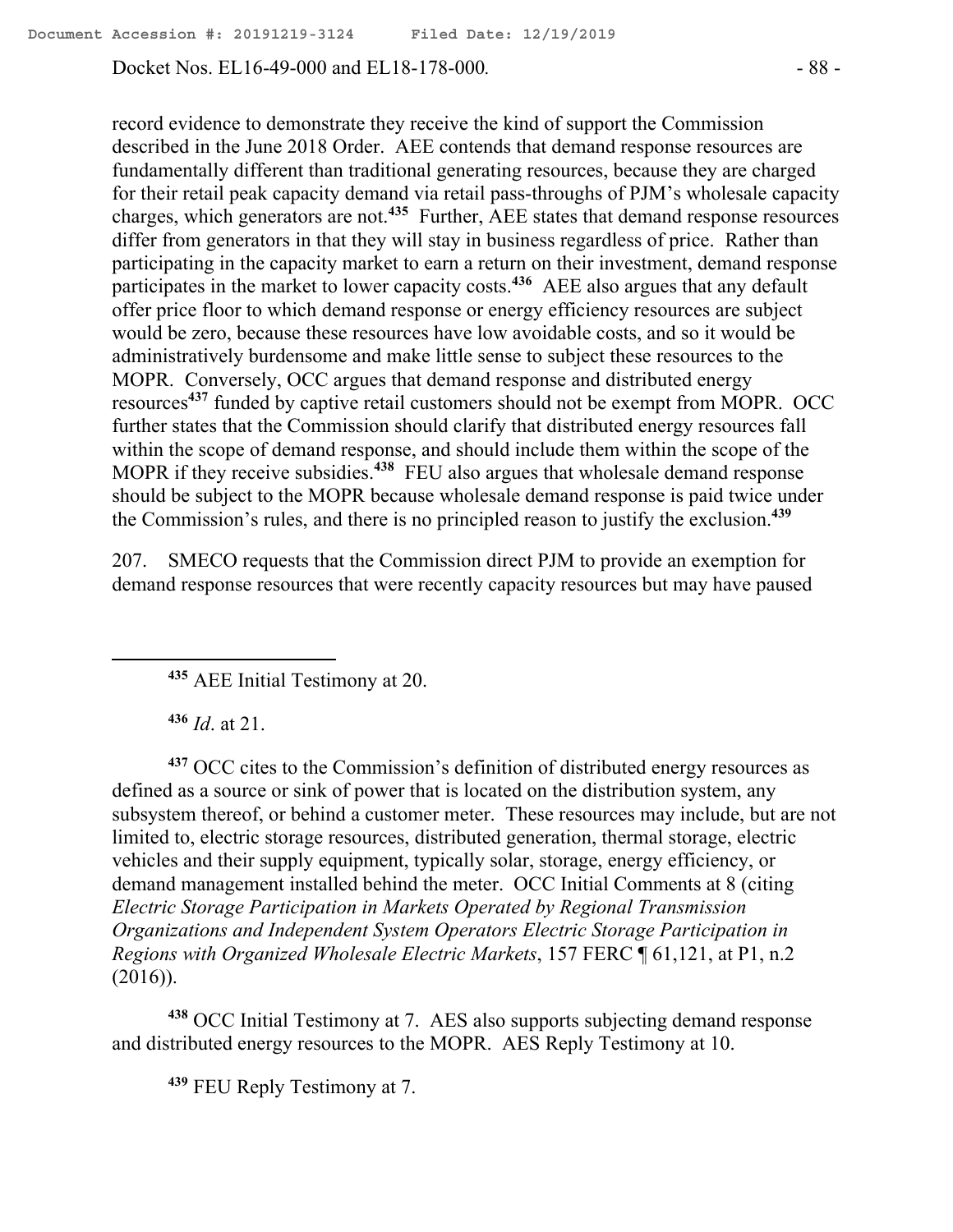record evidence to demonstrate they receive the kind of support the Commission described in the June 2018 Order. AEE contends that demand response resources are fundamentally different than traditional generating resources, because they are charged for their retail peak capacity demand via retail pass-throughs of PJM's wholesale capacity charges, which generators are not.[435] Further, AEE states that demand response resources differ from generators in that they will stay in business regardless of price. Rather than participating in the capacity market to earn a return on their investment, demand response participates in the market to lower capacity costs.[436] AEE also argues that any default offer price floor to which demand response or energy efficiency resources are subject would be zero, because these resources have low avoidable costs, and so it would be administratively burdensome and make little sense to subject these resources to the MOPR. Conversely, OCC argues that demand response and distributed energy resources[437] funded by captive retail customers should not be exempt from MOPR. OCC further states that the Commission should clarify that distributed energy resources fall within the scope of demand response, and should include them within the scope of the MOPR if they receive subsidies.[438] FEU also argues that wholesale demand response should be subject to the MOPR because wholesale demand response is paid twice under the Commission's rules, and there is no principled reason to justify the exclusion.[439]

207. SMECO requests that the Commission direct PJM to provide an exemption for demand response resources that were recently capacity resources but may have paused

---

[435] AEE Initial Testimony at 20.

[436] *Id*. at 21.

[437] OCC cites to the Commission's definition of distributed energy resources as defined as a source or sink of power that is located on the distribution system, any subsystem thereof, or behind a customer meter. These resources may include, but are not limited to, electric storage resources, distributed generation, thermal storage, electric vehicles and their supply equipment, typically solar, storage, energy efficiency, or demand management installed behind the meter. OCC Initial Comments at 8 (citing *Electric Storage Participation in Markets Operated by Regional Transmission Organizations and Independent System Operators Electric Storage Participation in Regions with Organized Wholesale Electric Markets*, 157 FERC ¶ 61,121, at P1, n.2 (2016)).

[438] OCC Initial Testimony at 7. AES also supports subjecting demand response and distributed energy resources to the MOPR. AES Reply Testimony at 10.

[439] FEU Reply Testimony at 7.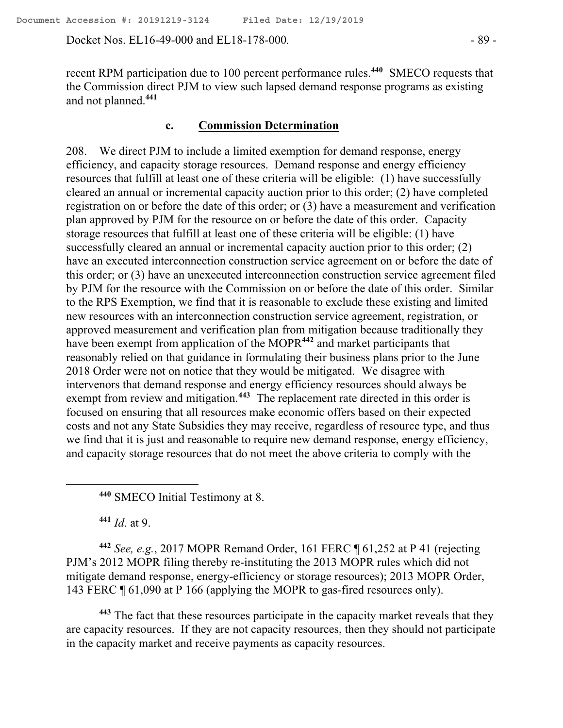recent RPM participation due to 100 percent performance rules.[440] SMECO requests that the Commission direct PJM to view such lapsed demand response programs as existing and not planned.[441]

### c. Commission Determination

208. We direct PJM to include a limited exemption for demand response, energy efficiency, and capacity storage resources. Demand response and energy efficiency resources that fulfill at least one of these criteria will be eligible: (1) have successfully cleared an annual or incremental capacity auction prior to this order; (2) have completed registration on or before the date of this order; or (3) have a measurement and verification plan approved by PJM for the resource on or before the date of this order. Capacity storage resources that fulfill at least one of these criteria will be eligible: (1) have successfully cleared an annual or incremental capacity auction prior to this order; (2) have an executed interconnection construction service agreement on or before the date of this order; or (3) have an unexecuted interconnection construction service agreement filed by PJM for the resource with the Commission on or before the date of this order. Similar to the RPS Exemption, we find that it is reasonable to exclude these existing and limited new resources with an interconnection construction service agreement, registration, or approved measurement and verification plan from mitigation because traditionally they have been exempt from application of the MOPR[442] and market participants that reasonably relied on that guidance in formulating their business plans prior to the June 2018 Order were not on notice that they would be mitigated. We disagree with intervenors that demand response and energy efficiency resources should always be exempt from review and mitigation.[443] The replacement rate directed in this order is focused on ensuring that all resources make economic offers based on their expected costs and not any State Subsidies they may receive, regardless of resource type, and thus we find that it is just and reasonable to require new demand response, energy efficiency, and capacity storage resources that do not meet the above criteria to comply with the

---

[440] SMECO Initial Testimony at 8.

[441] *Id*. at 9.

[442] *See, e.g.*, 2017 MOPR Remand Order, 161 FERC ¶ 61,252 at P 41 (rejecting PJM's 2012 MOPR filing thereby re-instituting the 2013 MOPR rules which did not mitigate demand response, energy-efficiency or storage resources); 2013 MOPR Order, 143 FERC ¶ 61,090 at P 166 (applying the MOPR to gas-fired resources only).

[443] The fact that these resources participate in the capacity market reveals that they are capacity resources. If they are not capacity resources, then they should not participate in the capacity market and receive payments as capacity resources.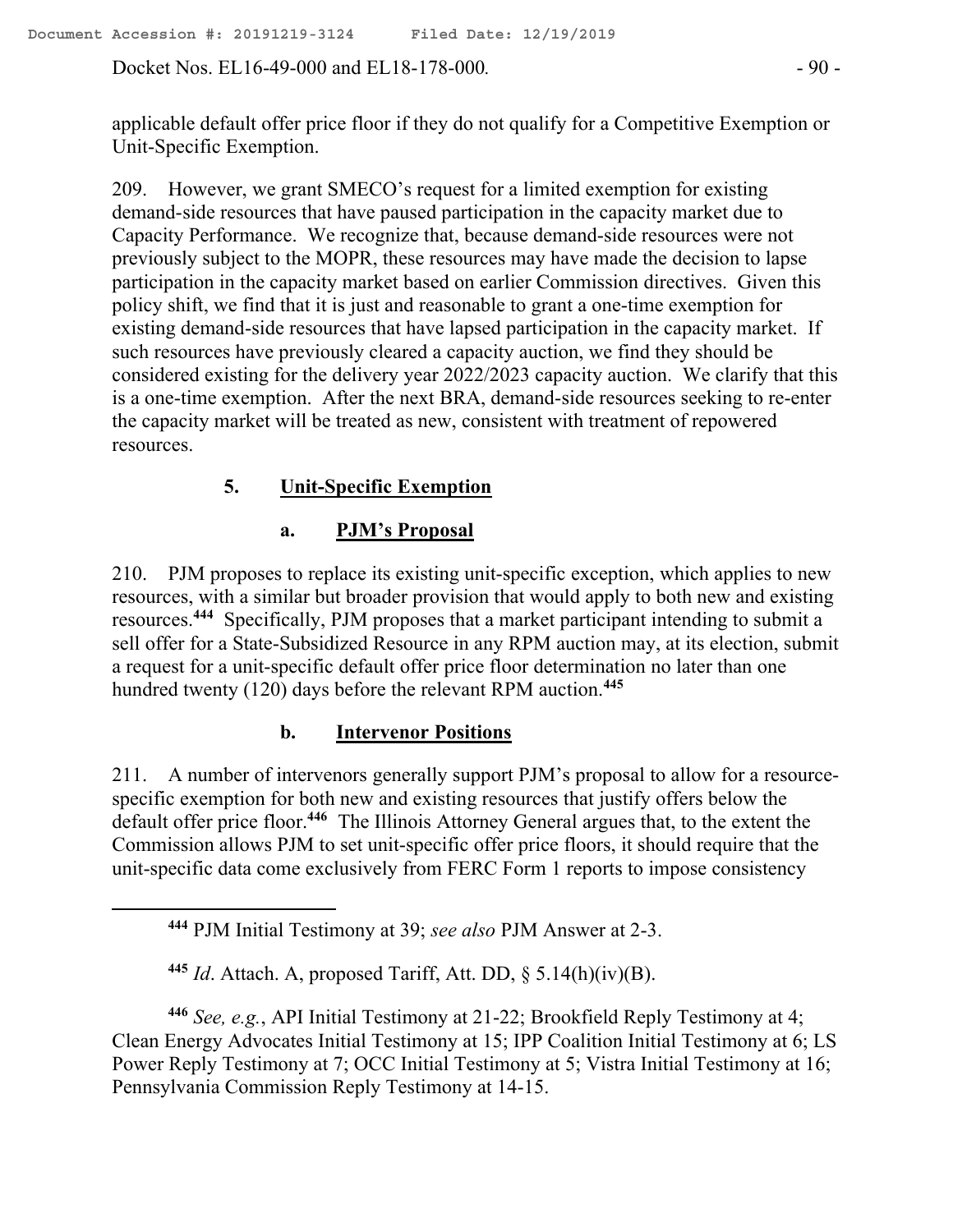applicable default offer price floor if they do not qualify for a Competitive Exemption or Unit-Specific Exemption.

209. However, we grant SMECO's request for a limited exemption for existing demand-side resources that have paused participation in the capacity market due to Capacity Performance. We recognize that, because demand-side resources were not previously subject to the MOPR, these resources may have made the decision to lapse participation in the capacity market based on earlier Commission directives. Given this policy shift, we find that it is just and reasonable to grant a one-time exemption for existing demand-side resources that have lapsed participation in the capacity market. If such resources have previously cleared a capacity auction, we find they should be considered existing for the delivery year 2022/2023 capacity auction. We clarify that this is a one-time exemption. After the next BRA, demand-side resources seeking to re-enter the capacity market will be treated as new, consistent with treatment of repowered resources.

### 5. Unit-Specific Exemption

#### a. PJM's Proposal

210. PJM proposes to replace its existing unit-specific exception, which applies to new resources, with a similar but broader provision that would apply to both new and existing resources.[444] Specifically, PJM proposes that a market participant intending to submit a sell offer for a State-Subsidized Resource in any RPM auction may, at its election, submit a request for a unit-specific default offer price floor determination no later than one hundred twenty (120) days before the relevant RPM auction.[445]

#### b. Intervenor Positions

211. A number of intervenors generally support PJM's proposal to allow for a resource-specific exemption for both new and existing resources that justify offers below the default offer price floor.[446] The Illinois Attorney General argues that, to the extent the Commission allows PJM to set unit-specific offer price floors, it should require that the unit-specific data come exclusively from FERC Form 1 reports to impose consistency

---

[444] PJM Initial Testimony at 39; *see also* PJM Answer at 2-3.

[445] *Id*. Attach. A, proposed Tariff, Att. DD, § 5.14(h)(iv)(B).

[446] *See, e.g.*, API Initial Testimony at 21-22; Brookfield Reply Testimony at 4; Clean Energy Advocates Initial Testimony at 15; IPP Coalition Initial Testimony at 6; LS Power Reply Testimony at 7; OCC Initial Testimony at 5; Vistra Initial Testimony at 16; Pennsylvania Commission Reply Testimony at 14-15.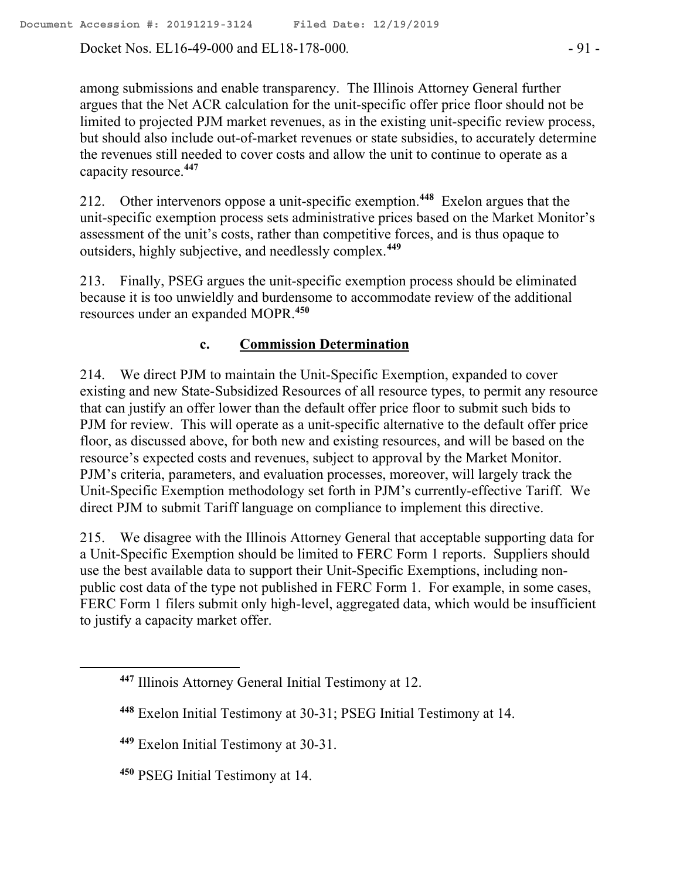among submissions and enable transparency. The Illinois Attorney General further argues that the Net ACR calculation for the unit-specific offer price floor should not be limited to projected PJM market revenues, as in the existing unit-specific review process, but should also include out-of-market revenues or state subsidies, to accurately determine the revenues still needed to cover costs and allow the unit to continue to operate as a capacity resource.[447]

212. Other intervenors oppose a unit-specific exemption.[448] Exelon argues that the unit-specific exemption process sets administrative prices based on the Market Monitor's assessment of the unit's costs, rather than competitive forces, and is thus opaque to outsiders, highly subjective, and needlessly complex.[449]

213. Finally, PSEG argues the unit-specific exemption process should be eliminated because it is too unwieldly and burdensome to accommodate review of the additional resources under an expanded MOPR.[450]

### c. Commission Determination

214. We direct PJM to maintain the Unit-Specific Exemption, expanded to cover existing and new State-Subsidized Resources of all resource types, to permit any resource that can justify an offer lower than the default offer price floor to submit such bids to PJM for review. This will operate as a unit-specific alternative to the default offer price floor, as discussed above, for both new and existing resources, and will be based on the resource's expected costs and revenues, subject to approval by the Market Monitor. PJM's criteria, parameters, and evaluation processes, moreover, will largely track the Unit-Specific Exemption methodology set forth in PJM's currently-effective Tariff. We direct PJM to submit Tariff language on compliance to implement this directive.

215. We disagree with the Illinois Attorney General that acceptable supporting data for a Unit-Specific Exemption should be limited to FERC Form 1 reports. Suppliers should use the best available data to support their Unit-Specific Exemptions, including non-public cost data of the type not published in FERC Form 1. For example, in some cases, FERC Form 1 filers submit only high-level, aggregated data, which would be insufficient to justify a capacity market offer.

---

[447] Illinois Attorney General Initial Testimony at 12.

[448] Exelon Initial Testimony at 30-31; PSEG Initial Testimony at 14.

[449] Exelon Initial Testimony at 30-31.

[450] PSEG Initial Testimony at 14.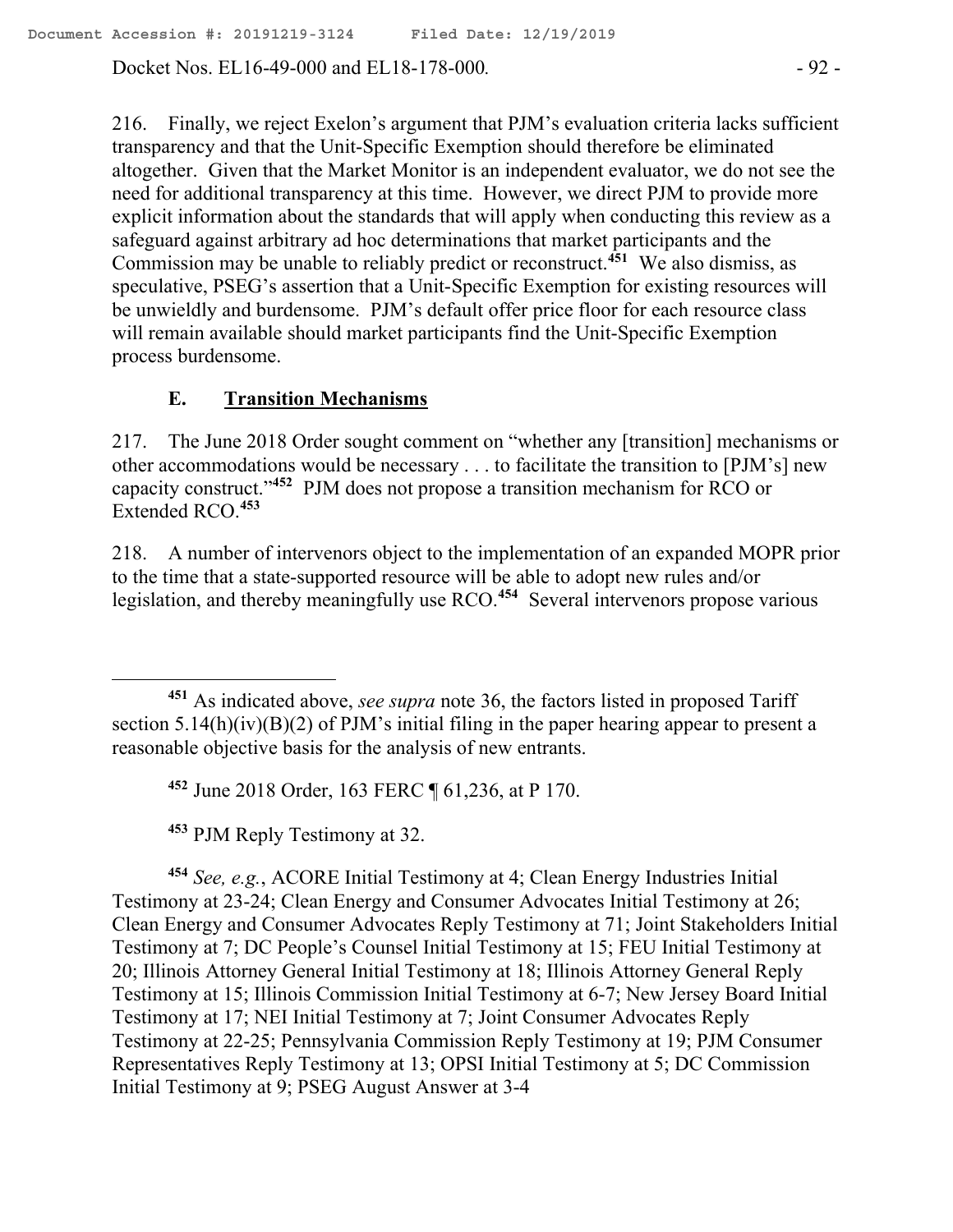216. Finally, we reject Exelon's argument that PJM's evaluation criteria lacks sufficient transparency and that the Unit-Specific Exemption should therefore be eliminated altogether. Given that the Market Monitor is an independent evaluator, we do not see the need for additional transparency at this time. However, we direct PJM to provide more explicit information about the standards that will apply when conducting this review as a safeguard against arbitrary ad hoc determinations that market participants and the Commission may be unable to reliably predict or reconstruct.[451] We also dismiss, as speculative, PSEG's assertion that a Unit-Specific Exemption for existing resources will be unwieldy and burdensome. PJM's default offer price floor for each resource class will remain available should market participants find the Unit-Specific Exemption process burdensome.

### E. Transition Mechanisms

217. The June 2018 Order sought comment on "whether any [transition] mechanisms or other accommodations would be necessary . . . to facilitate the transition to [PJM's] new capacity construct."[452] PJM does not propose a transition mechanism for RCO or Extended RCO.[453]

218. A number of intervenors object to the implementation of an expanded MOPR prior to the time that a state-supported resource will be able to adopt new rules and/or legislation, and thereby meaningfully use RCO.[454] Several intervenors propose various

---

[451] As indicated above, *see supra* note 36, the factors listed in proposed Tariff section 5.14(h)(iv)(B)(2) of PJM's initial filing in the paper hearing appear to present a reasonable objective basis for the analysis of new entrants.

[452] June 2018 Order, 163 FERC ¶ 61,236, at P 170.

[453] PJM Reply Testimony at 32.

[454] *See, e.g.*, ACORE Initial Testimony at 4; Clean Energy Industries Initial Testimony at 23-24; Clean Energy and Consumer Advocates Initial Testimony at 26; Clean Energy and Consumer Advocates Reply Testimony at 71; Joint Stakeholders Initial Testimony at 7; DC People's Counsel Initial Testimony at 15; FEU Initial Testimony at 20; Illinois Attorney General Initial Testimony at 18; Illinois Attorney General Reply Testimony at 15; Illinois Commission Initial Testimony at 6-7; New Jersey Board Initial Testimony at 17; NEI Initial Testimony at 7; Joint Consumer Advocates Reply Testimony at 22-25; Pennsylvania Commission Reply Testimony at 19; PJM Consumer Representatives Reply Testimony at 13; OPSI Initial Testimony at 5; DC Commission Initial Testimony at 9; PSEG August Answer at 3-4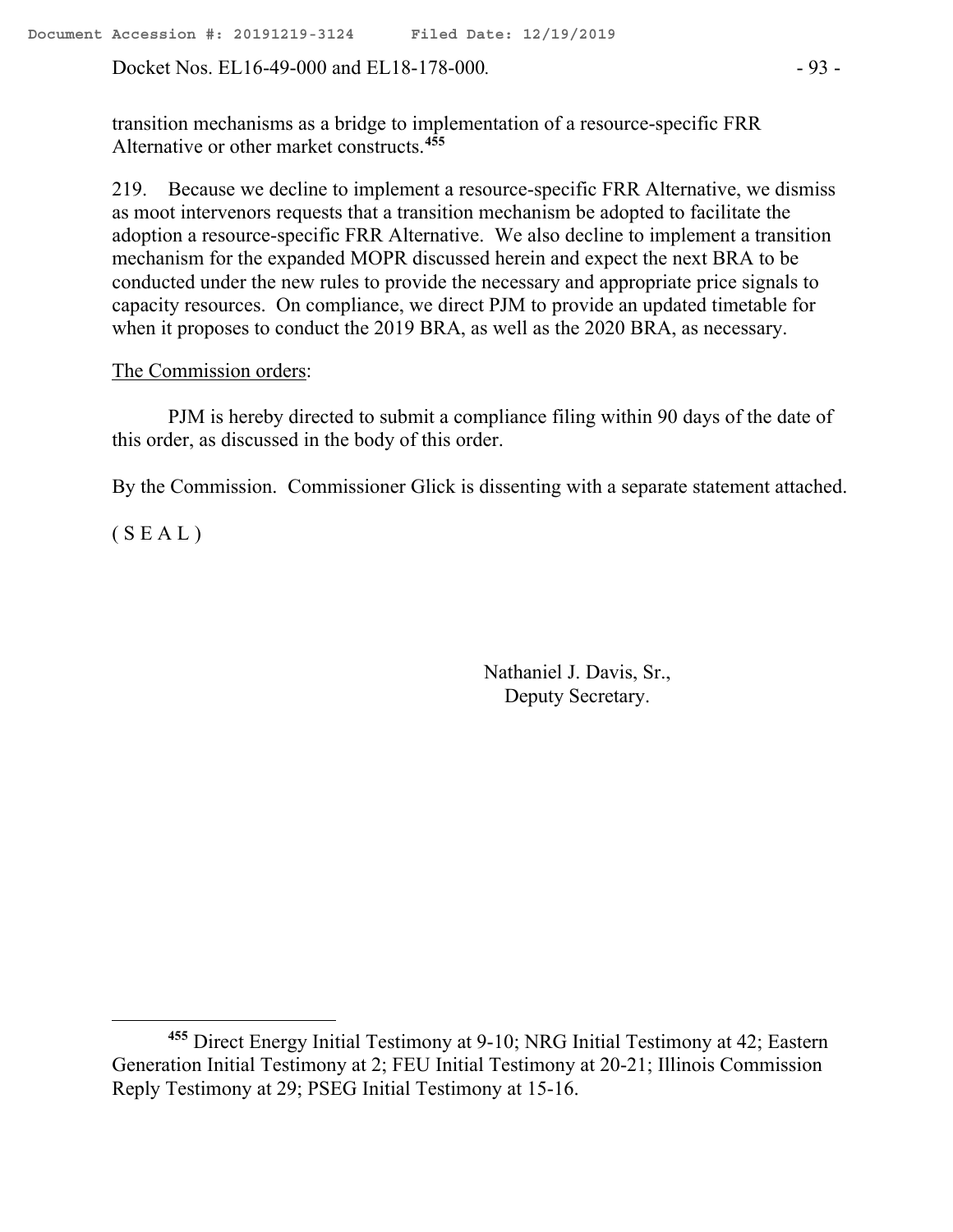transition mechanisms as a bridge to implementation of a resource-specific FRR Alternative or other market constructs.[455]

219. Because we decline to implement a resource-specific FRR Alternative, we dismiss as moot intervenors requests that a transition mechanism be adopted to facilitate the adoption a resource-specific FRR Alternative. We also decline to implement a transition mechanism for the expanded MOPR discussed herein and expect the next BRA to be conducted under the new rules to provide the necessary and appropriate price signals to capacity resources. On compliance, we direct PJM to provide an updated timetable for when it proposes to conduct the 2019 BRA, as well as the 2020 BRA, as necessary.

The Commission orders:

PJM is hereby directed to submit a compliance filing within 90 days of the date of this order, as discussed in the body of this order.

By the Commission. Commissioner Glick is dissenting with a separate statement attached.

( S E A L )

Nathaniel J. Davis, Sr.,
Deputy Secretary.

[455] Direct Energy Initial Testimony at 9-10; NRG Initial Testimony at 42; Eastern Generation Initial Testimony at 2; FEU Initial Testimony at 20-21; Illinois Commission Reply Testimony at 29; PSEG Initial Testimony at 15-16.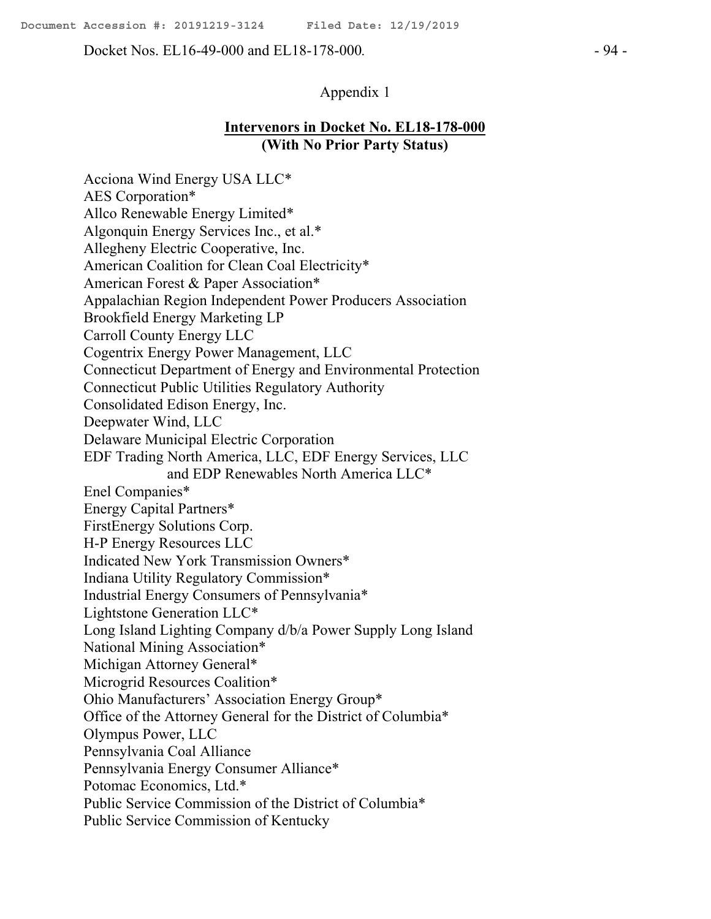Appendix 1

**Intervenors in Docket No. EL18-178-000**
**(With No Prior Party Status)**

Acciona Wind Energy USA LLC*
AES Corporation*
Allco Renewable Energy Limited*
Algonquin Energy Services Inc., et al.*
Allegheny Electric Cooperative, Inc.
American Coalition for Clean Coal Electricity*
American Forest & Paper Association*
Appalachian Region Independent Power Producers Association
Brookfield Energy Marketing LP
Carroll County Energy LLC
Cogentrix Energy Power Management, LLC
Connecticut Department of Energy and Environmental Protection
Connecticut Public Utilities Regulatory Authority
Consolidated Edison Energy, Inc.
Deepwater Wind, LLC
Delaware Municipal Electric Corporation
EDF Trading North America, LLC, EDF Energy Services, LLC and EDP Renewables North America LLC*
Enel Companies*
Energy Capital Partners*
FirstEnergy Solutions Corp.
H-P Energy Resources LLC
Indicated New York Transmission Owners*
Indiana Utility Regulatory Commission*
Industrial Energy Consumers of Pennsylvania*
Lightstone Generation LLC*
Long Island Lighting Company d/b/a Power Supply Long Island
National Mining Association*
Michigan Attorney General*
Microgrid Resources Coalition*
Ohio Manufacturers' Association Energy Group*
Office of the Attorney General for the District of Columbia*
Olympus Power, LLC
Pennsylvania Coal Alliance
Pennsylvania Energy Consumer Alliance*
Potomac Economics, Ltd.*
Public Service Commission of the District of Columbia*
Public Service Commission of Kentucky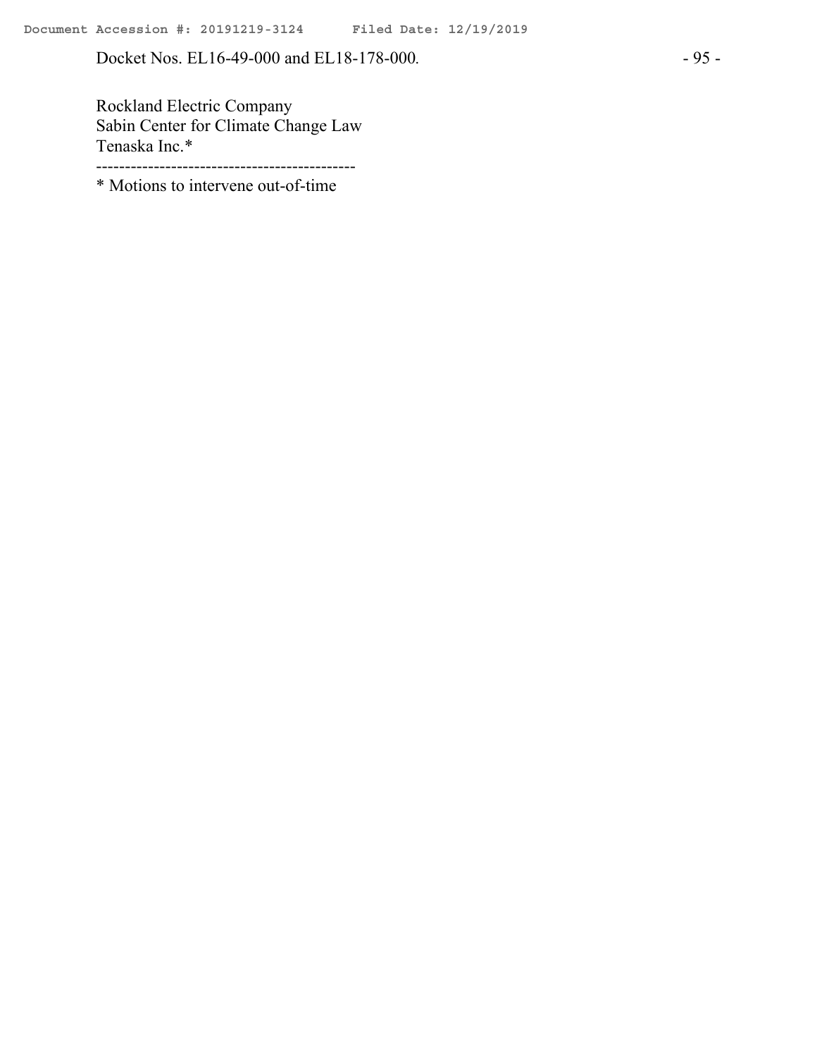Rockland Electric Company
Sabin Center for Climate Change Law
Tenaska Inc.*

---------------------------------------------

* Motions to intervene out-of-time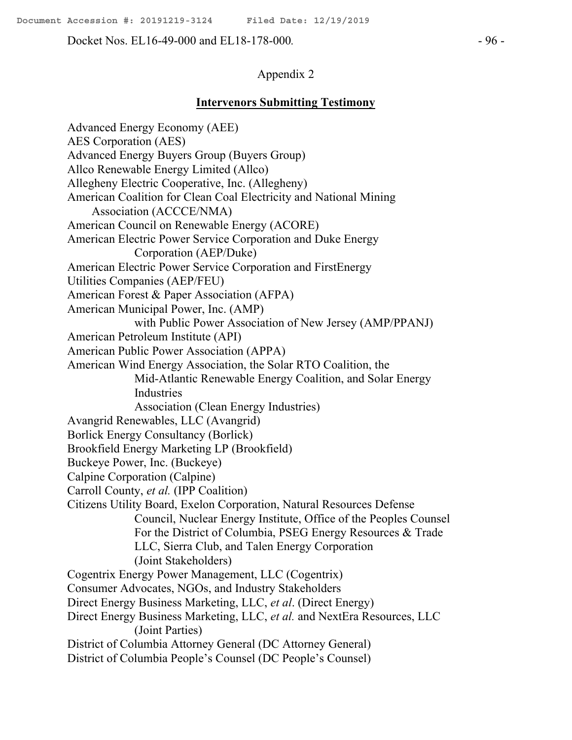Appendix 2

**Intervenors Submitting Testimony**

Advanced Energy Economy (AEE)
AES Corporation (AES)
Advanced Energy Buyers Group (Buyers Group)
Allco Renewable Energy Limited (Allco)
Allegheny Electric Cooperative, Inc. (Allegheny)
American Coalition for Clean Coal Electricity and National Mining Association (ACCCE/NMA)
American Council on Renewable Energy (ACORE)
American Electric Power Service Corporation and Duke Energy Corporation (AEP/Duke)
American Electric Power Service Corporation and FirstEnergy Utilities Companies (AEP/FEU)
American Forest & Paper Association (AFPA)
American Municipal Power, Inc. (AMP)
with Public Power Association of New Jersey (AMP/PPANJ)
American Petroleum Institute (API)
American Public Power Association (APPA)
American Wind Energy Association, the Solar RTO Coalition, the Mid-Atlantic Renewable Energy Coalition, and Solar Energy Industries Association (Clean Energy Industries)
Avangrid Renewables, LLC (Avangrid)
Borlick Energy Consultancy (Borlick)
Brookfield Energy Marketing LP (Brookfield)
Buckeye Power, Inc. (Buckeye)
Calpine Corporation (Calpine)
Carroll County, *et al.* (IPP Coalition)
Citizens Utility Board, Exelon Corporation, Natural Resources Defense Council, Nuclear Energy Institute, Office of the Peoples Counsel For the District of Columbia, PSEG Energy Resources & Trade LLC, Sierra Club, and Talen Energy Corporation (Joint Stakeholders)
Cogentrix Energy Power Management, LLC (Cogentrix)
Consumer Advocates, NGOs, and Industry Stakeholders
Direct Energy Business Marketing, LLC, *et al*. (Direct Energy)
Direct Energy Business Marketing, LLC, *et al.* and NextEra Resources, LLC (Joint Parties)
District of Columbia Attorney General (DC Attorney General)
District of Columbia People's Counsel (DC People's Counsel)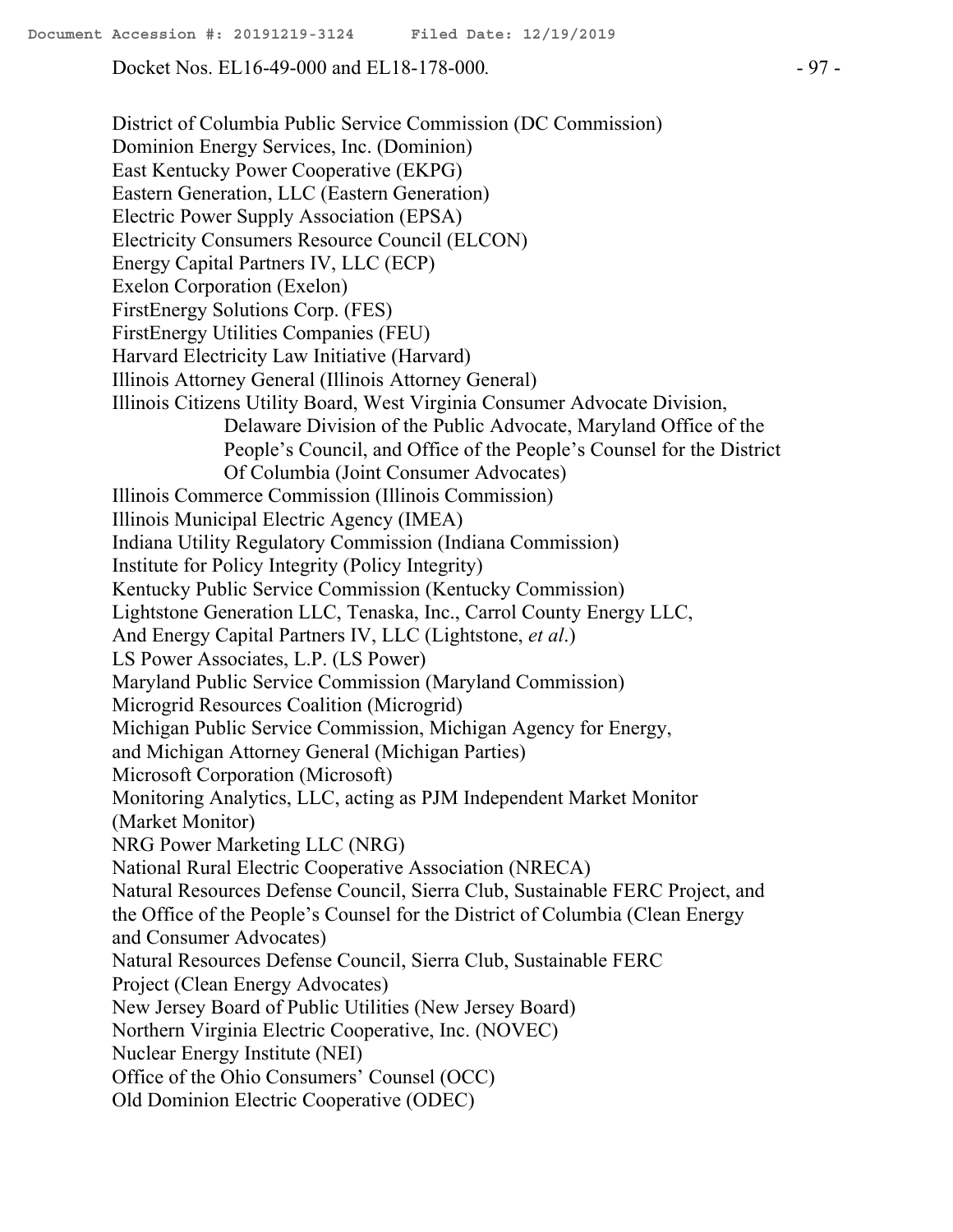District of Columbia Public Service Commission (DC Commission)
Dominion Energy Services, Inc. (Dominion)
East Kentucky Power Cooperative (EKPG)
Eastern Generation, LLC (Eastern Generation)
Electric Power Supply Association (EPSA)
Electricity Consumers Resource Council (ELCON)
Energy Capital Partners IV, LLC (ECP)
Exelon Corporation (Exelon)
FirstEnergy Solutions Corp. (FES)
FirstEnergy Utilities Companies (FEU)
Harvard Electricity Law Initiative (Harvard)
Illinois Attorney General (Illinois Attorney General)
Illinois Citizens Utility Board, West Virginia Consumer Advocate Division,
Delaware Division of the Public Advocate, Maryland Office of the People's Council, and Office of the People's Counsel for the District Of Columbia (Joint Consumer Advocates)
Illinois Commerce Commission (Illinois Commission)
Illinois Municipal Electric Agency (IMEA)
Indiana Utility Regulatory Commission (Indiana Commission)
Institute for Policy Integrity (Policy Integrity)
Kentucky Public Service Commission (Kentucky Commission)
Lightstone Generation LLC, Tenaska, Inc., Carrol County Energy LLC,
And Energy Capital Partners IV, LLC (Lightstone, *et al*.)
LS Power Associates, L.P. (LS Power)
Maryland Public Service Commission (Maryland Commission)
Microgrid Resources Coalition (Microgrid)
Michigan Public Service Commission, Michigan Agency for Energy,
and Michigan Attorney General (Michigan Parties)
Microsoft Corporation (Microsoft)
Monitoring Analytics, LLC, acting as PJM Independent Market Monitor
(Market Monitor)
NRG Power Marketing LLC (NRG)
National Rural Electric Cooperative Association (NRECA)
Natural Resources Defense Council, Sierra Club, Sustainable FERC Project, and
the Office of the People's Counsel for the District of Columbia (Clean Energy
and Consumer Advocates)
Natural Resources Defense Council, Sierra Club, Sustainable FERC
Project (Clean Energy Advocates)
New Jersey Board of Public Utilities (New Jersey Board)
Northern Virginia Electric Cooperative, Inc. (NOVEC)
Nuclear Energy Institute (NEI)
Office of the Ohio Consumers' Counsel (OCC)
Old Dominion Electric Cooperative (ODEC)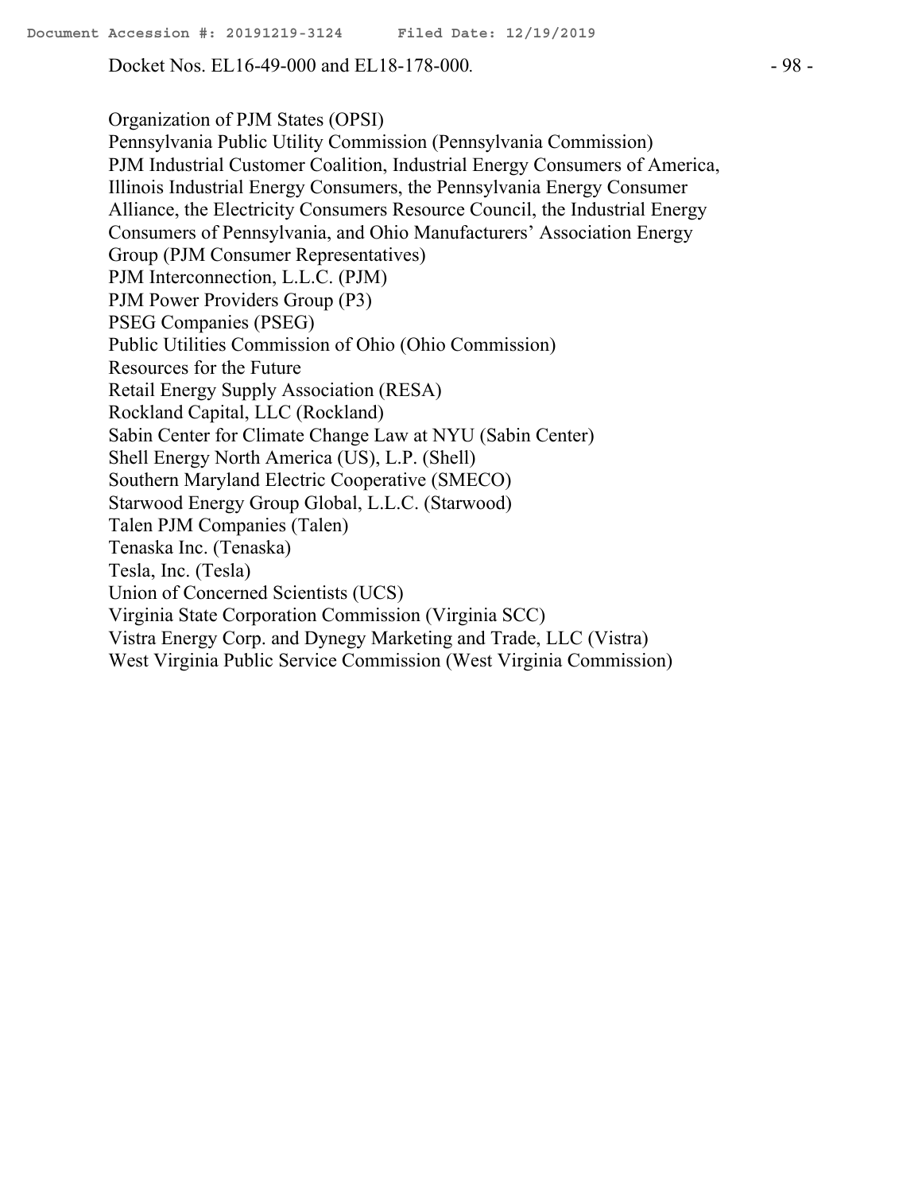Organization of PJM States (OPSI)

Pennsylvania Public Utility Commission (Pennsylvania Commission)

PJM Industrial Customer Coalition, Industrial Energy Consumers of America, Illinois Industrial Energy Consumers, the Pennsylvania Energy Consumer Alliance, the Electricity Consumers Resource Council, the Industrial Energy Consumers of Pennsylvania, and Ohio Manufacturers' Association Energy Group (PJM Consumer Representatives)

PJM Interconnection, L.L.C. (PJM)

PJM Power Providers Group (P3)

PSEG Companies (PSEG)

Public Utilities Commission of Ohio (Ohio Commission)

Resources for the Future

Retail Energy Supply Association (RESA)

Rockland Capital, LLC (Rockland)

Sabin Center for Climate Change Law at NYU (Sabin Center)

Shell Energy North America (US), L.P. (Shell)

Southern Maryland Electric Cooperative (SMECO)

Starwood Energy Group Global, L.L.C. (Starwood)

Talen PJM Companies (Talen)

Tenaska Inc. (Tenaska)

Tesla, Inc. (Tesla)

Union of Concerned Scientists (UCS)

Virginia State Corporation Commission (Virginia SCC)

Vistra Energy Corp. and Dynegy Marketing and Trade, LLC (Vistra)

West Virginia Public Service Commission (West Virginia Commission)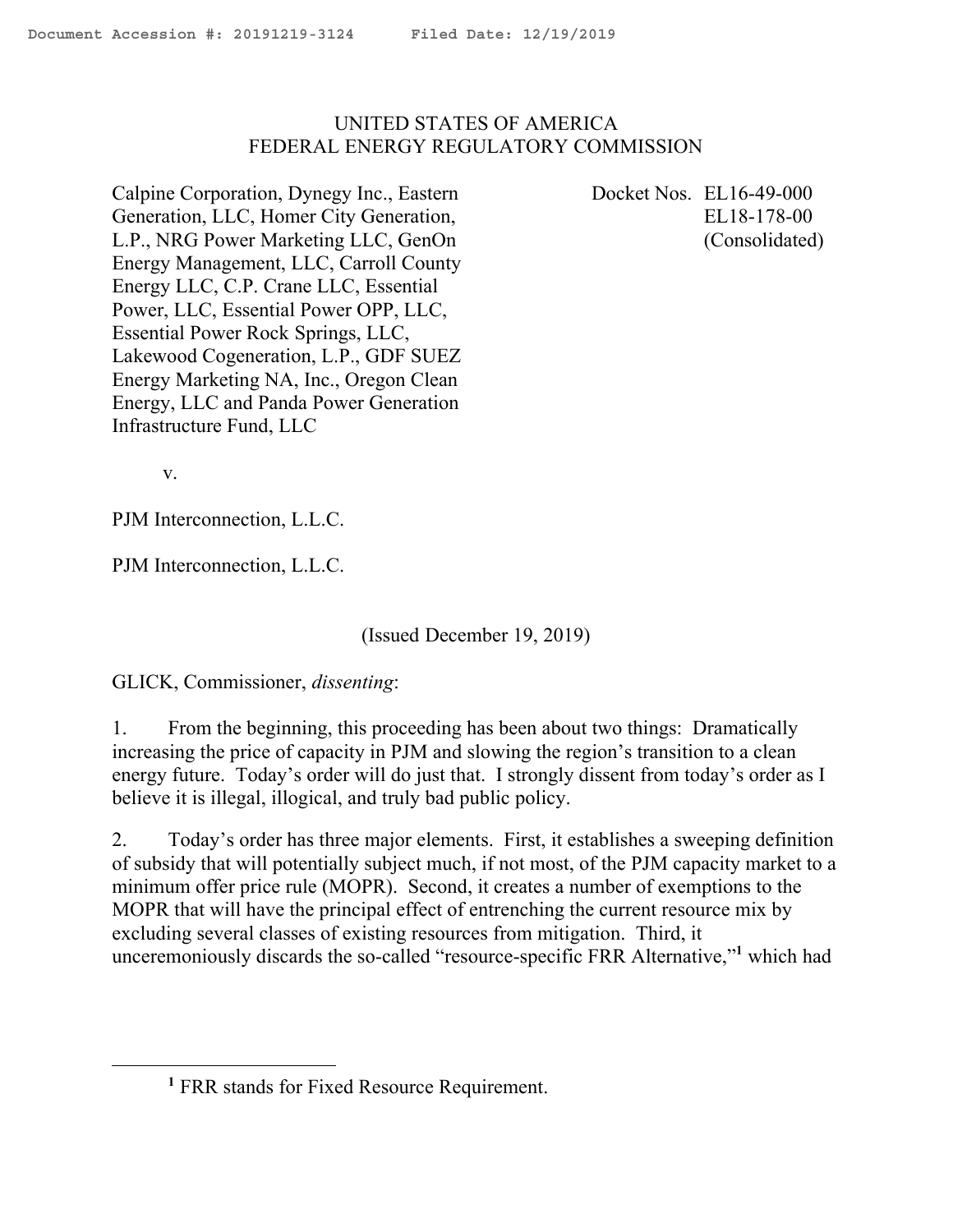UNITED STATES OF AMERICA
FEDERAL ENERGY REGULATORY COMMISSION

Calpine Corporation, Dynegy Inc., Eastern Generation, LLC, Homer City Generation, L.P., NRG Power Marketing LLC, GenOn Energy Management, LLC, Carroll County Energy LLC, C.P. Crane LLC, Essential Power, LLC, Essential Power OPP, LLC, Essential Power Rock Springs, LLC, Lakewood Cogeneration, L.P., GDF SUEZ Energy Marketing NA, Inc., Oregon Clean Energy, LLC and Panda Power Generation Infrastructure Fund, LLC

Docket Nos. EL16-49-000
EL18-178-00
(Consolidated)

v.

PJM Interconnection, L.L.C.

PJM Interconnection, L.L.C.

(Issued December 19, 2019)

GLICK, Commissioner, *dissenting*:

1. From the beginning, this proceeding has been about two things: Dramatically increasing the price of capacity in PJM and slowing the region's transition to a clean energy future. Today's order will do just that. I strongly dissent from today's order as I believe it is illegal, illogical, and truly bad public policy.

2. Today's order has three major elements. First, it establishes a sweeping definition of subsidy that will potentially subject much, if not most, of the PJM capacity market to a minimum offer price rule (MOPR). Second, it creates a number of exemptions to the MOPR that will have the principal effect of entrenching the current resource mix by excluding several classes of existing resources from mitigation. Third, it unceremoniously discards the so-called "resource-specific FRR Alternative,"[1] which had

[1] FRR stands for Fixed Resource Requirement.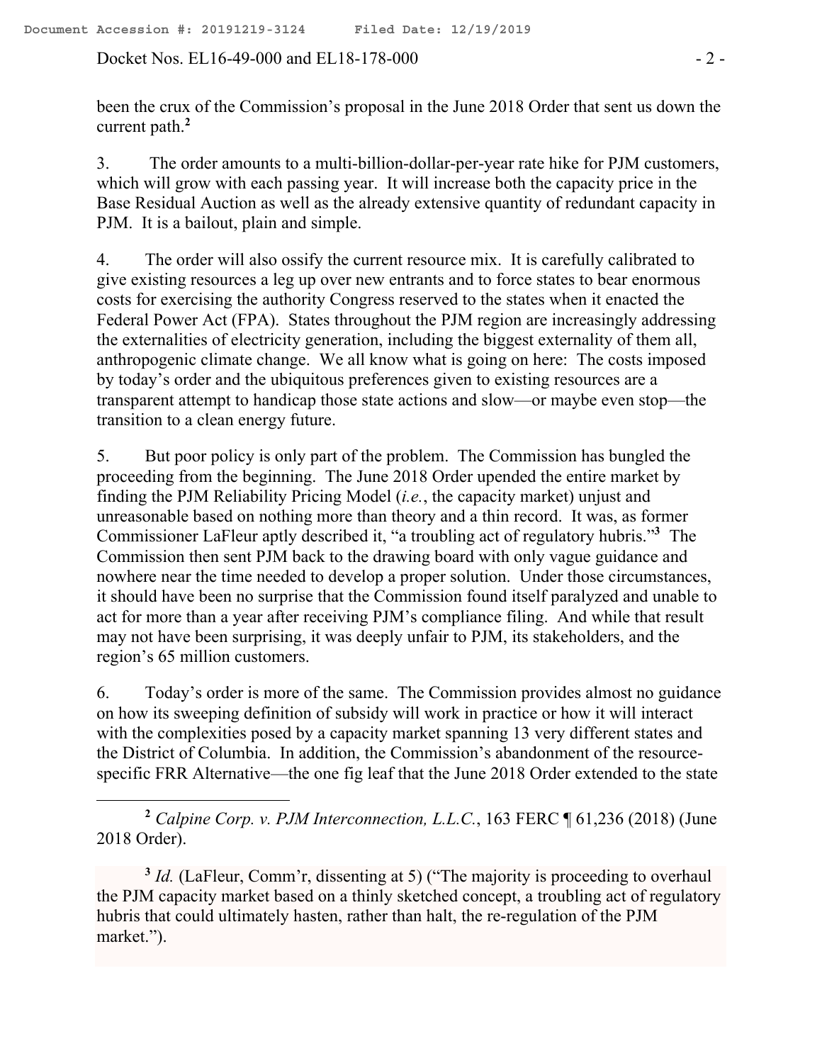been the crux of the Commission's proposal in the June 2018 Order that sent us down the current path.[2]

3. The order amounts to a multi-billion-dollar-per-year rate hike for PJM customers, which will grow with each passing year. It will increase both the capacity price in the Base Residual Auction as well as the already extensive quantity of redundant capacity in PJM. It is a bailout, plain and simple.

4. The order will also ossify the current resource mix. It is carefully calibrated to give existing resources a leg up over new entrants and to force states to bear enormous costs for exercising the authority Congress reserved to the states when it enacted the Federal Power Act (FPA). States throughout the PJM region are increasingly addressing the externalities of electricity generation, including the biggest externality of them all, anthropogenic climate change. We all know what is going on here: The costs imposed by today's order and the ubiquitous preferences given to existing resources are a transparent attempt to handicap those state actions and slow—or maybe even stop—the transition to a clean energy future.

5. But poor policy is only part of the problem. The Commission has bungled the proceeding from the beginning. The June 2018 Order upended the entire market by finding the PJM Reliability Pricing Model (*i.e.*, the capacity market) unjust and unreasonable based on nothing more than theory and a thin record. It was, as former Commissioner LaFleur aptly described it, "a troubling act of regulatory hubris."[3] The Commission then sent PJM back to the drawing board with only vague guidance and nowhere near the time needed to develop a proper solution. Under those circumstances, it should have been no surprise that the Commission found itself paralyzed and unable to act for more than a year after receiving PJM's compliance filing. And while that result may not have been surprising, it was deeply unfair to PJM, its stakeholders, and the region's 65 million customers.

6. Today's order is more of the same. The Commission provides almost no guidance on how its sweeping definition of subsidy will work in practice or how it will interact with the complexities posed by a capacity market spanning 13 very different states and the District of Columbia. In addition, the Commission's abandonment of the resource-specific FRR Alternative—the one fig leaf that the June 2018 Order extended to the state

---

[2] *Calpine Corp. v. PJM Interconnection, L.L.C.*, 163 FERC ¶ 61,236 (2018) (June 2018 Order).

[3] *Id.* (LaFleur, Comm'r, dissenting at 5) ("The majority is proceeding to overhaul the PJM capacity market based on a thinly sketched concept, a troubling act of regulatory hubris that could ultimately hasten, rather than halt, the re-regulation of the PJM market.").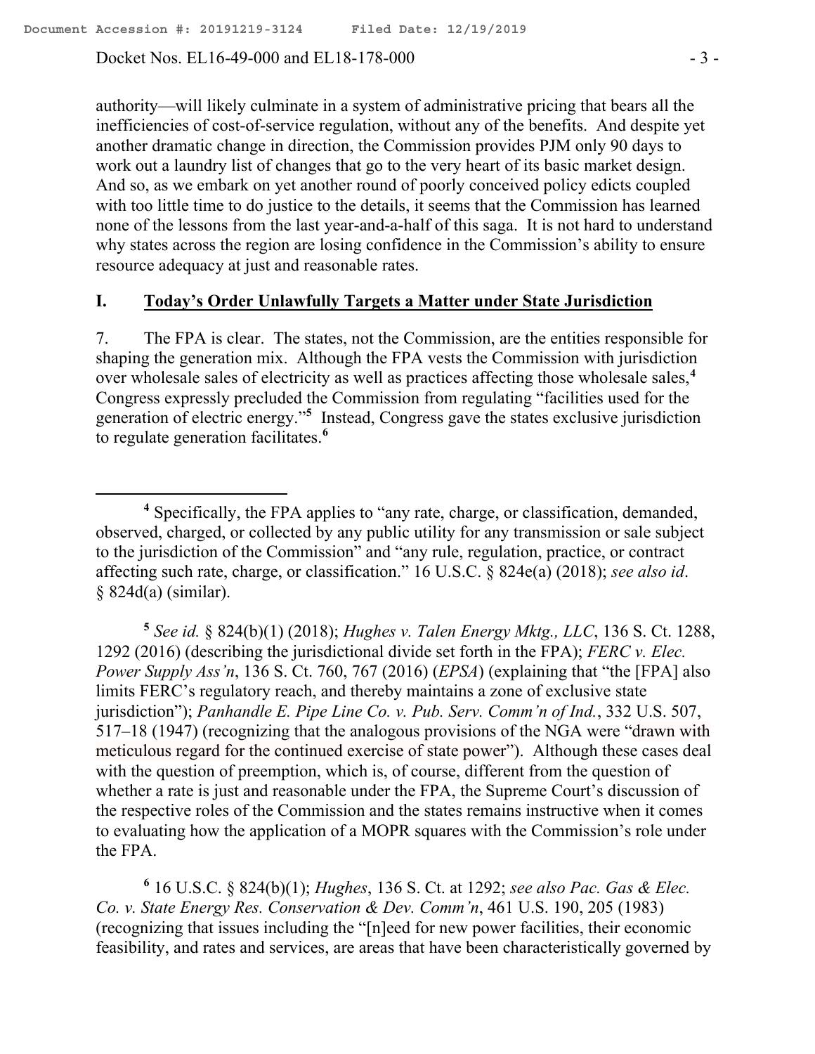authority—will likely culminate in a system of administrative pricing that bears all the inefficiencies of cost-of-service regulation, without any of the benefits. And despite yet another dramatic change in direction, the Commission provides PJM only 90 days to work out a laundry list of changes that go to the very heart of its basic market design. And so, as we embark on yet another round of poorly conceived policy edicts coupled with too little time to do justice to the details, it seems that the Commission has learned none of the lessons from the last year-and-a-half of this saga. It is not hard to understand why states across the region are losing confidence in the Commission's ability to ensure resource adequacy at just and reasonable rates.

## I. Today's Order Unlawfully Targets a Matter under State Jurisdiction

7. The FPA is clear. The states, not the Commission, are the entities responsible for shaping the generation mix. Although the FPA vests the Commission with jurisdiction over wholesale sales of electricity as well as practices affecting those wholesale sales,[4] Congress expressly precluded the Commission from regulating "facilities used for the generation of electric energy."[5] Instead, Congress gave the states exclusive jurisdiction to regulate generation facilitates.[6]

---

[4] Specifically, the FPA applies to "any rate, charge, or classification, demanded, observed, charged, or collected by any public utility for any transmission or sale subject to the jurisdiction of the Commission" and "any rule, regulation, practice, or contract affecting such rate, charge, or classification." 16 U.S.C. § 824e(a) (2018); *see also id*. § 824d(a) (similar).

[5] *See id.* § 824(b)(1) (2018); *Hughes v. Talen Energy Mktg., LLC*, 136 S. Ct. 1288, 1292 (2016) (describing the jurisdictional divide set forth in the FPA); *FERC v. Elec. Power Supply Ass'n*, 136 S. Ct. 760, 767 (2016) (*EPSA*) (explaining that "the [FPA] also limits FERC's regulatory reach, and thereby maintains a zone of exclusive state jurisdiction"); *Panhandle E. Pipe Line Co. v. Pub. Serv. Comm'n of Ind.*, 332 U.S. 507, 517–18 (1947) (recognizing that the analogous provisions of the NGA were "drawn with meticulous regard for the continued exercise of state power"). Although these cases deal with the question of preemption, which is, of course, different from the question of whether a rate is just and reasonable under the FPA, the Supreme Court's discussion of the respective roles of the Commission and the states remains instructive when it comes to evaluating how the application of a MOPR squares with the Commission's role under the FPA.

[6] 16 U.S.C. § 824(b)(1); *Hughes*, 136 S. Ct. at 1292; *see also Pac. Gas & Elec. Co. v. State Energy Res. Conservation & Dev. Comm'n*, 461 U.S. 190, 205 (1983) (recognizing that issues including the "[n]eed for new power facilities, their economic feasibility, and rates and services, are areas that have been characteristically governed by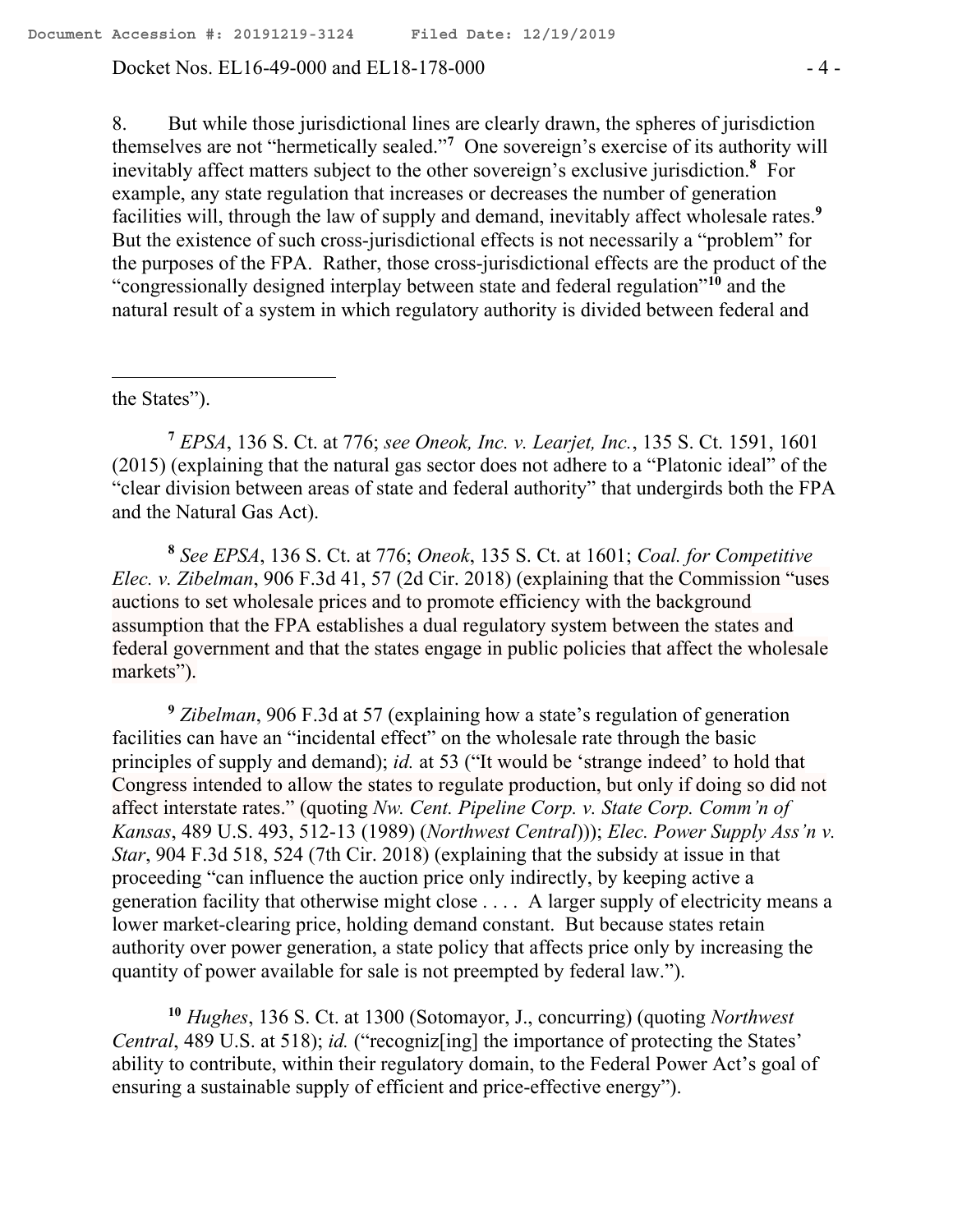8. But while those jurisdictional lines are clearly drawn, the spheres of jurisdiction themselves are not "hermetically sealed."[7] One sovereign's exercise of its authority will inevitably affect matters subject to the other sovereign's exclusive jurisdiction.[8] For example, any state regulation that increases or decreases the number of generation facilities will, through the law of supply and demand, inevitably affect wholesale rates.[9] But the existence of such cross-jurisdictional effects is not necessarily a "problem" for the purposes of the FPA. Rather, those cross-jurisdictional effects are the product of the "congressionally designed interplay between state and federal regulation"[10] and the natural result of a system in which regulatory authority is divided between federal and

---

the States").

[7] *EPSA*, 136 S. Ct. at 776; *see Oneok, Inc. v. Learjet, Inc.*, 135 S. Ct. 1591, 1601 (2015) (explaining that the natural gas sector does not adhere to a "Platonic ideal" of the "clear division between areas of state and federal authority" that undergirds both the FPA and the Natural Gas Act).

[8] *See EPSA*, 136 S. Ct. at 776; *Oneok*, 135 S. Ct. at 1601; *Coal. for Competitive Elec. v. Zibelman*, 906 F.3d 41, 57 (2d Cir. 2018) (explaining that the Commission "uses auctions to set wholesale prices and to promote efficiency with the background assumption that the FPA establishes a dual regulatory system between the states and federal government and that the states engage in public policies that affect the wholesale markets").

[9] *Zibelman*, 906 F.3d at 57 (explaining how a state's regulation of generation facilities can have an "incidental effect" on the wholesale rate through the basic principles of supply and demand); *id.* at 53 ("It would be 'strange indeed' to hold that Congress intended to allow the states to regulate production, but only if doing so did not affect interstate rates." (quoting *Nw. Cent. Pipeline Corp. v. State Corp. Comm'n of Kansas*, 489 U.S. 493, 512-13 (1989) (*Northwest Central*))); *Elec. Power Supply Ass'n v. Star*, 904 F.3d 518, 524 (7th Cir. 2018) (explaining that the subsidy at issue in that proceeding "can influence the auction price only indirectly, by keeping active a generation facility that otherwise might close . . . . A larger supply of electricity means a lower market-clearing price, holding demand constant. But because states retain authority over power generation, a state policy that affects price only by increasing the quantity of power available for sale is not preempted by federal law.").

[10] *Hughes*, 136 S. Ct. at 1300 (Sotomayor, J., concurring) (quoting *Northwest Central*, 489 U.S. at 518); *id.* ("recogniz[ing] the importance of protecting the States' ability to contribute, within their regulatory domain, to the Federal Power Act's goal of ensuring a sustainable supply of efficient and price-effective energy").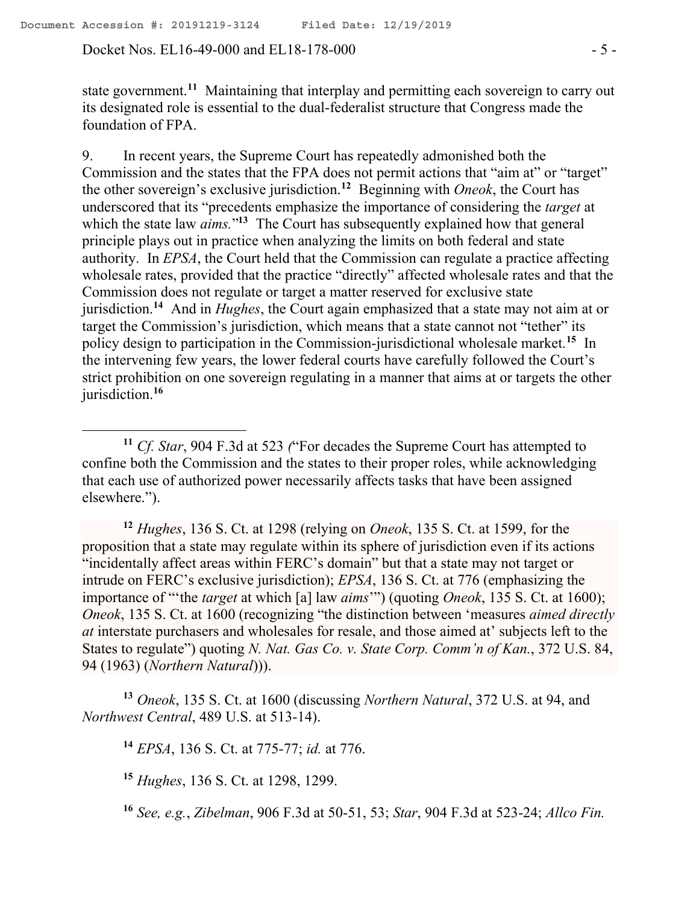state government.[11] Maintaining that interplay and permitting each sovereign to carry out its designated role is essential to the dual-federalist structure that Congress made the foundation of FPA.

9. In recent years, the Supreme Court has repeatedly admonished both the Commission and the states that the FPA does not permit actions that "aim at" or "target" the other sovereign's exclusive jurisdiction.[12] Beginning with *Oneok*, the Court has underscored that its "precedents emphasize the importance of considering the *target* at which the state law *aims.*"[13] The Court has subsequently explained how that general principle plays out in practice when analyzing the limits on both federal and state authority. In *EPSA*, the Court held that the Commission can regulate a practice affecting wholesale rates, provided that the practice "directly" affected wholesale rates and that the Commission does not regulate or target a matter reserved for exclusive state jurisdiction.[14] And in *Hughes*, the Court again emphasized that a state may not aim at or target the Commission's jurisdiction, which means that a state cannot not "tether" its policy design to participation in the Commission-jurisdictional wholesale market.[15] In the intervening few years, the lower federal courts have carefully followed the Court's strict prohibition on one sovereign regulating in a manner that aims at or targets the other jurisdiction.[16]

---

[11] *Cf. Star*, 904 F.3d at 523 ("For decades the Supreme Court has attempted to confine both the Commission and the states to their proper roles, while acknowledging that each use of authorized power necessarily affects tasks that have been assigned elsewhere.").

[12] *Hughes*, 136 S. Ct. at 1298 (relying on *Oneok*, 135 S. Ct. at 1599, for the proposition that a state may regulate within its sphere of jurisdiction even if its actions "incidentally affect areas within FERC's domain" but that a state may not target or intrude on FERC's exclusive jurisdiction); *EPSA*, 136 S. Ct. at 776 (emphasizing the importance of "'the *target* at which [a] law *aims*'") (quoting *Oneok*, 135 S. Ct. at 1600); *Oneok*, 135 S. Ct. at 1600 (recognizing "the distinction between 'measures *aimed directly at* interstate purchasers and wholesales for resale, and those aimed at' subjects left to the States to regulate") quoting *N. Nat. Gas Co. v. State Corp. Comm'n of Kan.*, 372 U.S. 84, 94 (1963) (*Northern Natural*))).

[13] *Oneok*, 135 S. Ct. at 1600 (discussing *Northern Natural*, 372 U.S. at 94, and *Northwest Central*, 489 U.S. at 513-14).

[14] *EPSA*, 136 S. Ct. at 775-77; *id.* at 776.

[15] *Hughes*, 136 S. Ct. at 1298, 1299.

[16] *See, e.g.*, *Zibelman*, 906 F.3d at 50-51, 53; *Star*, 904 F.3d at 523-24; *Allco Fin.*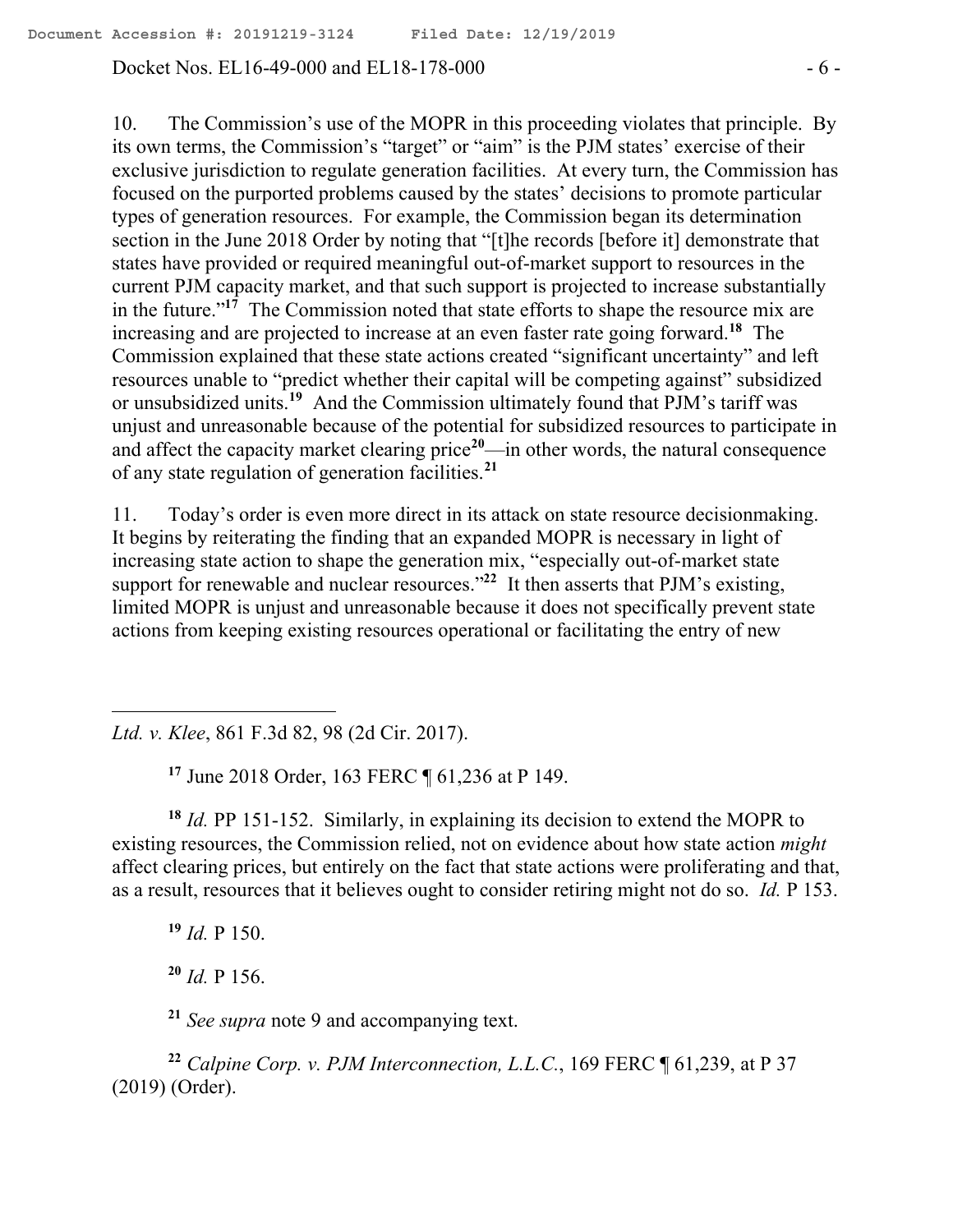10. The Commission's use of the MOPR in this proceeding violates that principle. By its own terms, the Commission's "target" or "aim" is the PJM states' exercise of their exclusive jurisdiction to regulate generation facilities. At every turn, the Commission has focused on the purported problems caused by the states' decisions to promote particular types of generation resources. For example, the Commission began its determination section in the June 2018 Order by noting that "[t]he records [before it] demonstrate that states have provided or required meaningful out-of-market support to resources in the current PJM capacity market, and that such support is projected to increase substantially in the future."[17] The Commission noted that state efforts to shape the resource mix are increasing and are projected to increase at an even faster rate going forward.[18] The Commission explained that these state actions created "significant uncertainty" and left resources unable to "predict whether their capital will be competing against" subsidized or unsubsidized units.[19] And the Commission ultimately found that PJM's tariff was unjust and unreasonable because of the potential for subsidized resources to participate in and affect the capacity market clearing price[20]—in other words, the natural consequence of any state regulation of generation facilities.[21]

11. Today's order is even more direct in its attack on state resource decisionmaking. It begins by reiterating the finding that an expanded MOPR is necessary in light of increasing state action to shape the generation mix, "especially out-of-market state support for renewable and nuclear resources."[22] It then asserts that PJM's existing, limited MOPR is unjust and unreasonable because it does not specifically prevent state actions from keeping existing resources operational or facilitating the entry of new

---

*Ltd. v. Klee*, 861 F.3d 82, 98 (2d Cir. 2017).

[17] June 2018 Order, 163 FERC ¶ 61,236 at P 149.

[18] *Id.* PP 151-152. Similarly, in explaining its decision to extend the MOPR to existing resources, the Commission relied, not on evidence about how state action *might* affect clearing prices, but entirely on the fact that state actions were proliferating and that, as a result, resources that it believes ought to consider retiring might not do so. *Id.* P 153.

[19] *Id.* P 150.

[20] *Id.* P 156.

[21] *See supra* note 9 and accompanying text.

[22] *Calpine Corp. v. PJM Interconnection, L.L.C.*, 169 FERC ¶ 61,239, at P 37 (2019) (Order).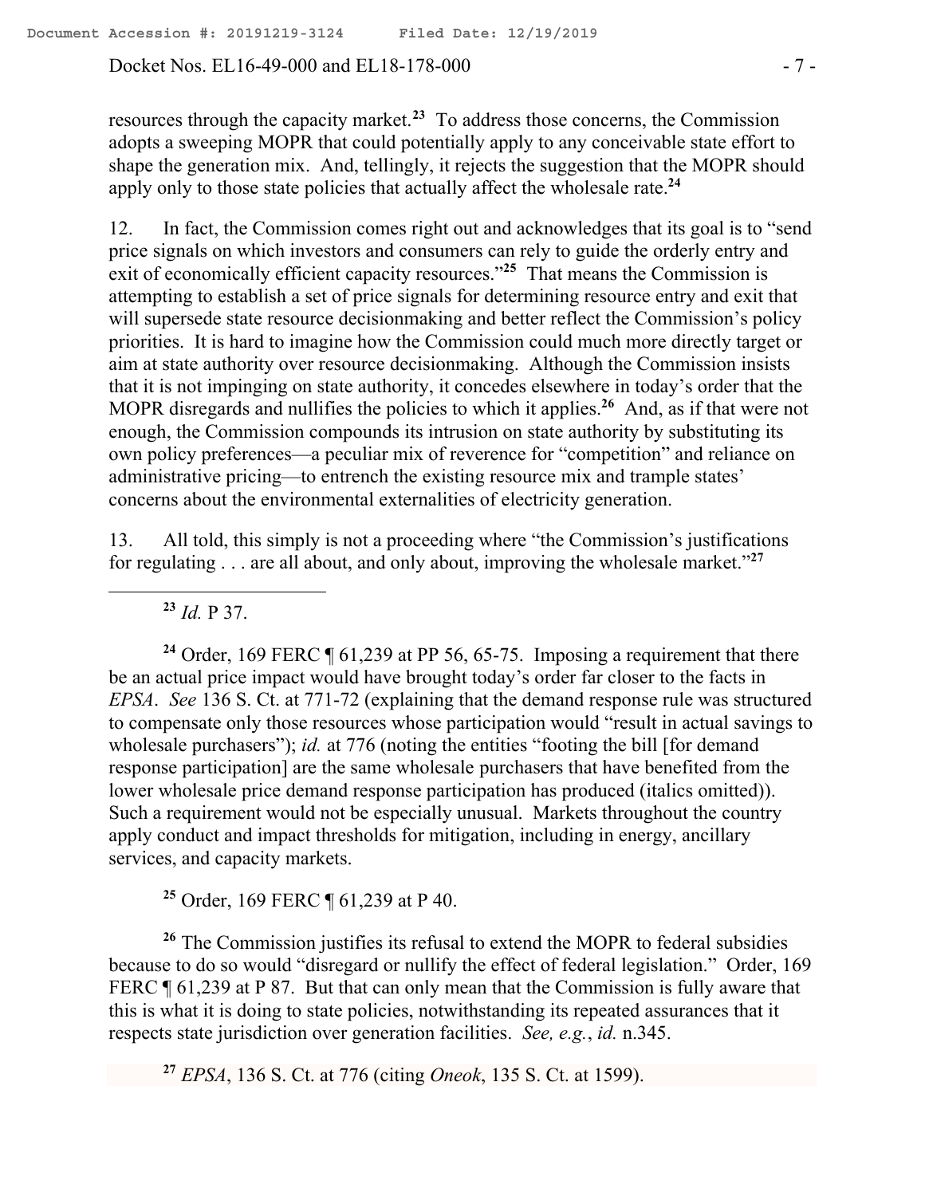resources through the capacity market.[23] To address those concerns, the Commission adopts a sweeping MOPR that could potentially apply to any conceivable state effort to shape the generation mix. And, tellingly, it rejects the suggestion that the MOPR should apply only to those state policies that actually affect the wholesale rate.[24]

12. In fact, the Commission comes right out and acknowledges that its goal is to "send price signals on which investors and consumers can rely to guide the orderly entry and exit of economically efficient capacity resources."[25] That means the Commission is attempting to establish a set of price signals for determining resource entry and exit that will supersede state resource decisionmaking and better reflect the Commission's policy priorities. It is hard to imagine how the Commission could much more directly target or aim at state authority over resource decisionmaking. Although the Commission insists that it is not impinging on state authority, it concedes elsewhere in today's order that the MOPR disregards and nullifies the policies to which it applies.[26] And, as if that were not enough, the Commission compounds its intrusion on state authority by substituting its own policy preferences—a peculiar mix of reverence for "competition" and reliance on administrative pricing—to entrench the existing resource mix and trample states' concerns about the environmental externalities of electricity generation.

13. All told, this simply is not a proceeding where "the Commission's justifications for regulating . . . are all about, and only about, improving the wholesale market."[27]

---

[23] *Id.* P 37.

[24] Order, 169 FERC ¶ 61,239 at PP 56, 65-75. Imposing a requirement that there be an actual price impact would have brought today's order far closer to the facts in *EPSA*. *See* 136 S. Ct. at 771-72 (explaining that the demand response rule was structured to compensate only those resources whose participation would "result in actual savings to wholesale purchasers"); *id.* at 776 (noting the entities "footing the bill [for demand response participation] are the same wholesale purchasers that have benefited from the lower wholesale price demand response participation has produced (italics omitted)). Such a requirement would not be especially unusual. Markets throughout the country apply conduct and impact thresholds for mitigation, including in energy, ancillary services, and capacity markets.

[25] Order, 169 FERC ¶ 61,239 at P 40.

[26] The Commission justifies its refusal to extend the MOPR to federal subsidies because to do so would "disregard or nullify the effect of federal legislation." Order, 169 FERC ¶ 61,239 at P 87. But that can only mean that the Commission is fully aware that this is what it is doing to state policies, notwithstanding its repeated assurances that it respects state jurisdiction over generation facilities. *See, e.g.*, *id.* n.345.

[27] *EPSA*, 136 S. Ct. at 776 (citing *Oneok*, 135 S. Ct. at 1599).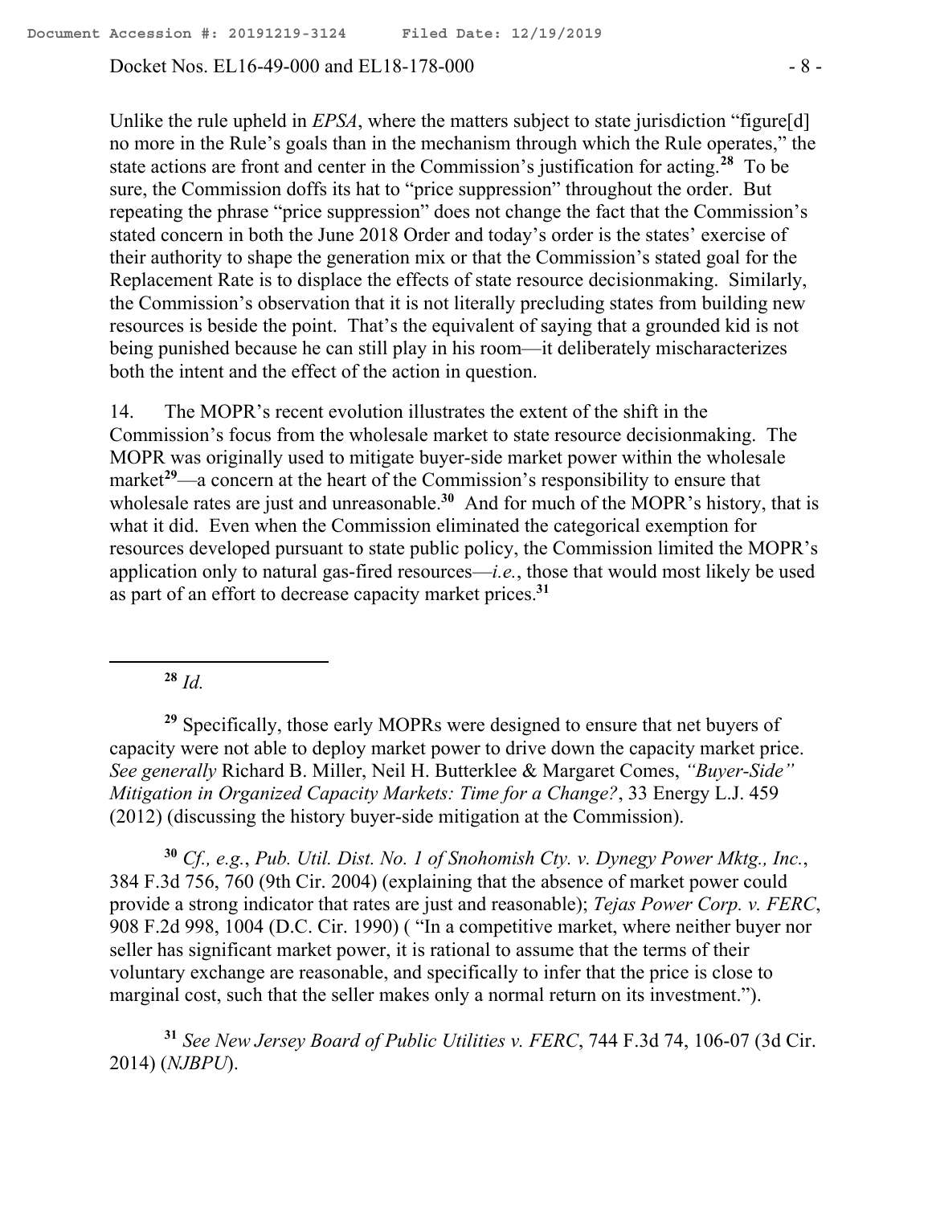Unlike the rule upheld in *EPSA*, where the matters subject to state jurisdiction "figure[d] no more in the Rule's goals than in the mechanism through which the Rule operates," the state actions are front and center in the Commission's justification for acting.[28] To be sure, the Commission doffs its hat to "price suppression" throughout the order. But repeating the phrase "price suppression" does not change the fact that the Commission's stated concern in both the June 2018 Order and today's order is the states' exercise of their authority to shape the generation mix or that the Commission's stated goal for the Replacement Rate is to displace the effects of state resource decisionmaking. Similarly, the Commission's observation that it is not literally precluding states from building new resources is beside the point. That's the equivalent of saying that a grounded kid is not being punished because he can still play in his room—it deliberately mischaracterizes both the intent and the effect of the action in question.

14. The MOPR's recent evolution illustrates the extent of the shift in the Commission's focus from the wholesale market to state resource decisionmaking. The MOPR was originally used to mitigate buyer-side market power within the wholesale market[29]—a concern at the heart of the Commission's responsibility to ensure that wholesale rates are just and unreasonable.[30] And for much of the MOPR's history, that is what it did. Even when the Commission eliminated the categorical exemption for resources developed pursuant to state public policy, the Commission limited the MOPR's application only to natural gas-fired resources—*i.e.*, those that would most likely be used as part of an effort to decrease capacity market prices.[31]

---

[28] *Id.*

[29] Specifically, those early MOPRs were designed to ensure that net buyers of capacity were not able to deploy market power to drive down the capacity market price. *See generally* Richard B. Miller, Neil H. Butterklee & Margaret Comes, *"Buyer-Side" Mitigation in Organized Capacity Markets: Time for a Change?*, 33 Energy L.J. 459 (2012) (discussing the history buyer-side mitigation at the Commission).

[30] *Cf., e.g.*, *Pub. Util. Dist. No. 1 of Snohomish Cty. v. Dynegy Power Mktg., Inc.*, 384 F.3d 756, 760 (9th Cir. 2004) (explaining that the absence of market power could provide a strong indicator that rates are just and reasonable); *Tejas Power Corp. v. FERC*, 908 F.2d 998, 1004 (D.C. Cir. 1990) ( "In a competitive market, where neither buyer nor seller has significant market power, it is rational to assume that the terms of their voluntary exchange are reasonable, and specifically to infer that the price is close to marginal cost, such that the seller makes only a normal return on its investment.").

[31] *See New Jersey Board of Public Utilities v. FERC*, 744 F.3d 74, 106-07 (3d Cir. 2014) (*NJBPU*).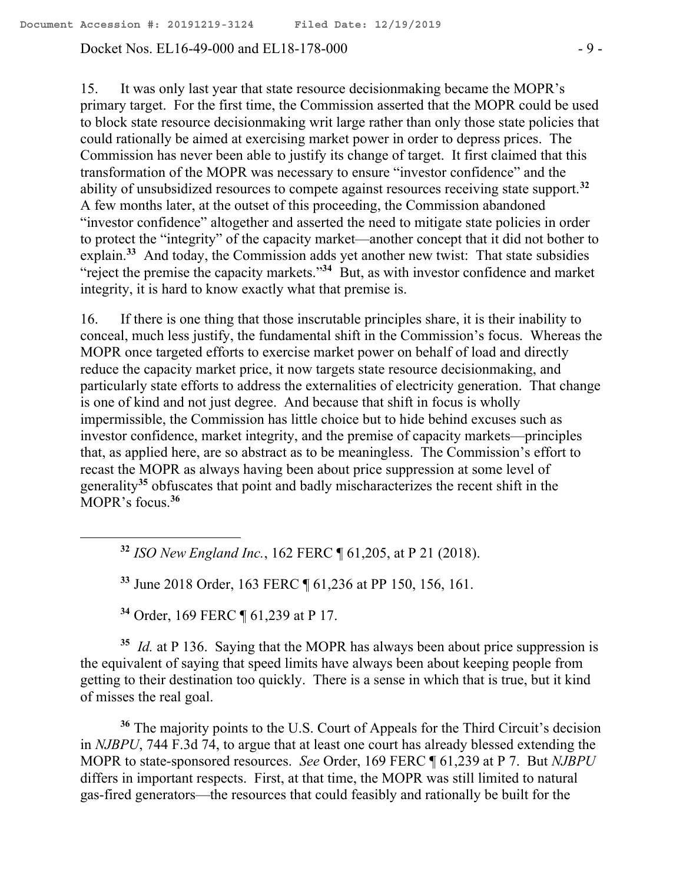15. It was only last year that state resource decisionmaking became the MOPR's primary target. For the first time, the Commission asserted that the MOPR could be used to block state resource decisionmaking writ large rather than only those state policies that could rationally be aimed at exercising market power in order to depress prices. The Commission has never been able to justify its change of target. It first claimed that this transformation of the MOPR was necessary to ensure "investor confidence" and the ability of unsubsidized resources to compete against resources receiving state support.[32] A few months later, at the outset of this proceeding, the Commission abandoned "investor confidence" altogether and asserted the need to mitigate state policies in order to protect the "integrity" of the capacity market—another concept that it did not bother to explain.[33] And today, the Commission adds yet another new twist: That state subsidies "reject the premise the capacity markets."[34] But, as with investor confidence and market integrity, it is hard to know exactly what that premise is.

16. If there is one thing that those inscrutable principles share, it is their inability to conceal, much less justify, the fundamental shift in the Commission's focus. Whereas the MOPR once targeted efforts to exercise market power on behalf of load and directly reduce the capacity market price, it now targets state resource decisionmaking, and particularly state efforts to address the externalities of electricity generation. That change is one of kind and not just degree. And because that shift in focus is wholly impermissible, the Commission has little choice but to hide behind excuses such as investor confidence, market integrity, and the premise of capacity markets—principles that, as applied here, are so abstract as to be meaningless. The Commission's effort to recast the MOPR as always having been about price suppression at some level of generality[35] obfuscates that point and badly mischaracterizes the recent shift in the MOPR's focus.[36]

---

[32] *ISO New England Inc.*, 162 FERC ¶ 61,205, at P 21 (2018).

[33] June 2018 Order, 163 FERC ¶ 61,236 at PP 150, 156, 161.

[34] Order, 169 FERC ¶ 61,239 at P 17.

[35] *Id.* at P 136. Saying that the MOPR has always been about price suppression is the equivalent of saying that speed limits have always been about keeping people from getting to their destination too quickly. There is a sense in which that is true, but it kind of misses the real goal.

[36] The majority points to the U.S. Court of Appeals for the Third Circuit's decision in *NJBPU*, 744 F.3d 74, to argue that at least one court has already blessed extending the MOPR to state-sponsored resources. *See* Order, 169 FERC ¶ 61,239 at P 7. But *NJBPU* differs in important respects. First, at that time, the MOPR was still limited to natural gas-fired generators—the resources that could feasibly and rationally be built for the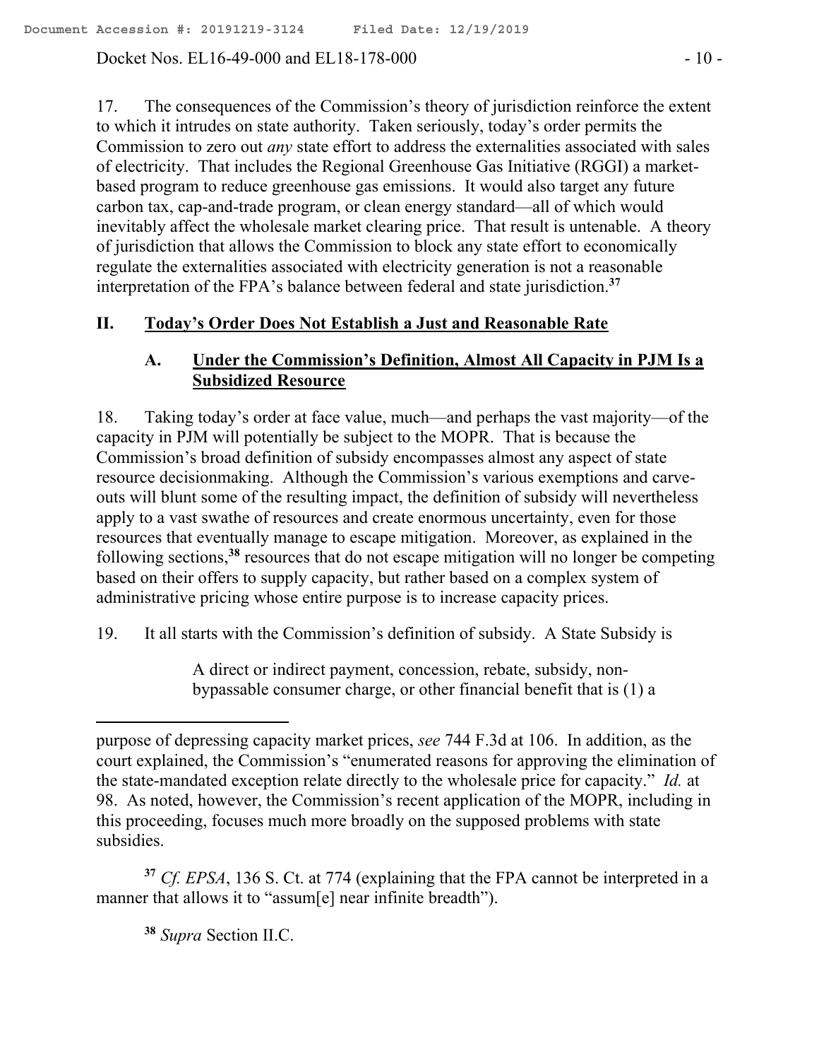17. The consequences of the Commission's theory of jurisdiction reinforce the extent to which it intrudes on state authority. Taken seriously, today's order permits the Commission to zero out *any* state effort to address the externalities associated with sales of electricity. That includes the Regional Greenhouse Gas Initiative (RGGI) a market-based program to reduce greenhouse gas emissions. It would also target any future carbon tax, cap-and-trade program, or clean energy standard—all of which would inevitably affect the wholesale market clearing price. That result is untenable. A theory of jurisdiction that allows the Commission to block any state effort to economically regulate the externalities associated with electricity generation is not a reasonable interpretation of the FPA's balance between federal and state jurisdiction.[37]

## II. Today's Order Does Not Establish a Just and Reasonable Rate

### A. Under the Commission's Definition, Almost All Capacity in PJM Is a Subsidized Resource

18. Taking today's order at face value, much—and perhaps the vast majority—of the capacity in PJM will potentially be subject to the MOPR. That is because the Commission's broad definition of subsidy encompasses almost any aspect of state resource decisionmaking. Although the Commission's various exemptions and carve-outs will blunt some of the resulting impact, the definition of subsidy will nevertheless apply to a vast swathe of resources and create enormous uncertainty, even for those resources that eventually manage to escape mitigation. Moreover, as explained in the following sections,[38] resources that do not escape mitigation will no longer be competing based on their offers to supply capacity, but rather based on a complex system of administrative pricing whose entire purpose is to increase capacity prices.

19. It all starts with the Commission's definition of subsidy. A State Subsidy is

> A direct or indirect payment, concession, rebate, subsidy, non-bypassable consumer charge, or other financial benefit that is (1) a

---

purpose of depressing capacity market prices, *see* 744 F.3d at 106. In addition, as the court explained, the Commission's "enumerated reasons for approving the elimination of the state-mandated exception relate directly to the wholesale price for capacity." *Id.* at 98. As noted, however, the Commission's recent application of the MOPR, including in this proceeding, focuses much more broadly on the supposed problems with state subsidies.

[37] *Cf. EPSA*, 136 S. Ct. at 774 (explaining that the FPA cannot be interpreted in a manner that allows it to "assum[e] near infinite breadth").

[38] *Supra* Section II.C.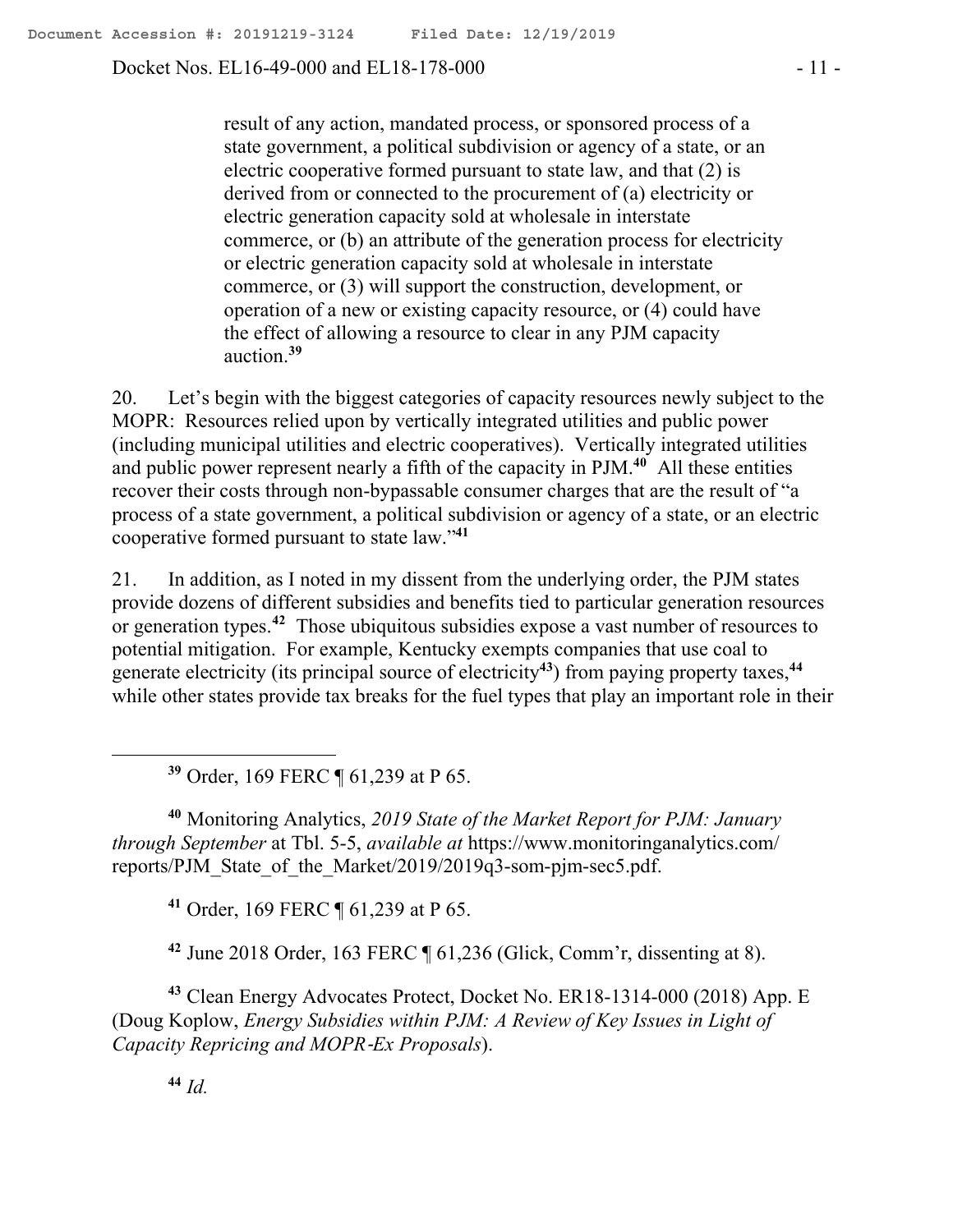result of any action, mandated process, or sponsored process of a state government, a political subdivision or agency of a state, or an electric cooperative formed pursuant to state law, and that (2) is derived from or connected to the procurement of (a) electricity or electric generation capacity sold at wholesale in interstate commerce, or (b) an attribute of the generation process for electricity or electric generation capacity sold at wholesale in interstate commerce, or (3) will support the construction, development, or operation of a new or existing capacity resource, or (4) could have the effect of allowing a resource to clear in any PJM capacity auction.[39]

20. Let's begin with the biggest categories of capacity resources newly subject to the MOPR: Resources relied upon by vertically integrated utilities and public power (including municipal utilities and electric cooperatives). Vertically integrated utilities and public power represent nearly a fifth of the capacity in PJM.[40] All these entities recover their costs through non-bypassable consumer charges that are the result of "a process of a state government, a political subdivision or agency of a state, or an electric cooperative formed pursuant to state law."[41]

21. In addition, as I noted in my dissent from the underlying order, the PJM states provide dozens of different subsidies and benefits tied to particular generation resources or generation types.[42] Those ubiquitous subsidies expose a vast number of resources to potential mitigation. For example, Kentucky exempts companies that use coal to generate electricity (its principal source of electricity[43]) from paying property taxes,[44] while other states provide tax breaks for the fuel types that play an important role in their

---

[39] Order, 169 FERC ¶ 61,239 at P 65.

[40] Monitoring Analytics, *2019 State of the Market Report for PJM: January through September* at Tbl. 5-5, *available at* https://www.monitoringanalytics.com/reports/PJM_State_of_the_Market/2019/2019q3-som-pjm-sec5.pdf.

[41] Order, 169 FERC ¶ 61,239 at P 65.

[42] June 2018 Order, 163 FERC ¶ 61,236 (Glick, Comm'r, dissenting at 8).

[43] Clean Energy Advocates Protect, Docket No. ER18-1314-000 (2018) App. E (Doug Koplow, *Energy Subsidies within PJM: A Review of Key Issues in Light of Capacity Repricing and MOPR-Ex Proposals*).

[44] *Id.*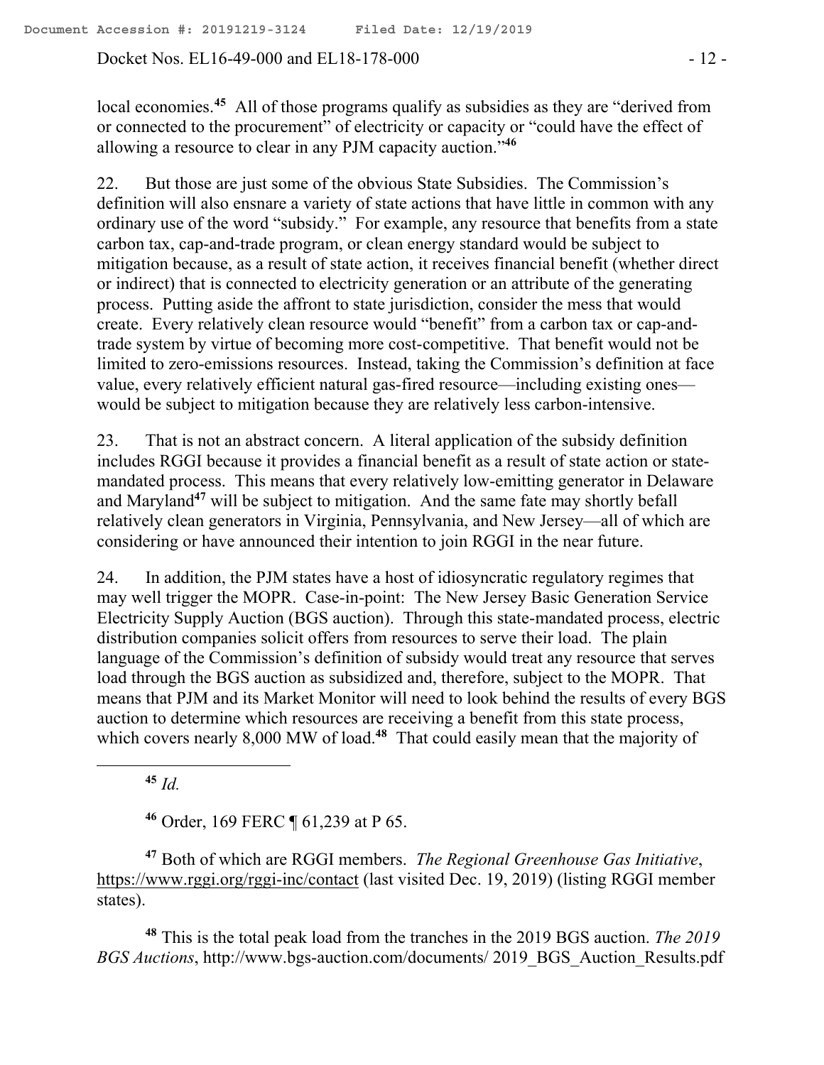local economies.[45] All of those programs qualify as subsidies as they are "derived from or connected to the procurement" of electricity or capacity or "could have the effect of allowing a resource to clear in any PJM capacity auction."[46]

22. But those are just some of the obvious State Subsidies. The Commission's definition will also ensnare a variety of state actions that have little in common with any ordinary use of the word "subsidy." For example, any resource that benefits from a state carbon tax, cap-and-trade program, or clean energy standard would be subject to mitigation because, as a result of state action, it receives financial benefit (whether direct or indirect) that is connected to electricity generation or an attribute of the generating process. Putting aside the affront to state jurisdiction, consider the mess that would create. Every relatively clean resource would "benefit" from a carbon tax or cap-and-trade system by virtue of becoming more cost-competitive. That benefit would not be limited to zero-emissions resources. Instead, taking the Commission's definition at face value, every relatively efficient natural gas-fired resource—including existing ones—would be subject to mitigation because they are relatively less carbon-intensive.

23. That is not an abstract concern. A literal application of the subsidy definition includes RGGI because it provides a financial benefit as a result of state action or state-mandated process. This means that every relatively low-emitting generator in Delaware and Maryland[47] will be subject to mitigation. And the same fate may shortly befall relatively clean generators in Virginia, Pennsylvania, and New Jersey—all of which are considering or have announced their intention to join RGGI in the near future.

24. In addition, the PJM states have a host of idiosyncratic regulatory regimes that may well trigger the MOPR. Case-in-point: The New Jersey Basic Generation Service Electricity Supply Auction (BGS auction). Through this state-mandated process, electric distribution companies solicit offers from resources to serve their load. The plain language of the Commission's definition of subsidy would treat any resource that serves load through the BGS auction as subsidized and, therefore, subject to the MOPR. That means that PJM and its Market Monitor will need to look behind the results of every BGS auction to determine which resources are receiving a benefit from this state process, which covers nearly 8,000 MW of load.[48] That could easily mean that the majority of

---

[45] *Id.*

[46] Order, 169 FERC ¶ 61,239 at P 65.

[47] Both of which are RGGI members. *The Regional Greenhouse Gas Initiative*, https://www.rggi.org/rggi-inc/contact (last visited Dec. 19, 2019) (listing RGGI member states).

[48] This is the total peak load from the tranches in the 2019 BGS auction. *The 2019 BGS Auctions*, http://www.bgs-auction.com/documents/ 2019_BGS_Auction_Results.pdf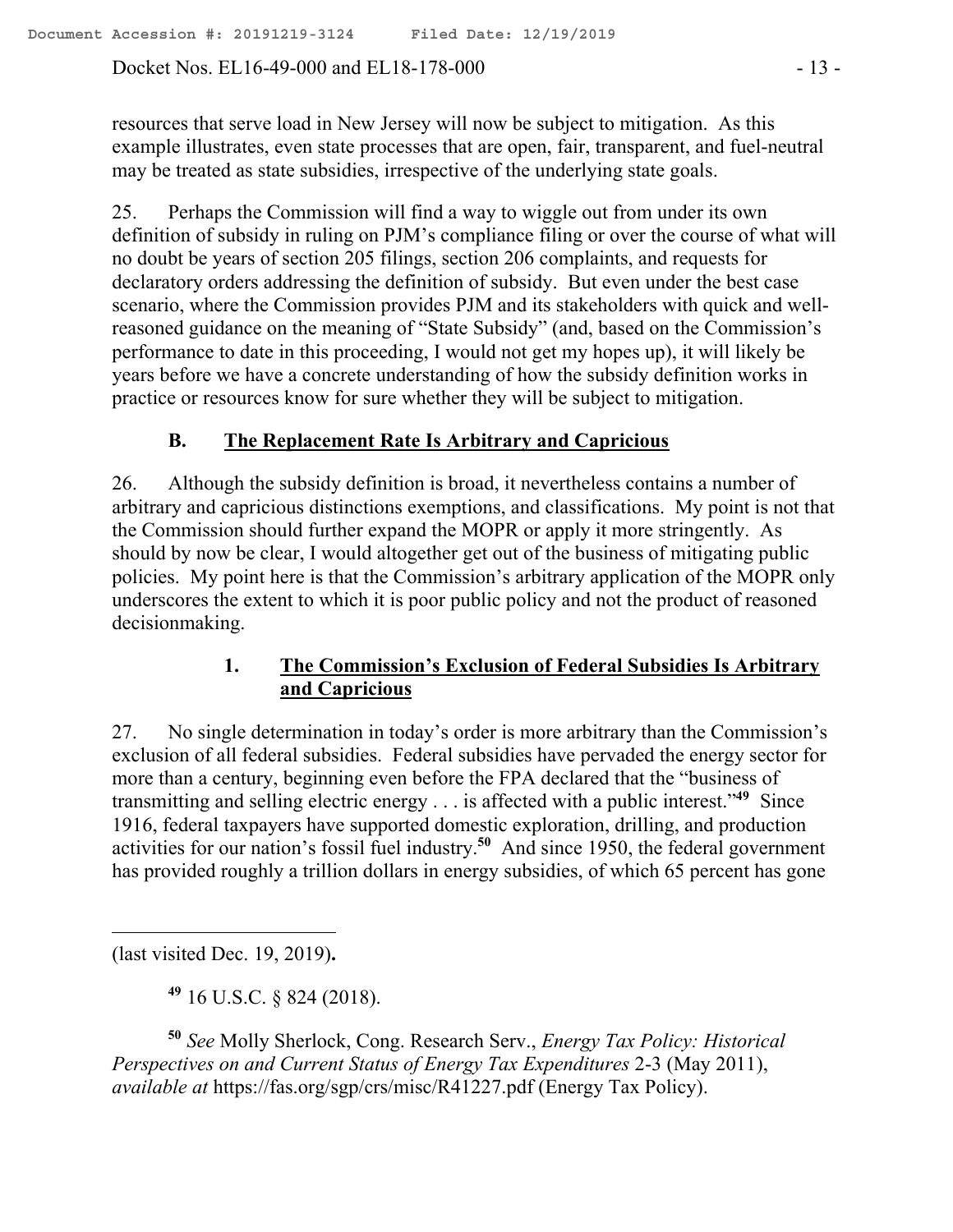resources that serve load in New Jersey will now be subject to mitigation. As this example illustrates, even state processes that are open, fair, transparent, and fuel-neutral may be treated as state subsidies, irrespective of the underlying state goals.

25. Perhaps the Commission will find a way to wiggle out from under its own definition of subsidy in ruling on PJM's compliance filing or over the course of what will no doubt be years of section 205 filings, section 206 complaints, and requests for declaratory orders addressing the definition of subsidy. But even under the best case scenario, where the Commission provides PJM and its stakeholders with quick and well-reasoned guidance on the meaning of "State Subsidy" (and, based on the Commission's performance to date in this proceeding, I would not get my hopes up), it will likely be years before we have a concrete understanding of how the subsidy definition works in practice or resources know for sure whether they will be subject to mitigation.

### B. The Replacement Rate Is Arbitrary and Capricious

26. Although the subsidy definition is broad, it nevertheless contains a number of arbitrary and capricious distinctions exemptions, and classifications. My point is not that the Commission should further expand the MOPR or apply it more stringently. As should by now be clear, I would altogether get out of the business of mitigating public policies. My point here is that the Commission's arbitrary application of the MOPR only underscores the extent to which it is poor public policy and not the product of reasoned decisionmaking.

#### 1. The Commission's Exclusion of Federal Subsidies Is Arbitrary and Capricious

27. No single determination in today's order is more arbitrary than the Commission's exclusion of all federal subsidies. Federal subsidies have pervaded the energy sector for more than a century, beginning even before the FPA declared that the "business of transmitting and selling electric energy . . . is affected with a public interest."[49] Since 1916, federal taxpayers have supported domestic exploration, drilling, and production activities for our nation's fossil fuel industry.[50] And since 1950, the federal government has provided roughly a trillion dollars in energy subsidies, of which 65 percent has gone

---

(last visited Dec. 19, 2019).

[49] 16 U.S.C. § 824 (2018).

[50] *See* Molly Sherlock, Cong. Research Serv., *Energy Tax Policy: Historical Perspectives on and Current Status of Energy Tax Expenditures* 2-3 (May 2011), *available at* https://fas.org/sgp/crs/misc/R41227.pdf (Energy Tax Policy).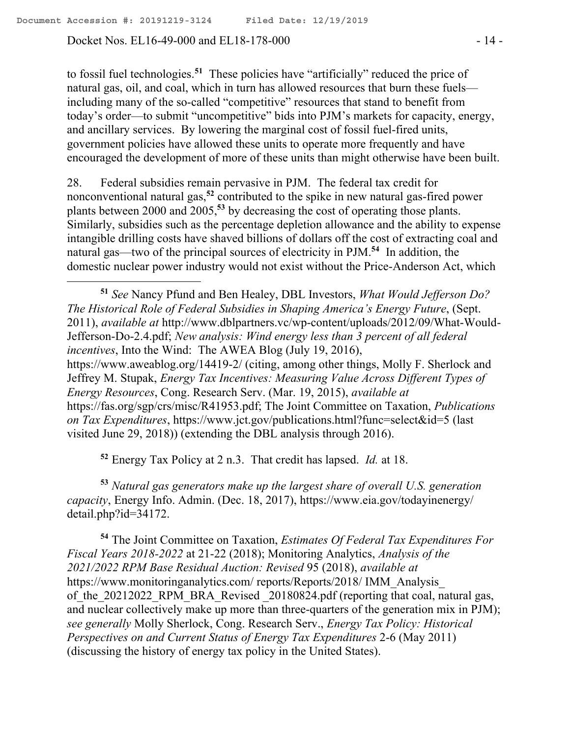to fossil fuel technologies.[51] These policies have "artificially" reduced the price of natural gas, oil, and coal, which in turn has allowed resources that burn these fuels—including many of the so-called "competitive" resources that stand to benefit from today's order—to submit "uncompetitive" bids into PJM's markets for capacity, energy, and ancillary services. By lowering the marginal cost of fossil fuel-fired units, government policies have allowed these units to operate more frequently and have encouraged the development of more of these units than might otherwise have been built.

28. Federal subsidies remain pervasive in PJM. The federal tax credit for nonconventional natural gas,[52] contributed to the spike in new natural gas-fired power plants between 2000 and 2005,[53] by decreasing the cost of operating those plants. Similarly, subsidies such as the percentage depletion allowance and the ability to expense intangible drilling costs have shaved billions of dollars off the cost of extracting coal and natural gas—two of the principal sources of electricity in PJM.[54] In addition, the domestic nuclear power industry would not exist without the Price-Anderson Act, which

---

[51] *See* Nancy Pfund and Ben Healey, DBL Investors, *What Would Jefferson Do? The Historical Role of Federal Subsidies in Shaping America's Energy Future*, (Sept. 2011), *available at* http://www.dblpartners.vc/wp-content/uploads/2012/09/What-Would-Jefferson-Do-2.4.pdf; *New analysis: Wind energy less than 3 percent of all federal incentives*, Into the Wind: The AWEA Blog (July 19, 2016), https://www.aweablog.org/14419-2/ (citing, among other things, Molly F. Sherlock and Jeffrey M. Stupak, *Energy Tax Incentives: Measuring Value Across Different Types of Energy Resources*, Cong. Research Serv. (Mar. 19, 2015), *available at* https://fas.org/sgp/crs/misc/R41953.pdf; The Joint Committee on Taxation, *Publications on Tax Expenditures*, https://www.jct.gov/publications.html?func=select&id=5 (last visited June 29, 2018)) (extending the DBL analysis through 2016).

[52] Energy Tax Policy at 2 n.3. That credit has lapsed. *Id.* at 18.

[53] *Natural gas generators make up the largest share of overall U.S. generation capacity*, Energy Info. Admin. (Dec. 18, 2017), https://www.eia.gov/todayinenergy/detail.php?id=34172.

[54] The Joint Committee on Taxation, *Estimates Of Federal Tax Expenditures For Fiscal Years 2018-2022* at 21-22 (2018); Monitoring Analytics, *Analysis of the 2021/2022 RPM Base Residual Auction: Revised* 95 (2018), *available at* https://www.monitoringanalytics.com/ reports/Reports/2018/ IMM_Analysis_of_the_20212022_RPM_BRA_Revised _20180824.pdf (reporting that coal, natural gas, and nuclear collectively make up more than three-quarters of the generation mix in PJM); *see generally* Molly Sherlock, Cong. Research Serv., *Energy Tax Policy: Historical Perspectives on and Current Status of Energy Tax Expenditures* 2-6 (May 2011) (discussing the history of energy tax policy in the United States).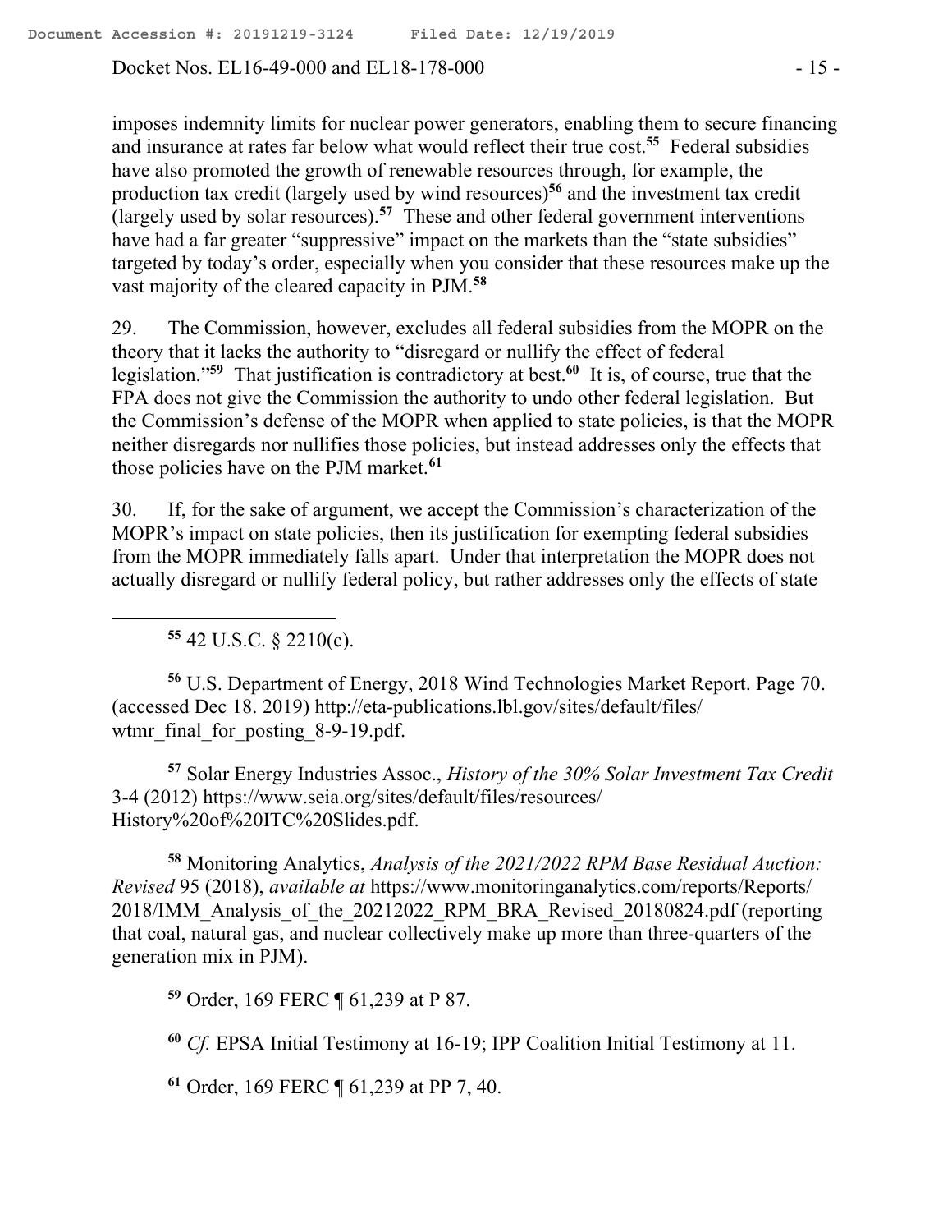imposes indemnity limits for nuclear power generators, enabling them to secure financing and insurance at rates far below what would reflect their true cost.[55] Federal subsidies have also promoted the growth of renewable resources through, for example, the production tax credit (largely used by wind resources)[56] and the investment tax credit (largely used by solar resources).[57] These and other federal government interventions have had a far greater "suppressive" impact on the markets than the "state subsidies" targeted by today's order, especially when you consider that these resources make up the vast majority of the cleared capacity in PJM.[58]

29. The Commission, however, excludes all federal subsidies from the MOPR on the theory that it lacks the authority to "disregard or nullify the effect of federal legislation."[59] That justification is contradictory at best.[60] It is, of course, true that the FPA does not give the Commission the authority to undo other federal legislation. But the Commission's defense of the MOPR when applied to state policies, is that the MOPR neither disregards nor nullifies those policies, but instead addresses only the effects that those policies have on the PJM market.[61]

30. If, for the sake of argument, we accept the Commission's characterization of the MOPR's impact on state policies, then its justification for exempting federal subsidies from the MOPR immediately falls apart. Under that interpretation the MOPR does not actually disregard or nullify federal policy, but rather addresses only the effects of state

---

[55] 42 U.S.C. § 2210(c).

[56] U.S. Department of Energy, 2018 Wind Technologies Market Report. Page 70. (accessed Dec 18. 2019) http://eta-publications.lbl.gov/sites/default/files/wtmr_final_for_posting_8-9-19.pdf.

[57] Solar Energy Industries Assoc., *History of the 30% Solar Investment Tax Credit* 3-4 (2012) https://www.seia.org/sites/default/files/resources/History%20of%20ITC%20Slides.pdf.

[58] Monitoring Analytics, *Analysis of the 2021/2022 RPM Base Residual Auction: Revised* 95 (2018), *available at* https://www.monitoringanalytics.com/reports/Reports/2018/IMM_Analysis_of_the_20212022_RPM_BRA_Revised_20180824.pdf (reporting that coal, natural gas, and nuclear collectively make up more than three-quarters of the generation mix in PJM).

[59] Order, 169 FERC ¶ 61,239 at P 87.

[60] *Cf.* EPSA Initial Testimony at 16-19; IPP Coalition Initial Testimony at 11.

[61] Order, 169 FERC ¶ 61,239 at PP 7, 40.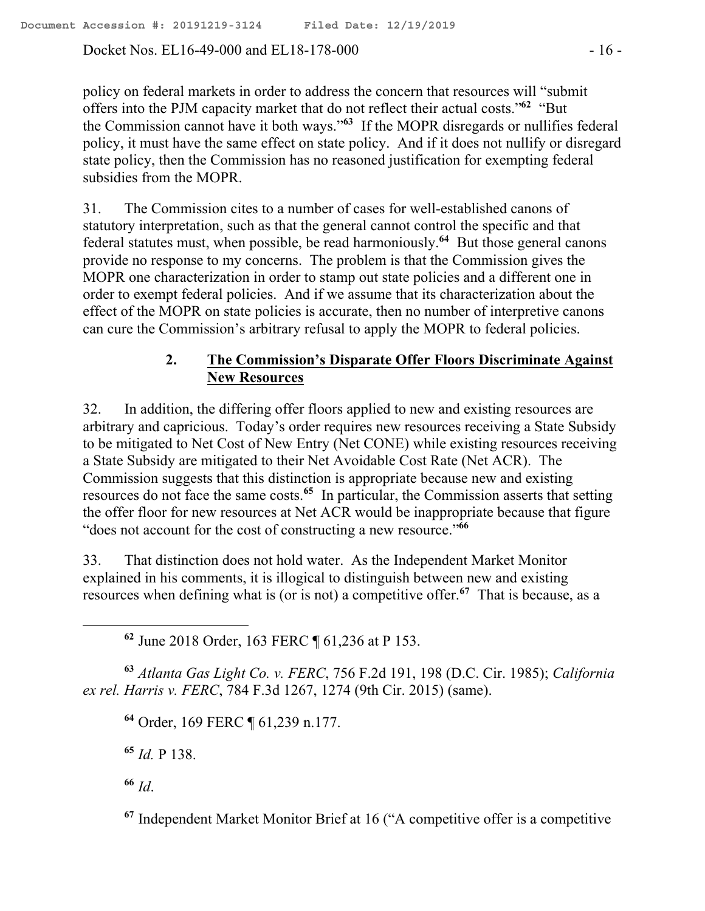policy on federal markets in order to address the concern that resources will "submit offers into the PJM capacity market that do not reflect their actual costs."[62] "But the Commission cannot have it both ways."[63] If the MOPR disregards or nullifies federal policy, it must have the same effect on state policy. And if it does not nullify or disregard state policy, then the Commission has no reasoned justification for exempting federal subsidies from the MOPR.

31. The Commission cites to a number of cases for well-established canons of statutory interpretation, such as that the general cannot control the specific and that federal statutes must, when possible, be read harmoniously.[64] But those general canons provide no response to my concerns. The problem is that the Commission gives the MOPR one characterization in order to stamp out state policies and a different one in order to exempt federal policies. And if we assume that its characterization about the effect of the MOPR on state policies is accurate, then no number of interpretive canons can cure the Commission's arbitrary refusal to apply the MOPR to federal policies.

### 2. The Commission's Disparate Offer Floors Discriminate Against New Resources

32. In addition, the differing offer floors applied to new and existing resources are arbitrary and capricious. Today's order requires new resources receiving a State Subsidy to be mitigated to Net Cost of New Entry (Net CONE) while existing resources receiving a State Subsidy are mitigated to their Net Avoidable Cost Rate (Net ACR). The Commission suggests that this distinction is appropriate because new and existing resources do not face the same costs.[65] In particular, the Commission asserts that setting the offer floor for new resources at Net ACR would be inappropriate because that figure "does not account for the cost of constructing a new resource."[66]

33. That distinction does not hold water. As the Independent Market Monitor explained in his comments, it is illogical to distinguish between new and existing resources when defining what is (or is not) a competitive offer.[67] That is because, as a

---

[62] June 2018 Order, 163 FERC ¶ 61,236 at P 153.

[63] *Atlanta Gas Light Co. v. FERC*, 756 F.2d 191, 198 (D.C. Cir. 1985); *California ex rel. Harris v. FERC*, 784 F.3d 1267, 1274 (9th Cir. 2015) (same).

[64] Order, 169 FERC ¶ 61,239 n.177.

[65] *Id.* P 138.

[66] *Id*.

[67] Independent Market Monitor Brief at 16 ("A competitive offer is a competitive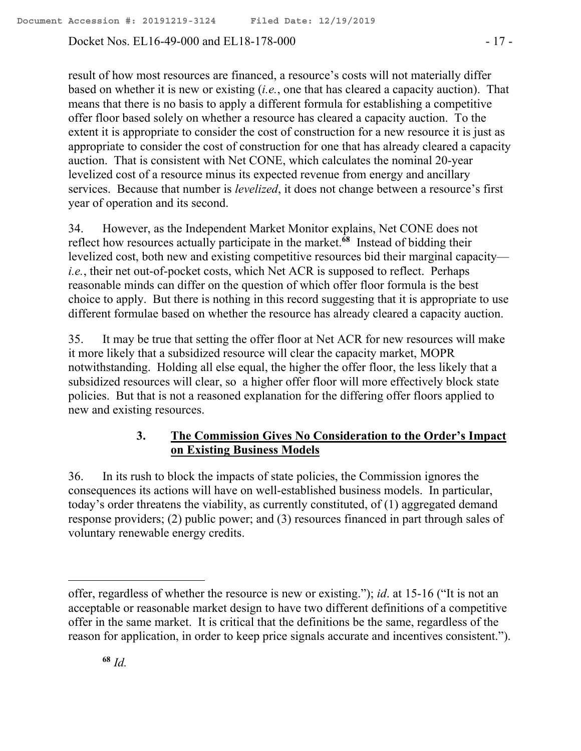result of how most resources are financed, a resource's costs will not materially differ based on whether it is new or existing (*i.e.*, one that has cleared a capacity auction). That means that there is no basis to apply a different formula for establishing a competitive offer floor based solely on whether a resource has cleared a capacity auction. To the extent it is appropriate to consider the cost of construction for a new resource it is just as appropriate to consider the cost of construction for one that has already cleared a capacity auction. That is consistent with Net CONE, which calculates the nominal 20-year levelized cost of a resource minus its expected revenue from energy and ancillary services. Because that number is *levelized*, it does not change between a resource's first year of operation and its second.

34. However, as the Independent Market Monitor explains, Net CONE does not reflect how resources actually participate in the market.[68] Instead of bidding their levelized cost, both new and existing competitive resources bid their marginal capacity—*i.e.*, their net out-of-pocket costs, which Net ACR is supposed to reflect. Perhaps reasonable minds can differ on the question of which offer floor formula is the best choice to apply. But there is nothing in this record suggesting that it is appropriate to use different formulae based on whether the resource has already cleared a capacity auction.

35. It may be true that setting the offer floor at Net ACR for new resources will make it more likely that a subsidized resource will clear the capacity market, MOPR notwithstanding. Holding all else equal, the higher the offer floor, the less likely that a subsidized resources will clear, so a higher offer floor will more effectively block state policies. But that is not a reasoned explanation for the differing offer floors applied to new and existing resources.

### 3. The Commission Gives No Consideration to the Order's Impact on Existing Business Models

36. In its rush to block the impacts of state policies, the Commission ignores the consequences its actions will have on well-established business models. In particular, today's order threatens the viability, as currently constituted, of (1) aggregated demand response providers; (2) public power; and (3) resources financed in part through sales of voluntary renewable energy credits.

---

offer, regardless of whether the resource is new or existing."); *id*. at 15-16 ("It is not an acceptable or reasonable market design to have two different definitions of a competitive offer in the same market. It is critical that the definitions be the same, regardless of the reason for application, in order to keep price signals accurate and incentives consistent.").

[68] *Id.*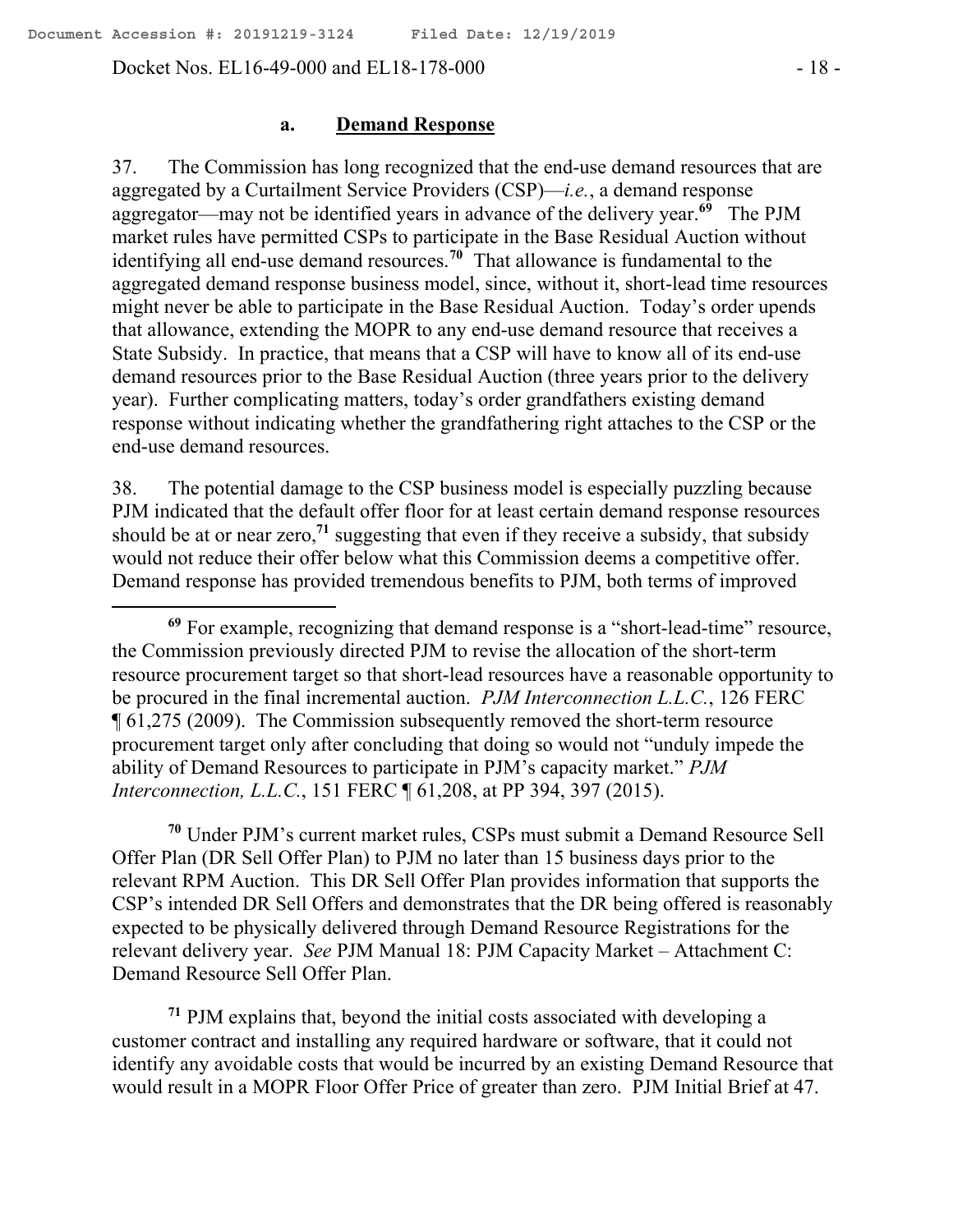### a. Demand Response

37. The Commission has long recognized that the end-use demand resources that are aggregated by a Curtailment Service Providers (CSP)—*i.e.*, a demand response aggregator—may not be identified years in advance of the delivery year.[69] The PJM market rules have permitted CSPs to participate in the Base Residual Auction without identifying all end-use demand resources.[70] That allowance is fundamental to the aggregated demand response business model, since, without it, short-lead time resources might never be able to participate in the Base Residual Auction. Today's order upends that allowance, extending the MOPR to any end-use demand resource that receives a State Subsidy. In practice, that means that a CSP will have to know all of its end-use demand resources prior to the Base Residual Auction (three years prior to the delivery year). Further complicating matters, today's order grandfathers existing demand response without indicating whether the grandfathering right attaches to the CSP or the end-use demand resources.

38. The potential damage to the CSP business model is especially puzzling because PJM indicated that the default offer floor for at least certain demand response resources should be at or near zero,[71] suggesting that even if they receive a subsidy, that subsidy would not reduce their offer below what this Commission deems a competitive offer. Demand response has provided tremendous benefits to PJM, both terms of improved

---

[69] For example, recognizing that demand response is a "short-lead-time" resource, the Commission previously directed PJM to revise the allocation of the short-term resource procurement target so that short-lead resources have a reasonable opportunity to be procured in the final incremental auction. *PJM Interconnection L.L.C.*, 126 FERC ¶ 61,275 (2009). The Commission subsequently removed the short-term resource procurement target only after concluding that doing so would not "unduly impede the ability of Demand Resources to participate in PJM's capacity market." *PJM Interconnection, L.L.C.*, 151 FERC ¶ 61,208, at PP 394, 397 (2015).

[70] Under PJM's current market rules, CSPs must submit a Demand Resource Sell Offer Plan (DR Sell Offer Plan) to PJM no later than 15 business days prior to the relevant RPM Auction. This DR Sell Offer Plan provides information that supports the CSP's intended DR Sell Offers and demonstrates that the DR being offered is reasonably expected to be physically delivered through Demand Resource Registrations for the relevant delivery year. *See* PJM Manual 18: PJM Capacity Market – Attachment C: Demand Resource Sell Offer Plan.

[71] PJM explains that, beyond the initial costs associated with developing a customer contract and installing any required hardware or software, that it could not identify any avoidable costs that would be incurred by an existing Demand Resource that would result in a MOPR Floor Offer Price of greater than zero. PJM Initial Brief at 47.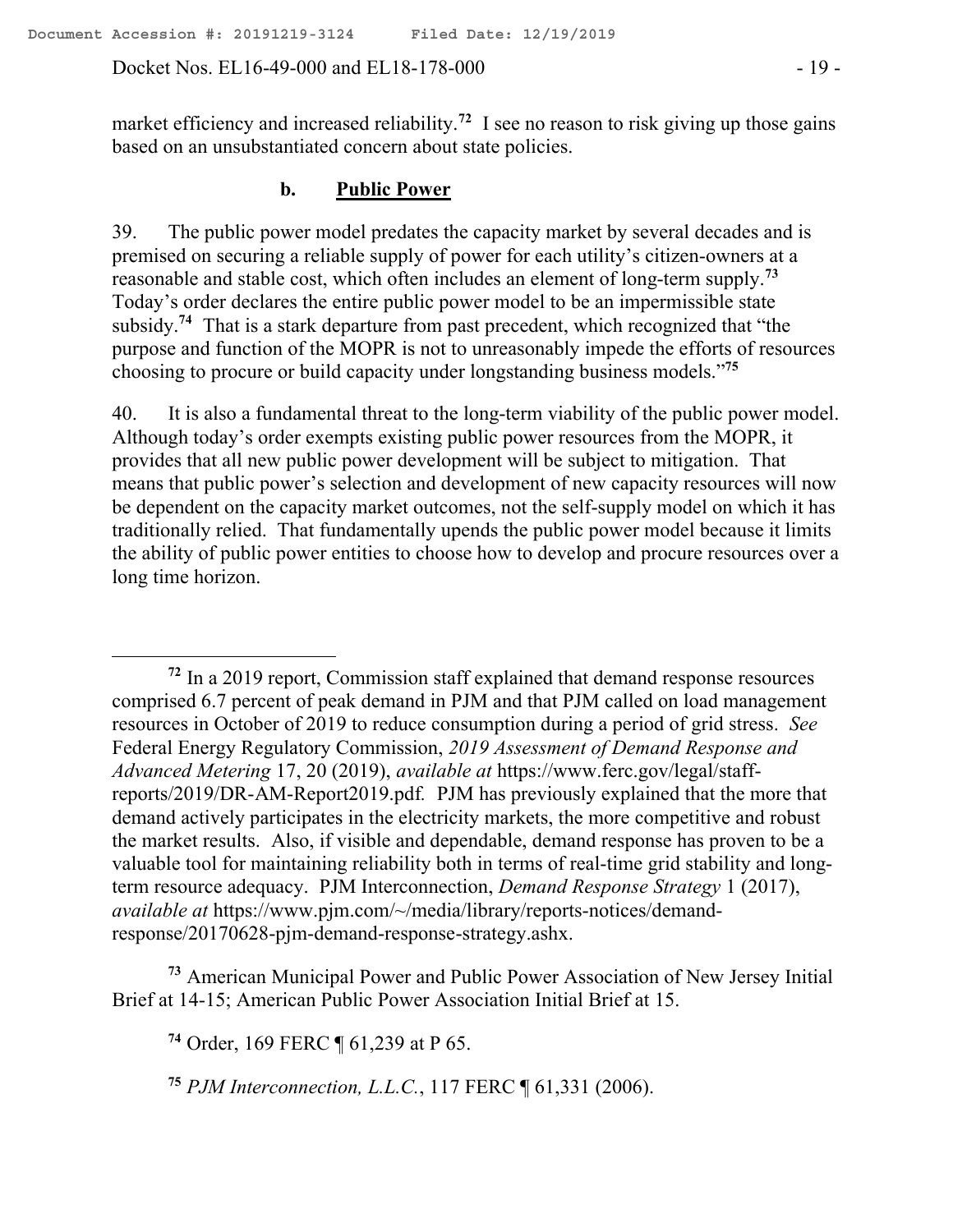market efficiency and increased reliability.[72] I see no reason to risk giving up those gains based on an unsubstantiated concern about state policies.

### b. Public Power

39. The public power model predates the capacity market by several decades and is premised on securing a reliable supply of power for each utility's citizen-owners at a reasonable and stable cost, which often includes an element of long-term supply.[73] Today's order declares the entire public power model to be an impermissible state subsidy.[74] That is a stark departure from past precedent, which recognized that "the purpose and function of the MOPR is not to unreasonably impede the efforts of resources choosing to procure or build capacity under longstanding business models."[75]

40. It is also a fundamental threat to the long-term viability of the public power model. Although today's order exempts existing public power resources from the MOPR, it provides that all new public power development will be subject to mitigation. That means that public power's selection and development of new capacity resources will now be dependent on the capacity market outcomes, not the self-supply model on which it has traditionally relied. That fundamentally upends the public power model because it limits the ability of public power entities to choose how to develop and procure resources over a long time horizon.

---

[72] In a 2019 report, Commission staff explained that demand response resources comprised 6.7 percent of peak demand in PJM and that PJM called on load management resources in October of 2019 to reduce consumption during a period of grid stress. *See* Federal Energy Regulatory Commission, *2019 Assessment of Demand Response and Advanced Metering* 17, 20 (2019), *available at* https://www.ferc.gov/legal/staff-reports/2019/DR-AM-Report2019.pdf. PJM has previously explained that the more that demand actively participates in the electricity markets, the more competitive and robust the market results. Also, if visible and dependable, demand response has proven to be a valuable tool for maintaining reliability both in terms of real-time grid stability and long-term resource adequacy. PJM Interconnection, *Demand Response Strategy* 1 (2017), *available at* https://www.pjm.com/~/media/library/reports-notices/demand-response/20170628-pjm-demand-response-strategy.ashx.

[73] American Municipal Power and Public Power Association of New Jersey Initial Brief at 14-15; American Public Power Association Initial Brief at 15.

[74] Order, 169 FERC ¶ 61,239 at P 65.

[75] *PJM Interconnection, L.L.C.*, 117 FERC ¶ 61,331 (2006).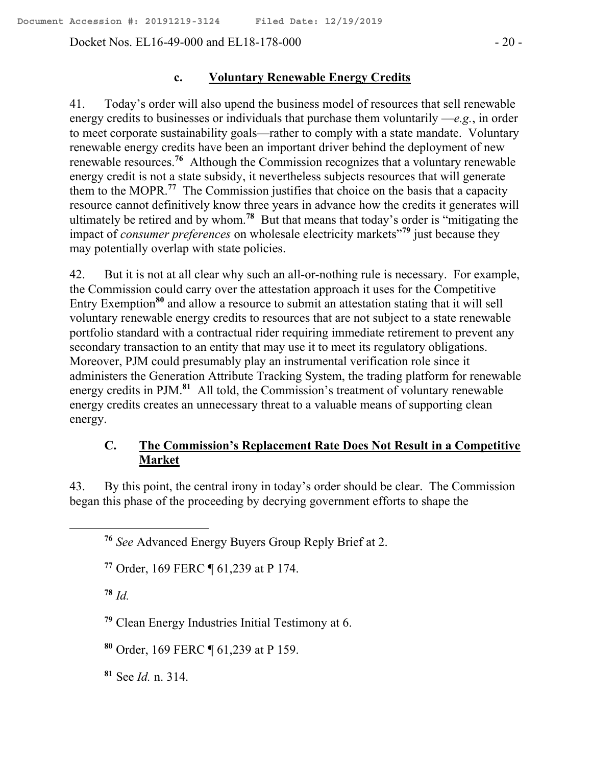### c. **Voluntary Renewable Energy Credits**

41. Today's order will also upend the business model of resources that sell renewable energy credits to businesses or individuals that purchase them voluntarily —*e.g.*, in order to meet corporate sustainability goals—rather to comply with a state mandate. Voluntary renewable energy credits have been an important driver behind the deployment of new renewable resources.[76] Although the Commission recognizes that a voluntary renewable energy credit is not a state subsidy, it nevertheless subjects resources that will generate them to the MOPR.[77] The Commission justifies that choice on the basis that a capacity resource cannot definitively know three years in advance how the credits it generates will ultimately be retired and by whom.[78] But that means that today's order is "mitigating the impact of *consumer preferences* on wholesale electricity markets"[79] just because they may potentially overlap with state policies.

42. But it is not at all clear why such an all-or-nothing rule is necessary. For example, the Commission could carry over the attestation approach it uses for the Competitive Entry Exemption[80] and allow a resource to submit an attestation stating that it will sell voluntary renewable energy credits to resources that are not subject to a state renewable portfolio standard with a contractual rider requiring immediate retirement to prevent any secondary transaction to an entity that may use it to meet its regulatory obligations. Moreover, PJM could presumably play an instrumental verification role since it administers the Generation Attribute Tracking System, the trading platform for renewable energy credits in PJM.[81] All told, the Commission's treatment of voluntary renewable energy credits creates an unnecessary threat to a valuable means of supporting clean energy.

## C. **The Commission's Replacement Rate Does Not Result in a Competitive Market**

43. By this point, the central irony in today's order should be clear. The Commission began this phase of the proceeding by decrying government efforts to shape the

---

[76] *See* Advanced Energy Buyers Group Reply Brief at 2.

[77] Order, 169 FERC ¶ 61,239 at P 174.

[78] *Id.*

[79] Clean Energy Industries Initial Testimony at 6.

[80] Order, 169 FERC ¶ 61,239 at P 159.

[81] See *Id.* n. 314.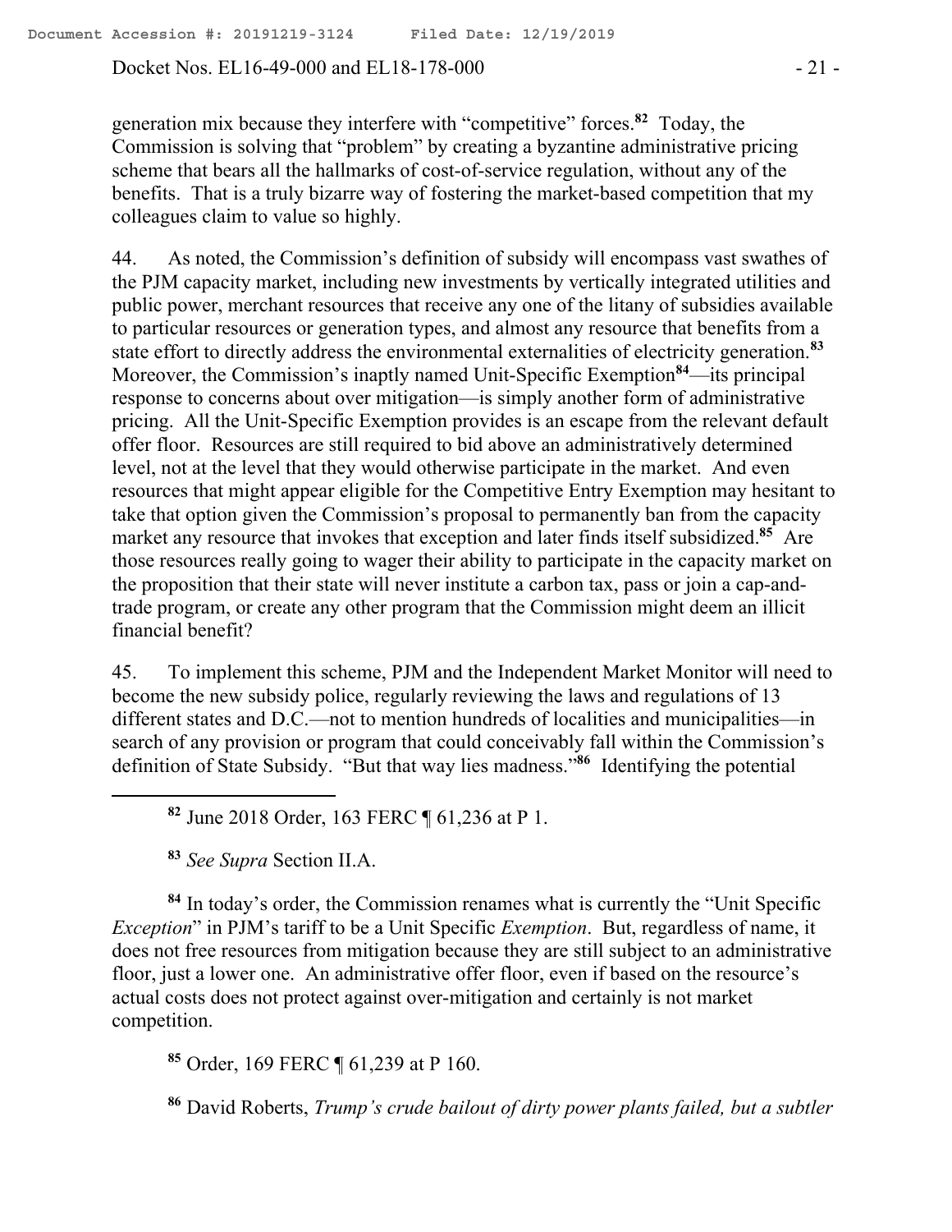generation mix because they interfere with "competitive" forces.[82] Today, the Commission is solving that "problem" by creating a byzantine administrative pricing scheme that bears all the hallmarks of cost-of-service regulation, without any of the benefits. That is a truly bizarre way of fostering the market-based competition that my colleagues claim to value so highly.

44. As noted, the Commission's definition of subsidy will encompass vast swathes of the PJM capacity market, including new investments by vertically integrated utilities and public power, merchant resources that receive any one of the litany of subsidies available to particular resources or generation types, and almost any resource that benefits from a state effort to directly address the environmental externalities of electricity generation.[83] Moreover, the Commission's inaptly named Unit-Specific Exemption[84]—its principal response to concerns about over mitigation—is simply another form of administrative pricing. All the Unit-Specific Exemption provides is an escape from the relevant default offer floor. Resources are still required to bid above an administratively determined level, not at the level that they would otherwise participate in the market. And even resources that might appear eligible for the Competitive Entry Exemption may hesitant to take that option given the Commission's proposal to permanently ban from the capacity market any resource that invokes that exception and later finds itself subsidized.[85] Are those resources really going to wager their ability to participate in the capacity market on the proposition that their state will never institute a carbon tax, pass or join a cap-and-trade program, or create any other program that the Commission might deem an illicit financial benefit?

45. To implement this scheme, PJM and the Independent Market Monitor will need to become the new subsidy police, regularly reviewing the laws and regulations of 13 different states and D.C.—not to mention hundreds of localities and municipalities—in search of any provision or program that could conceivably fall within the Commission's definition of State Subsidy. "But that way lies madness."[86] Identifying the potential

---

[82] June 2018 Order, 163 FERC ¶ 61,236 at P 1.

[83] *See Supra* Section II.A.

[84] In today's order, the Commission renames what is currently the "Unit Specific *Exception*" in PJM's tariff to be a Unit Specific *Exemption*. But, regardless of name, it does not free resources from mitigation because they are still subject to an administrative floor, just a lower one. An administrative offer floor, even if based on the resource's actual costs does not protect against over-mitigation and certainly is not market competition.

[85] Order, 169 FERC ¶ 61,239 at P 160.

[86] David Roberts, *Trump's crude bailout of dirty power plants failed, but a subtler*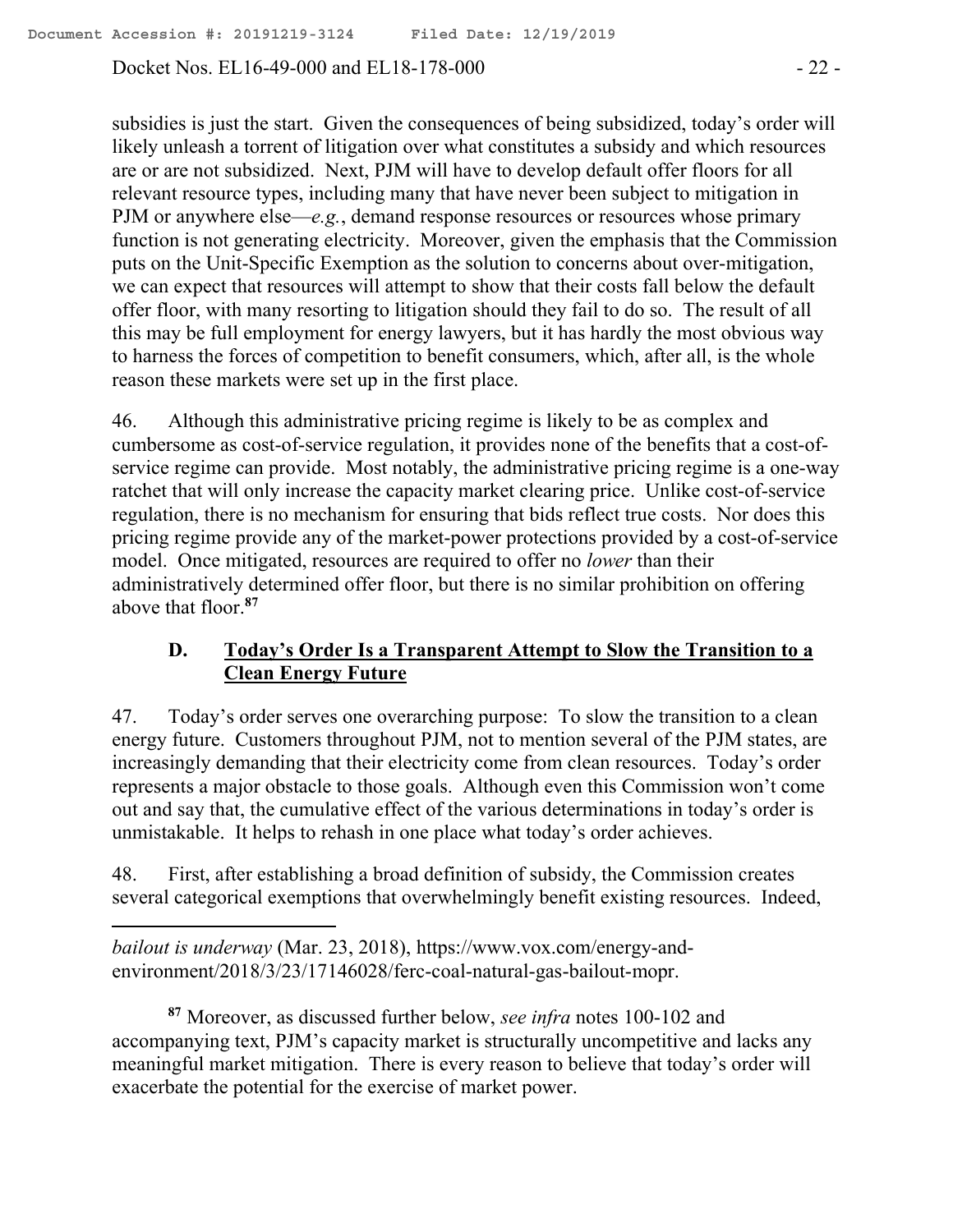subsidies is just the start. Given the consequences of being subsidized, today's order will likely unleash a torrent of litigation over what constitutes a subsidy and which resources are or are not subsidized. Next, PJM will have to develop default offer floors for all relevant resource types, including many that have never been subject to mitigation in PJM or anywhere else—*e.g.*, demand response resources or resources whose primary function is not generating electricity. Moreover, given the emphasis that the Commission puts on the Unit-Specific Exemption as the solution to concerns about over-mitigation, we can expect that resources will attempt to show that their costs fall below the default offer floor, with many resorting to litigation should they fail to do so. The result of all this may be full employment for energy lawyers, but it has hardly the most obvious way to harness the forces of competition to benefit consumers, which, after all, is the whole reason these markets were set up in the first place.

46. Although this administrative pricing regime is likely to be as complex and cumbersome as cost-of-service regulation, it provides none of the benefits that a cost-of-service regime can provide. Most notably, the administrative pricing regime is a one-way ratchet that will only increase the capacity market clearing price. Unlike cost-of-service regulation, there is no mechanism for ensuring that bids reflect true costs. Nor does this pricing regime provide any of the market-power protections provided by a cost-of-service model. Once mitigated, resources are required to offer no *lower* than their administratively determined offer floor, but there is no similar prohibition on offering above that floor.[87]

### D. Today's Order Is a Transparent Attempt to Slow the Transition to a Clean Energy Future

47. Today's order serves one overarching purpose: To slow the transition to a clean energy future. Customers throughout PJM, not to mention several of the PJM states, are increasingly demanding that their electricity come from clean resources. Today's order represents a major obstacle to those goals. Although even this Commission won't come out and say that, the cumulative effect of the various determinations in today's order is unmistakable. It helps to rehash in one place what today's order achieves.

48. First, after establishing a broad definition of subsidy, the Commission creates several categorical exemptions that overwhelmingly benefit existing resources. Indeed,

---

*bailout is underway* (Mar. 23, 2018), https://www.vox.com/energy-and-environment/2018/3/23/17146028/ferc-coal-natural-gas-bailout-mopr.

[87] Moreover, as discussed further below, *see infra* notes 100-102 and accompanying text, PJM's capacity market is structurally uncompetitive and lacks any meaningful market mitigation. There is every reason to believe that today's order will exacerbate the potential for the exercise of market power.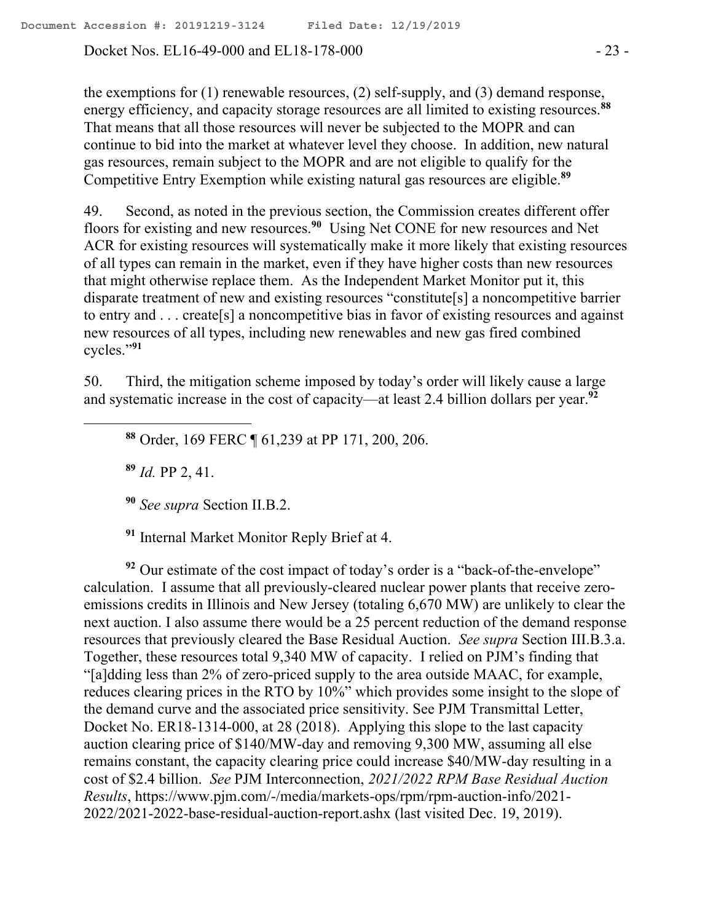the exemptions for (1) renewable resources, (2) self-supply, and (3) demand response, energy efficiency, and capacity storage resources are all limited to existing resources.[88] That means that all those resources will never be subjected to the MOPR and can continue to bid into the market at whatever level they choose. In addition, new natural gas resources, remain subject to the MOPR and are not eligible to qualify for the Competitive Entry Exemption while existing natural gas resources are eligible.[89]

49. Second, as noted in the previous section, the Commission creates different offer floors for existing and new resources.[90] Using Net CONE for new resources and Net ACR for existing resources will systematically make it more likely that existing resources of all types can remain in the market, even if they have higher costs than new resources that might otherwise replace them. As the Independent Market Monitor put it, this disparate treatment of new and existing resources "constitute[s] a noncompetitive barrier to entry and . . . create[s] a noncompetitive bias in favor of existing resources and against new resources of all types, including new renewables and new gas fired combined cycles."[91]

50. Third, the mitigation scheme imposed by today's order will likely cause a large and systematic increase in the cost of capacity—at least 2.4 billion dollars per year.[92]

---

[88] Order, 169 FERC ¶ 61,239 at PP 171, 200, 206.

[89] *Id.* PP 2, 41.

[90] *See supra* Section II.B.2.

[91] Internal Market Monitor Reply Brief at 4.

[92] Our estimate of the cost impact of today's order is a "back-of-the-envelope" calculation. I assume that all previously-cleared nuclear power plants that receive zero-emissions credits in Illinois and New Jersey (totaling 6,670 MW) are unlikely to clear the next auction. I also assume there would be a 25 percent reduction of the demand response resources that previously cleared the Base Residual Auction. *See supra* Section III.B.3.a. Together, these resources total 9,340 MW of capacity. I relied on PJM's finding that "[a]dding less than 2% of zero-priced supply to the area outside MAAC, for example, reduces clearing prices in the RTO by 10%" which provides some insight to the slope of the demand curve and the associated price sensitivity. See PJM Transmittal Letter, Docket No. ER18-1314-000, at 28 (2018). Applying this slope to the last capacity auction clearing price of $140/MW-day and removing 9,300 MW, assuming all else remains constant, the capacity clearing price could increase $40/MW-day resulting in a cost of $2.4 billion. *See* PJM Interconnection, *2021/2022 RPM Base Residual Auction Results*, https://www.pjm.com/-/media/markets-ops/rpm/rpm-auction-info/2021-2022/2021-2022-base-residual-auction-report.ashx (last visited Dec. 19, 2019).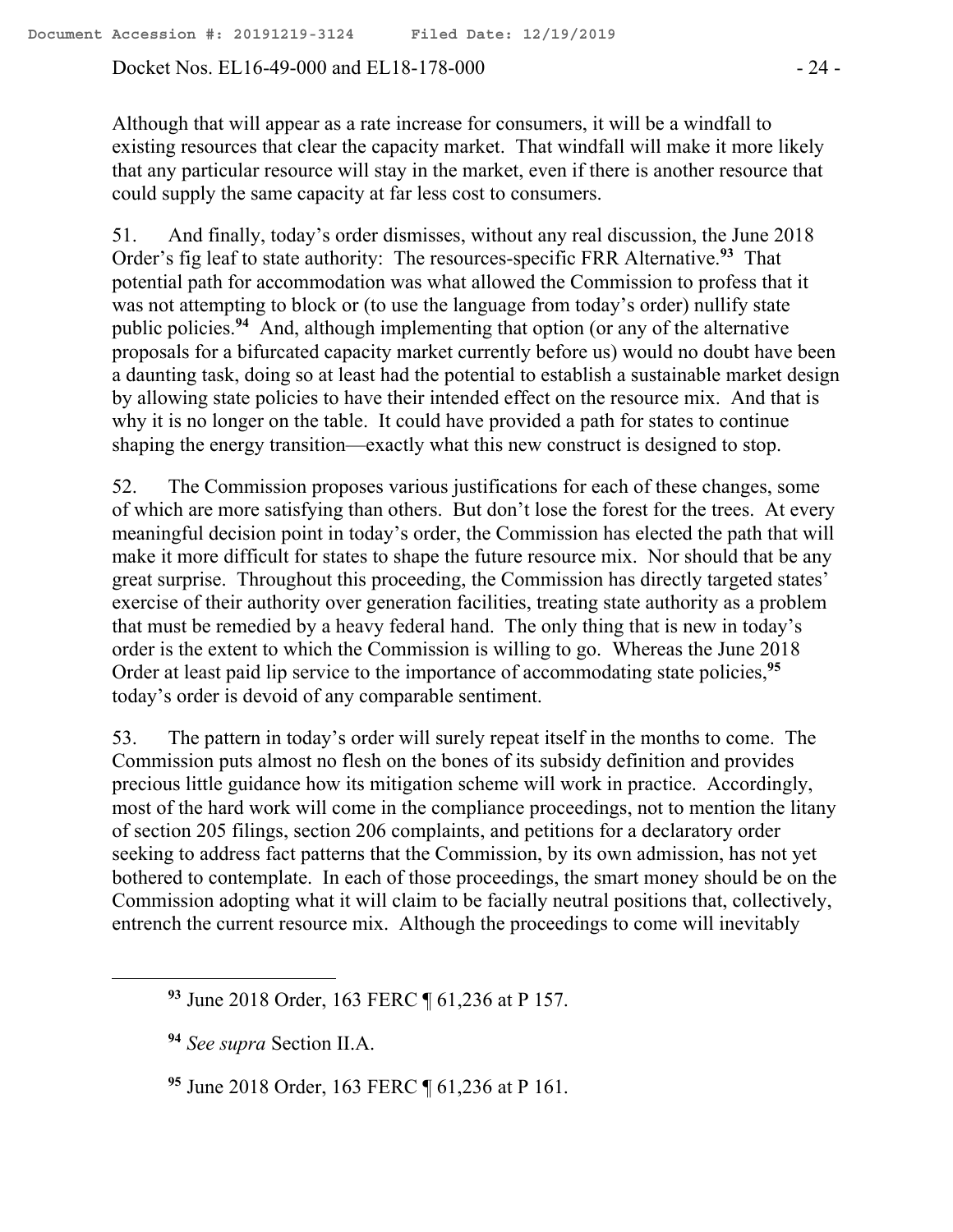Although that will appear as a rate increase for consumers, it will be a windfall to existing resources that clear the capacity market. That windfall will make it more likely that any particular resource will stay in the market, even if there is another resource that could supply the same capacity at far less cost to consumers.

51. And finally, today's order dismisses, without any real discussion, the June 2018 Order's fig leaf to state authority: The resources-specific FRR Alternative.[93] That potential path for accommodation was what allowed the Commission to profess that it was not attempting to block or (to use the language from today's order) nullify state public policies.[94] And, although implementing that option (or any of the alternative proposals for a bifurcated capacity market currently before us) would no doubt have been a daunting task, doing so at least had the potential to establish a sustainable market design by allowing state policies to have their intended effect on the resource mix. And that is why it is no longer on the table. It could have provided a path for states to continue shaping the energy transition—exactly what this new construct is designed to stop.

52. The Commission proposes various justifications for each of these changes, some of which are more satisfying than others. But don't lose the forest for the trees. At every meaningful decision point in today's order, the Commission has elected the path that will make it more difficult for states to shape the future resource mix. Nor should that be any great surprise. Throughout this proceeding, the Commission has directly targeted states' exercise of their authority over generation facilities, treating state authority as a problem that must be remedied by a heavy federal hand. The only thing that is new in today's order is the extent to which the Commission is willing to go. Whereas the June 2018 Order at least paid lip service to the importance of accommodating state policies,[95] today's order is devoid of any comparable sentiment.

53. The pattern in today's order will surely repeat itself in the months to come. The Commission puts almost no flesh on the bones of its subsidy definition and provides precious little guidance how its mitigation scheme will work in practice. Accordingly, most of the hard work will come in the compliance proceedings, not to mention the litany of section 205 filings, section 206 complaints, and petitions for a declaratory order seeking to address fact patterns that the Commission, by its own admission, has not yet bothered to contemplate. In each of those proceedings, the smart money should be on the Commission adopting what it will claim to be facially neutral positions that, collectively, entrench the current resource mix. Although the proceedings to come will inevitably

---

[93] June 2018 Order, 163 FERC ¶ 61,236 at P 157.

[94] *See supra* Section II.A.

[95] June 2018 Order, 163 FERC ¶ 61,236 at P 161.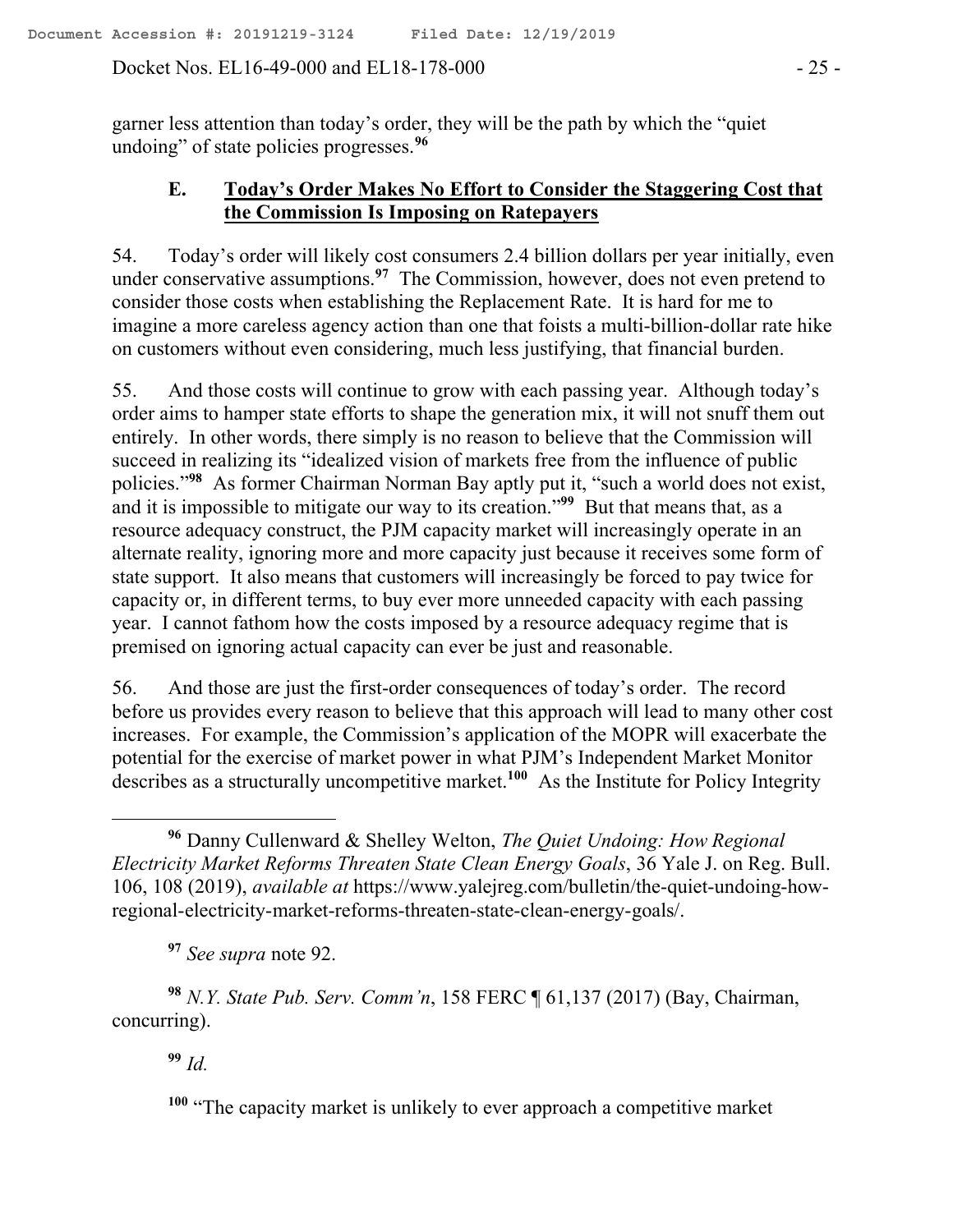garner less attention than today's order, they will be the path by which the "quiet undoing" of state policies progresses.[96]

### E. Today's Order Makes No Effort to Consider the Staggering Cost that the Commission Is Imposing on Ratepayers

54. Today's order will likely cost consumers 2.4 billion dollars per year initially, even under conservative assumptions.[97] The Commission, however, does not even pretend to consider those costs when establishing the Replacement Rate. It is hard for me to imagine a more careless agency action than one that foists a multi-billion-dollar rate hike on customers without even considering, much less justifying, that financial burden.

55. And those costs will continue to grow with each passing year. Although today's order aims to hamper state efforts to shape the generation mix, it will not snuff them out entirely. In other words, there simply is no reason to believe that the Commission will succeed in realizing its "idealized vision of markets free from the influence of public policies."[98] As former Chairman Norman Bay aptly put it, "such a world does not exist, and it is impossible to mitigate our way to its creation."[99] But that means that, as a resource adequacy construct, the PJM capacity market will increasingly operate in an alternate reality, ignoring more and more capacity just because it receives some form of state support. It also means that customers will increasingly be forced to pay twice for capacity or, in different terms, to buy ever more unneeded capacity with each passing year. I cannot fathom how the costs imposed by a resource adequacy regime that is premised on ignoring actual capacity can ever be just and reasonable.

56. And those are just the first-order consequences of today's order. The record before us provides every reason to believe that this approach will lead to many other cost increases. For example, the Commission's application of the MOPR will exacerbate the potential for the exercise of market power in what PJM's Independent Market Monitor describes as a structurally uncompetitive market.[100] As the Institute for Policy Integrity

---

[96] Danny Cullenward & Shelley Welton, *The Quiet Undoing: How Regional Electricity Market Reforms Threaten State Clean Energy Goals*, 36 Yale J. on Reg. Bull. 106, 108 (2019), *available at* https://www.yalejreg.com/bulletin/the-quiet-undoing-how-regional-electricity-market-reforms-threaten-state-clean-energy-goals/.

[97] *See supra* note 92.

[98] *N.Y. State Pub. Serv. Comm'n*, 158 FERC ¶ 61,137 (2017) (Bay, Chairman, concurring).

[99] *Id.*

[100] "The capacity market is unlikely to ever approach a competitive market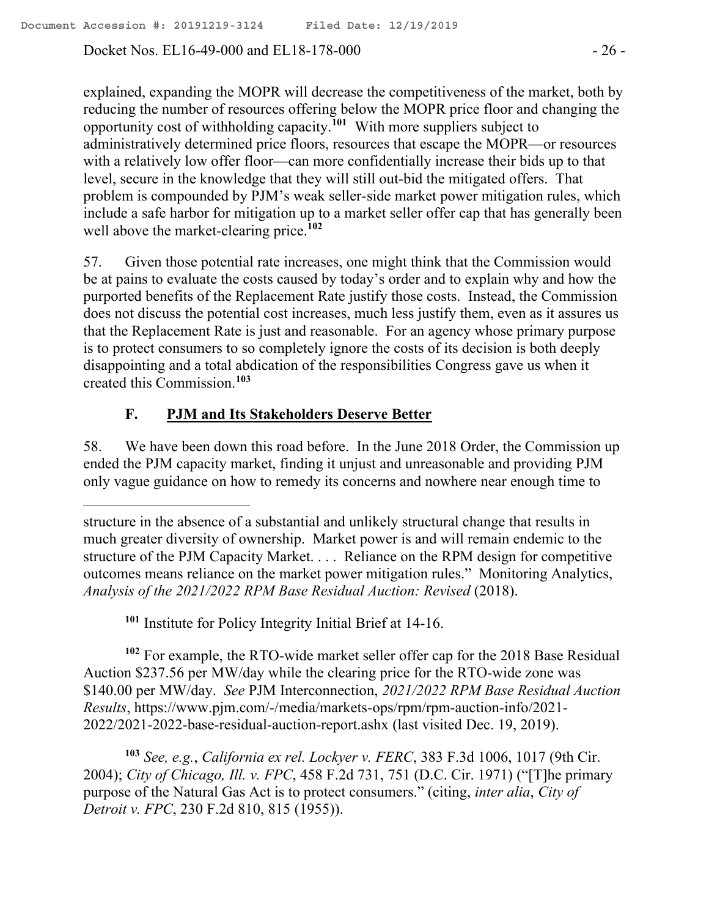explained, expanding the MOPR will decrease the competitiveness of the market, both by reducing the number of resources offering below the MOPR price floor and changing the opportunity cost of withholding capacity.[101] With more suppliers subject to administratively determined price floors, resources that escape the MOPR—or resources with a relatively low offer floor—can more confidentially increase their bids up to that level, secure in the knowledge that they will still out-bid the mitigated offers. That problem is compounded by PJM's weak seller-side market power mitigation rules, which include a safe harbor for mitigation up to a market seller offer cap that has generally been well above the market-clearing price.[102]

57. Given those potential rate increases, one might think that the Commission would be at pains to evaluate the costs caused by today's order and to explain why and how the purported benefits of the Replacement Rate justify those costs. Instead, the Commission does not discuss the potential cost increases, much less justify them, even as it assures us that the Replacement Rate is just and reasonable. For an agency whose primary purpose is to protect consumers to so completely ignore the costs of its decision is both deeply disappointing and a total abdication of the responsibilities Congress gave us when it created this Commission.[103]

### F. PJM and Its Stakeholders Deserve Better

58. We have been down this road before. In the June 2018 Order, the Commission up ended the PJM capacity market, finding it unjust and unreasonable and providing PJM only vague guidance on how to remedy its concerns and nowhere near enough time to

---

structure in the absence of a substantial and unlikely structural change that results in much greater diversity of ownership. Market power is and will remain endemic to the structure of the PJM Capacity Market. . . . Reliance on the RPM design for competitive outcomes means reliance on the market power mitigation rules." Monitoring Analytics, *Analysis of the 2021/2022 RPM Base Residual Auction: Revised* (2018).

[101] Institute for Policy Integrity Initial Brief at 14-16.

[102] For example, the RTO-wide market seller offer cap for the 2018 Base Residual Auction $237.56 per MW/day while the clearing price for the RTO-wide zone was $140.00 per MW/day. *See* PJM Interconnection, *2021/2022 RPM Base Residual Auction Results*, https://www.pjm.com/-/media/markets-ops/rpm/rpm-auction-info/2021-2022/2021-2022-base-residual-auction-report.ashx (last visited Dec. 19, 2019).

[103] *See, e.g.*, *California ex rel. Lockyer v. FERC*, 383 F.3d 1006, 1017 (9th Cir. 2004); *City of Chicago, Ill. v. FPC*, 458 F.2d 731, 751 (D.C. Cir. 1971) ("[T]he primary purpose of the Natural Gas Act is to protect consumers." (citing, *inter alia*, *City of Detroit v. FPC*, 230 F.2d 810, 815 (1955)).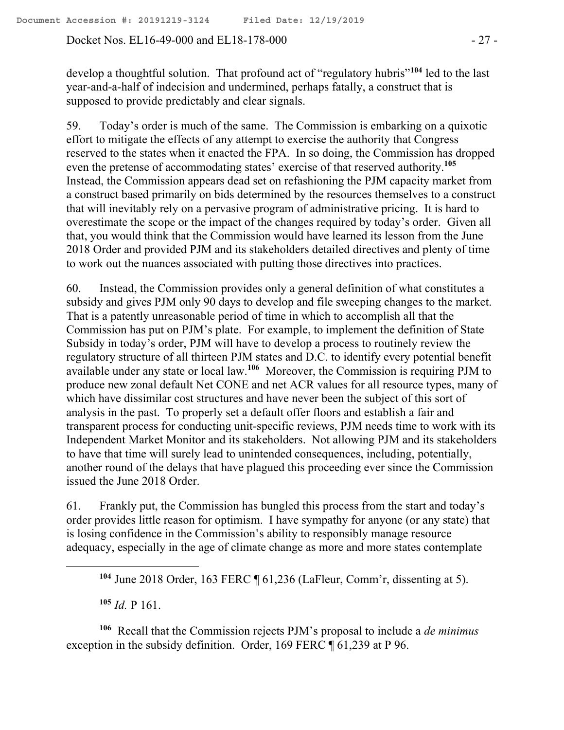develop a thoughtful solution. That profound act of "regulatory hubris"[104] led to the last year-and-a-half of indecision and undermined, perhaps fatally, a construct that is supposed to provide predictably and clear signals.

59. Today's order is much of the same. The Commission is embarking on a quixotic effort to mitigate the effects of any attempt to exercise the authority that Congress reserved to the states when it enacted the FPA. In so doing, the Commission has dropped even the pretense of accommodating states' exercise of that reserved authority.[105] Instead, the Commission appears dead set on refashioning the PJM capacity market from a construct based primarily on bids determined by the resources themselves to a construct that will inevitably rely on a pervasive program of administrative pricing. It is hard to overestimate the scope or the impact of the changes required by today's order. Given all that, you would think that the Commission would have learned its lesson from the June 2018 Order and provided PJM and its stakeholders detailed directives and plenty of time to work out the nuances associated with putting those directives into practices.

60. Instead, the Commission provides only a general definition of what constitutes a subsidy and gives PJM only 90 days to develop and file sweeping changes to the market. That is a patently unreasonable period of time in which to accomplish all that the Commission has put on PJM's plate. For example, to implement the definition of State Subsidy in today's order, PJM will have to develop a process to routinely review the regulatory structure of all thirteen PJM states and D.C. to identify every potential benefit available under any state or local law.[106] Moreover, the Commission is requiring PJM to produce new zonal default Net CONE and net ACR values for all resource types, many of which have dissimilar cost structures and have never been the subject of this sort of analysis in the past. To properly set a default offer floors and establish a fair and transparent process for conducting unit-specific reviews, PJM needs time to work with its Independent Market Monitor and its stakeholders. Not allowing PJM and its stakeholders to have that time will surely lead to unintended consequences, including, potentially, another round of the delays that have plagued this proceeding ever since the Commission issued the June 2018 Order.

61. Frankly put, the Commission has bungled this process from the start and today's order provides little reason for optimism. I have sympathy for anyone (or any state) that is losing confidence in the Commission's ability to responsibly manage resource adequacy, especially in the age of climate change as more and more states contemplate

---

[104] June 2018 Order, 163 FERC ¶ 61,236 (LaFleur, Comm'r, dissenting at 5).

[105] *Id.* P 161.

[106] Recall that the Commission rejects PJM's proposal to include a *de minimus* exception in the subsidy definition. Order, 169 FERC ¶ 61,239 at P 96.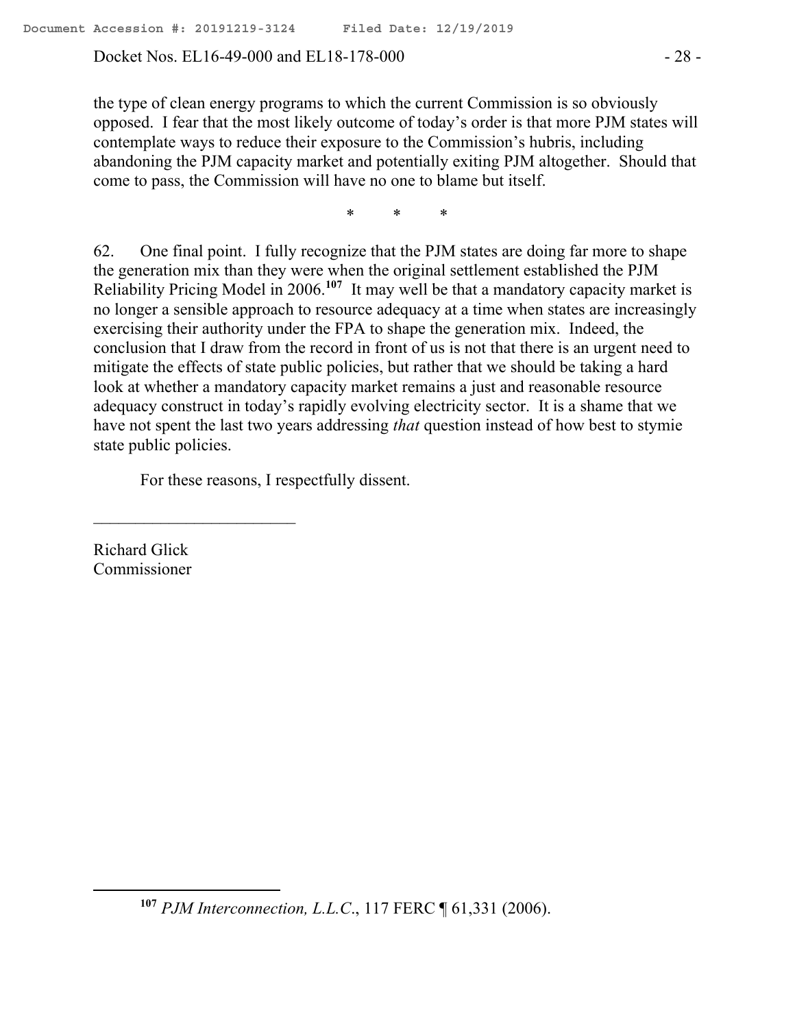the type of clean energy programs to which the current Commission is so obviously opposed. I fear that the most likely outcome of today's order is that more PJM states will contemplate ways to reduce their exposure to the Commission's hubris, including abandoning the PJM capacity market and potentially exiting PJM altogether. Should that come to pass, the Commission will have no one to blame but itself.

\* \* \*

62. One final point. I fully recognize that the PJM states are doing far more to shape the generation mix than they were when the original settlement established the PJM Reliability Pricing Model in 2006.[107] It may well be that a mandatory capacity market is no longer a sensible approach to resource adequacy at a time when states are increasingly exercising their authority under the FPA to shape the generation mix. Indeed, the conclusion that I draw from the record in front of us is not that there is an urgent need to mitigate the effects of state public policies, but rather that we should be taking a hard look at whether a mandatory capacity market remains a just and reasonable resource adequacy construct in today's rapidly evolving electricity sector. It is a shame that we have not spent the last two years addressing *that* question instead of how best to stymie state public policies.

For these reasons, I respectfully dissent.

\_\_\_\_\_\_\_\_\_\_\_\_\_\_\_\_\_\_\_\_\_\_\_\_\_

Richard Glick
Commissioner

---

[107] *PJM Interconnection, L.L.C.*, 117 FERC ¶ 61,331 (2006).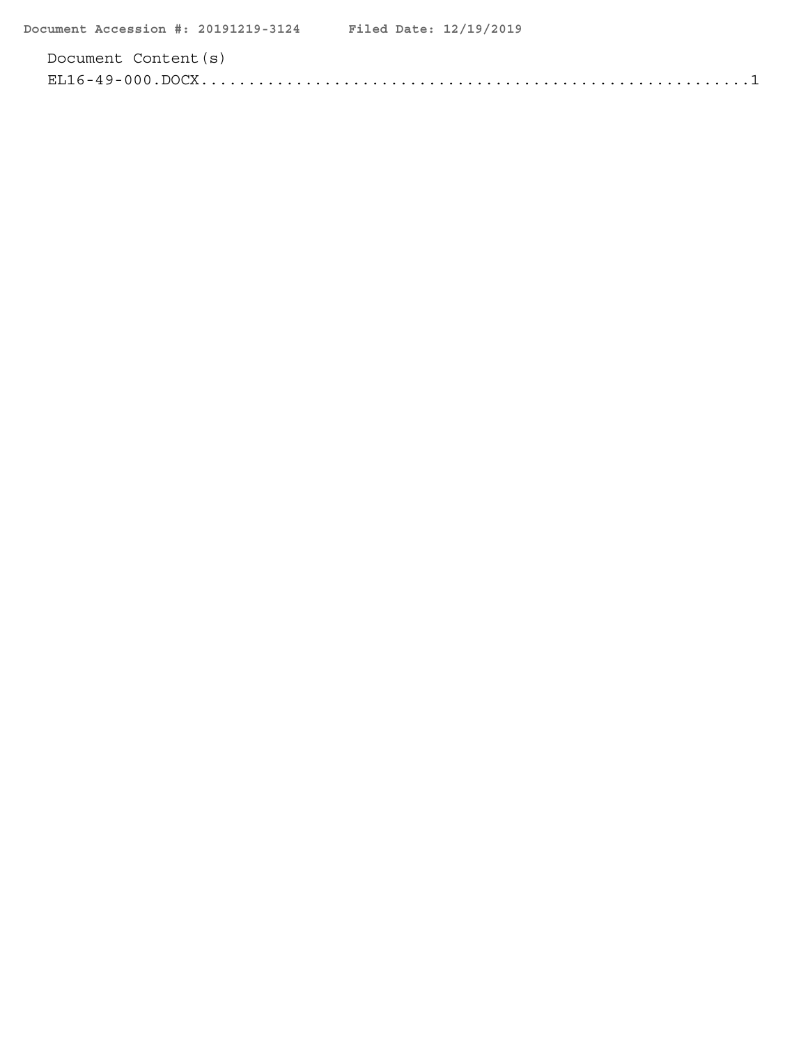Document Accession #: 20191219-3124      Filed Date: 12/19/2019

Document Content(s)

EL16-49-000.DOCX.................................................1